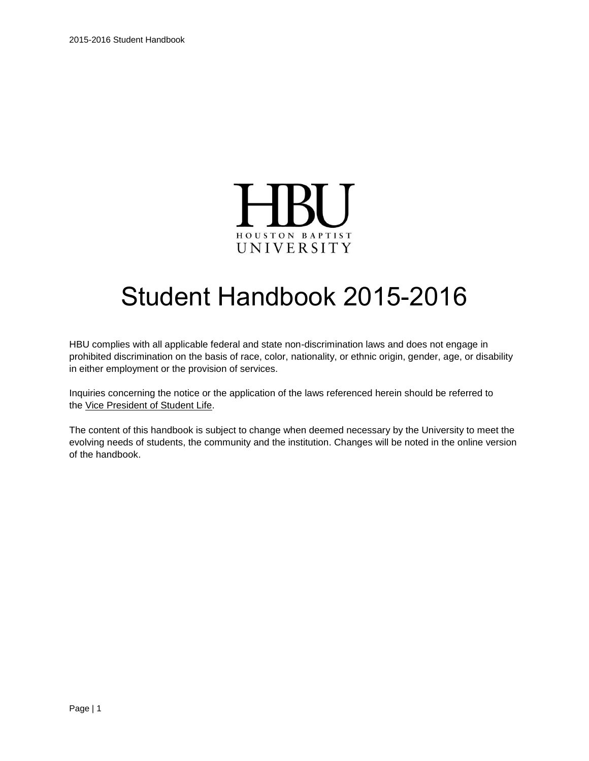# Student Handbook 2015-2016

HBU complies with all applicable federal and state non-discrimination laws and does not engage in prohibited discrimination on the basis of race, color, nationality, or ethnic origin, gender, age, or disability in either employment or the provision of services.

Inquiries concerning the notice or the application of the laws referenced herein should be referred to the Vice President of Student Life.

The content of this handbook is subject to change when deemed necessary by the University to meet the evolving needs of students, the community and the institution. Changes will be noted in the online version of the handbook.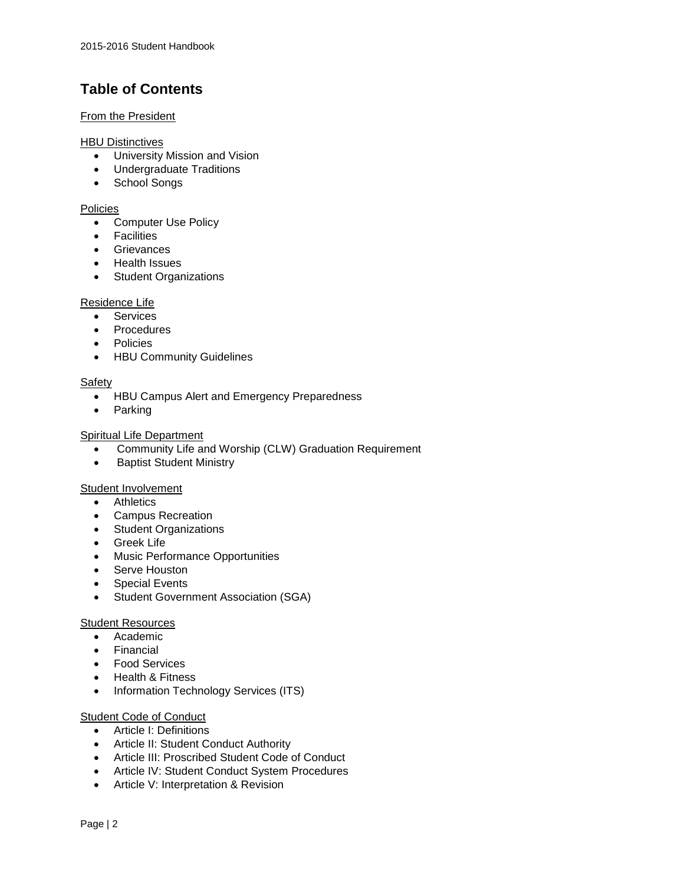# Table of Contents

From the President

HBU Distinctives

- University Mission and Vision
- Undergraduate Traditions
- School Songs

Policies

- Computer Use Policy
- Facilities
- Grievances
- Health Issues
- Student Organizations

Residence Life

- Services
- Procedures
- Policies
- HBU Community Guidelines

Safety

- HBU Campus Alert and Emergency Preparedness
- Parking

Spiritual Life Department

- Community Life and Worship (CLW) Graduation Requirement
- Baptist Student Ministry

Student Involvement

- Athletics
- Campus Recreation
- Student Organizations
- Greek Life
- Music Performance Opportunities
- Serve Houston
- Special Events
- Student Government Association (SGA)

Student Resources

- Academic
- Financial
- Food Services
- Health & Fitness
- Information Technology Services (ITS)

Student Code of Conduct

- Article I: Definitions
- Article II: Student Conduct Authority
- Article III: Proscribed Student Code of Conduct
- Article IV: Student Conduct System Procedures
- Article V: Interpretation & Revision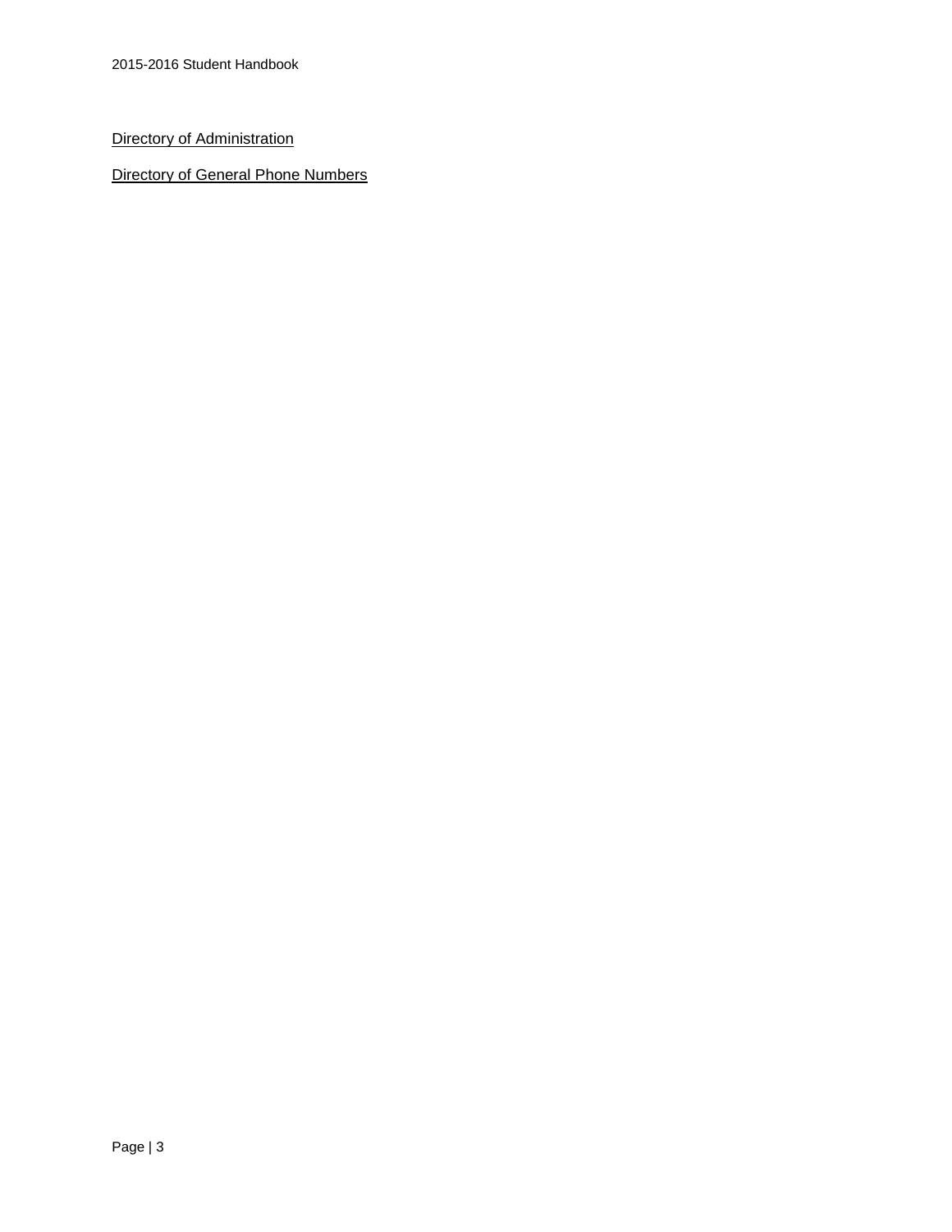Directory of Administration

Directory of General Phone Numbers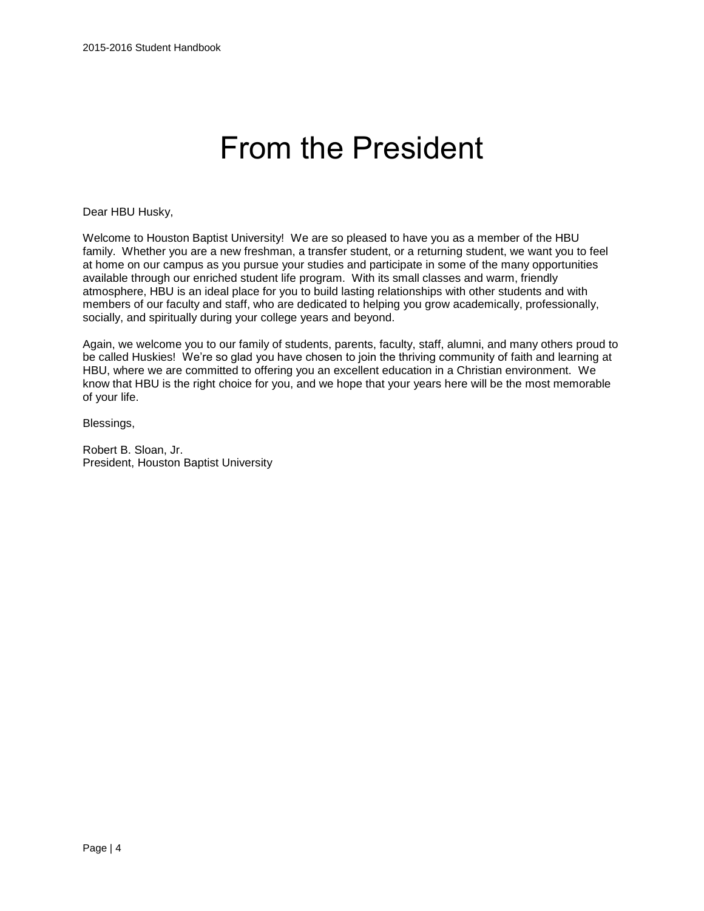# From the President

Dear HBU Husky,

Welcome to Houston Baptist University! We are so pleased to have you as a member of the HBU family. Whether you are a new freshman, a transfer student, or a returning student, we want you to feel at home on our campus as you pursue your studies and participate in some of the many opportunities available through our enriched student life program. With its small classes and warm, friendly atmosphere, HBU is an ideal place for you to build lasting relationships with other students and with members of our faculty and staff, who are dedicated to helping you grow academically, professionally, socially, and spiritually during your college years and beyond.

Again, we welcome you to our family of students, parents, faculty, staff, alumni, and many others proud to be called Huskies! We're so glad you have chosen to join the thriving community of faith and learning at HBU, where we are committed to offering you an excellent education in a Christian environment. We know that HBU is the right choice for you, and we hope that your years here will be the most memorable of your life.

Blessings,

Robert B. Sloan, Jr.
President, Houston Baptist University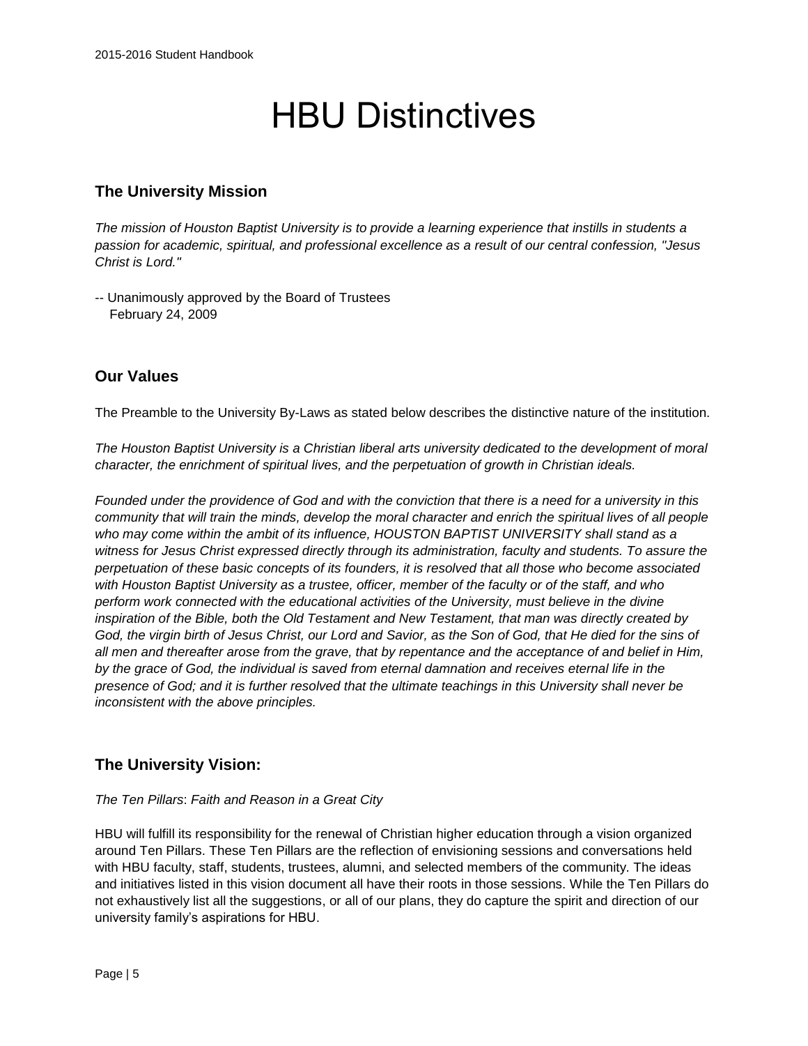# HBU Distinctives

## The University Mission

*The mission of Houston Baptist University is to provide a learning experience that instills in students a passion for academic, spiritual, and professional excellence as a result of our central confession, "Jesus Christ is Lord."*

-- Unanimously approved by the Board of Trustees
February 24, 2009

## Our Values

The Preamble to the University By-Laws as stated below describes the distinctive nature of the institution.

*The Houston Baptist University is a Christian liberal arts university dedicated to the development of moral character, the enrichment of spiritual lives, and the perpetuation of growth in Christian ideals.*

*Founded under the providence of God and with the conviction that there is a need for a university in this community that will train the minds, develop the moral character and enrich the spiritual lives of all people who may come within the ambit of its influence, HOUSTON BAPTIST UNIVERSITY shall stand as a witness for Jesus Christ expressed directly through its administration, faculty and students. To assure the perpetuation of these basic concepts of its founders, it is resolved that all those who become associated with Houston Baptist University as a trustee, officer, member of the faculty or of the staff, and who perform work connected with the educational activities of the University, must believe in the divine inspiration of the Bible, both the Old Testament and New Testament, that man was directly created by God, the virgin birth of Jesus Christ, our Lord and Savior, as the Son of God, that He died for the sins of all men and thereafter arose from the grave, that by repentance and the acceptance of and belief in Him, by the grace of God, the individual is saved from eternal damnation and receives eternal life in the presence of God; and it is further resolved that the ultimate teachings in this University shall never be inconsistent with the above principles.*

## The University Vision:

*The Ten Pillars*: *Faith and Reason in a Great City*

HBU will fulfill its responsibility for the renewal of Christian higher education through a vision organized around Ten Pillars. These Ten Pillars are the reflection of envisioning sessions and conversations held with HBU faculty, staff, students, trustees, alumni, and selected members of the community. The ideas and initiatives listed in this vision document all have their roots in those sessions. While the Ten Pillars do not exhaustively list all the suggestions, or all of our plans, they do capture the spirit and direction of our university family's aspirations for HBU.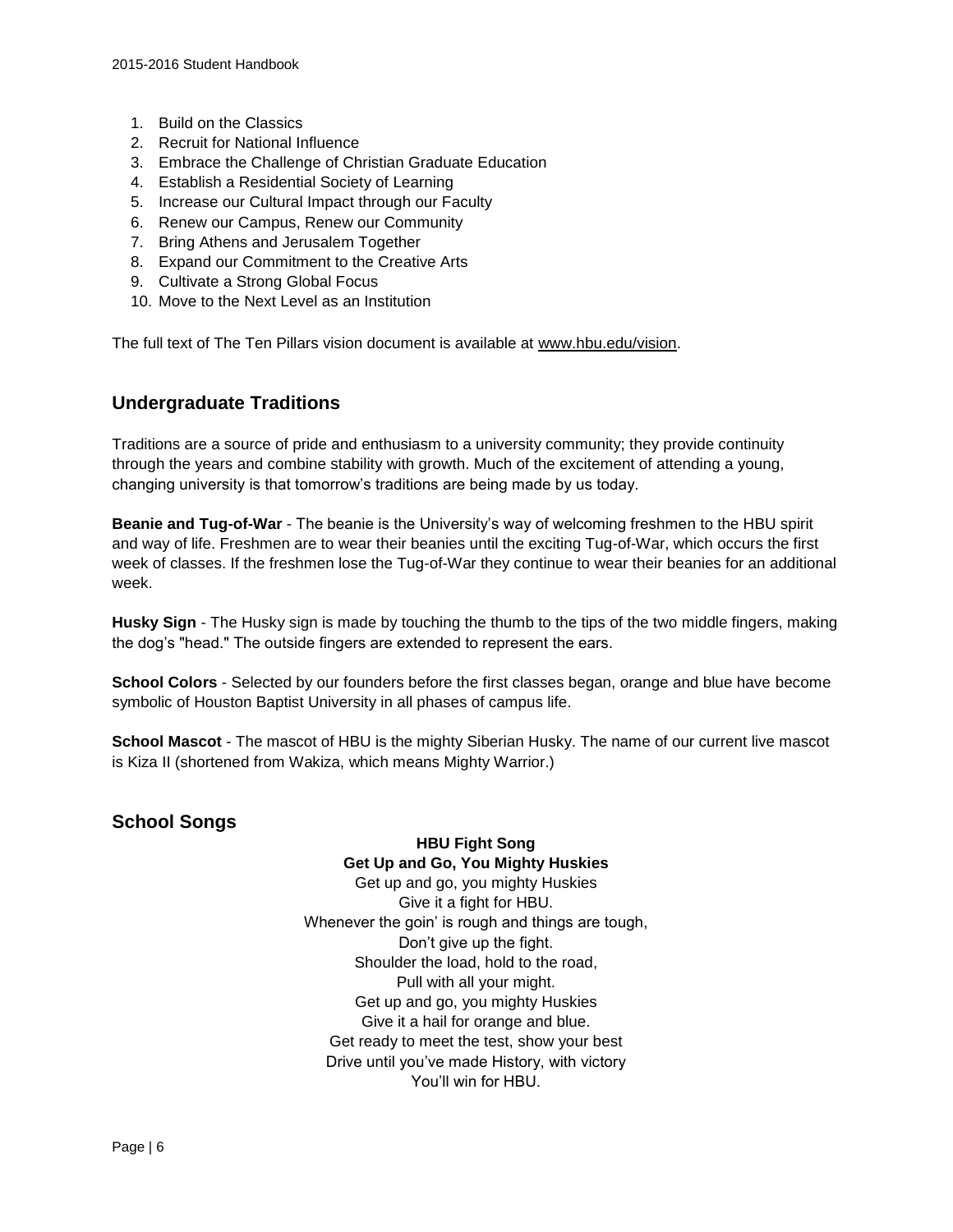1. Build on the Classics
2. Recruit for National Influence
3. Embrace the Challenge of Christian Graduate Education
4. Establish a Residential Society of Learning
5. Increase our Cultural Impact through our Faculty
6. Renew our Campus, Renew our Community
7. Bring Athens and Jerusalem Together
8. Expand our Commitment to the Creative Arts
9. Cultivate a Strong Global Focus
10. Move to the Next Level as an Institution

The full text of The Ten Pillars vision document is available at www.hbu.edu/vision.

## Undergraduate Traditions

Traditions are a source of pride and enthusiasm to a university community; they provide continuity through the years and combine stability with growth. Much of the excitement of attending a young, changing university is that tomorrow's traditions are being made by us today.

**Beanie and Tug-of-War** - The beanie is the University's way of welcoming freshmen to the HBU spirit and way of life. Freshmen are to wear their beanies until the exciting Tug-of-War, which occurs the first week of classes. If the freshmen lose the Tug-of-War they continue to wear their beanies for an additional week.

**Husky Sign** - The Husky sign is made by touching the thumb to the tips of the two middle fingers, making the dog's "head." The outside fingers are extended to represent the ears.

**School Colors** - Selected by our founders before the first classes began, orange and blue have become symbolic of Houston Baptist University in all phases of campus life.

**School Mascot** - The mascot of HBU is the mighty Siberian Husky. The name of our current live mascot is Kiza II (shortened from Wakiza, which means Mighty Warrior.)

## School Songs

**HBU Fight Song**
**Get Up and Go, You Mighty Huskies**

Get up and go, you mighty Huskies
Give it a fight for HBU.
Whenever the goin' is rough and things are tough,
Don't give up the fight.
Shoulder the load, hold to the road,
Pull with all your might.
Get up and go, you mighty Huskies
Give it a hail for orange and blue.
Get ready to meet the test, show your best
Drive until you've made History, with victory
You'll win for HBU.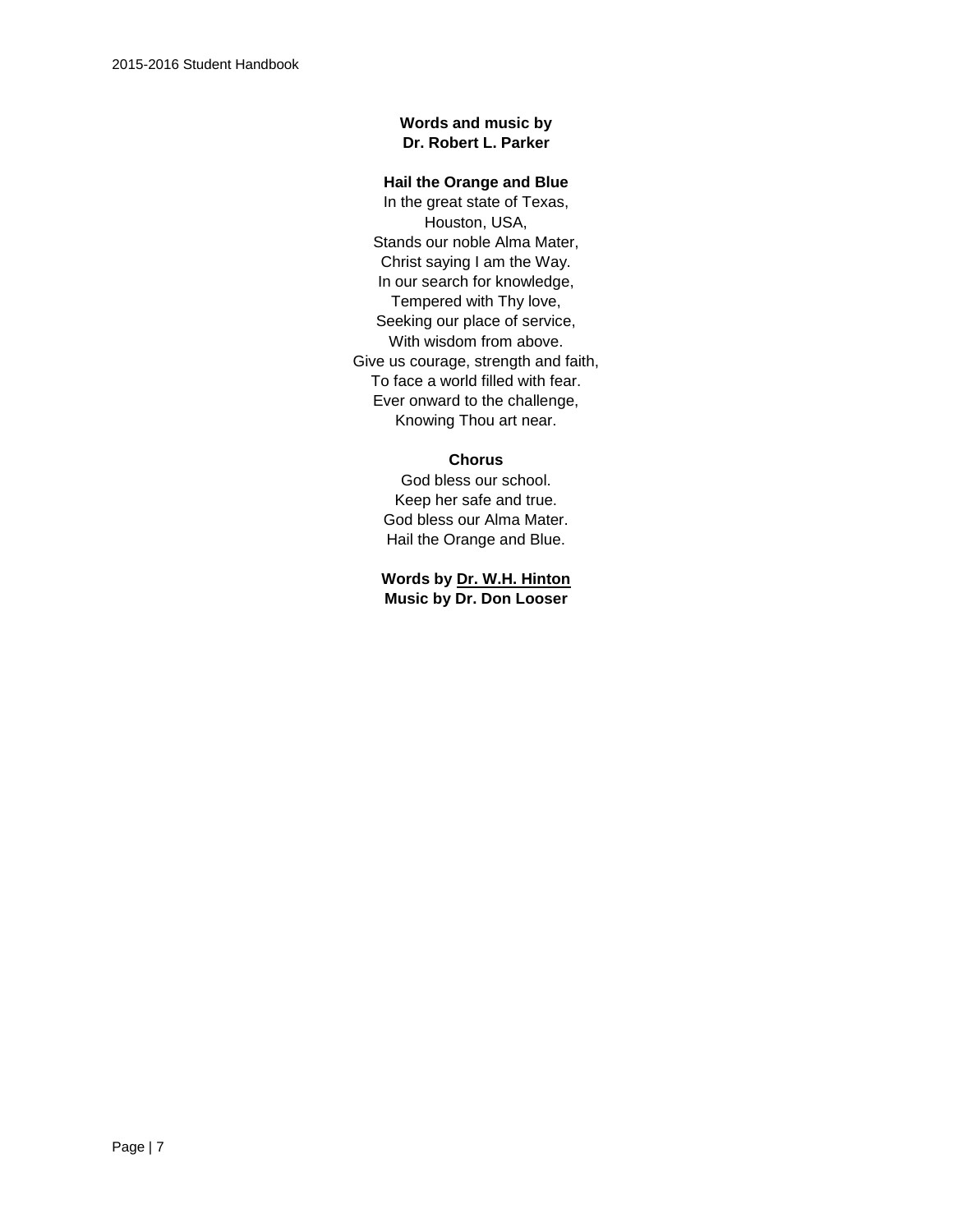**Words and music by**
**Dr. Robert L. Parker**

**Hail the Orange and Blue**

In the great state of Texas,
Houston, USA,
Stands our noble Alma Mater,
Christ saying I am the Way.
In our search for knowledge,
Tempered with Thy love,
Seeking our place of service,
With wisdom from above.
Give us courage, strength and faith,
To face a world filled with fear.
Ever onward to the challenge,
Knowing Thou art near.

**Chorus**

God bless our school.
Keep her safe and true.
God bless our Alma Mater.
Hail the Orange and Blue.

**Words by Dr. W.H. Hinton**
**Music by Dr. Don Looser**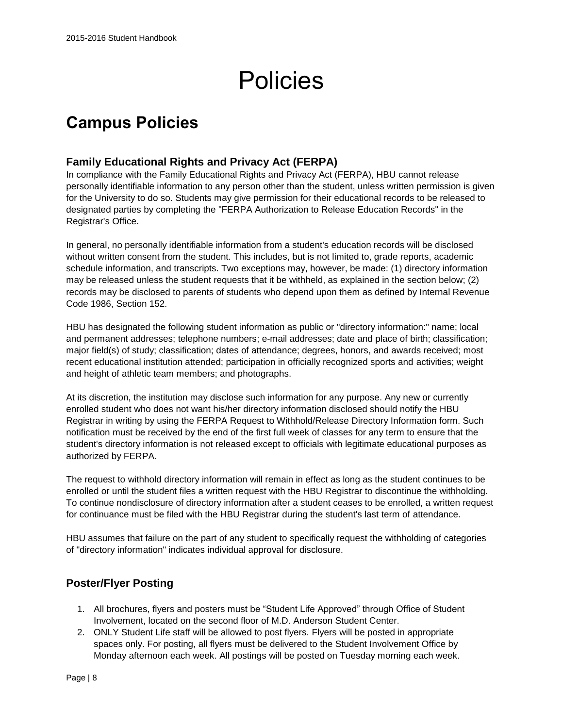// Policies

## Campus Policies

### Family Educational Rights and Privacy Act (FERPA)

In compliance with the Family Educational Rights and Privacy Act (FERPA), HBU cannot release personally identifiable information to any person other than the student, unless written permission is given for the University to do so. Students may give permission for their educational records to be released to designated parties by completing the "FERPA Authorization to Release Education Records" in the Registrar's Office.

In general, no personally identifiable information from a student's education records will be disclosed without written consent from the student. This includes, but is not limited to, grade reports, academic schedule information, and transcripts. Two exceptions may, however, be made: (1) directory information may be released unless the student requests that it be withheld, as explained in the section below; (2) records may be disclosed to parents of students who depend upon them as defined by Internal Revenue Code 1986, Section 152.

HBU has designated the following student information as public or "directory information:" name; local and permanent addresses; telephone numbers; e-mail addresses; date and place of birth; classification; major field(s) of study; classification; dates of attendance; degrees, honors, and awards received; most recent educational institution attended; participation in officially recognized sports and activities; weight and height of athletic team members; and photographs.

At its discretion, the institution may disclose such information for any purpose. Any new or currently enrolled student who does not want his/her directory information disclosed should notify the HBU Registrar in writing by using the FERPA Request to Withhold/Release Directory Information form. Such notification must be received by the end of the first full week of classes for any term to ensure that the student's directory information is not released except to officials with legitimate educational purposes as authorized by FERPA.

The request to withhold directory information will remain in effect as long as the student continues to be enrolled or until the student files a written request with the HBU Registrar to discontinue the withholding. To continue nondisclosure of directory information after a student ceases to be enrolled, a written request for continuance must be filed with the HBU Registrar during the student's last term of attendance.

HBU assumes that failure on the part of any student to specifically request the withholding of categories of "directory information" indicates individual approval for disclosure.

### Poster/Flyer Posting

1. All brochures, flyers and posters must be “Student Life Approved” through Office of Student Involvement, located on the second floor of M.D. Anderson Student Center.
2. ONLY Student Life staff will be allowed to post flyers. Flyers will be posted in appropriate spaces only. For posting, all flyers must be delivered to the Student Involvement Office by Monday afternoon each week. All postings will be posted on Tuesday morning each week.

# Policies

## Campus Policies

### Family Educational Rights and Privacy Act (FERPA)

In compliance with the Family Educational Rights and Privacy Act (FERPA), HBU cannot release personally identifiable information to any person other than the student, unless written permission is given for the University to do so. Students may give permission for their educational records to be released to designated parties by completing the "FERPA Authorization to Release Education Records" in the Registrar's Office.

In general, no personally identifiable information from a student's education records will be disclosed without written consent from the student. This includes, but is not limited to, grade reports, academic schedule information, and transcripts. Two exceptions may, however, be made: (1) directory information may be released unless the student requests that it be withheld, as explained in the section below; (2) records may be disclosed to parents of students who depend upon them as defined by Internal Revenue Code 1986, Section 152.

HBU has designated the following student information as public or "directory information:" name; local and permanent addresses; telephone numbers; e-mail addresses; date and place of birth; classification; major field(s) of study; classification; dates of attendance; degrees, honors, and awards received; most recent educational institution attended; participation in officially recognized sports and activities; weight and height of athletic team members; and photographs.

At its discretion, the institution may disclose such information for any purpose. Any new or currently enrolled student who does not want his/her directory information disclosed should notify the HBU Registrar in writing by using the FERPA Request to Withhold/Release Directory Information form. Such notification must be received by the end of the first full week of classes for any term to ensure that the student's directory information is not released except to officials with legitimate educational purposes as authorized by FERPA.

The request to withhold directory information will remain in effect as long as the student continues to be enrolled or until the student files a written request with the HBU Registrar to discontinue the withholding. To continue nondisclosure of directory information after a student ceases to be enrolled, a written request for continuance must be filed with the HBU Registrar during the student's last term of attendance.

HBU assumes that failure on the part of any student to specifically request the withholding of categories of "directory information" indicates individual approval for disclosure.

### Poster/Flyer Posting

1. All brochures, flyers and posters must be “Student Life Approved” through Office of Student Involvement, located on the second floor of M.D. Anderson Student Center.
2. ONLY Student Life staff will be allowed to post flyers. Flyers will be posted in appropriate spaces only. For posting, all flyers must be delivered to the Student Involvement Office by Monday afternoon each week. All postings will be posted on Tuesday morning each week.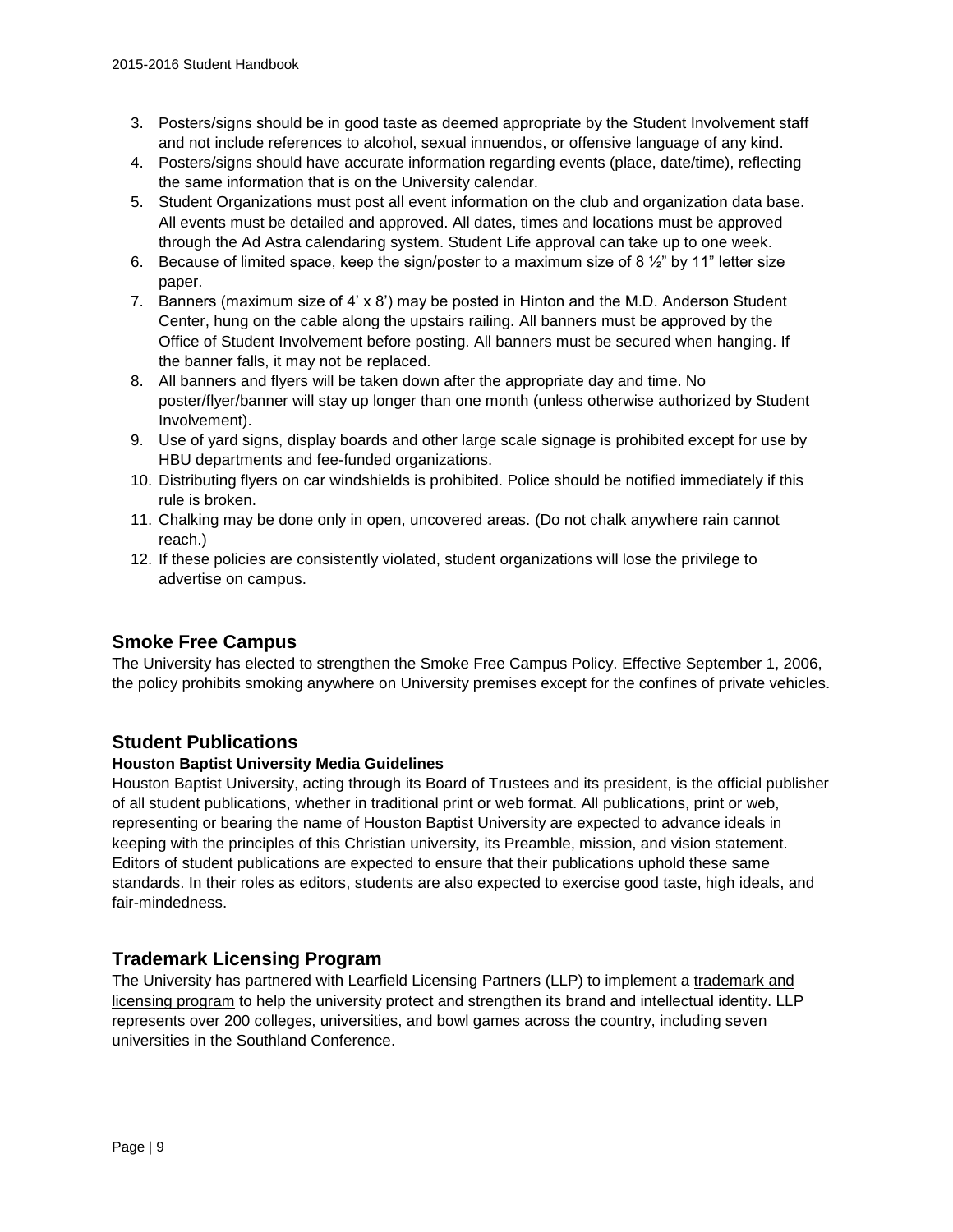3. Posters/signs should be in good taste as deemed appropriate by the Student Involvement staff and not include references to alcohol, sexual innuendos, or offensive language of any kind.
4. Posters/signs should have accurate information regarding events (place, date/time), reflecting the same information that is on the University calendar.
5. Student Organizations must post all event information on the club and organization data base. All events must be detailed and approved. All dates, times and locations must be approved through the Ad Astra calendaring system. Student Life approval can take up to one week.
6. Because of limited space, keep the sign/poster to a maximum size of 8 ½" by 11" letter size paper.
7. Banners (maximum size of 4' x 8') may be posted in Hinton and the M.D. Anderson Student Center, hung on the cable along the upstairs railing. All banners must be approved by the Office of Student Involvement before posting. All banners must be secured when hanging. If the banner falls, it may not be replaced.
8. All banners and flyers will be taken down after the appropriate day and time. No poster/flyer/banner will stay up longer than one month (unless otherwise authorized by Student Involvement).
9. Use of yard signs, display boards and other large scale signage is prohibited except for use by HBU departments and fee-funded organizations.
10. Distributing flyers on car windshields is prohibited. Police should be notified immediately if this rule is broken.
11. Chalking may be done only in open, uncovered areas. (Do not chalk anywhere rain cannot reach.)
12. If these policies are consistently violated, student organizations will lose the privilege to advertise on campus.

## Smoke Free Campus

The University has elected to strengthen the Smoke Free Campus Policy. Effective September 1, 2006, the policy prohibits smoking anywhere on University premises except for the confines of private vehicles.

## Student Publications

### Houston Baptist University Media Guidelines

Houston Baptist University, acting through its Board of Trustees and its president, is the official publisher of all student publications, whether in traditional print or web format. All publications, print or web, representing or bearing the name of Houston Baptist University are expected to advance ideals in keeping with the principles of this Christian university, its Preamble, mission, and vision statement. Editors of student publications are expected to ensure that their publications uphold these same standards. In their roles as editors, students are also expected to exercise good taste, high ideals, and fair-mindedness.

## Trademark Licensing Program

The University has partnered with Learfield Licensing Partners (LLP) to implement a trademark and licensing program to help the university protect and strengthen its brand and intellectual identity. LLP represents over 200 colleges, universities, and bowl games across the country, including seven universities in the Southland Conference.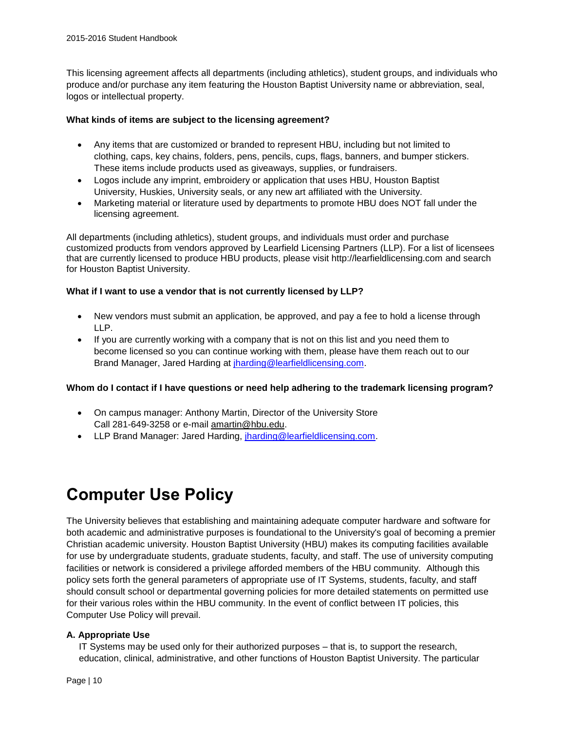This licensing agreement affects all departments (including athletics), student groups, and individuals who produce and/or purchase any item featuring the Houston Baptist University name or abbreviation, seal, logos or intellectual property.

**What kinds of items are subject to the licensing agreement?**

- Any items that are customized or branded to represent HBU, including but not limited to clothing, caps, key chains, folders, pens, pencils, cups, flags, banners, and bumper stickers. These items include products used as giveaways, supplies, or fundraisers.
- Logos include any imprint, embroidery or application that uses HBU, Houston Baptist University, Huskies, University seals, or any new art affiliated with the University.
- Marketing material or literature used by departments to promote HBU does NOT fall under the licensing agreement.

All departments (including athletics), student groups, and individuals must order and purchase customized products from vendors approved by Learfield Licensing Partners (LLP). For a list of licensees that are currently licensed to produce HBU products, please visit http://learfieldlicensing.com and search for Houston Baptist University.

**What if I want to use a vendor that is not currently licensed by LLP?**

- New vendors must submit an application, be approved, and pay a fee to hold a license through LLP.
- If you are currently working with a company that is not on this list and you need them to become licensed so you can continue working with them, please have them reach out to our Brand Manager, Jared Harding at jharding@learfieldlicensing.com.

**Whom do I contact if I have questions or need help adhering to the trademark licensing program?**

- On campus manager: Anthony Martin, Director of the University Store
  Call 281-649-3258 or e-mail amartin@hbu.edu.
- LLP Brand Manager: Jared Harding, jharding@learfieldlicensing.com.

# Computer Use Policy

The University believes that establishing and maintaining adequate computer hardware and software for both academic and administrative purposes is foundational to the University's goal of becoming a premier Christian academic university. Houston Baptist University (HBU) makes its computing facilities available for use by undergraduate students, graduate students, faculty, and staff. The use of university computing facilities or network is considered a privilege afforded members of the HBU community. Although this policy sets forth the general parameters of appropriate use of IT Systems, students, faculty, and staff should consult school or departmental governing policies for more detailed statements on permitted use for their various roles within the HBU community. In the event of conflict between IT policies, this Computer Use Policy will prevail.

**A. Appropriate Use**

IT Systems may be used only for their authorized purposes – that is, to support the research, education, clinical, administrative, and other functions of Houston Baptist University. The particular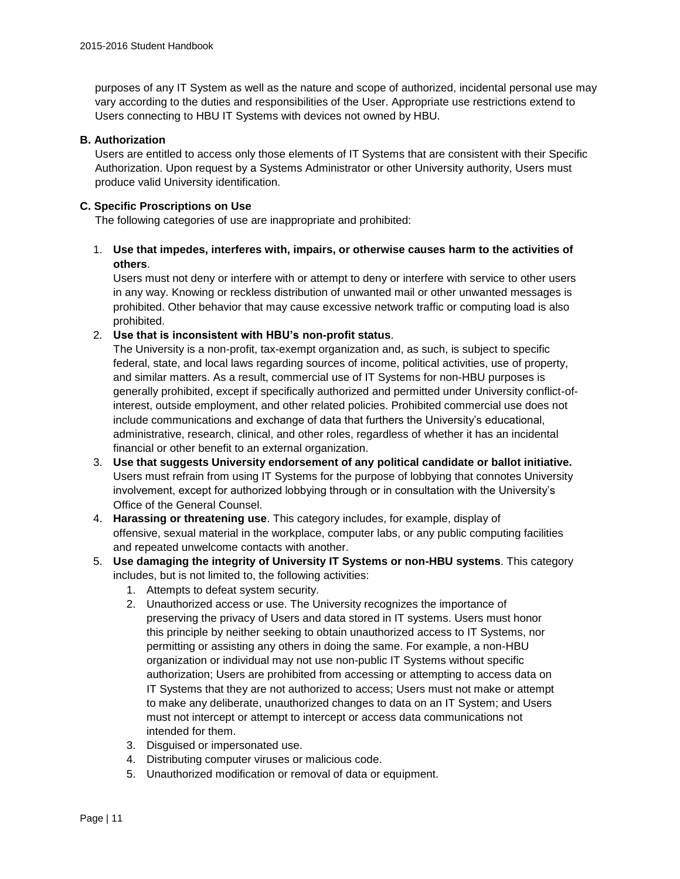purposes of any IT System as well as the nature and scope of authorized, incidental personal use may vary according to the duties and responsibilities of the User. Appropriate use restrictions extend to Users connecting to HBU IT Systems with devices not owned by HBU.

**B. Authorization**

Users are entitled to access only those elements of IT Systems that are consistent with their Specific Authorization. Upon request by a Systems Administrator or other University authority, Users must produce valid University identification.

**C. Specific Proscriptions on Use**

The following categories of use are inappropriate and prohibited:

1. **Use that impedes, interferes with, impairs, or otherwise causes harm to the activities of others**.
   Users must not deny or interfere with or attempt to deny or interfere with service to other users in any way. Knowing or reckless distribution of unwanted mail or other unwanted messages is prohibited. Other behavior that may cause excessive network traffic or computing load is also prohibited.
2. **Use that is inconsistent with HBU's non-profit status**.
   The University is a non-profit, tax-exempt organization and, as such, is subject to specific federal, state, and local laws regarding sources of income, political activities, use of property, and similar matters. As a result, commercial use of IT Systems for non-HBU purposes is generally prohibited, except if specifically authorized and permitted under University conflict-of-interest, outside employment, and other related policies. Prohibited commercial use does not include communications and exchange of data that furthers the University's educational, administrative, research, clinical, and other roles, regardless of whether it has an incidental financial or other benefit to an external organization.
3. **Use that suggests University endorsement of any political candidate or ballot initiative.** Users must refrain from using IT Systems for the purpose of lobbying that connotes University involvement, except for authorized lobbying through or in consultation with the University's Office of the General Counsel.
4. **Harassing or threatening use**. This category includes, for example, display of offensive, sexual material in the workplace, computer labs, or any public computing facilities and repeated unwelcome contacts with another.
5. **Use damaging the integrity of University IT Systems or non-HBU systems**. This category includes, but is not limited to, the following activities:
   1. Attempts to defeat system security.
   2. Unauthorized access or use. The University recognizes the importance of preserving the privacy of Users and data stored in IT systems. Users must honor this principle by neither seeking to obtain unauthorized access to IT Systems, nor permitting or assisting any others in doing the same. For example, a non-HBU organization or individual may not use non-public IT Systems without specific authorization; Users are prohibited from accessing or attempting to access data on IT Systems that they are not authorized to access; Users must not make or attempt to make any deliberate, unauthorized changes to data on an IT System; and Users must not intercept or attempt to intercept or access data communications not intended for them.
   3. Disguised or impersonated use.
   4. Distributing computer viruses or malicious code.
   5. Unauthorized modification or removal of data or equipment.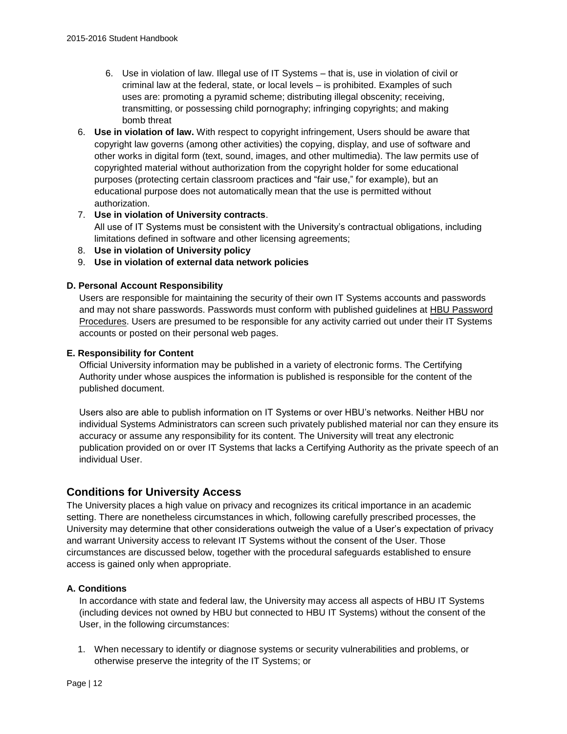6. Use in violation of law. Illegal use of IT Systems – that is, use in violation of civil or criminal law at the federal, state, or local levels – is prohibited. Examples of such uses are: promoting a pyramid scheme; distributing illegal obscenity; receiving, transmitting, or possessing child pornography; infringing copyrights; and making bomb threat

6. **Use in violation of law.** With respect to copyright infringement, Users should be aware that copyright law governs (among other activities) the copying, display, and use of software and other works in digital form (text, sound, images, and other multimedia). The law permits use of copyrighted material without authorization from the copyright holder for some educational purposes (protecting certain classroom practices and "fair use," for example), but an educational purpose does not automatically mean that the use is permitted without authorization.
7. **Use in violation of University contracts**.
   All use of IT Systems must be consistent with the University's contractual obligations, including limitations defined in software and other licensing agreements;
8. **Use in violation of University policy**
9. **Use in violation of external data network policies**

#### D. Personal Account Responsibility

Users are responsible for maintaining the security of their own IT Systems accounts and passwords and may not share passwords. Passwords must conform with published guidelines at HBU Password Procedures. Users are presumed to be responsible for any activity carried out under their IT Systems accounts or posted on their personal web pages.

#### E. Responsibility for Content

Official University information may be published in a variety of electronic forms. The Certifying Authority under whose auspices the information is published is responsible for the content of the published document.

Users also are able to publish information on IT Systems or over HBU's networks. Neither HBU nor individual Systems Administrators can screen such privately published material nor can they ensure its accuracy or assume any responsibility for its content. The University will treat any electronic publication provided on or over IT Systems that lacks a Certifying Authority as the private speech of an individual User.

## Conditions for University Access

The University places a high value on privacy and recognizes its critical importance in an academic setting. There are nonetheless circumstances in which, following carefully prescribed processes, the University may determine that other considerations outweigh the value of a User's expectation of privacy and warrant University access to relevant IT Systems without the consent of the User. Those circumstances are discussed below, together with the procedural safeguards established to ensure access is gained only when appropriate.

#### A. Conditions

In accordance with state and federal law, the University may access all aspects of HBU IT Systems (including devices not owned by HBU but connected to HBU IT Systems) without the consent of the User, in the following circumstances:

1. When necessary to identify or diagnose systems or security vulnerabilities and problems, or otherwise preserve the integrity of the IT Systems; or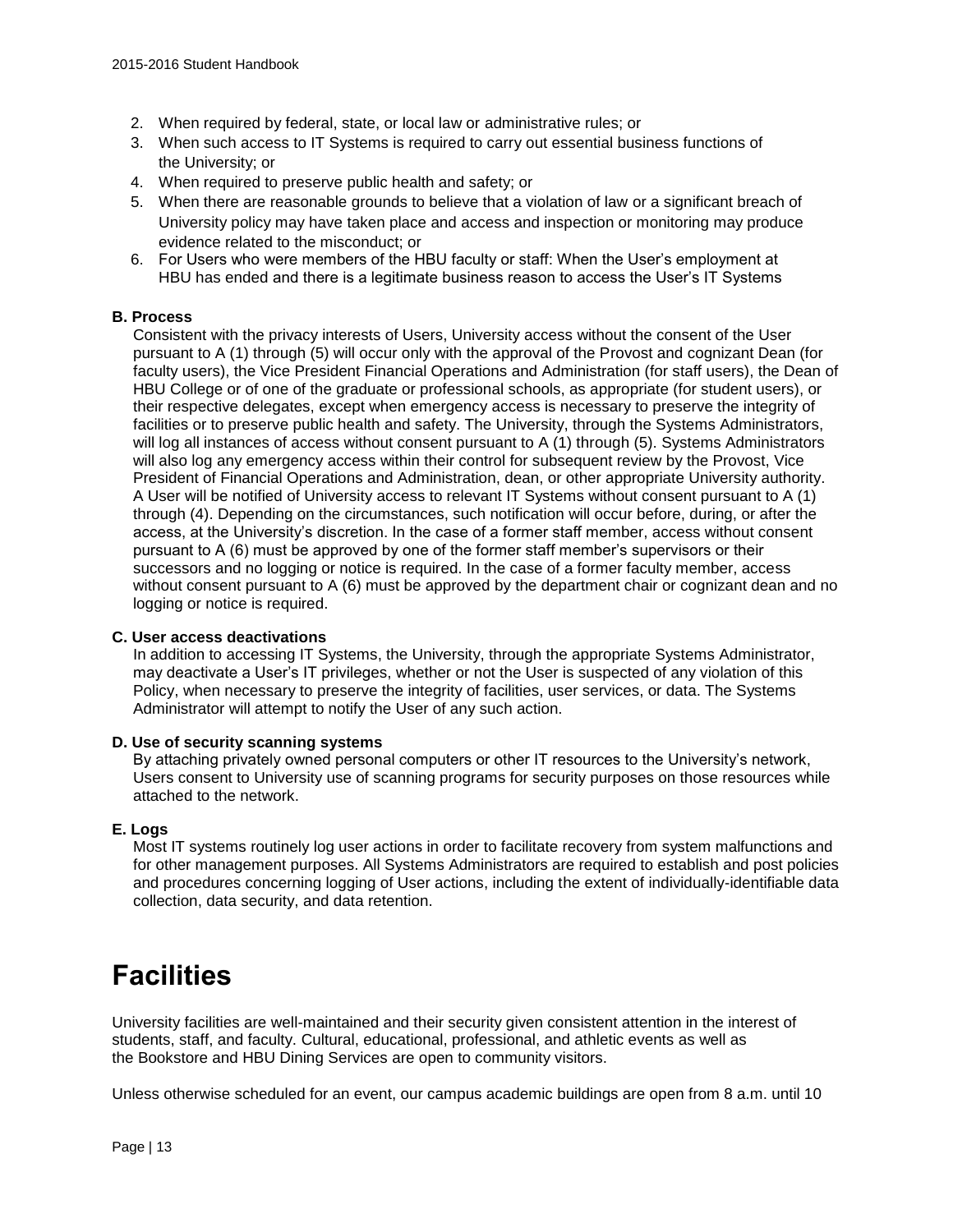2. When required by federal, state, or local law or administrative rules; or
3. When such access to IT Systems is required to carry out essential business functions of the University; or
4. When required to preserve public health and safety; or
5. When there are reasonable grounds to believe that a violation of law or a significant breach of University policy may have taken place and access and inspection or monitoring may produce evidence related to the misconduct; or
6. For Users who were members of the HBU faculty or staff: When the User's employment at HBU has ended and there is a legitimate business reason to access the User's IT Systems

**B. Process**

Consistent with the privacy interests of Users, University access without the consent of the User pursuant to A (1) through (5) will occur only with the approval of the Provost and cognizant Dean (for faculty users), the Vice President Financial Operations and Administration (for staff users), the Dean of HBU College or of one of the graduate or professional schools, as appropriate (for student users), or their respective delegates, except when emergency access is necessary to preserve the integrity of facilities or to preserve public health and safety. The University, through the Systems Administrators, will log all instances of access without consent pursuant to A (1) through (5). Systems Administrators will also log any emergency access within their control for subsequent review by the Provost, Vice President of Financial Operations and Administration, dean, or other appropriate University authority. A User will be notified of University access to relevant IT Systems without consent pursuant to A (1) through (4). Depending on the circumstances, such notification will occur before, during, or after the access, at the University's discretion. In the case of a former staff member, access without consent pursuant to A (6) must be approved by one of the former staff member's supervisors or their successors and no logging or notice is required. In the case of a former faculty member, access without consent pursuant to A (6) must be approved by the department chair or cognizant dean and no logging or notice is required.

**C. User access deactivations**

In addition to accessing IT Systems, the University, through the appropriate Systems Administrator, may deactivate a User's IT privileges, whether or not the User is suspected of any violation of this Policy, when necessary to preserve the integrity of facilities, user services, or data. The Systems Administrator will attempt to notify the User of any such action.

**D. Use of security scanning systems**

By attaching privately owned personal computers or other IT resources to the University's network, Users consent to University use of scanning programs for security purposes on those resources while attached to the network.

**E. Logs**

Most IT systems routinely log user actions in order to facilitate recovery from system malfunctions and for other management purposes. All Systems Administrators are required to establish and post policies and procedures concerning logging of User actions, including the extent of individually-identifiable data collection, data security, and data retention.

# Facilities

University facilities are well-maintained and their security given consistent attention in the interest of students, staff, and faculty. Cultural, educational, professional, and athletic events as well as the Bookstore and HBU Dining Services are open to community visitors.

Unless otherwise scheduled for an event, our campus academic buildings are open from 8 a.m. until 10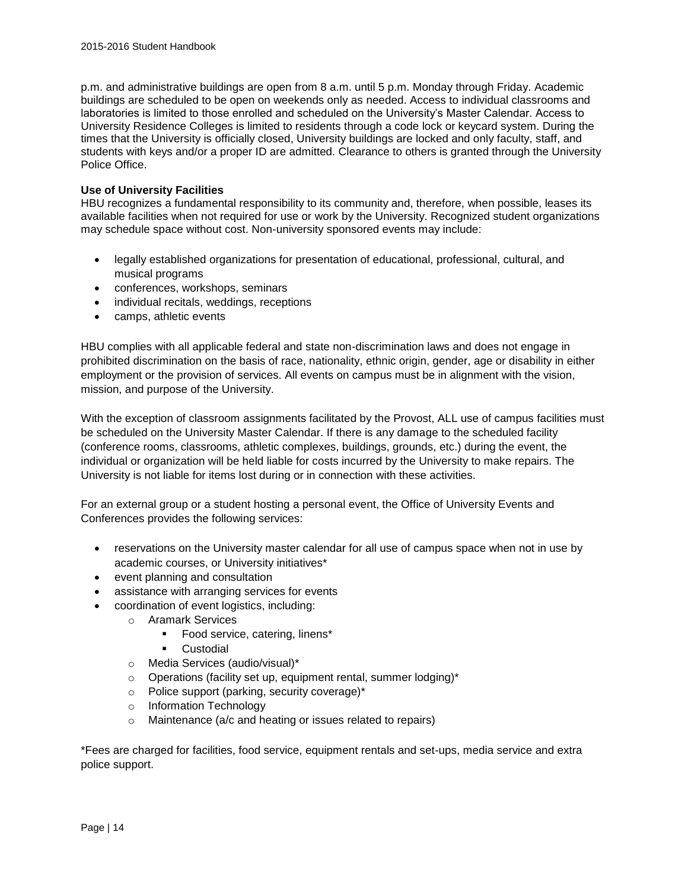p.m. and administrative buildings are open from 8 a.m. until 5 p.m. Monday through Friday. Academic buildings are scheduled to be open on weekends only as needed. Access to individual classrooms and laboratories is limited to those enrolled and scheduled on the University's Master Calendar. Access to University Residence Colleges is limited to residents through a code lock or keycard system. During the times that the University is officially closed, University buildings are locked and only faculty, staff, and students with keys and/or a proper ID are admitted. Clearance to others is granted through the University Police Office.

**Use of University Facilities**

HBU recognizes a fundamental responsibility to its community and, therefore, when possible, leases its available facilities when not required for use or work by the University. Recognized student organizations may schedule space without cost. Non-university sponsored events may include:

- legally established organizations for presentation of educational, professional, cultural, and musical programs
- conferences, workshops, seminars
- individual recitals, weddings, receptions
- camps, athletic events

HBU complies with all applicable federal and state non-discrimination laws and does not engage in prohibited discrimination on the basis of race, nationality, ethnic origin, gender, age or disability in either employment or the provision of services. All events on campus must be in alignment with the vision, mission, and purpose of the University.

With the exception of classroom assignments facilitated by the Provost, ALL use of campus facilities must be scheduled on the University Master Calendar. If there is any damage to the scheduled facility (conference rooms, classrooms, athletic complexes, buildings, grounds, etc.) during the event, the individual or organization will be held liable for costs incurred by the University to make repairs. The University is not liable for items lost during or in connection with these activities.

For an external group or a student hosting a personal event, the Office of University Events and Conferences provides the following services:

- reservations on the University master calendar for all use of campus space when not in use by academic courses, or University initiatives*
- event planning and consultation
- assistance with arranging services for events
- coordination of event logistics, including:
  - Aramark Services
    - Food service, catering, linens*
    - Custodial
  - Media Services (audio/visual)*
  - Operations (facility set up, equipment rental, summer lodging)*
  - Police support (parking, security coverage)*
  - Information Technology
  - Maintenance (a/c and heating or issues related to repairs)

*Fees are charged for facilities, food service, equipment rentals and set-ups, media service and extra police support.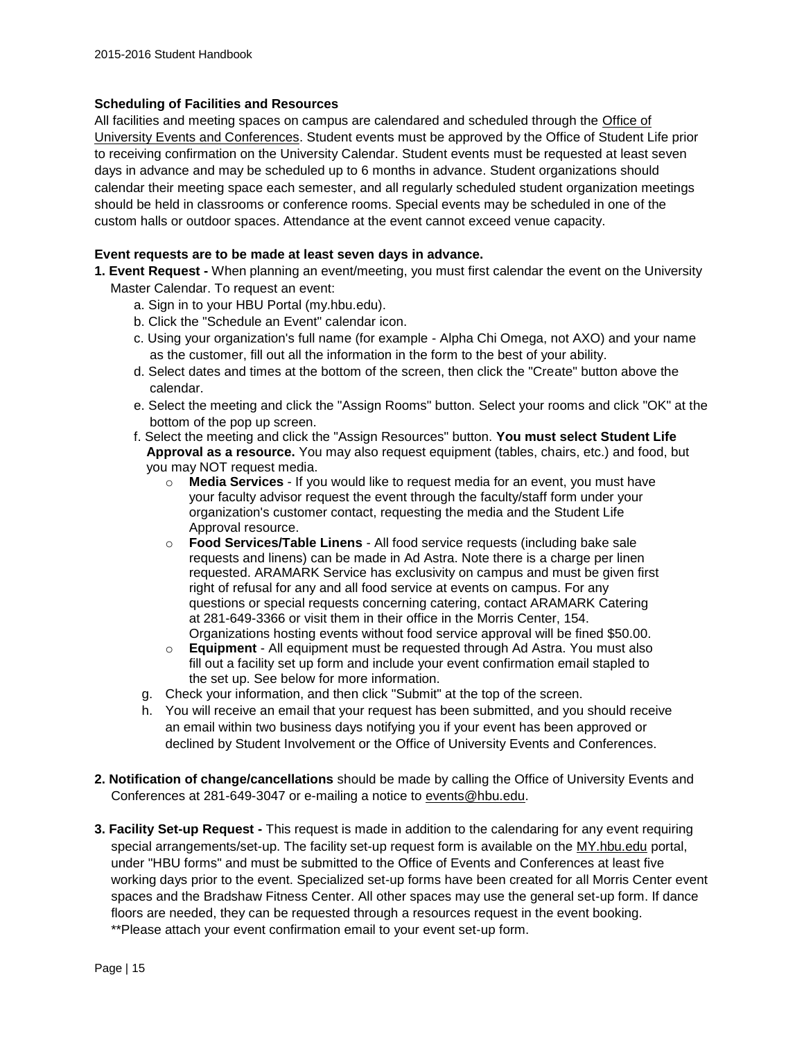**Scheduling of Facilities and Resources**

All facilities and meeting spaces on campus are calendared and scheduled through the Office of University Events and Conferences. Student events must be approved by the Office of Student Life prior to receiving confirmation on the University Calendar. Student events must be requested at least seven days in advance and may be scheduled up to 6 months in advance. Student organizations should calendar their meeting space each semester, and all regularly scheduled student organization meetings should be held in classrooms or conference rooms. Special events may be scheduled in one of the custom halls or outdoor spaces. Attendance at the event cannot exceed venue capacity.

**Event requests are to be made at least seven days in advance.**

**1. Event Request -** When planning an event/meeting, you must first calendar the event on the University Master Calendar. To request an event:

a. Sign in to your HBU Portal (my.hbu.edu).

b. Click the "Schedule an Event" calendar icon.

c. Using your organization's full name (for example - Alpha Chi Omega, not AXO) and your name as the customer, fill out all the information in the form to the best of your ability.

d. Select dates and times at the bottom of the screen, then click the "Create" button above the calendar.

e. Select the meeting and click the "Assign Rooms" button. Select your rooms and click "OK" at the bottom of the pop up screen.

f. Select the meeting and click the "Assign Resources" button. **You must select Student Life Approval as a resource.** You may also request equipment (tables, chairs, etc.) and food, but you may NOT request media.

- **Media Services** - If you would like to request media for an event, you must have your faculty advisor request the event through the faculty/staff form under your organization's customer contact, requesting the media and the Student Life Approval resource.
- **Food Services/Table Linens** - All food service requests (including bake sale requests and linens) can be made in Ad Astra. Note there is a charge per linen requested. ARAMARK Service has exclusivity on campus and must be given first right of refusal for any and all food service at events on campus. For any questions or special requests concerning catering, contact ARAMARK Catering at 281-649-3366 or visit them in their office in the Morris Center, 154. Organizations hosting events without food service approval will be fined $50.00.
- **Equipment** - All equipment must be requested through Ad Astra. You must also fill out a facility set up form and include your event confirmation email stapled to the set up. See below for more information.

g. Check your information, and then click "Submit" at the top of the screen.

h. You will receive an email that your request has been submitted, and you should receive an email within two business days notifying you if your event has been approved or declined by Student Involvement or the Office of University Events and Conferences.

**2. Notification of change/cancellations** should be made by calling the Office of University Events and Conferences at 281-649-3047 or e-mailing a notice to events@hbu.edu.

**3. Facility Set-up Request -** This request is made in addition to the calendaring for any event requiring special arrangements/set-up. The facility set-up request form is available on the MY.hbu.edu portal, under "HBU forms" and must be submitted to the Office of Events and Conferences at least five working days prior to the event. Specialized set-up forms have been created for all Morris Center event spaces and the Bradshaw Fitness Center. All other spaces may use the general set-up form. If dance floors are needed, they can be requested through a resources request in the event booking. **Please attach your event confirmation email to your event set-up form.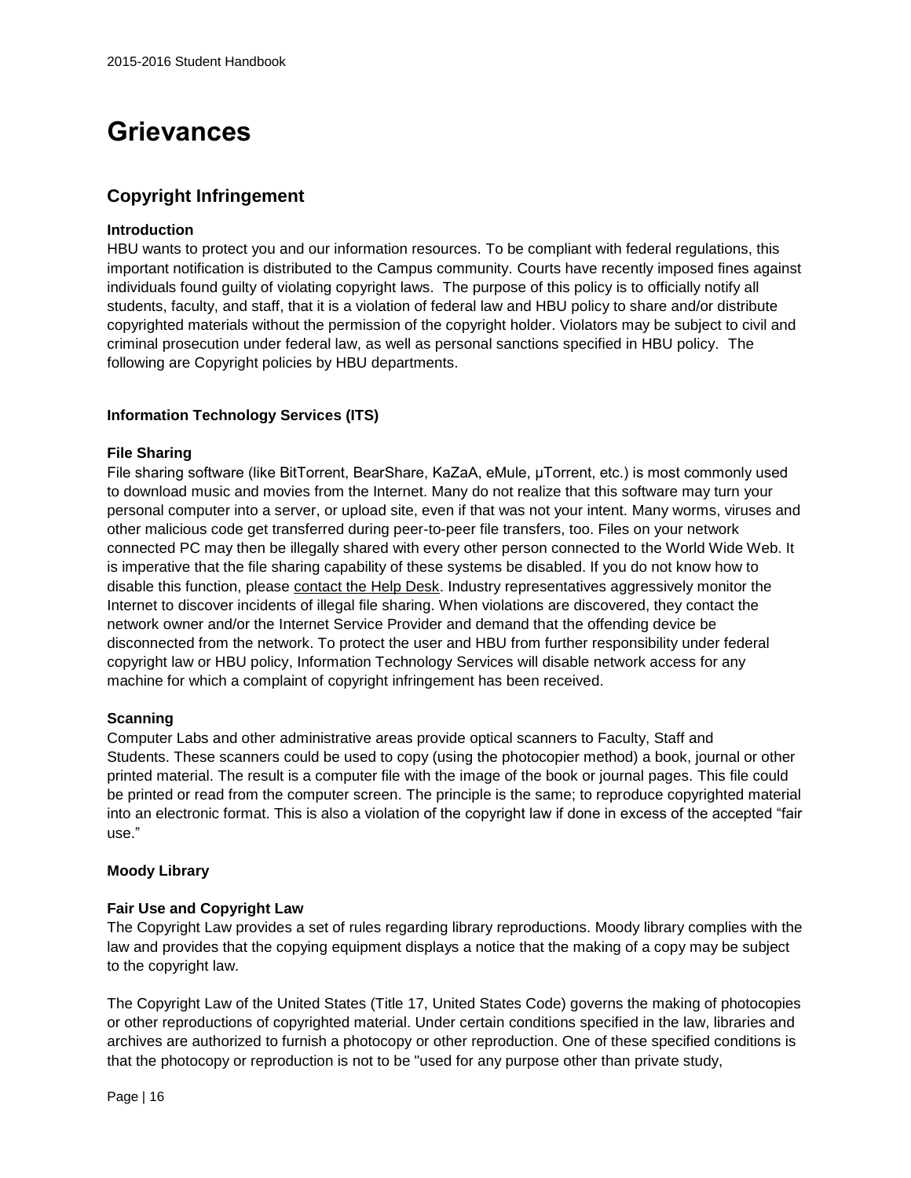# Grievances

## Copyright Infringement

**Introduction**

HBU wants to protect you and our information resources. To be compliant with federal regulations, this important notification is distributed to the Campus community. Courts have recently imposed fines against individuals found guilty of violating copyright laws. The purpose of this policy is to officially notify all students, faculty, and staff, that it is a violation of federal law and HBU policy to share and/or distribute copyrighted materials without the permission of the copyright holder. Violators may be subject to civil and criminal prosecution under federal law, as well as personal sanctions specified in HBU policy. The following are Copyright policies by HBU departments.

**Information Technology Services (ITS)**

**File Sharing**

File sharing software (like BitTorrent, BearShare, KaZaA, eMule, µTorrent, etc.) is most commonly used to download music and movies from the Internet. Many do not realize that this software may turn your personal computer into a server, or upload site, even if that was not your intent. Many worms, viruses and other malicious code get transferred during peer-to-peer file transfers, too. Files on your network connected PC may then be illegally shared with every other person connected to the World Wide Web. It is imperative that the file sharing capability of these systems be disabled. If you do not know how to disable this function, please contact the Help Desk. Industry representatives aggressively monitor the Internet to discover incidents of illegal file sharing. When violations are discovered, they contact the network owner and/or the Internet Service Provider and demand that the offending device be disconnected from the network. To protect the user and HBU from further responsibility under federal copyright law or HBU policy, Information Technology Services will disable network access for any machine for which a complaint of copyright infringement has been received.

**Scanning**

Computer Labs and other administrative areas provide optical scanners to Faculty, Staff and Students. These scanners could be used to copy (using the photocopier method) a book, journal or other printed material. The result is a computer file with the image of the book or journal pages. This file could be printed or read from the computer screen. The principle is the same; to reproduce copyrighted material into an electronic format. This is also a violation of the copyright law if done in excess of the accepted "fair use."

**Moody Library**

**Fair Use and Copyright Law**

The Copyright Law provides a set of rules regarding library reproductions. Moody library complies with the law and provides that the copying equipment displays a notice that the making of a copy may be subject to the copyright law.

The Copyright Law of the United States (Title 17, United States Code) governs the making of photocopies or other reproductions of copyrighted material. Under certain conditions specified in the law, libraries and archives are authorized to furnish a photocopy or other reproduction. One of these specified conditions is that the photocopy or reproduction is not to be "used for any purpose other than private study,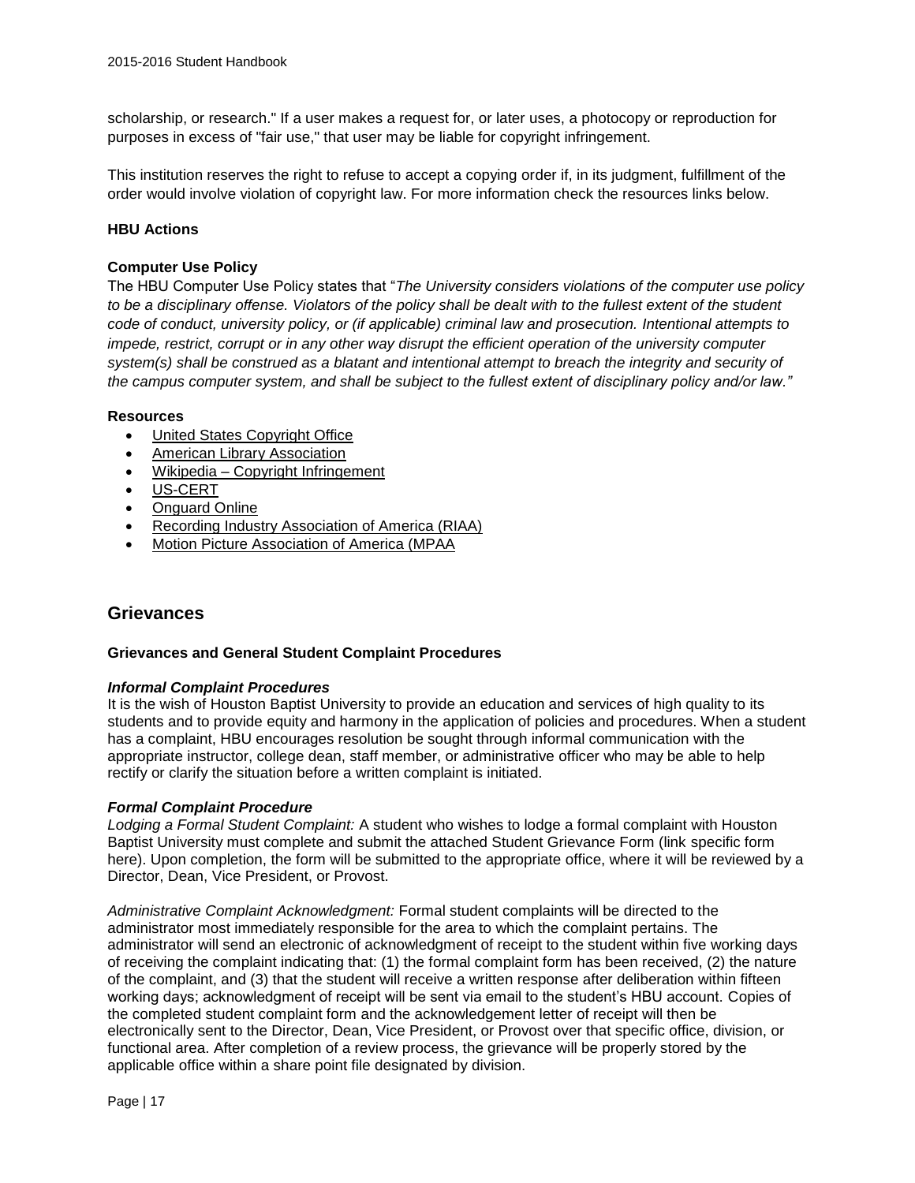scholarship, or research." If a user makes a request for, or later uses, a photocopy or reproduction for purposes in excess of "fair use," that user may be liable for copyright infringement.

This institution reserves the right to refuse to accept a copying order if, in its judgment, fulfillment of the order would involve violation of copyright law. For more information check the resources links below.

**HBU Actions**

**Computer Use Policy**

The HBU Computer Use Policy states that "*The University considers violations of the computer use policy to be a disciplinary offense. Violators of the policy shall be dealt with to the fullest extent of the student code of conduct, university policy, or (if applicable) criminal law and prosecution. Intentional attempts to impede, restrict, corrupt or in any other way disrupt the efficient operation of the university computer system(s) shall be construed as a blatant and intentional attempt to breach the integrity and security of the campus computer system, and shall be subject to the fullest extent of disciplinary policy and/or law."*

**Resources**

- United States Copyright Office
- American Library Association
- Wikipedia – Copyright Infringement
- US-CERT
- Onguard Online
- Recording Industry Association of America (RIAA)
- Motion Picture Association of America (MPAA

## Grievances

**Grievances and General Student Complaint Procedures**

***Informal Complaint Procedures***

It is the wish of Houston Baptist University to provide an education and services of high quality to its students and to provide equity and harmony in the application of policies and procedures. When a student has a complaint, HBU encourages resolution be sought through informal communication with the appropriate instructor, college dean, staff member, or administrative officer who may be able to help rectify or clarify the situation before a written complaint is initiated.

***Formal Complaint Procedure***

*Lodging a Formal Student Complaint:* A student who wishes to lodge a formal complaint with Houston Baptist University must complete and submit the attached Student Grievance Form (link specific form here). Upon completion, the form will be submitted to the appropriate office, where it will be reviewed by a Director, Dean, Vice President, or Provost.

*Administrative Complaint Acknowledgment:* Formal student complaints will be directed to the administrator most immediately responsible for the area to which the complaint pertains. The administrator will send an electronic of acknowledgment of receipt to the student within five working days of receiving the complaint indicating that: (1) the formal complaint form has been received, (2) the nature of the complaint, and (3) that the student will receive a written response after deliberation within fifteen working days; acknowledgment of receipt will be sent via email to the student's HBU account. Copies of the completed student complaint form and the acknowledgement letter of receipt will then be electronically sent to the Director, Dean, Vice President, or Provost over that specific office, division, or functional area. After completion of a review process, the grievance will be properly stored by the applicable office within a share point file designated by division.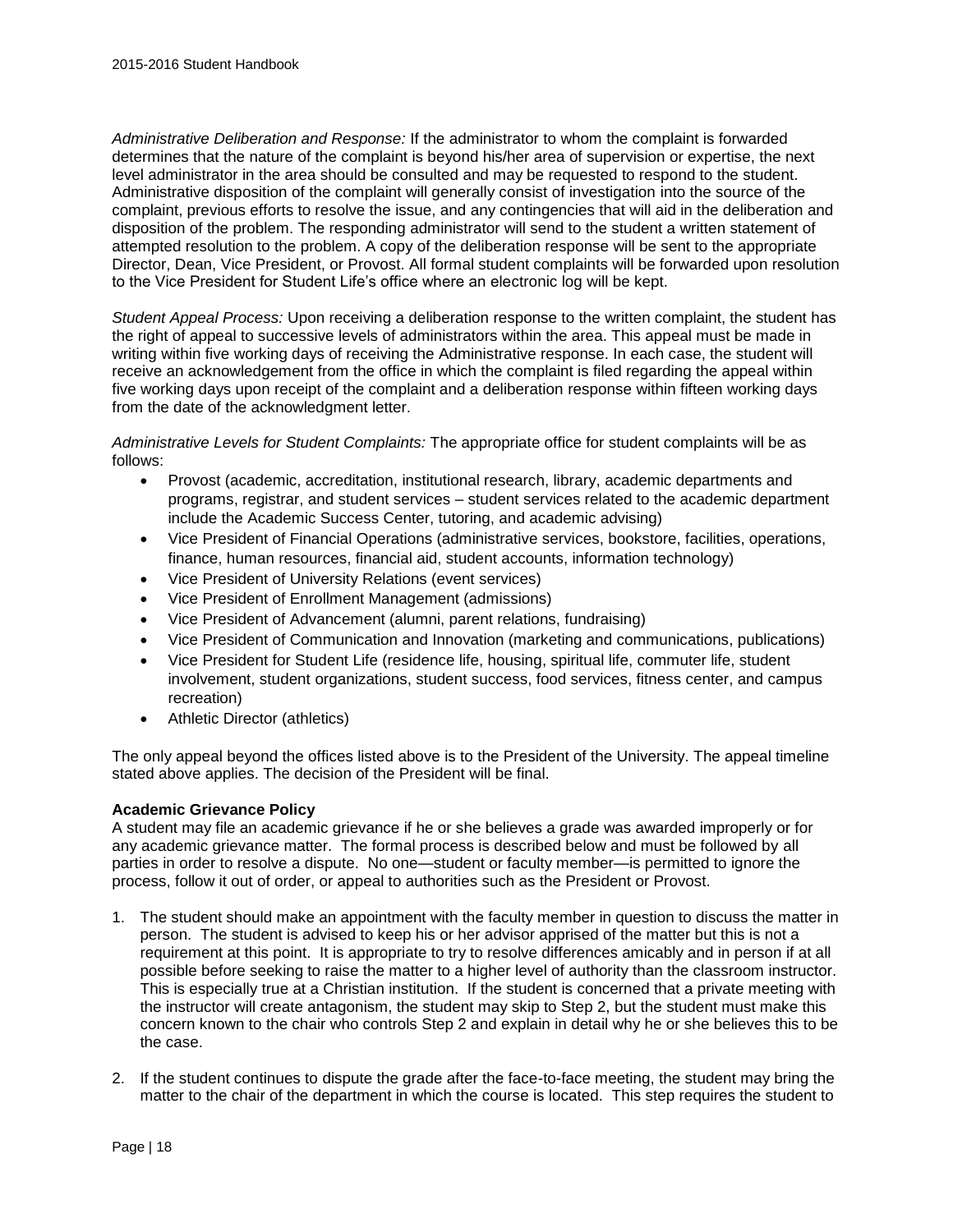*Administrative Deliberation and Response:* If the administrator to whom the complaint is forwarded determines that the nature of the complaint is beyond his/her area of supervision or expertise, the next level administrator in the area should be consulted and may be requested to respond to the student. Administrative disposition of the complaint will generally consist of investigation into the source of the complaint, previous efforts to resolve the issue, and any contingencies that will aid in the deliberation and disposition of the problem. The responding administrator will send to the student a written statement of attempted resolution to the problem. A copy of the deliberation response will be sent to the appropriate Director, Dean, Vice President, or Provost. All formal student complaints will be forwarded upon resolution to the Vice President for Student Life's office where an electronic log will be kept.

*Student Appeal Process:* Upon receiving a deliberation response to the written complaint, the student has the right of appeal to successive levels of administrators within the area. This appeal must be made in writing within five working days of receiving the Administrative response. In each case, the student will receive an acknowledgement from the office in which the complaint is filed regarding the appeal within five working days upon receipt of the complaint and a deliberation response within fifteen working days from the date of the acknowledgment letter.

*Administrative Levels for Student Complaints:* The appropriate office for student complaints will be as follows:

- Provost (academic, accreditation, institutional research, library, academic departments and programs, registrar, and student services – student services related to the academic department include the Academic Success Center, tutoring, and academic advising)
- Vice President of Financial Operations (administrative services, bookstore, facilities, operations, finance, human resources, financial aid, student accounts, information technology)
- Vice President of University Relations (event services)
- Vice President of Enrollment Management (admissions)
- Vice President of Advancement (alumni, parent relations, fundraising)
- Vice President of Communication and Innovation (marketing and communications, publications)
- Vice President for Student Life (residence life, housing, spiritual life, commuter life, student involvement, student organizations, student success, food services, fitness center, and campus recreation)
- Athletic Director (athletics)

The only appeal beyond the offices listed above is to the President of the University. The appeal timeline stated above applies. The decision of the President will be final.

**Academic Grievance Policy**

A student may file an academic grievance if he or she believes a grade was awarded improperly or for any academic grievance matter. The formal process is described below and must be followed by all parties in order to resolve a dispute. No one—student or faculty member—is permitted to ignore the process, follow it out of order, or appeal to authorities such as the President or Provost.

1. The student should make an appointment with the faculty member in question to discuss the matter in person. The student is advised to keep his or her advisor apprised of the matter but this is not a requirement at this point. It is appropriate to try to resolve differences amicably and in person if at all possible before seeking to raise the matter to a higher level of authority than the classroom instructor. This is especially true at a Christian institution. If the student is concerned that a private meeting with the instructor will create antagonism, the student may skip to Step 2, but the student must make this concern known to the chair who controls Step 2 and explain in detail why he or she believes this to be the case.

2. If the student continues to dispute the grade after the face-to-face meeting, the student may bring the matter to the chair of the department in which the course is located. This step requires the student to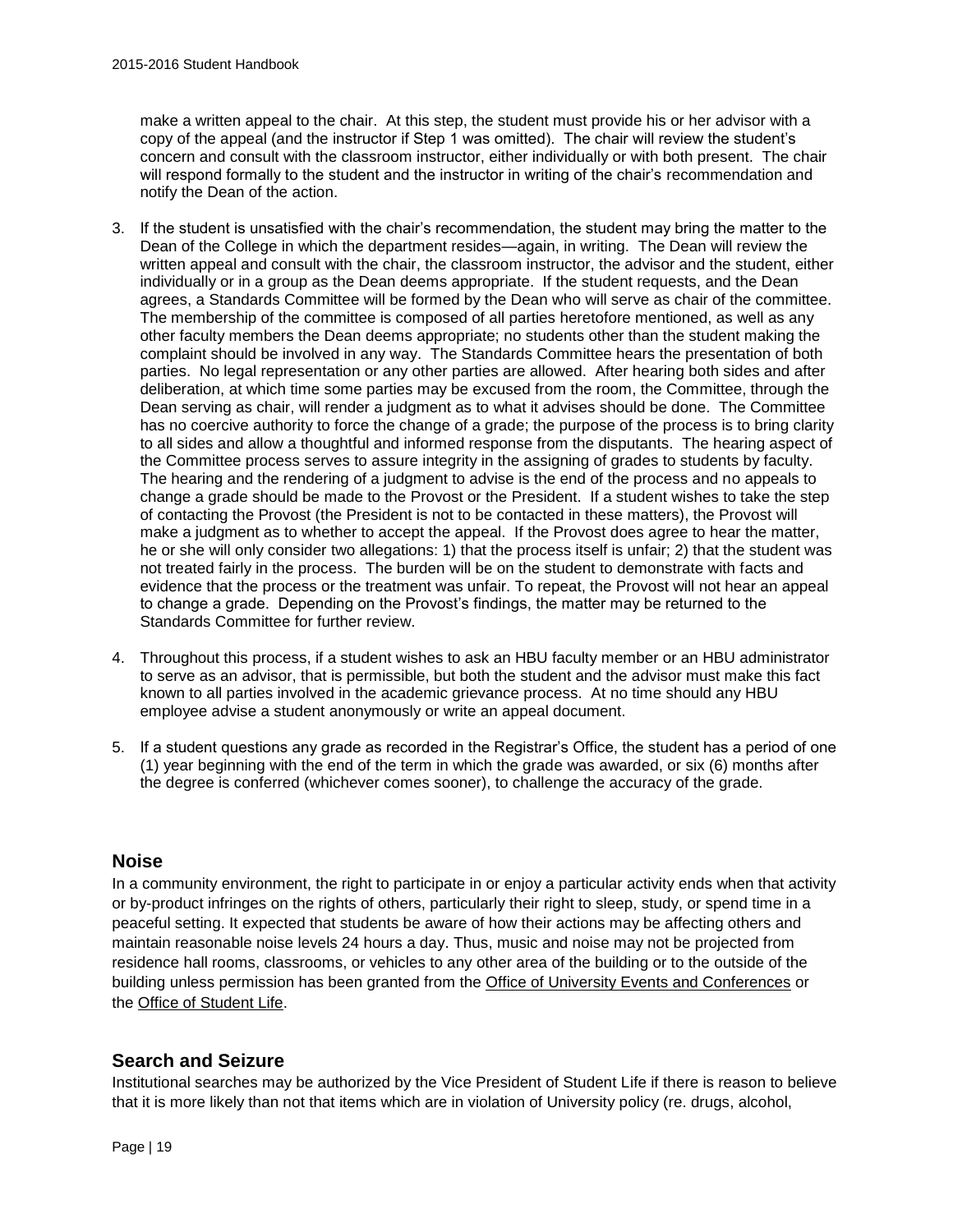make a written appeal to the chair. At this step, the student must provide his or her advisor with a copy of the appeal (and the instructor if Step 1 was omitted). The chair will review the student's concern and consult with the classroom instructor, either individually or with both present. The chair will respond formally to the student and the instructor in writing of the chair's recommendation and notify the Dean of the action.

3. If the student is unsatisfied with the chair's recommendation, the student may bring the matter to the Dean of the College in which the department resides—again, in writing. The Dean will review the written appeal and consult with the chair, the classroom instructor, the advisor and the student, either individually or in a group as the Dean deems appropriate. If the student requests, and the Dean agrees, a Standards Committee will be formed by the Dean who will serve as chair of the committee. The membership of the committee is composed of all parties heretofore mentioned, as well as any other faculty members the Dean deems appropriate; no students other than the student making the complaint should be involved in any way. The Standards Committee hears the presentation of both parties. No legal representation or any other parties are allowed. After hearing both sides and after deliberation, at which time some parties may be excused from the room, the Committee, through the Dean serving as chair, will render a judgment as to what it advises should be done. The Committee has no coercive authority to force the change of a grade; the purpose of the process is to bring clarity to all sides and allow a thoughtful and informed response from the disputants. The hearing aspect of the Committee process serves to assure integrity in the assigning of grades to students by faculty. The hearing and the rendering of a judgment to advise is the end of the process and no appeals to change a grade should be made to the Provost or the President. If a student wishes to take the step of contacting the Provost (the President is not to be contacted in these matters), the Provost will make a judgment as to whether to accept the appeal. If the Provost does agree to hear the matter, he or she will only consider two allegations: 1) that the process itself is unfair; 2) that the student was not treated fairly in the process. The burden will be on the student to demonstrate with facts and evidence that the process or the treatment was unfair. To repeat, the Provost will not hear an appeal to change a grade. Depending on the Provost's findings, the matter may be returned to the Standards Committee for further review.

4. Throughout this process, if a student wishes to ask an HBU faculty member or an HBU administrator to serve as an advisor, that is permissible, but both the student and the advisor must make this fact known to all parties involved in the academic grievance process. At no time should any HBU employee advise a student anonymously or write an appeal document.

5. If a student questions any grade as recorded in the Registrar's Office, the student has a period of one (1) year beginning with the end of the term in which the grade was awarded, or six (6) months after the degree is conferred (whichever comes sooner), to challenge the accuracy of the grade.

## Noise

In a community environment, the right to participate in or enjoy a particular activity ends when that activity or by-product infringes on the rights of others, particularly their right to sleep, study, or spend time in a peaceful setting. It expected that students be aware of how their actions may be affecting others and maintain reasonable noise levels 24 hours a day. Thus, music and noise may not be projected from residence hall rooms, classrooms, or vehicles to any other area of the building or to the outside of the building unless permission has been granted from the Office of University Events and Conferences or the Office of Student Life.

## Search and Seizure

Institutional searches may be authorized by the Vice President of Student Life if there is reason to believe that it is more likely than not that items which are in violation of University policy (re. drugs, alcohol,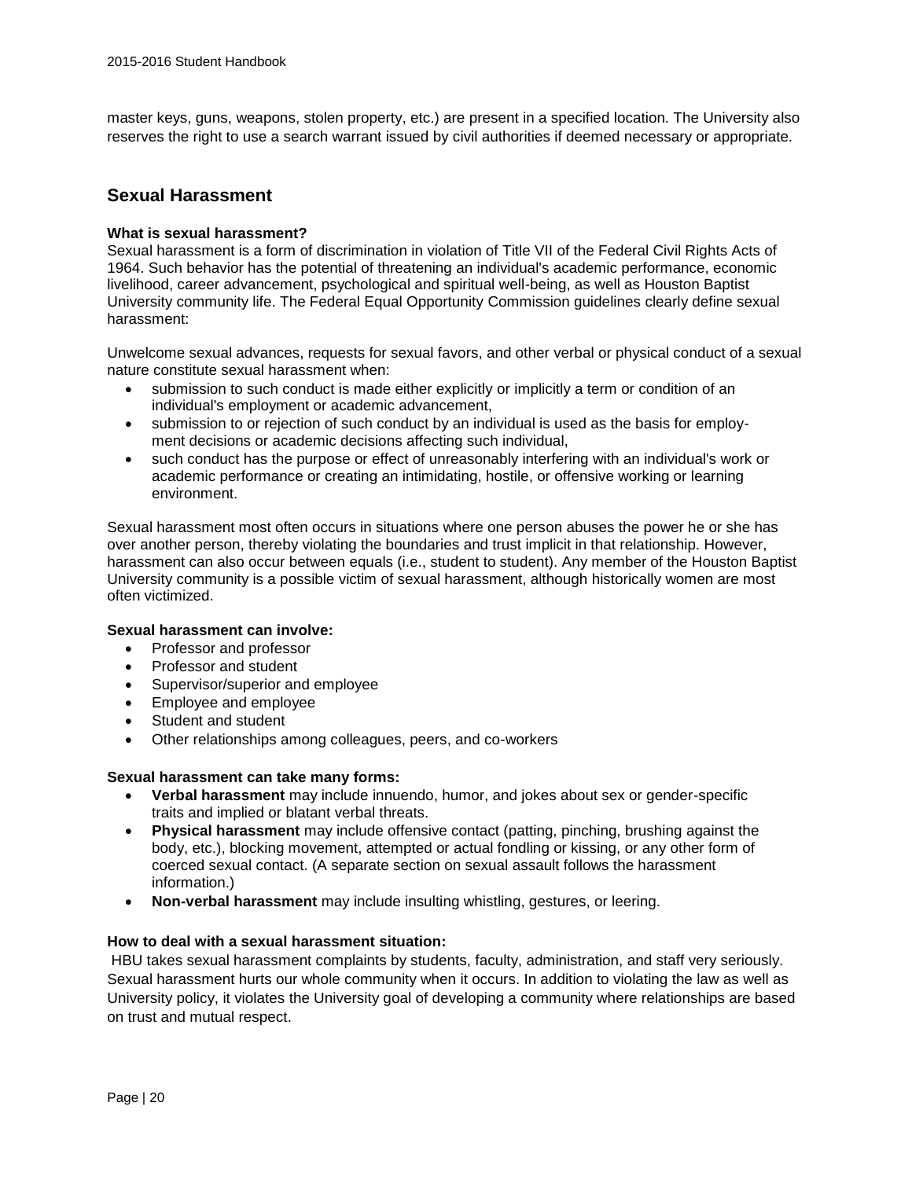master keys, guns, weapons, stolen property, etc.) are present in a specified location. The University also reserves the right to use a search warrant issued by civil authorities if deemed necessary or appropriate.

## Sexual Harassment

**What is sexual harassment?**
Sexual harassment is a form of discrimination in violation of Title VII of the Federal Civil Rights Acts of 1964. Such behavior has the potential of threatening an individual's academic performance, economic livelihood, career advancement, psychological and spiritual well-being, as well as Houston Baptist University community life. The Federal Equal Opportunity Commission guidelines clearly define sexual harassment:

Unwelcome sexual advances, requests for sexual favors, and other verbal or physical conduct of a sexual nature constitute sexual harassment when:

- submission to such conduct is made either explicitly or implicitly a term or condition of an individual's employment or academic advancement,
- submission to or rejection of such conduct by an individual is used as the basis for employment decisions or academic decisions affecting such individual,
- such conduct has the purpose or effect of unreasonably interfering with an individual's work or academic performance or creating an intimidating, hostile, or offensive working or learning environment.

Sexual harassment most often occurs in situations where one person abuses the power he or she has over another person, thereby violating the boundaries and trust implicit in that relationship. However, harassment can also occur between equals (i.e., student to student). Any member of the Houston Baptist University community is a possible victim of sexual harassment, although historically women are most often victimized.

**Sexual harassment can involve:**

- Professor and professor
- Professor and student
- Supervisor/superior and employee
- Employee and employee
- Student and student
- Other relationships among colleagues, peers, and co-workers

**Sexual harassment can take many forms:**

- **Verbal harassment** may include innuendo, humor, and jokes about sex or gender-specific traits and implied or blatant verbal threats.
- **Physical harassment** may include offensive contact (patting, pinching, brushing against the body, etc.), blocking movement, attempted or actual fondling or kissing, or any other form of coerced sexual contact. (A separate section on sexual assault follows the harassment information.)
- **Non-verbal harassment** may include insulting whistling, gestures, or leering.

**How to deal with a sexual harassment situation:**
HBU takes sexual harassment complaints by students, faculty, administration, and staff very seriously. Sexual harassment hurts our whole community when it occurs. In addition to violating the law as well as University policy, it violates the University goal of developing a community where relationships are based on trust and mutual respect.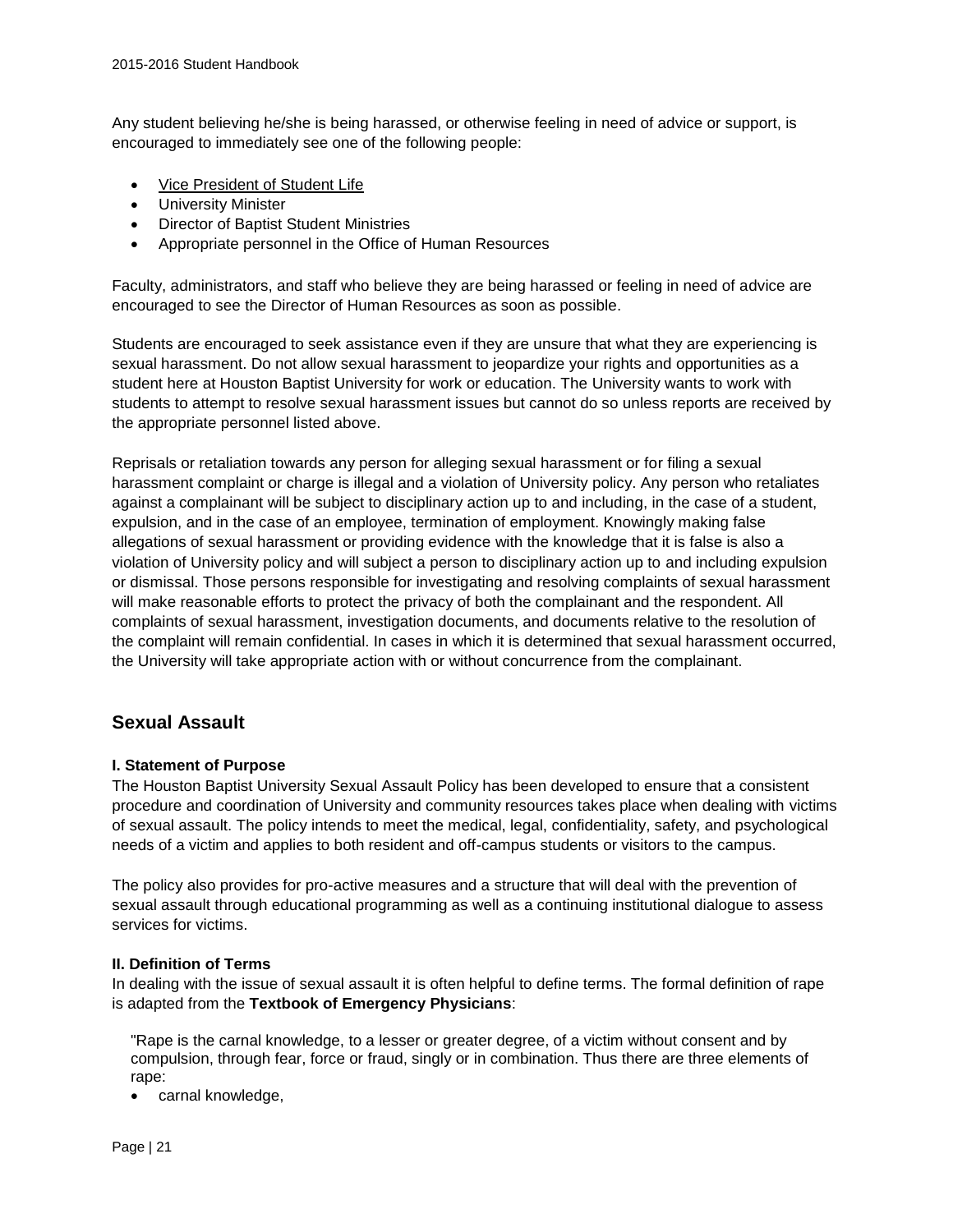Any student believing he/she is being harassed, or otherwise feeling in need of advice or support, is encouraged to immediately see one of the following people:

- Vice President of Student Life
- University Minister
- Director of Baptist Student Ministries
- Appropriate personnel in the Office of Human Resources

Faculty, administrators, and staff who believe they are being harassed or feeling in need of advice are encouraged to see the Director of Human Resources as soon as possible.

Students are encouraged to seek assistance even if they are unsure that what they are experiencing is sexual harassment. Do not allow sexual harassment to jeopardize your rights and opportunities as a student here at Houston Baptist University for work or education. The University wants to work with students to attempt to resolve sexual harassment issues but cannot do so unless reports are received by the appropriate personnel listed above.

Reprisals or retaliation towards any person for alleging sexual harassment or for filing a sexual harassment complaint or charge is illegal and a violation of University policy. Any person who retaliates against a complainant will be subject to disciplinary action up to and including, in the case of a student, expulsion, and in the case of an employee, termination of employment. Knowingly making false allegations of sexual harassment or providing evidence with the knowledge that it is false is also a violation of University policy and will subject a person to disciplinary action up to and including expulsion or dismissal. Those persons responsible for investigating and resolving complaints of sexual harassment will make reasonable efforts to protect the privacy of both the complainant and the respondent. All complaints of sexual harassment, investigation documents, and documents relative to the resolution of the complaint will remain confidential. In cases in which it is determined that sexual harassment occurred, the University will take appropriate action with or without concurrence from the complainant.

## Sexual Assault

**I. Statement of Purpose**

The Houston Baptist University Sexual Assault Policy has been developed to ensure that a consistent procedure and coordination of University and community resources takes place when dealing with victims of sexual assault. The policy intends to meet the medical, legal, confidentiality, safety, and psychological needs of a victim and applies to both resident and off-campus students or visitors to the campus.

The policy also provides for pro-active measures and a structure that will deal with the prevention of sexual assault through educational programming as well as a continuing institutional dialogue to assess services for victims.

**II. Definition of Terms**

In dealing with the issue of sexual assault it is often helpful to define terms. The formal definition of rape is adapted from the **Textbook of Emergency Physicians**:

"Rape is the carnal knowledge, to a lesser or greater degree, of a victim without consent and by compulsion, through fear, force or fraud, singly or in combination. Thus there are three elements of rape:

- carnal knowledge,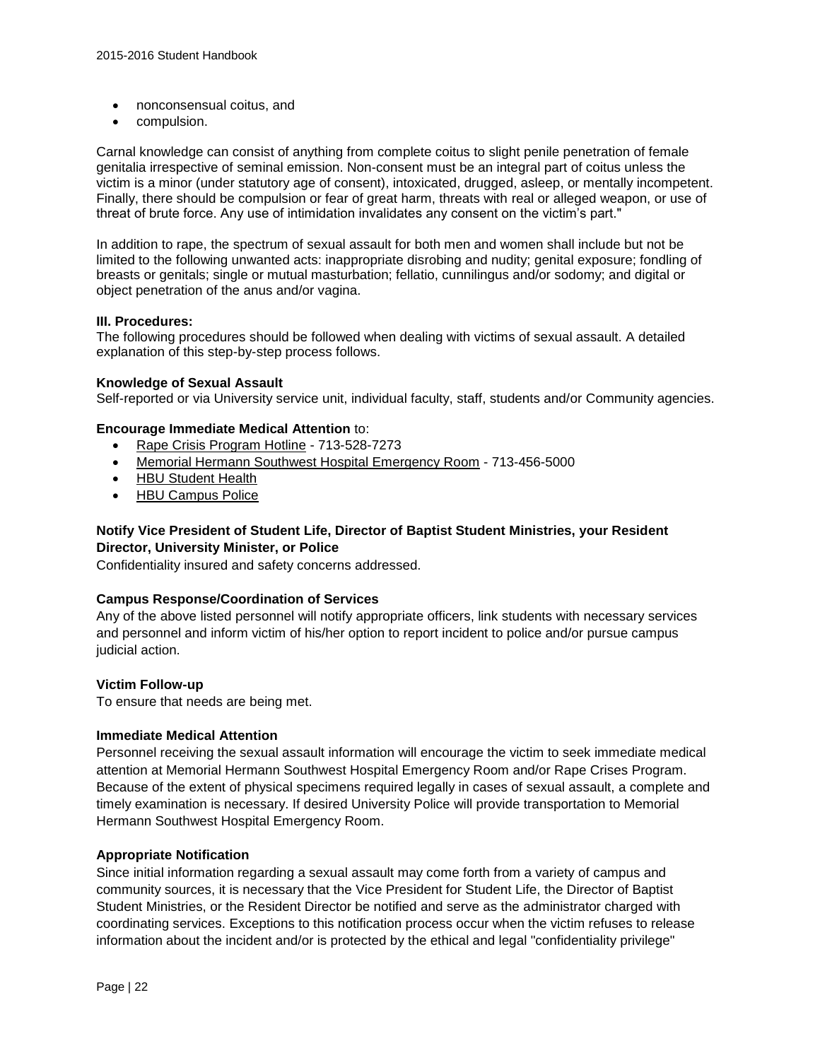- nonconsensual coitus, and
- compulsion.

Carnal knowledge can consist of anything from complete coitus to slight penile penetration of female genitalia irrespective of seminal emission. Non-consent must be an integral part of coitus unless the victim is a minor (under statutory age of consent), intoxicated, drugged, asleep, or mentally incompetent. Finally, there should be compulsion or fear of great harm, threats with real or alleged weapon, or use of threat of brute force. Any use of intimidation invalidates any consent on the victim's part."

In addition to rape, the spectrum of sexual assault for both men and women shall include but not be limited to the following unwanted acts: inappropriate disrobing and nudity; genital exposure; fondling of breasts or genitals; single or mutual masturbation; fellatio, cunnilingus and/or sodomy; and digital or object penetration of the anus and/or vagina.

**III. Procedures:**
The following procedures should be followed when dealing with victims of sexual assault. A detailed explanation of this step-by-step process follows.

**Knowledge of Sexual Assault**
Self-reported or via University service unit, individual faculty, staff, students and/or Community agencies.

**Encourage Immediate Medical Attention** to:

- Rape Crisis Program Hotline - 713-528-7273
- Memorial Hermann Southwest Hospital Emergency Room - 713-456-5000
- HBU Student Health
- HBU Campus Police

**Notify Vice President of Student Life, Director of Baptist Student Ministries, your Resident Director, University Minister, or Police**
Confidentiality insured and safety concerns addressed.

**Campus Response/Coordination of Services**
Any of the above listed personnel will notify appropriate officers, link students with necessary services and personnel and inform victim of his/her option to report incident to police and/or pursue campus judicial action.

**Victim Follow-up**
To ensure that needs are being met.

**Immediate Medical Attention**
Personnel receiving the sexual assault information will encourage the victim to seek immediate medical attention at Memorial Hermann Southwest Hospital Emergency Room and/or Rape Crises Program. Because of the extent of physical specimens required legally in cases of sexual assault, a complete and timely examination is necessary. If desired University Police will provide transportation to Memorial Hermann Southwest Hospital Emergency Room.

**Appropriate Notification**
Since initial information regarding a sexual assault may come forth from a variety of campus and community sources, it is necessary that the Vice President for Student Life, the Director of Baptist Student Ministries, or the Resident Director be notified and serve as the administrator charged with coordinating services. Exceptions to this notification process occur when the victim refuses to release information about the incident and/or is protected by the ethical and legal "confidentiality privilege"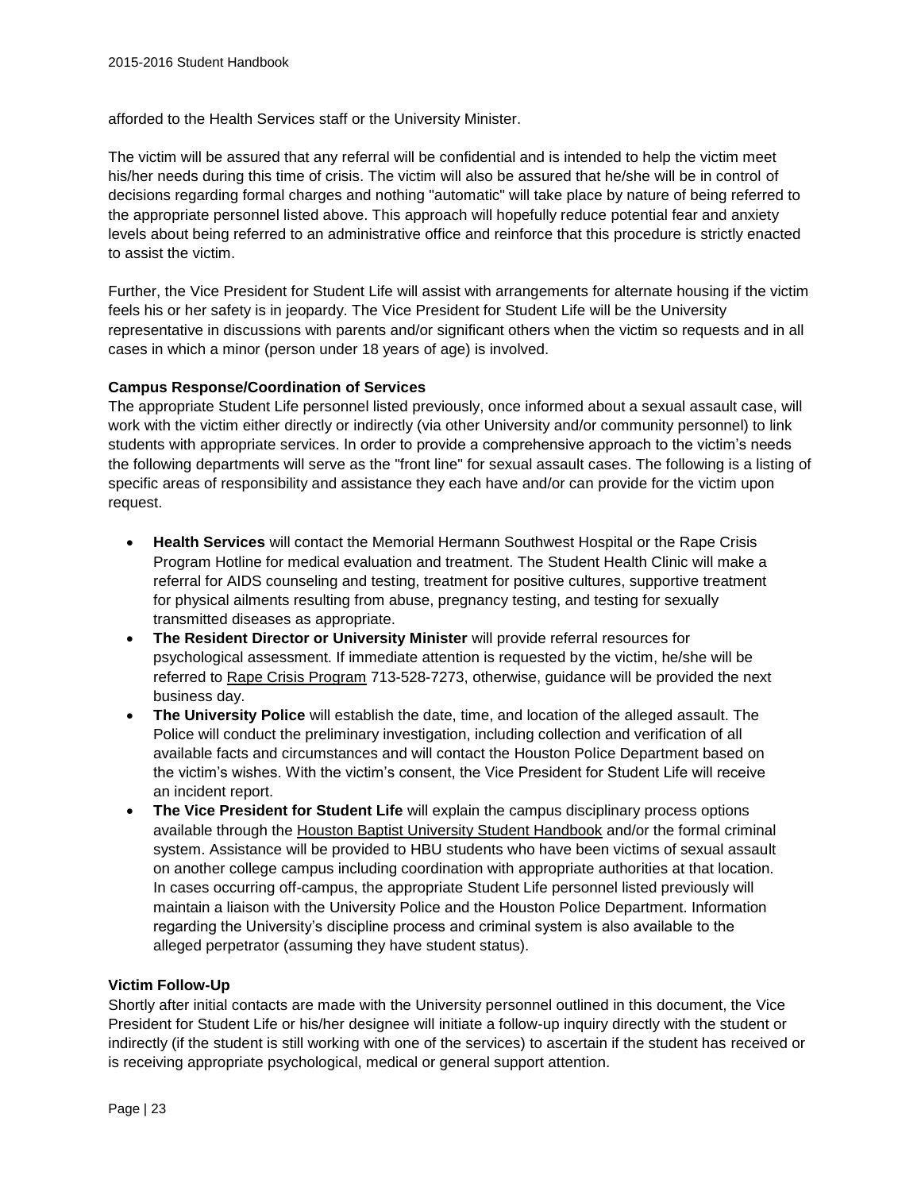afforded to the Health Services staff or the University Minister.

The victim will be assured that any referral will be confidential and is intended to help the victim meet his/her needs during this time of crisis. The victim will also be assured that he/she will be in control of decisions regarding formal charges and nothing "automatic" will take place by nature of being referred to the appropriate personnel listed above. This approach will hopefully reduce potential fear and anxiety levels about being referred to an administrative office and reinforce that this procedure is strictly enacted to assist the victim.

Further, the Vice President for Student Life will assist with arrangements for alternate housing if the victim feels his or her safety is in jeopardy. The Vice President for Student Life will be the University representative in discussions with parents and/or significant others when the victim so requests and in all cases in which a minor (person under 18 years of age) is involved.

**Campus Response/Coordination of Services**

The appropriate Student Life personnel listed previously, once informed about a sexual assault case, will work with the victim either directly or indirectly (via other University and/or community personnel) to link students with appropriate services. In order to provide a comprehensive approach to the victim's needs the following departments will serve as the "front line" for sexual assault cases. The following is a listing of specific areas of responsibility and assistance they each have and/or can provide for the victim upon request.

- **Health Services** will contact the Memorial Hermann Southwest Hospital or the Rape Crisis Program Hotline for medical evaluation and treatment. The Student Health Clinic will make a referral for AIDS counseling and testing, treatment for positive cultures, supportive treatment for physical ailments resulting from abuse, pregnancy testing, and testing for sexually transmitted diseases as appropriate.
- **The Resident Director or University Minister** will provide referral resources for psychological assessment. If immediate attention is requested by the victim, he/she will be referred to Rape Crisis Program 713-528-7273, otherwise, guidance will be provided the next business day.
- **The University Police** will establish the date, time, and location of the alleged assault. The Police will conduct the preliminary investigation, including collection and verification of all available facts and circumstances and will contact the Houston Police Department based on the victim's wishes. With the victim's consent, the Vice President for Student Life will receive an incident report.
- **The Vice President for Student Life** will explain the campus disciplinary process options available through the Houston Baptist University Student Handbook and/or the formal criminal system. Assistance will be provided to HBU students who have been victims of sexual assault on another college campus including coordination with appropriate authorities at that location. In cases occurring off-campus, the appropriate Student Life personnel listed previously will maintain a liaison with the University Police and the Houston Police Department. Information regarding the University's discipline process and criminal system is also available to the alleged perpetrator (assuming they have student status).

**Victim Follow-Up**

Shortly after initial contacts are made with the University personnel outlined in this document, the Vice President for Student Life or his/her designee will initiate a follow-up inquiry directly with the student or indirectly (if the student is still working with one of the services) to ascertain if the student has received or is receiving appropriate psychological, medical or general support attention.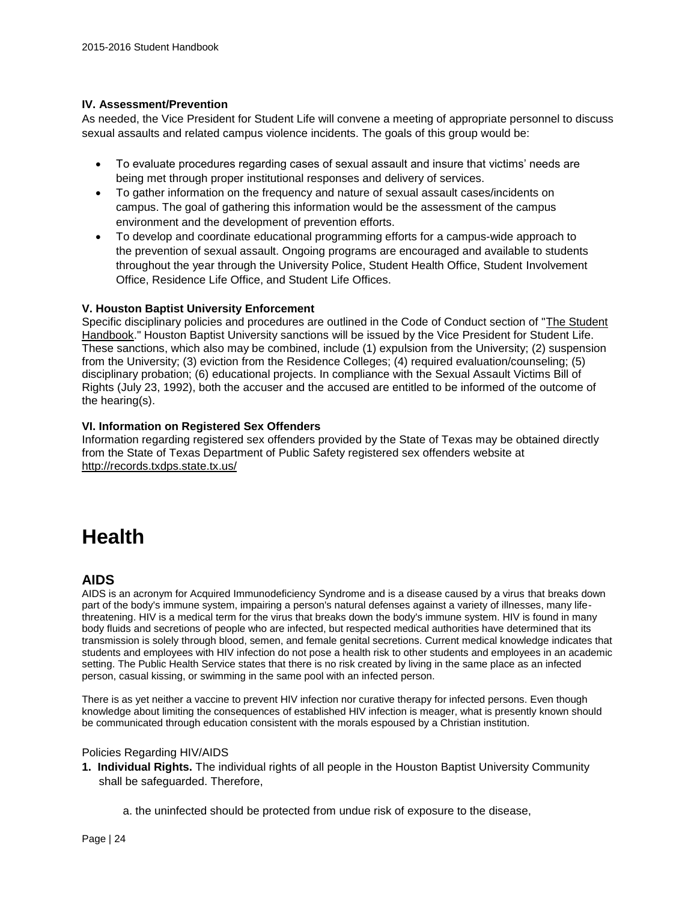**IV. Assessment/Prevention**

As needed, the Vice President for Student Life will convene a meeting of appropriate personnel to discuss sexual assaults and related campus violence incidents. The goals of this group would be:

- To evaluate procedures regarding cases of sexual assault and insure that victims' needs are being met through proper institutional responses and delivery of services.
- To gather information on the frequency and nature of sexual assault cases/incidents on campus. The goal of gathering this information would be the assessment of the campus environment and the development of prevention efforts.
- To develop and coordinate educational programming efforts for a campus-wide approach to the prevention of sexual assault. Ongoing programs are encouraged and available to students throughout the year through the University Police, Student Health Office, Student Involvement Office, Residence Life Office, and Student Life Offices.

**V. Houston Baptist University Enforcement**

Specific disciplinary policies and procedures are outlined in the Code of Conduct section of "The Student Handbook." Houston Baptist University sanctions will be issued by the Vice President for Student Life. These sanctions, which also may be combined, include (1) expulsion from the University; (2) suspension from the University; (3) eviction from the Residence Colleges; (4) required evaluation/counseling; (5) disciplinary probation; (6) educational projects. In compliance with the Sexual Assault Victims Bill of Rights (July 23, 1992), both the accuser and the accused are entitled to be informed of the outcome of the hearing(s).

**VI. Information on Registered Sex Offenders**

Information regarding registered sex offenders provided by the State of Texas may be obtained directly from the State of Texas Department of Public Safety registered sex offenders website at http://records.txdps.state.tx.us/

# Health

## AIDS

AIDS is an acronym for Acquired Immunodeficiency Syndrome and is a disease caused by a virus that breaks down part of the body's immune system, impairing a person's natural defenses against a variety of illnesses, many life-threatening. HIV is a medical term for the virus that breaks down the body's immune system. HIV is found in many body fluids and secretions of people who are infected, but respected medical authorities have determined that its transmission is solely through blood, semen, and female genital secretions. Current medical knowledge indicates that students and employees with HIV infection do not pose a health risk to other students and employees in an academic setting. The Public Health Service states that there is no risk created by living in the same place as an infected person, casual kissing, or swimming in the same pool with an infected person.

There is as yet neither a vaccine to prevent HIV infection nor curative therapy for infected persons. Even though knowledge about limiting the consequences of established HIV infection is meager, what is presently known should be communicated through education consistent with the morals espoused by a Christian institution.

Policies Regarding HIV/AIDS

1. **Individual Rights.** The individual rights of all people in the Houston Baptist University Community shall be safeguarded. Therefore,

    a. the uninfected should be protected from undue risk of exposure to the disease,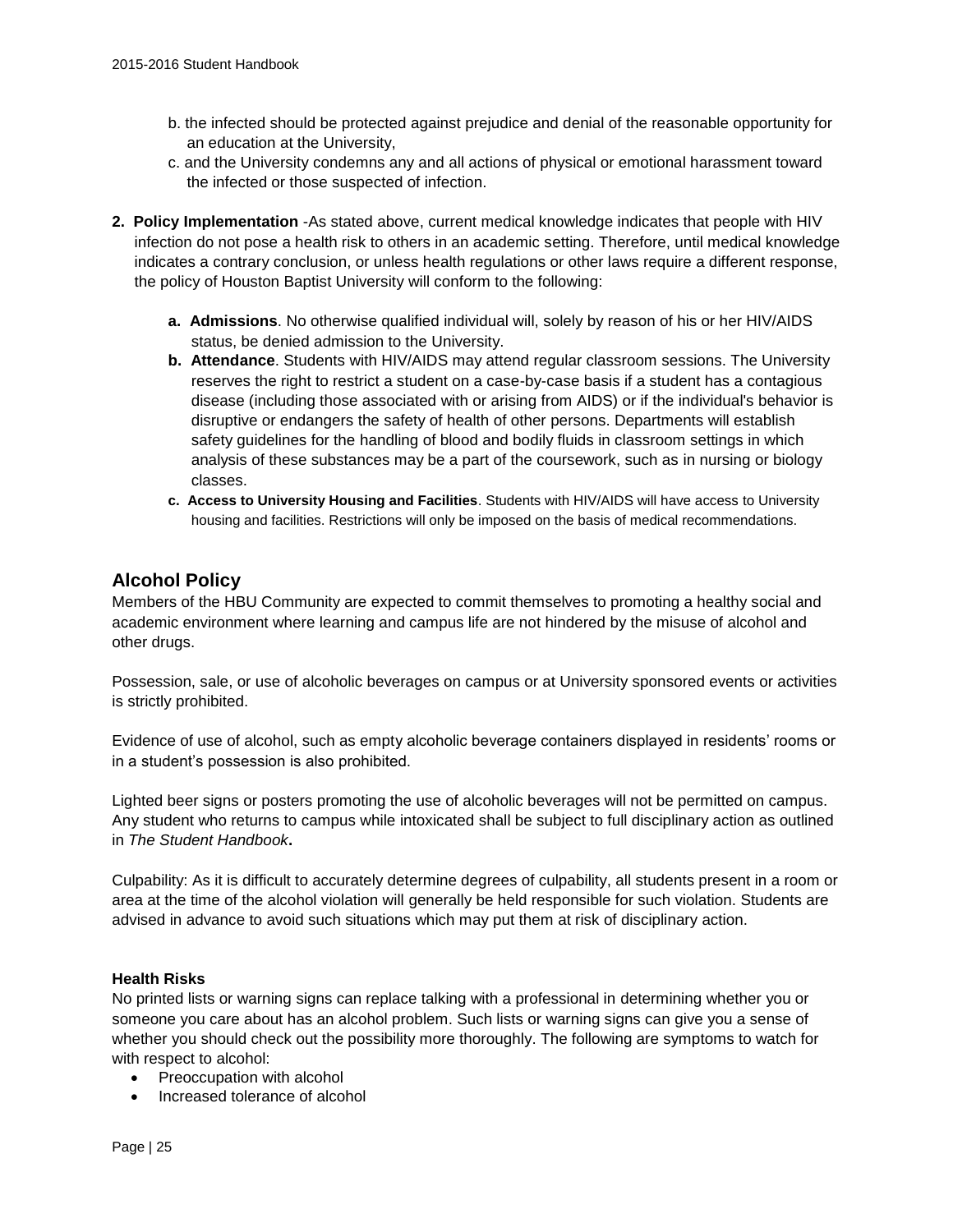b. the infected should be protected against prejudice and denial of the reasonable opportunity for an education at the University,

c. and the University condemns any and all actions of physical or emotional harassment toward the infected or those suspected of infection.

**2. Policy Implementation** -As stated above, current medical knowledge indicates that people with HIV infection do not pose a health risk to others in an academic setting. Therefore, until medical knowledge indicates a contrary conclusion, or unless health regulations or other laws require a different response, the policy of Houston Baptist University will conform to the following:

- **a. Admissions**. No otherwise qualified individual will, solely by reason of his or her HIV/AIDS status, be denied admission to the University.
- **b. Attendance**. Students with HIV/AIDS may attend regular classroom sessions. The University reserves the right to restrict a student on a case-by-case basis if a student has a contagious disease (including those associated with or arising from AIDS) or if the individual's behavior is disruptive or endangers the safety of health of other persons. Departments will establish safety guidelines for the handling of blood and bodily fluids in classroom settings in which analysis of these substances may be a part of the coursework, such as in nursing or biology classes.
- **c. Access to University Housing and Facilities**. Students with HIV/AIDS will have access to University housing and facilities. Restrictions will only be imposed on the basis of medical recommendations.

## Alcohol Policy

Members of the HBU Community are expected to commit themselves to promoting a healthy social and academic environment where learning and campus life are not hindered by the misuse of alcohol and other drugs.

Possession, sale, or use of alcoholic beverages on campus or at University sponsored events or activities is strictly prohibited.

Evidence of use of alcohol, such as empty alcoholic beverage containers displayed in residents' rooms or in a student's possession is also prohibited.

Lighted beer signs or posters promoting the use of alcoholic beverages will not be permitted on campus. Any student who returns to campus while intoxicated shall be subject to full disciplinary action as outlined in *The Student Handbook***.**

Culpability: As it is difficult to accurately determine degrees of culpability, all students present in a room or area at the time of the alcohol violation will generally be held responsible for such violation. Students are advised in advance to avoid such situations which may put them at risk of disciplinary action.

### Health Risks

No printed lists or warning signs can replace talking with a professional in determining whether you or someone you care about has an alcohol problem. Such lists or warning signs can give you a sense of whether you should check out the possibility more thoroughly. The following are symptoms to watch for with respect to alcohol:

- Preoccupation with alcohol
- Increased tolerance of alcohol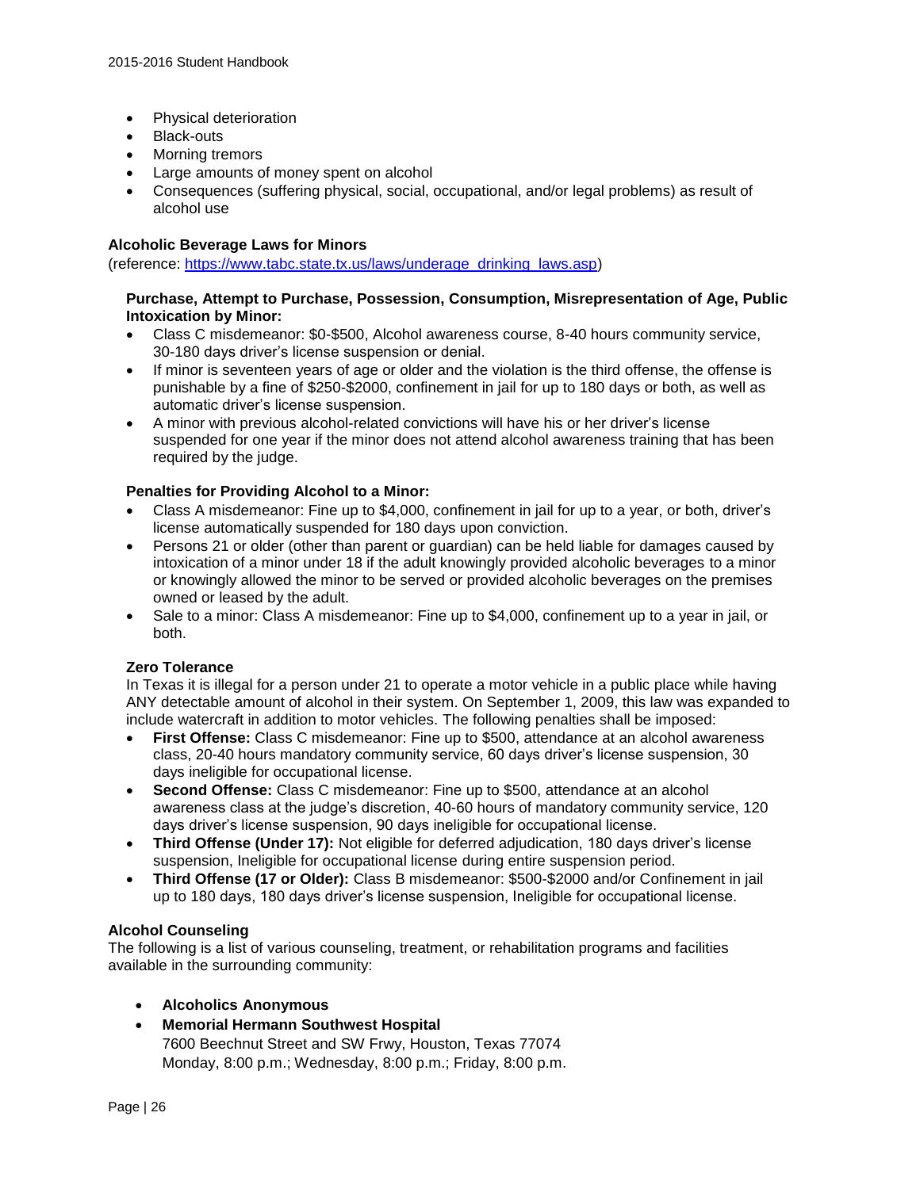- Physical deterioration
- Black-outs
- Morning tremors
- Large amounts of money spent on alcohol
- Consequences (suffering physical, social, occupational, and/or legal problems) as result of alcohol use

**Alcoholic Beverage Laws for Minors**

(reference: https://www.tabc.state.tx.us/laws/underage_drinking_laws.asp)

**Purchase, Attempt to Purchase, Possession, Consumption, Misrepresentation of Age, Public Intoxication by Minor:**

- Class C misdemeanor: $0-$500, Alcohol awareness course, 8-40 hours community service, 30-180 days driver's license suspension or denial.
- If minor is seventeen years of age or older and the violation is the third offense, the offense is punishable by a fine of $250-$2000, confinement in jail for up to 180 days or both, as well as automatic driver's license suspension.
- A minor with previous alcohol-related convictions will have his or her driver's license suspended for one year if the minor does not attend alcohol awareness training that has been required by the judge.

**Penalties for Providing Alcohol to a Minor:**

- Class A misdemeanor: Fine up to $4,000, confinement in jail for up to a year, or both, driver's license automatically suspended for 180 days upon conviction.
- Persons 21 or older (other than parent or guardian) can be held liable for damages caused by intoxication of a minor under 18 if the adult knowingly provided alcoholic beverages to a minor or knowingly allowed the minor to be served or provided alcoholic beverages on the premises owned or leased by the adult.
- Sale to a minor: Class A misdemeanor: Fine up to $4,000, confinement up to a year in jail, or both.

**Zero Tolerance**

In Texas it is illegal for a person under 21 to operate a motor vehicle in a public place while having ANY detectable amount of alcohol in their system. On September 1, 2009, this law was expanded to include watercraft in addition to motor vehicles. The following penalties shall be imposed:

- **First Offense:** Class C misdemeanor: Fine up to $500, attendance at an alcohol awareness class, 20-40 hours mandatory community service, 60 days driver's license suspension, 30 days ineligible for occupational license.
- **Second Offense:** Class C misdemeanor: Fine up to $500, attendance at an alcohol awareness class at the judge's discretion, 40-60 hours of mandatory community service, 120 days driver's license suspension, 90 days ineligible for occupational license.
- **Third Offense (Under 17):** Not eligible for deferred adjudication, 180 days driver's license suspension, Ineligible for occupational license during entire suspension period.
- **Third Offense (17 or Older):** Class B misdemeanor: $500-$2000 and/or Confinement in jail up to 180 days, 180 days driver's license suspension, Ineligible for occupational license.

**Alcohol Counseling**

The following is a list of various counseling, treatment, or rehabilitation programs and facilities available in the surrounding community:

- **Alcoholics Anonymous**
- **Memorial Hermann Southwest Hospital**
  7600 Beechnut Street and SW Frwy, Houston, Texas 77074
  Monday, 8:00 p.m.; Wednesday, 8:00 p.m.; Friday, 8:00 p.m.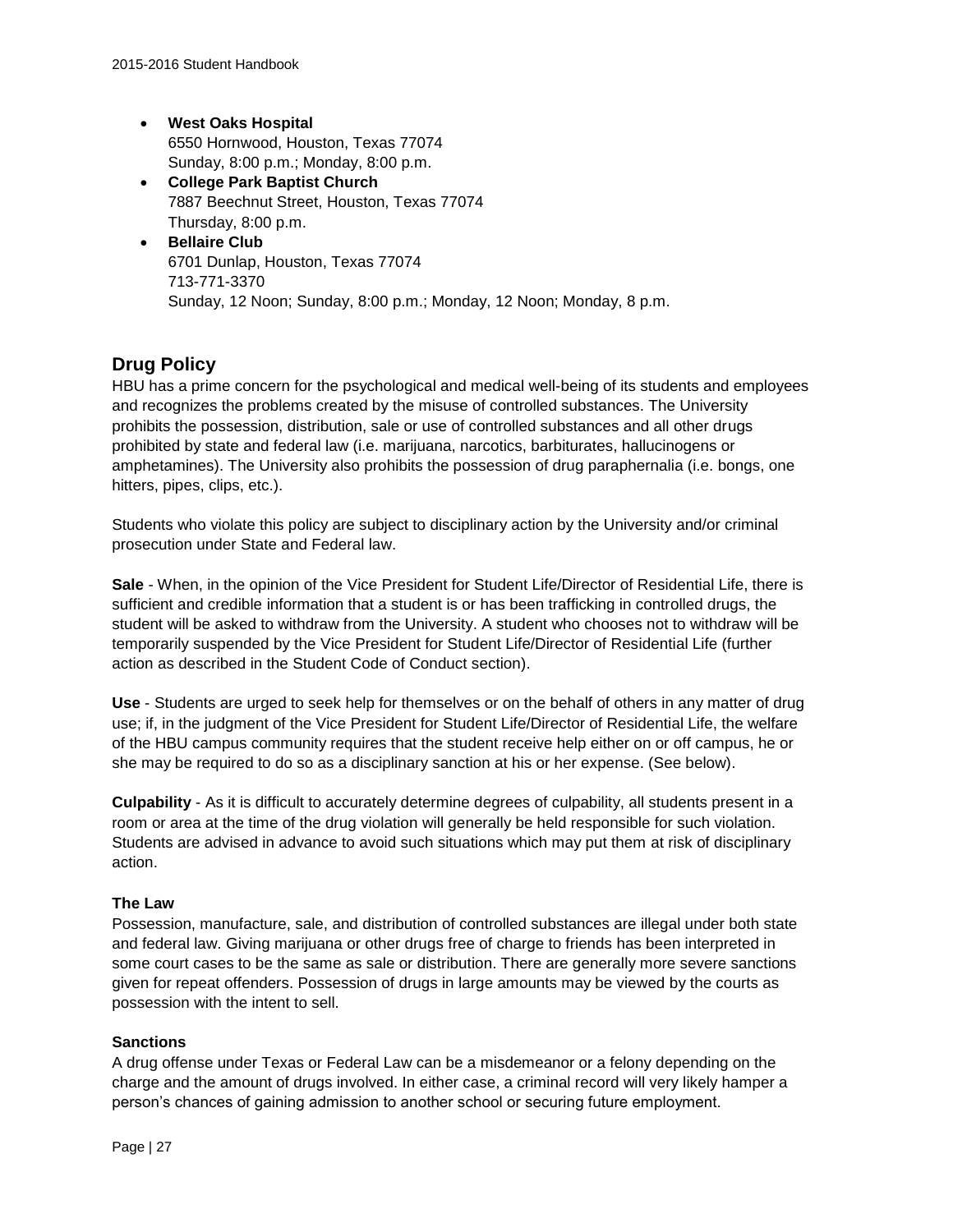- **West Oaks Hospital**
  6550 Hornwood, Houston, Texas 77074
  Sunday, 8:00 p.m.; Monday, 8:00 p.m.
- **College Park Baptist Church**
  7887 Beechnut Street, Houston, Texas 77074
  Thursday, 8:00 p.m.
- **Bellaire Club**
  6701 Dunlap, Houston, Texas 77074
  713-771-3370
  Sunday, 12 Noon; Sunday, 8:00 p.m.; Monday, 12 Noon; Monday, 8 p.m.

## Drug Policy

HBU has a prime concern for the psychological and medical well-being of its students and employees and recognizes the problems created by the misuse of controlled substances. The University prohibits the possession, distribution, sale or use of controlled substances and all other drugs prohibited by state and federal law (i.e. marijuana, narcotics, barbiturates, hallucinogens or amphetamines). The University also prohibits the possession of drug paraphernalia (i.e. bongs, one hitters, pipes, clips, etc.).

Students who violate this policy are subject to disciplinary action by the University and/or criminal prosecution under State and Federal law.

**Sale** - When, in the opinion of the Vice President for Student Life/Director of Residential Life, there is sufficient and credible information that a student is or has been trafficking in controlled drugs, the student will be asked to withdraw from the University. A student who chooses not to withdraw will be temporarily suspended by the Vice President for Student Life/Director of Residential Life (further action as described in the Student Code of Conduct section).

**Use** - Students are urged to seek help for themselves or on the behalf of others in any matter of drug use; if, in the judgment of the Vice President for Student Life/Director of Residential Life, the welfare of the HBU campus community requires that the student receive help either on or off campus, he or she may be required to do so as a disciplinary sanction at his or her expense. (See below).

**Culpability** - As it is difficult to accurately determine degrees of culpability, all students present in a room or area at the time of the drug violation will generally be held responsible for such violation. Students are advised in advance to avoid such situations which may put them at risk of disciplinary action.

#### The Law

Possession, manufacture, sale, and distribution of controlled substances are illegal under both state and federal law. Giving marijuana or other drugs free of charge to friends has been interpreted in some court cases to be the same as sale or distribution. There are generally more severe sanctions given for repeat offenders. Possession of drugs in large amounts may be viewed by the courts as possession with the intent to sell.

#### Sanctions

A drug offense under Texas or Federal Law can be a misdemeanor or a felony depending on the charge and the amount of drugs involved. In either case, a criminal record will very likely hamper a person's chances of gaining admission to another school or securing future employment.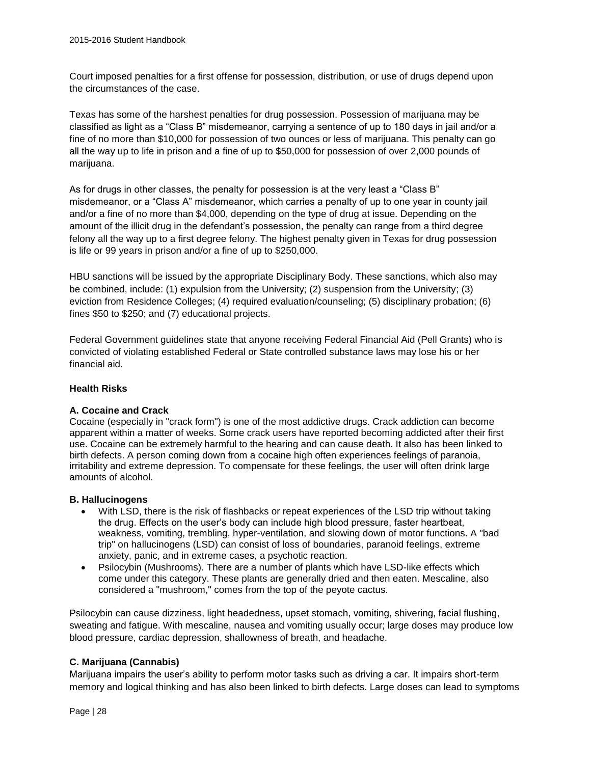Court imposed penalties for a first offense for possession, distribution, or use of drugs depend upon the circumstances of the case.

Texas has some of the harshest penalties for drug possession. Possession of marijuana may be classified as light as a "Class B" misdemeanor, carrying a sentence of up to 180 days in jail and/or a fine of no more than $10,000 for possession of two ounces or less of marijuana. This penalty can go all the way up to life in prison and a fine of up to $50,000 for possession of over 2,000 pounds of marijuana.

As for drugs in other classes, the penalty for possession is at the very least a "Class B" misdemeanor, or a "Class A" misdemeanor, which carries a penalty of up to one year in county jail and/or a fine of no more than $4,000, depending on the type of drug at issue. Depending on the amount of the illicit drug in the defendant's possession, the penalty can range from a third degree felony all the way up to a first degree felony. The highest penalty given in Texas for drug possession is life or 99 years in prison and/or a fine of up to $250,000.

HBU sanctions will be issued by the appropriate Disciplinary Body. These sanctions, which also may be combined, include: (1) expulsion from the University; (2) suspension from the University; (3) eviction from Residence Colleges; (4) required evaluation/counseling; (5) disciplinary probation; (6) fines $50 to $250; and (7) educational projects.

Federal Government guidelines state that anyone receiving Federal Financial Aid (Pell Grants) who is convicted of violating established Federal or State controlled substance laws may lose his or her financial aid.

### Health Risks

#### A. Cocaine and Crack

Cocaine (especially in "crack form") is one of the most addictive drugs. Crack addiction can become apparent within a matter of weeks. Some crack users have reported becoming addicted after their first use. Cocaine can be extremely harmful to the hearing and can cause death. It also has been linked to birth defects. A person coming down from a cocaine high often experiences feelings of paranoia, irritability and extreme depression. To compensate for these feelings, the user will often drink large amounts of alcohol.

#### B. Hallucinogens

- With LSD, there is the risk of flashbacks or repeat experiences of the LSD trip without taking the drug. Effects on the user's body can include high blood pressure, faster heartbeat, weakness, vomiting, trembling, hyper-ventilation, and slowing down of motor functions. A "bad trip" on hallucinogens (LSD) can consist of loss of boundaries, paranoid feelings, extreme anxiety, panic, and in extreme cases, a psychotic reaction.
- Psilocybin (Mushrooms). There are a number of plants which have LSD-like effects which come under this category. These plants are generally dried and then eaten. Mescaline, also considered a "mushroom," comes from the top of the peyote cactus.

Psilocybin can cause dizziness, light headedness, upset stomach, vomiting, shivering, facial flushing, sweating and fatigue. With mescaline, nausea and vomiting usually occur; large doses may produce low blood pressure, cardiac depression, shallowness of breath, and headache.

#### C. Marijuana (Cannabis)

Marijuana impairs the user's ability to perform motor tasks such as driving a car. It impairs short-term memory and logical thinking and has also been linked to birth defects. Large doses can lead to symptoms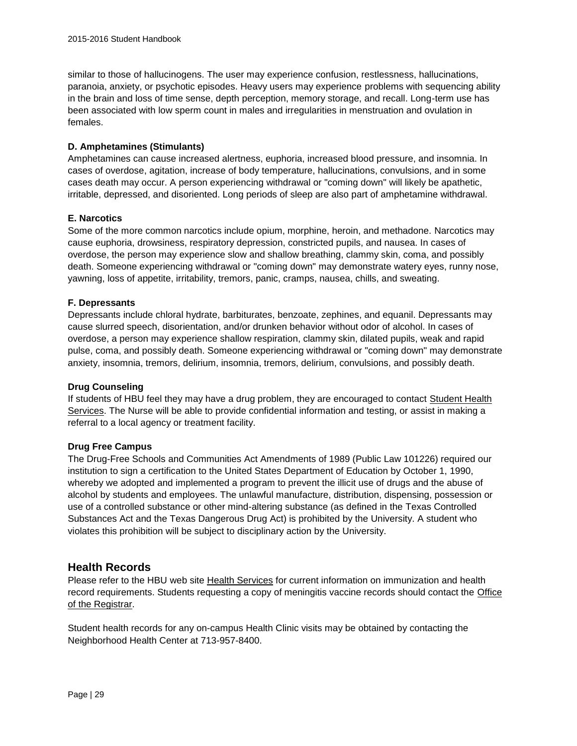similar to those of hallucinogens. The user may experience confusion, restlessness, hallucinations, paranoia, anxiety, or psychotic episodes. Heavy users may experience problems with sequencing ability in the brain and loss of time sense, depth perception, memory storage, and recall. Long-term use has been associated with low sperm count in males and irregularities in menstruation and ovulation in females.

**D. Amphetamines (Stimulants)**
Amphetamines can cause increased alertness, euphoria, increased blood pressure, and insomnia. In cases of overdose, agitation, increase of body temperature, hallucinations, convulsions, and in some cases death may occur. A person experiencing withdrawal or "coming down" will likely be apathetic, irritable, depressed, and disoriented. Long periods of sleep are also part of amphetamine withdrawal.

**E. Narcotics**
Some of the more common narcotics include opium, morphine, heroin, and methadone. Narcotics may cause euphoria, drowsiness, respiratory depression, constricted pupils, and nausea. In cases of overdose, the person may experience slow and shallow breathing, clammy skin, coma, and possibly death. Someone experiencing withdrawal or "coming down" may demonstrate watery eyes, runny nose, yawning, loss of appetite, irritability, tremors, panic, cramps, nausea, chills, and sweating.

**F. Depressants**
Depressants include chloral hydrate, barbiturates, benzoate, zephines, and equanil. Depressants may cause slurred speech, disorientation, and/or drunken behavior without odor of alcohol. In cases of overdose, a person may experience shallow respiration, clammy skin, dilated pupils, weak and rapid pulse, coma, and possibly death. Someone experiencing withdrawal or "coming down" may demonstrate anxiety, insomnia, tremors, delirium, insomnia, tremors, delirium, convulsions, and possibly death.

**Drug Counseling**
If students of HBU feel they may have a drug problem, they are encouraged to contact Student Health Services. The Nurse will be able to provide confidential information and testing, or assist in making a referral to a local agency or treatment facility.

**Drug Free Campus**
The Drug-Free Schools and Communities Act Amendments of 1989 (Public Law 101226) required our institution to sign a certification to the United States Department of Education by October 1, 1990, whereby we adopted and implemented a program to prevent the illicit use of drugs and the abuse of alcohol by students and employees. The unlawful manufacture, distribution, dispensing, possession or use of a controlled substance or other mind-altering substance (as defined in the Texas Controlled Substances Act and the Texas Dangerous Drug Act) is prohibited by the University. A student who violates this prohibition will be subject to disciplinary action by the University.

## Health Records

Please refer to the HBU web site Health Services for current information on immunization and health record requirements. Students requesting a copy of meningitis vaccine records should contact the Office of the Registrar.

Student health records for any on-campus Health Clinic visits may be obtained by contacting the Neighborhood Health Center at 713-957-8400.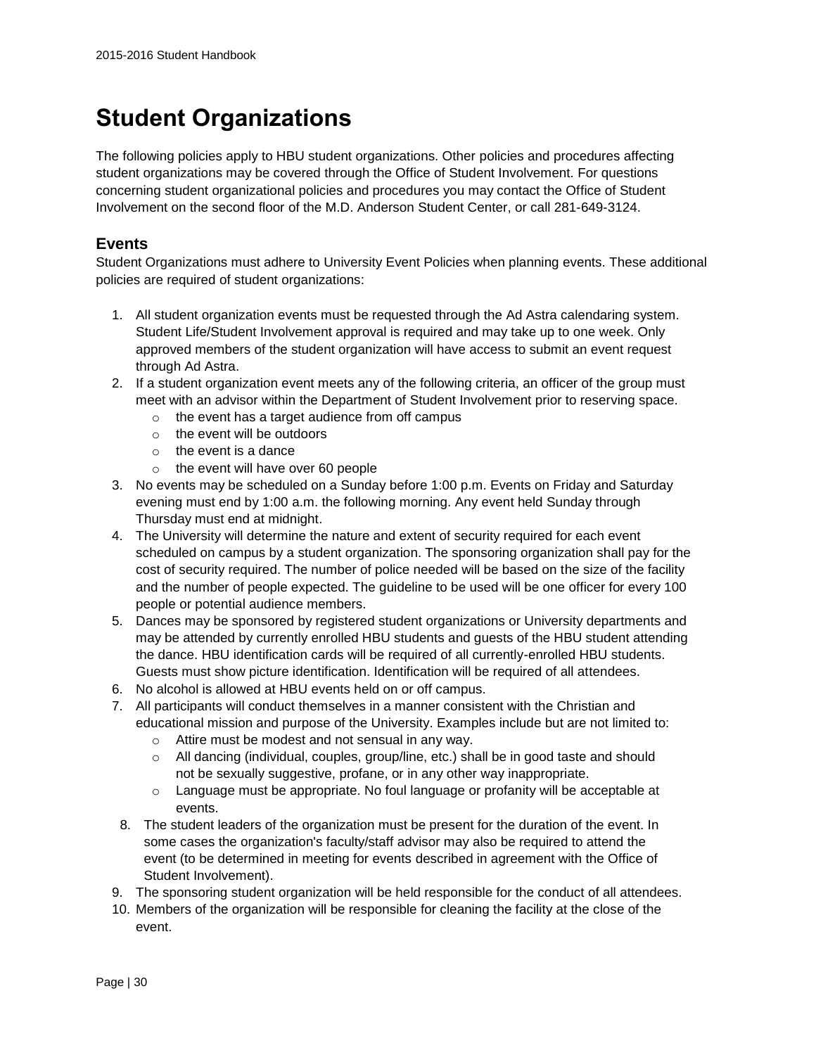# Student Organizations

The following policies apply to HBU student organizations. Other policies and procedures affecting student organizations may be covered through the Office of Student Involvement. For questions concerning student organizational policies and procedures you may contact the Office of Student Involvement on the second floor of the M.D. Anderson Student Center, or call 281-649-3124.

## Events

Student Organizations must adhere to University Event Policies when planning events. These additional policies are required of student organizations:

1. All student organization events must be requested through the Ad Astra calendaring system. Student Life/Student Involvement approval is required and may take up to one week. Only approved members of the student organization will have access to submit an event request through Ad Astra.
2. If a student organization event meets any of the following criteria, an officer of the group must meet with an advisor within the Department of Student Involvement prior to reserving space.
   - the event has a target audience from off campus
   - the event will be outdoors
   - the event is a dance
   - the event will have over 60 people
3. No events may be scheduled on a Sunday before 1:00 p.m. Events on Friday and Saturday evening must end by 1:00 a.m. the following morning. Any event held Sunday through Thursday must end at midnight.
4. The University will determine the nature and extent of security required for each event scheduled on campus by a student organization. The sponsoring organization shall pay for the cost of security required. The number of police needed will be based on the size of the facility and the number of people expected. The guideline to be used will be one officer for every 100 people or potential audience members.
5. Dances may be sponsored by registered student organizations or University departments and may be attended by currently enrolled HBU students and guests of the HBU student attending the dance. HBU identification cards will be required of all currently-enrolled HBU students. Guests must show picture identification. Identification will be required of all attendees.
6. No alcohol is allowed at HBU events held on or off campus.
7. All participants will conduct themselves in a manner consistent with the Christian and educational mission and purpose of the University. Examples include but are not limited to:
   - Attire must be modest and not sensual in any way.
   - All dancing (individual, couples, group/line, etc.) shall be in good taste and should not be sexually suggestive, profane, or in any other way inappropriate.
   - Language must be appropriate. No foul language or profanity will be acceptable at events.
8. The student leaders of the organization must be present for the duration of the event. In some cases the organization's faculty/staff advisor may also be required to attend the event (to be determined in meeting for events described in agreement with the Office of Student Involvement).
9. The sponsoring student organization will be held responsible for the conduct of all attendees.
10. Members of the organization will be responsible for cleaning the facility at the close of the event.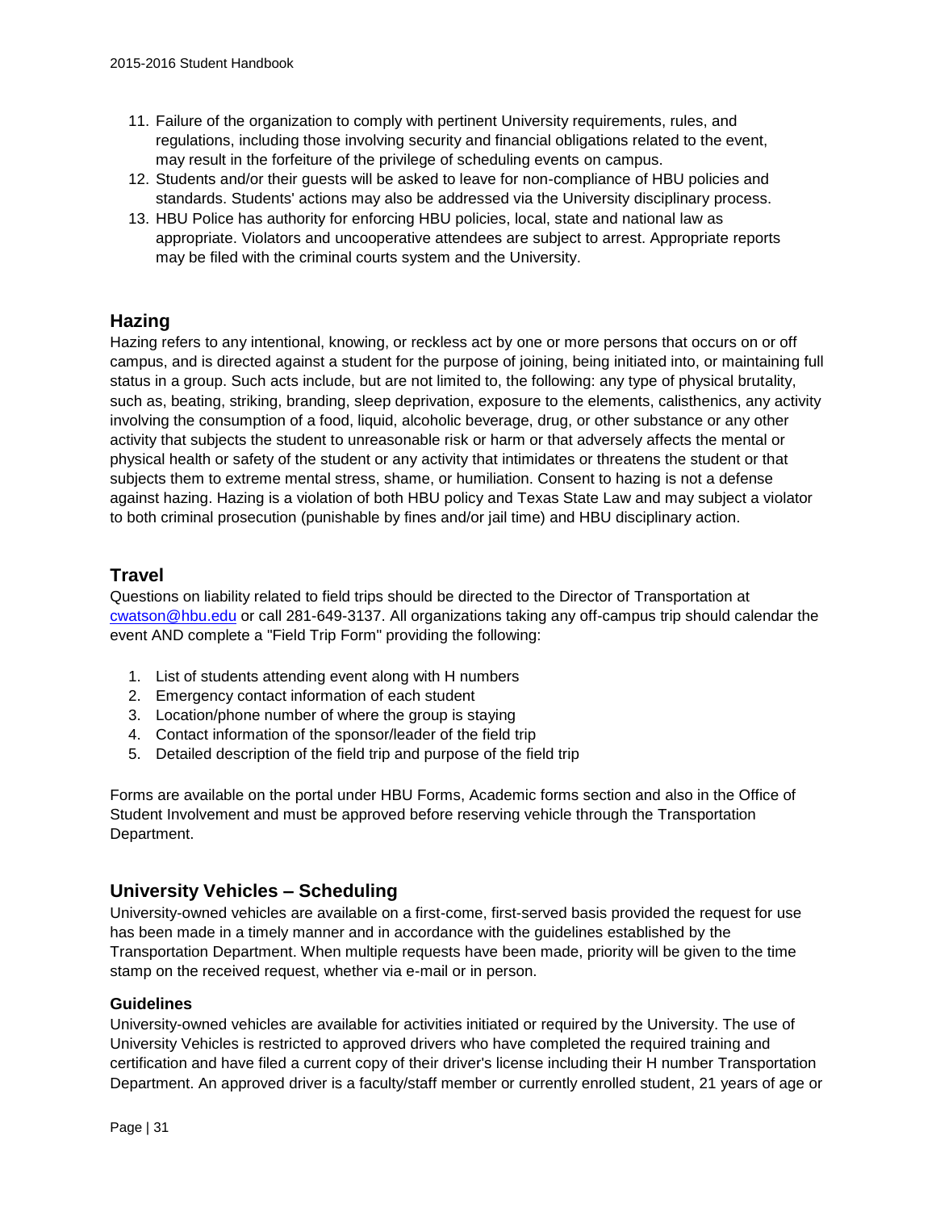11. Failure of the organization to comply with pertinent University requirements, rules, and regulations, including those involving security and financial obligations related to the event, may result in the forfeiture of the privilege of scheduling events on campus.
12. Students and/or their guests will be asked to leave for non-compliance of HBU policies and standards. Students' actions may also be addressed via the University disciplinary process.
13. HBU Police has authority for enforcing HBU policies, local, state and national law as appropriate. Violators and uncooperative attendees are subject to arrest. Appropriate reports may be filed with the criminal courts system and the University.

## Hazing

Hazing refers to any intentional, knowing, or reckless act by one or more persons that occurs on or off campus, and is directed against a student for the purpose of joining, being initiated into, or maintaining full status in a group. Such acts include, but are not limited to, the following: any type of physical brutality, such as, beating, striking, branding, sleep deprivation, exposure to the elements, calisthenics, any activity involving the consumption of a food, liquid, alcoholic beverage, drug, or other substance or any other activity that subjects the student to unreasonable risk or harm or that adversely affects the mental or physical health or safety of the student or any activity that intimidates or threatens the student or that subjects them to extreme mental stress, shame, or humiliation. Consent to hazing is not a defense against hazing. Hazing is a violation of both HBU policy and Texas State Law and may subject a violator to both criminal prosecution (punishable by fines and/or jail time) and HBU disciplinary action.

## Travel

Questions on liability related to field trips should be directed to the Director of Transportation at cwatson@hbu.edu or call 281-649-3137. All organizations taking any off-campus trip should calendar the event AND complete a "Field Trip Form" providing the following:

1. List of students attending event along with H numbers
2. Emergency contact information of each student
3. Location/phone number of where the group is staying
4. Contact information of the sponsor/leader of the field trip
5. Detailed description of the field trip and purpose of the field trip

Forms are available on the portal under HBU Forms, Academic forms section and also in the Office of Student Involvement and must be approved before reserving vehicle through the Transportation Department.

## University Vehicles – Scheduling

University-owned vehicles are available on a first-come, first-served basis provided the request for use has been made in a timely manner and in accordance with the guidelines established by the Transportation Department. When multiple requests have been made, priority will be given to the time stamp on the received request, whether via e-mail or in person.

### Guidelines

University-owned vehicles are available for activities initiated or required by the University. The use of University Vehicles is restricted to approved drivers who have completed the required training and certification and have filed a current copy of their driver's license including their H number Transportation Department. An approved driver is a faculty/staff member or currently enrolled student, 21 years of age or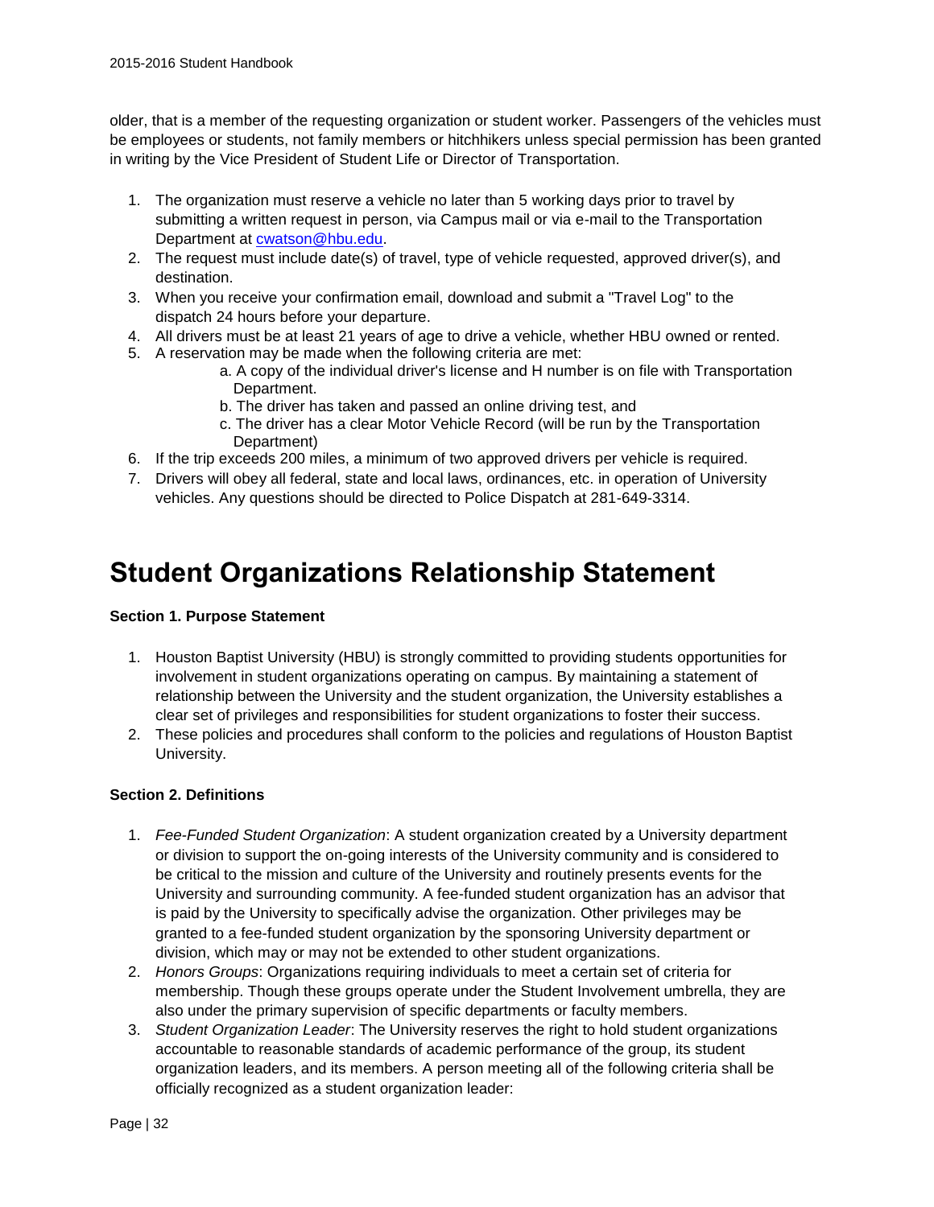older, that is a member of the requesting organization or student worker. Passengers of the vehicles must be employees or students, not family members or hitchhikers unless special permission has been granted in writing by the Vice President of Student Life or Director of Transportation.

1. The organization must reserve a vehicle no later than 5 working days prior to travel by submitting a written request in person, via Campus mail or via e-mail to the Transportation Department at cwatson@hbu.edu.
2. The request must include date(s) of travel, type of vehicle requested, approved driver(s), and destination.
3. When you receive your confirmation email, download and submit a "Travel Log" to the dispatch 24 hours before your departure.
4. All drivers must be at least 21 years of age to drive a vehicle, whether HBU owned or rented.
5. A reservation may be made when the following criteria are met:
   a. A copy of the individual driver's license and H number is on file with Transportation Department.
   b. The driver has taken and passed an online driving test, and
   c. The driver has a clear Motor Vehicle Record (will be run by the Transportation Department)
6. If the trip exceeds 200 miles, a minimum of two approved drivers per vehicle is required.
7. Drivers will obey all federal, state and local laws, ordinances, etc. in operation of University vehicles. Any questions should be directed to Police Dispatch at 281-649-3314.

# Student Organizations Relationship Statement

**Section 1. Purpose Statement**

1. Houston Baptist University (HBU) is strongly committed to providing students opportunities for involvement in student organizations operating on campus. By maintaining a statement of relationship between the University and the student organization, the University establishes a clear set of privileges and responsibilities for student organizations to foster their success.
2. These policies and procedures shall conform to the policies and regulations of Houston Baptist University.

**Section 2. Definitions**

1. *Fee-Funded Student Organization*: A student organization created by a University department or division to support the on-going interests of the University community and is considered to be critical to the mission and culture of the University and routinely presents events for the University and surrounding community. A fee-funded student organization has an advisor that is paid by the University to specifically advise the organization. Other privileges may be granted to a fee-funded student organization by the sponsoring University department or division, which may or may not be extended to other student organizations.
2. *Honors Groups*: Organizations requiring individuals to meet a certain set of criteria for membership. Though these groups operate under the Student Involvement umbrella, they are also under the primary supervision of specific departments or faculty members.
3. *Student Organization Leader*: The University reserves the right to hold student organizations accountable to reasonable standards of academic performance of the group, its student organization leaders, and its members. A person meeting all of the following criteria shall be officially recognized as a student organization leader: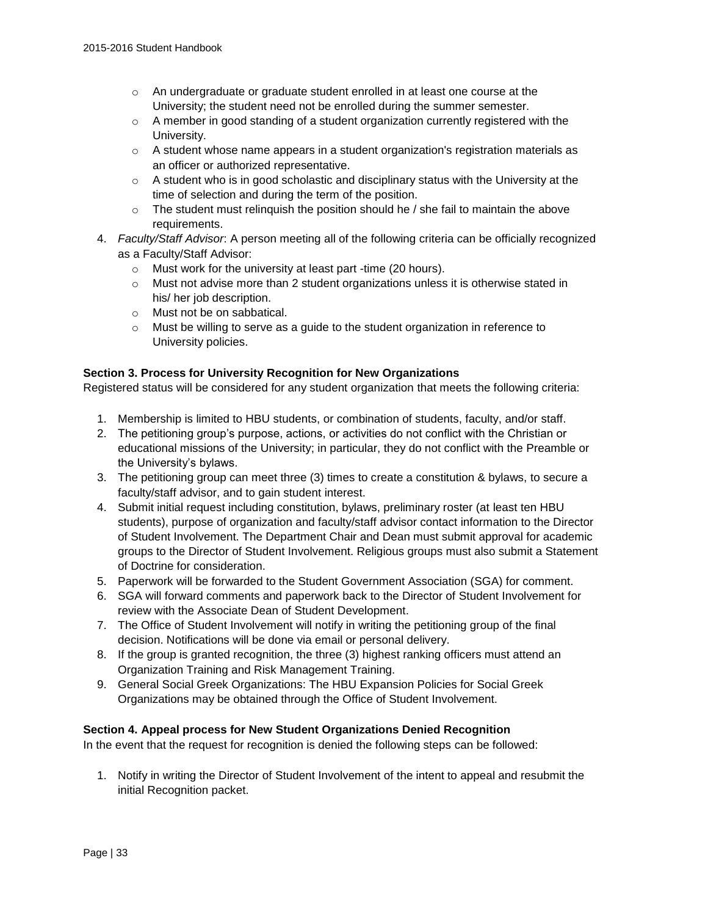- An undergraduate or graduate student enrolled in at least one course at the University; the student need not be enrolled during the summer semester.
   - A member in good standing of a student organization currently registered with the University.
   - A student whose name appears in a student organization's registration materials as an officer or authorized representative.
   - A student who is in good scholastic and disciplinary status with the University at the time of selection and during the term of the position.
   - The student must relinquish the position should he / she fail to maintain the above requirements.
4. *Faculty/Staff Advisor*: A person meeting all of the following criteria can be officially recognized as a Faculty/Staff Advisor:
   - Must work for the university at least part -time (20 hours).
   - Must not advise more than 2 student organizations unless it is otherwise stated in his/ her job description.
   - Must not be on sabbatical.
   - Must be willing to serve as a guide to the student organization in reference to University policies.

**Section 3. Process for University Recognition for New Organizations**

Registered status will be considered for any student organization that meets the following criteria:

1. Membership is limited to HBU students, or combination of students, faculty, and/or staff.
2. The petitioning group's purpose, actions, or activities do not conflict with the Christian or educational missions of the University; in particular, they do not conflict with the Preamble or the University's bylaws.
3. The petitioning group can meet three (3) times to create a constitution & bylaws, to secure a faculty/staff advisor, and to gain student interest.
4. Submit initial request including constitution, bylaws, preliminary roster (at least ten HBU students), purpose of organization and faculty/staff advisor contact information to the Director of Student Involvement. The Department Chair and Dean must submit approval for academic groups to the Director of Student Involvement. Religious groups must also submit a Statement of Doctrine for consideration.
5. Paperwork will be forwarded to the Student Government Association (SGA) for comment.
6. SGA will forward comments and paperwork back to the Director of Student Involvement for review with the Associate Dean of Student Development.
7. The Office of Student Involvement will notify in writing the petitioning group of the final decision. Notifications will be done via email or personal delivery.
8. If the group is granted recognition, the three (3) highest ranking officers must attend an Organization Training and Risk Management Training.
9. General Social Greek Organizations: The HBU Expansion Policies for Social Greek Organizations may be obtained through the Office of Student Involvement.

**Section 4. Appeal process for New Student Organizations Denied Recognition**

In the event that the request for recognition is denied the following steps can be followed:

1. Notify in writing the Director of Student Involvement of the intent to appeal and resubmit the initial Recognition packet.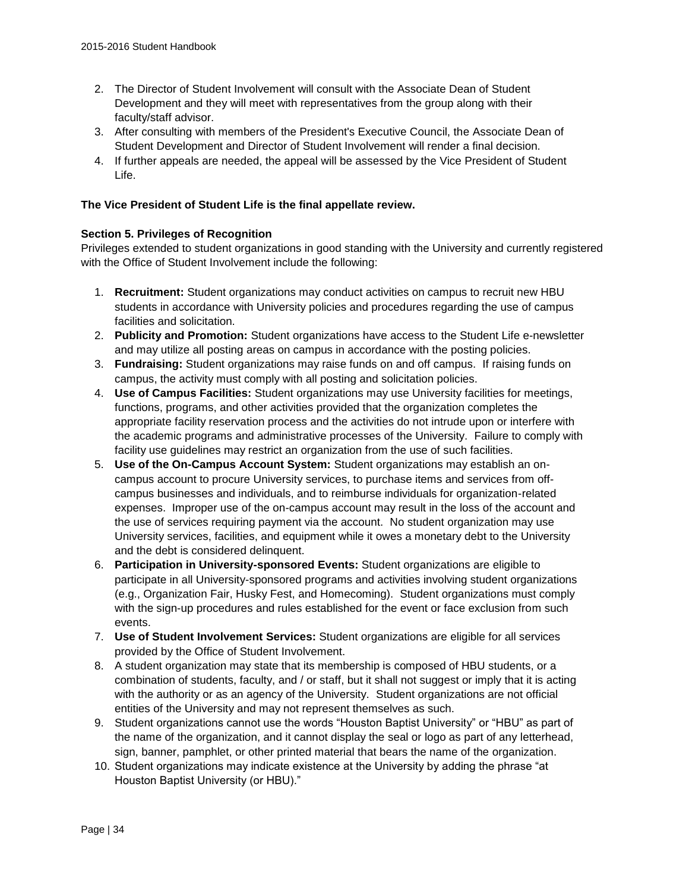2. The Director of Student Involvement will consult with the Associate Dean of Student Development and they will meet with representatives from the group along with their faculty/staff advisor.
3. After consulting with members of the President's Executive Council, the Associate Dean of Student Development and Director of Student Involvement will render a final decision.
4. If further appeals are needed, the appeal will be assessed by the Vice President of Student Life.

**The Vice President of Student Life is the final appellate review.**

**Section 5. Privileges of Recognition**

Privileges extended to student organizations in good standing with the University and currently registered with the Office of Student Involvement include the following:

1. **Recruitment:** Student organizations may conduct activities on campus to recruit new HBU students in accordance with University policies and procedures regarding the use of campus facilities and solicitation.
2. **Publicity and Promotion:** Student organizations have access to the Student Life e-newsletter and may utilize all posting areas on campus in accordance with the posting policies.
3. **Fundraising:** Student organizations may raise funds on and off campus. If raising funds on campus, the activity must comply with all posting and solicitation policies.
4. **Use of Campus Facilities:** Student organizations may use University facilities for meetings, functions, programs, and other activities provided that the organization completes the appropriate facility reservation process and the activities do not intrude upon or interfere with the academic programs and administrative processes of the University. Failure to comply with facility use guidelines may restrict an organization from the use of such facilities.
5. **Use of the On-Campus Account System:** Student organizations may establish an on-campus account to procure University services, to purchase items and services from off-campus businesses and individuals, and to reimburse individuals for organization-related expenses. Improper use of the on-campus account may result in the loss of the account and the use of services requiring payment via the account. No student organization may use University services, facilities, and equipment while it owes a monetary debt to the University and the debt is considered delinquent.
6. **Participation in University-sponsored Events:** Student organizations are eligible to participate in all University-sponsored programs and activities involving student organizations (e.g., Organization Fair, Husky Fest, and Homecoming). Student organizations must comply with the sign-up procedures and rules established for the event or face exclusion from such events.
7. **Use of Student Involvement Services:** Student organizations are eligible for all services provided by the Office of Student Involvement.
8. A student organization may state that its membership is composed of HBU students, or a combination of students, faculty, and / or staff, but it shall not suggest or imply that it is acting with the authority or as an agency of the University. Student organizations are not official entities of the University and may not represent themselves as such.
9. Student organizations cannot use the words "Houston Baptist University" or "HBU" as part of the name of the organization, and it cannot display the seal or logo as part of any letterhead, sign, banner, pamphlet, or other printed material that bears the name of the organization.
10. Student organizations may indicate existence at the University by adding the phrase "at Houston Baptist University (or HBU)."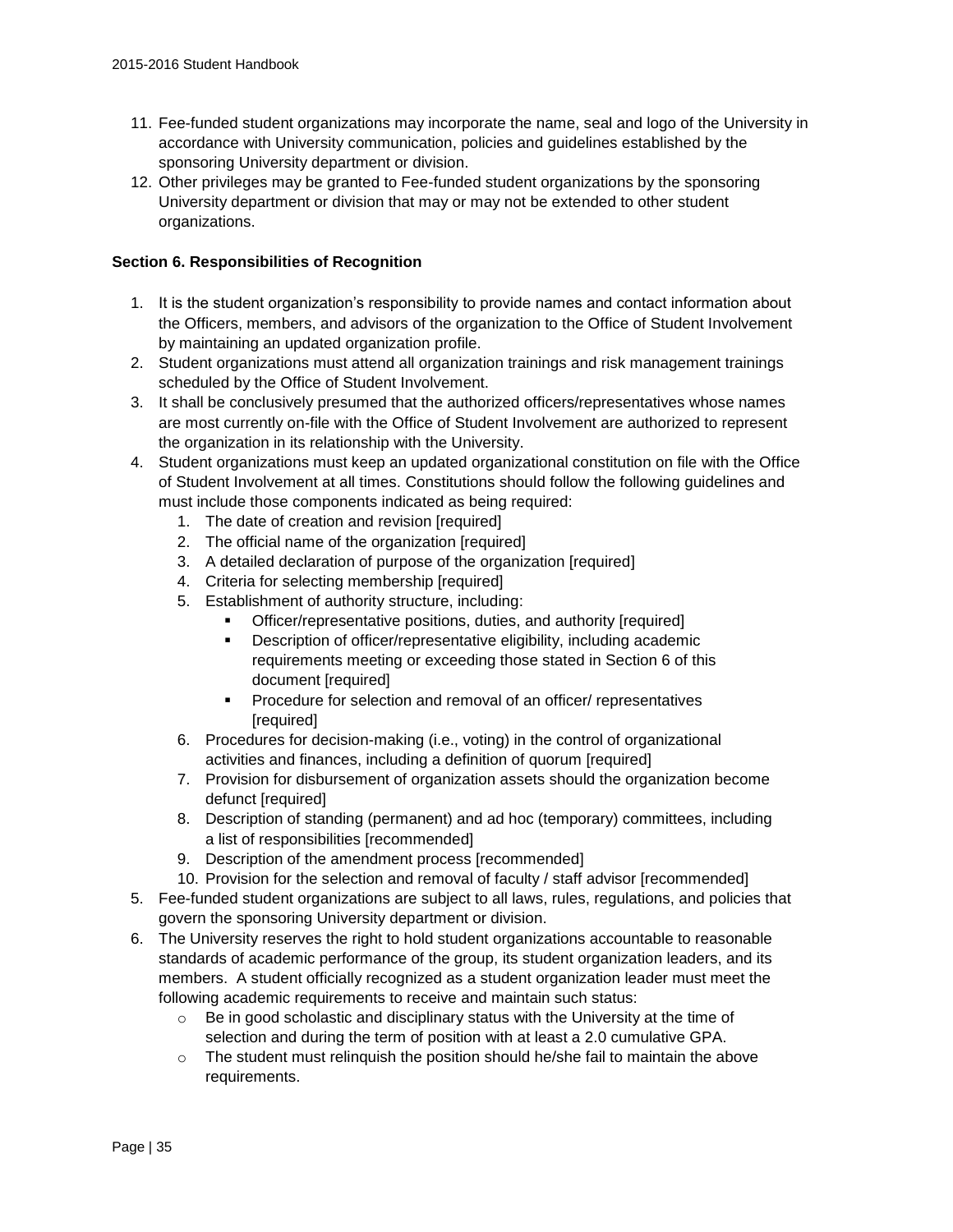11. Fee-funded student organizations may incorporate the name, seal and logo of the University in accordance with University communication, policies and guidelines established by the sponsoring University department or division.
12. Other privileges may be granted to Fee-funded student organizations by the sponsoring University department or division that may or may not be extended to other student organizations.

**Section 6. Responsibilities of Recognition**

1. It is the student organization's responsibility to provide names and contact information about the Officers, members, and advisors of the organization to the Office of Student Involvement by maintaining an updated organization profile.
2. Student organizations must attend all organization trainings and risk management trainings scheduled by the Office of Student Involvement.
3. It shall be conclusively presumed that the authorized officers/representatives whose names are most currently on-file with the Office of Student Involvement are authorized to represent the organization in its relationship with the University.
4. Student organizations must keep an updated organizational constitution on file with the Office of Student Involvement at all times. Constitutions should follow the following guidelines and must include those components indicated as being required:
   1. The date of creation and revision [required]
   2. The official name of the organization [required]
   3. A detailed declaration of purpose of the organization [required]
   4. Criteria for selecting membership [required]
   5. Establishment of authority structure, including:
      - Officer/representative positions, duties, and authority [required]
      - Description of officer/representative eligibility, including academic requirements meeting or exceeding those stated in Section 6 of this document [required]
      - Procedure for selection and removal of an officer/ representatives [required]
   6. Procedures for decision-making (i.e., voting) in the control of organizational activities and finances, including a definition of quorum [required]
   7. Provision for disbursement of organization assets should the organization become defunct [required]
   8. Description of standing (permanent) and ad hoc (temporary) committees, including a list of responsibilities [recommended]
   9. Description of the amendment process [recommended]
   10. Provision for the selection and removal of faculty / staff advisor [recommended]
5. Fee-funded student organizations are subject to all laws, rules, regulations, and policies that govern the sponsoring University department or division.
6. The University reserves the right to hold student organizations accountable to reasonable standards of academic performance of the group, its student organization leaders, and its members. A student officially recognized as a student organization leader must meet the following academic requirements to receive and maintain such status:
   - Be in good scholastic and disciplinary status with the University at the time of selection and during the term of position with at least a 2.0 cumulative GPA.
   - The student must relinquish the position should he/she fail to maintain the above requirements.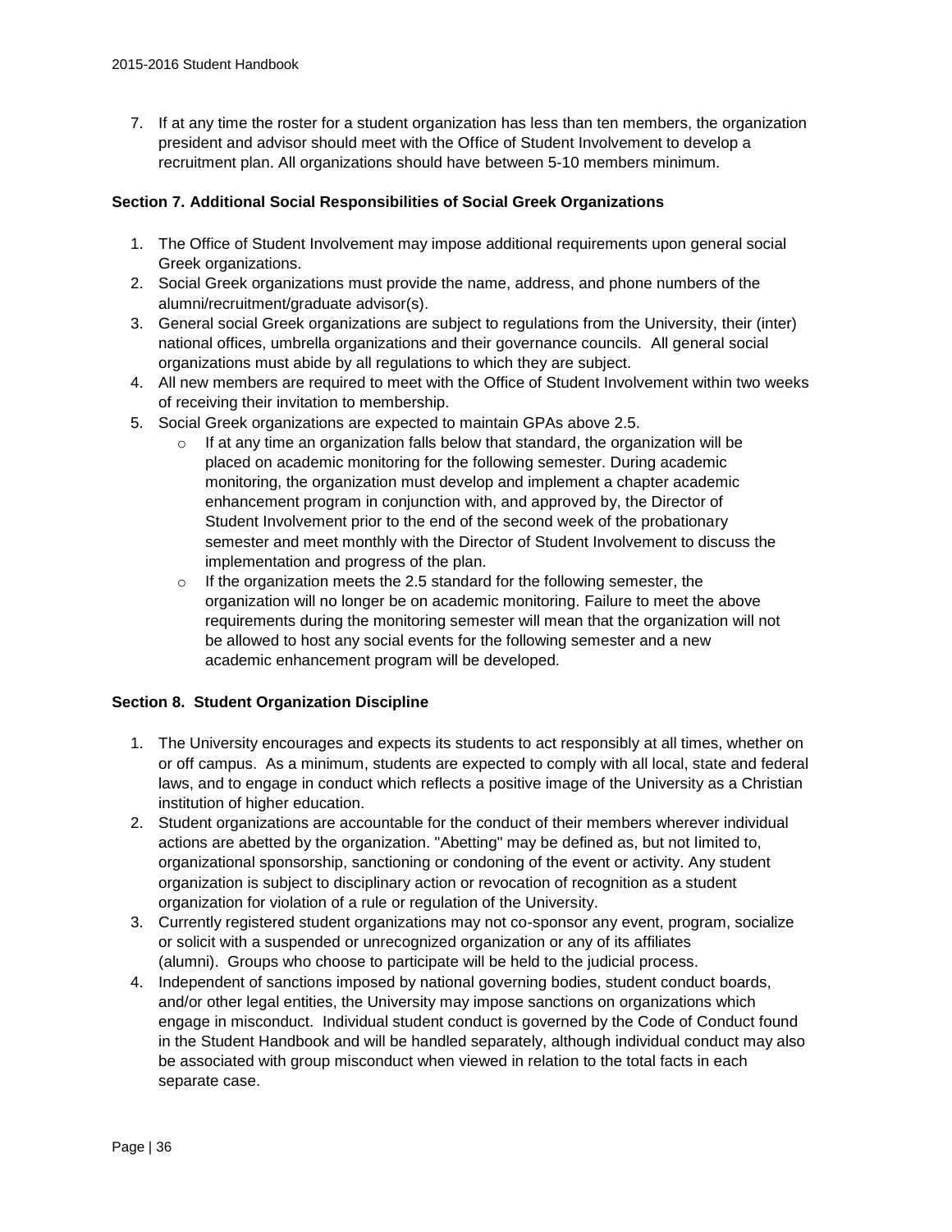7. If at any time the roster for a student organization has less than ten members, the organization president and advisor should meet with the Office of Student Involvement to develop a recruitment plan. All organizations should have between 5-10 members minimum.

**Section 7. Additional Social Responsibilities of Social Greek Organizations**

1. The Office of Student Involvement may impose additional requirements upon general social Greek organizations.
2. Social Greek organizations must provide the name, address, and phone numbers of the alumni/recruitment/graduate advisor(s).
3. General social Greek organizations are subject to regulations from the University, their (inter) national offices, umbrella organizations and their governance councils. All general social organizations must abide by all regulations to which they are subject.
4. All new members are required to meet with the Office of Student Involvement within two weeks of receiving their invitation to membership.
5. Social Greek organizations are expected to maintain GPAs above 2.5.
   - If at any time an organization falls below that standard, the organization will be placed on academic monitoring for the following semester. During academic monitoring, the organization must develop and implement a chapter academic enhancement program in conjunction with, and approved by, the Director of Student Involvement prior to the end of the second week of the probationary semester and meet monthly with the Director of Student Involvement to discuss the implementation and progress of the plan.
   - If the organization meets the 2.5 standard for the following semester, the organization will no longer be on academic monitoring. Failure to meet the above requirements during the monitoring semester will mean that the organization will not be allowed to host any social events for the following semester and a new academic enhancement program will be developed.

**Section 8. Student Organization Discipline**

1. The University encourages and expects its students to act responsibly at all times, whether on or off campus. As a minimum, students are expected to comply with all local, state and federal laws, and to engage in conduct which reflects a positive image of the University as a Christian institution of higher education.
2. Student organizations are accountable for the conduct of their members wherever individual actions are abetted by the organization. "Abetting" may be defined as, but not limited to, organizational sponsorship, sanctioning or condoning of the event or activity. Any student organization is subject to disciplinary action or revocation of recognition as a student organization for violation of a rule or regulation of the University.
3. Currently registered student organizations may not co-sponsor any event, program, socialize or solicit with a suspended or unrecognized organization or any of its affiliates (alumni). Groups who choose to participate will be held to the judicial process.
4. Independent of sanctions imposed by national governing bodies, student conduct boards, and/or other legal entities, the University may impose sanctions on organizations which engage in misconduct. Individual student conduct is governed by the Code of Conduct found in the Student Handbook and will be handled separately, although individual conduct may also be associated with group misconduct when viewed in relation to the total facts in each separate case.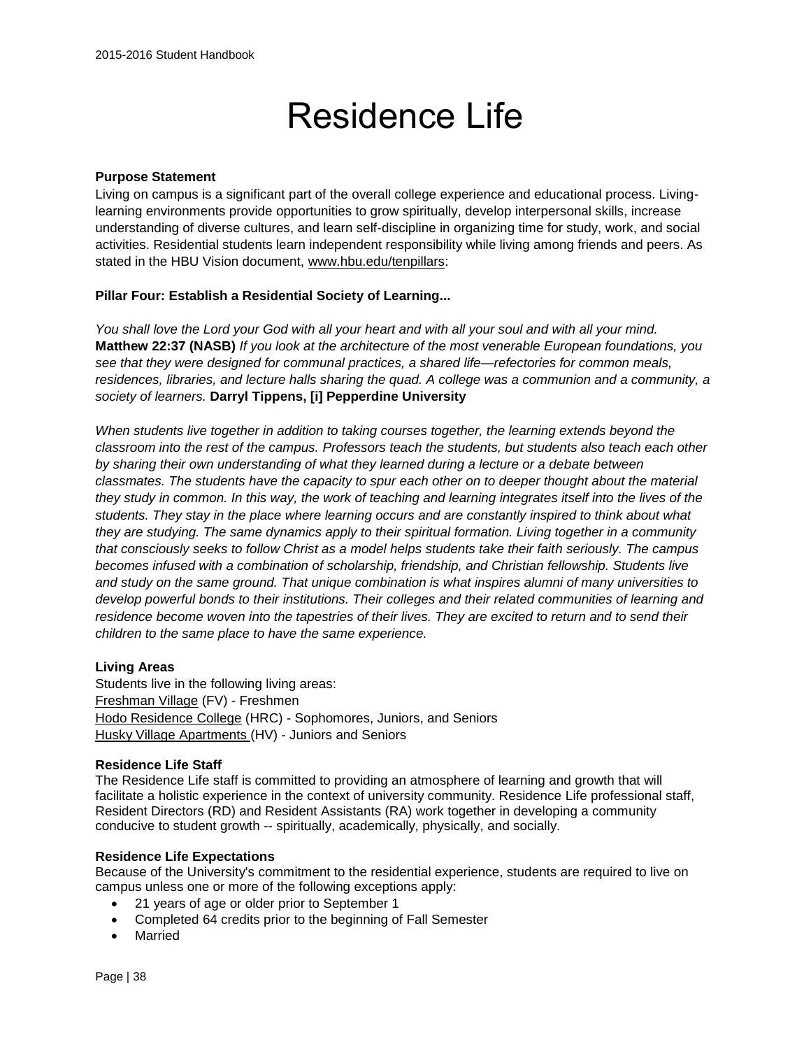# Residence Life

**Purpose Statement**

Living on campus is a significant part of the overall college experience and educational process. Living-learning environments provide opportunities to grow spiritually, develop interpersonal skills, increase understanding of diverse cultures, and learn self-discipline in organizing time for study, work, and social activities. Residential students learn independent responsibility while living among friends and peers. As stated in the HBU Vision document, www.hbu.edu/tenpillars:

**Pillar Four: Establish a Residential Society of Learning...**

*You shall love the Lord your God with all your heart and with all your soul and with all your mind.* **Matthew 22:37 (NASB)** *If you look at the architecture of the most venerable European foundations, you see that they were designed for communal practices, a shared life—refectories for common meals, residences, libraries, and lecture halls sharing the quad. A college was a communion and a community, a society of learners.* **Darryl Tippens, [i] Pepperdine University**

*When students live together in addition to taking courses together, the learning extends beyond the classroom into the rest of the campus. Professors teach the students, but students also teach each other by sharing their own understanding of what they learned during a lecture or a debate between classmates. The students have the capacity to spur each other on to deeper thought about the material they study in common. In this way, the work of teaching and learning integrates itself into the lives of the students. They stay in the place where learning occurs and are constantly inspired to think about what they are studying. The same dynamics apply to their spiritual formation. Living together in a community that consciously seeks to follow Christ as a model helps students take their faith seriously. The campus becomes infused with a combination of scholarship, friendship, and Christian fellowship. Students live and study on the same ground. That unique combination is what inspires alumni of many universities to develop powerful bonds to their institutions. Their colleges and their related communities of learning and residence become woven into the tapestries of their lives. They are excited to return and to send their children to the same place to have the same experience.*

**Living Areas**

Students live in the following living areas:
Freshman Village (FV) - Freshmen
Hodo Residence College (HRC) - Sophomores, Juniors, and Seniors
Husky Village Apartments (HV) - Juniors and Seniors

**Residence Life Staff**

The Residence Life staff is committed to providing an atmosphere of learning and growth that will facilitate a holistic experience in the context of university community. Residence Life professional staff, Resident Directors (RD) and Resident Assistants (RA) work together in developing a community conducive to student growth -- spiritually, academically, physically, and socially.

**Residence Life Expectations**

Because of the University's commitment to the residential experience, students are required to live on campus unless one or more of the following exceptions apply:

- 21 years of age or older prior to September 1
- Completed 64 credits prior to the beginning of Fall Semester
- Married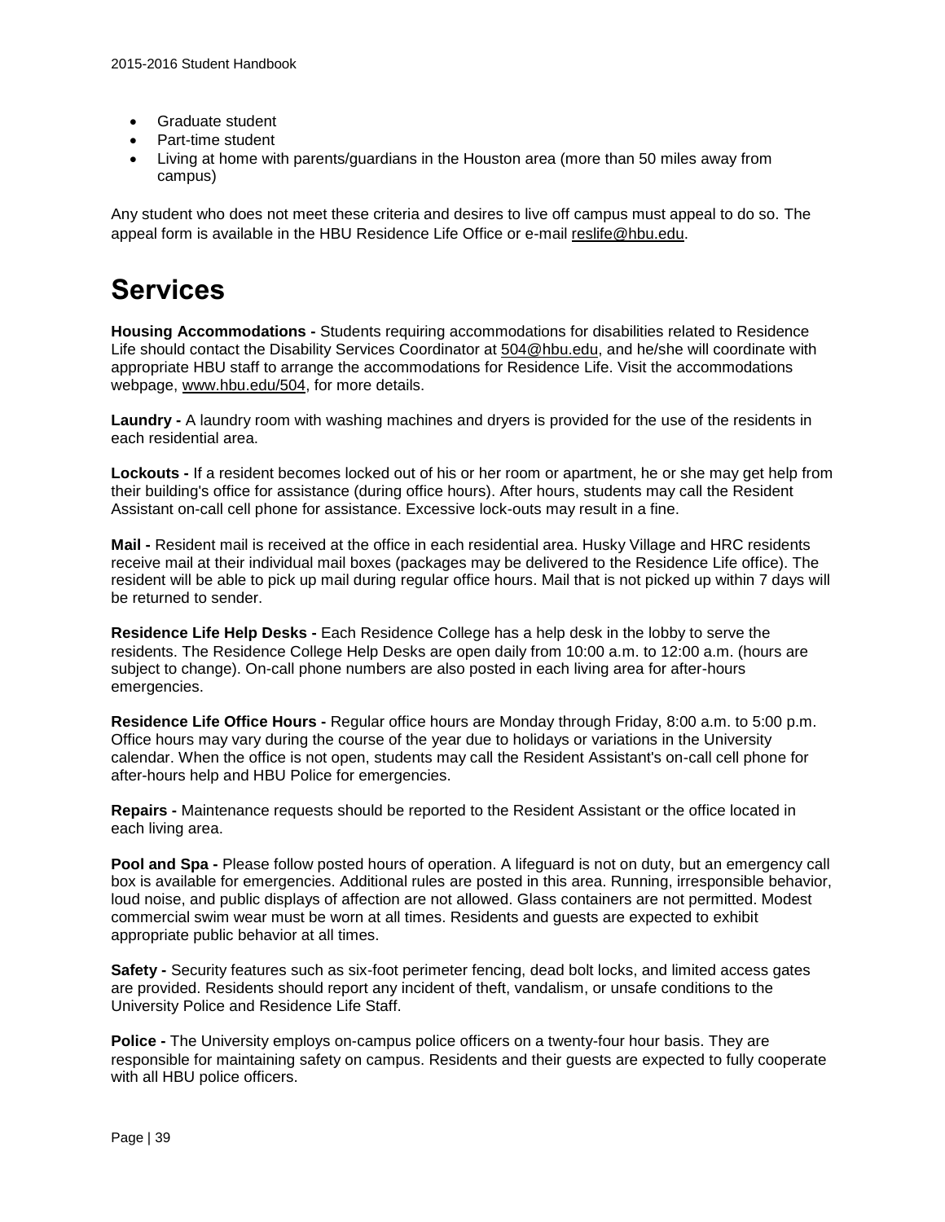- Graduate student
- Part-time student
- Living at home with parents/guardians in the Houston area (more than 50 miles away from campus)

Any student who does not meet these criteria and desires to live off campus must appeal to do so. The appeal form is available in the HBU Residence Life Office or e-mail reslife@hbu.edu.

# Services

**Housing Accommodations -** Students requiring accommodations for disabilities related to Residence Life should contact the Disability Services Coordinator at 504@hbu.edu, and he/she will coordinate with appropriate HBU staff to arrange the accommodations for Residence Life. Visit the accommodations webpage, www.hbu.edu/504, for more details.

**Laundry -** A laundry room with washing machines and dryers is provided for the use of the residents in each residential area.

**Lockouts -** If a resident becomes locked out of his or her room or apartment, he or she may get help from their building's office for assistance (during office hours). After hours, students may call the Resident Assistant on-call cell phone for assistance. Excessive lock-outs may result in a fine.

**Mail -** Resident mail is received at the office in each residential area. Husky Village and HRC residents receive mail at their individual mail boxes (packages may be delivered to the Residence Life office). The resident will be able to pick up mail during regular office hours. Mail that is not picked up within 7 days will be returned to sender.

**Residence Life Help Desks -** Each Residence College has a help desk in the lobby to serve the residents. The Residence College Help Desks are open daily from 10:00 a.m. to 12:00 a.m. (hours are subject to change). On-call phone numbers are also posted in each living area for after-hours emergencies.

**Residence Life Office Hours -** Regular office hours are Monday through Friday, 8:00 a.m. to 5:00 p.m. Office hours may vary during the course of the year due to holidays or variations in the University calendar. When the office is not open, students may call the Resident Assistant's on-call cell phone for after-hours help and HBU Police for emergencies.

**Repairs -** Maintenance requests should be reported to the Resident Assistant or the office located in each living area.

**Pool and Spa -** Please follow posted hours of operation. A lifeguard is not on duty, but an emergency call box is available for emergencies. Additional rules are posted in this area. Running, irresponsible behavior, loud noise, and public displays of affection are not allowed. Glass containers are not permitted. Modest commercial swim wear must be worn at all times. Residents and guests are expected to exhibit appropriate public behavior at all times.

**Safety -** Security features such as six-foot perimeter fencing, dead bolt locks, and limited access gates are provided. Residents should report any incident of theft, vandalism, or unsafe conditions to the University Police and Residence Life Staff.

**Police -** The University employs on-campus police officers on a twenty-four hour basis. They are responsible for maintaining safety on campus. Residents and their guests are expected to fully cooperate with all HBU police officers.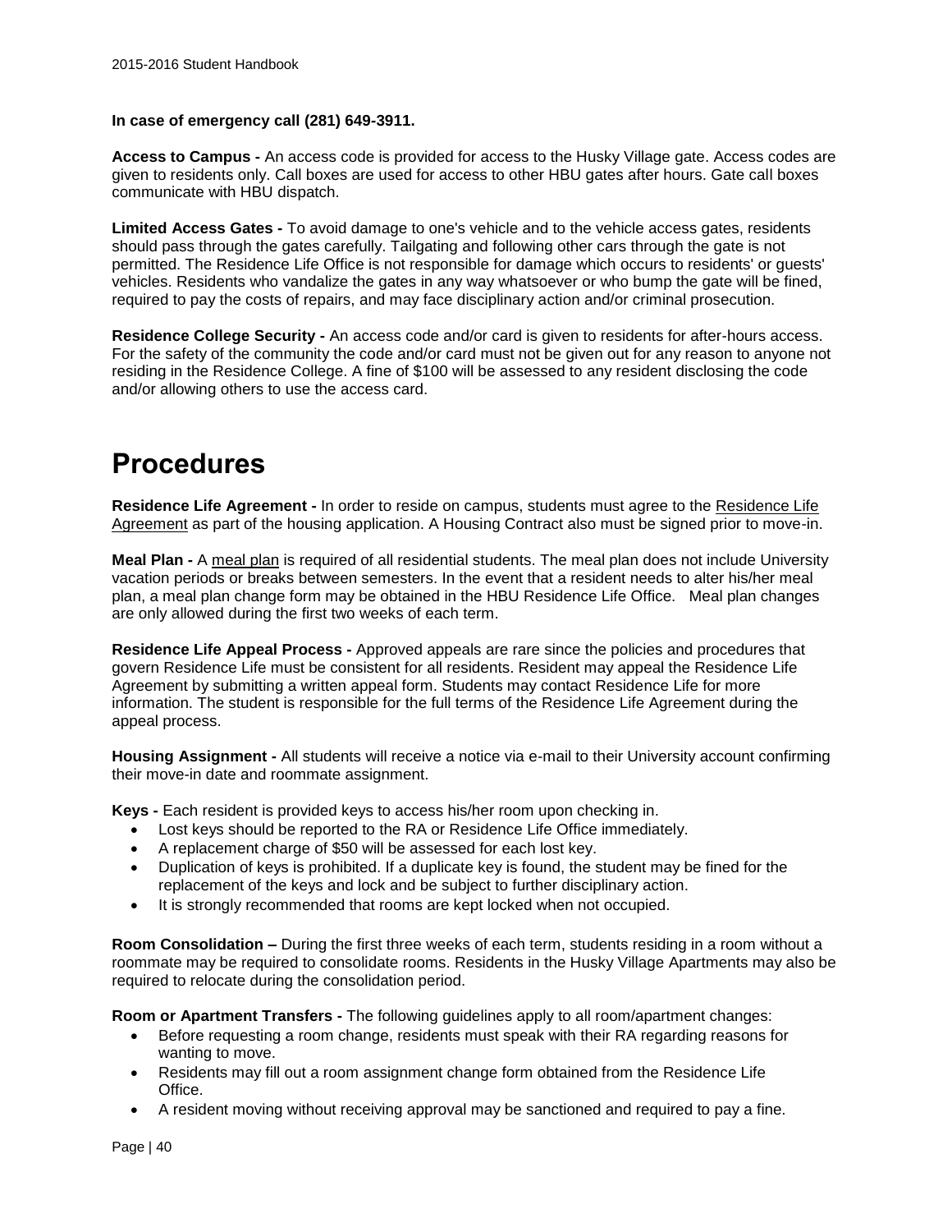**In case of emergency call (281) 649-3911.**

**Access to Campus -** An access code is provided for access to the Husky Village gate. Access codes are given to residents only. Call boxes are used for access to other HBU gates after hours. Gate call boxes communicate with HBU dispatch.

**Limited Access Gates -** To avoid damage to one's vehicle and to the vehicle access gates, residents should pass through the gates carefully. Tailgating and following other cars through the gate is not permitted. The Residence Life Office is not responsible for damage which occurs to residents' or guests' vehicles. Residents who vandalize the gates in any way whatsoever or who bump the gate will be fined, required to pay the costs of repairs, and may face disciplinary action and/or criminal prosecution.

**Residence College Security -** An access code and/or card is given to residents for after-hours access. For the safety of the community the code and/or card must not be given out for any reason to anyone not residing in the Residence College. A fine of $100 will be assessed to any resident disclosing the code and/or allowing others to use the access card.

# Procedures

**Residence Life Agreement -** In order to reside on campus, students must agree to the Residence Life Agreement as part of the housing application. A Housing Contract also must be signed prior to move-in.

**Meal Plan -** A meal plan is required of all residential students. The meal plan does not include University vacation periods or breaks between semesters. In the event that a resident needs to alter his/her meal plan, a meal plan change form may be obtained in the HBU Residence Life Office. Meal plan changes are only allowed during the first two weeks of each term.

**Residence Life Appeal Process -** Approved appeals are rare since the policies and procedures that govern Residence Life must be consistent for all residents. Resident may appeal the Residence Life Agreement by submitting a written appeal form. Students may contact Residence Life for more information. The student is responsible for the full terms of the Residence Life Agreement during the appeal process.

**Housing Assignment -** All students will receive a notice via e-mail to their University account confirming their move-in date and roommate assignment.

**Keys -** Each resident is provided keys to access his/her room upon checking in.

- Lost keys should be reported to the RA or Residence Life Office immediately.
- A replacement charge of $50 will be assessed for each lost key.
- Duplication of keys is prohibited. If a duplicate key is found, the student may be fined for the replacement of the keys and lock and be subject to further disciplinary action.
- It is strongly recommended that rooms are kept locked when not occupied.

**Room Consolidation –** During the first three weeks of each term, students residing in a room without a roommate may be required to consolidate rooms. Residents in the Husky Village Apartments may also be required to relocate during the consolidation period.

**Room or Apartment Transfers -** The following guidelines apply to all room/apartment changes:

- Before requesting a room change, residents must speak with their RA regarding reasons for wanting to move.
- Residents may fill out a room assignment change form obtained from the Residence Life Office.
- A resident moving without receiving approval may be sanctioned and required to pay a fine.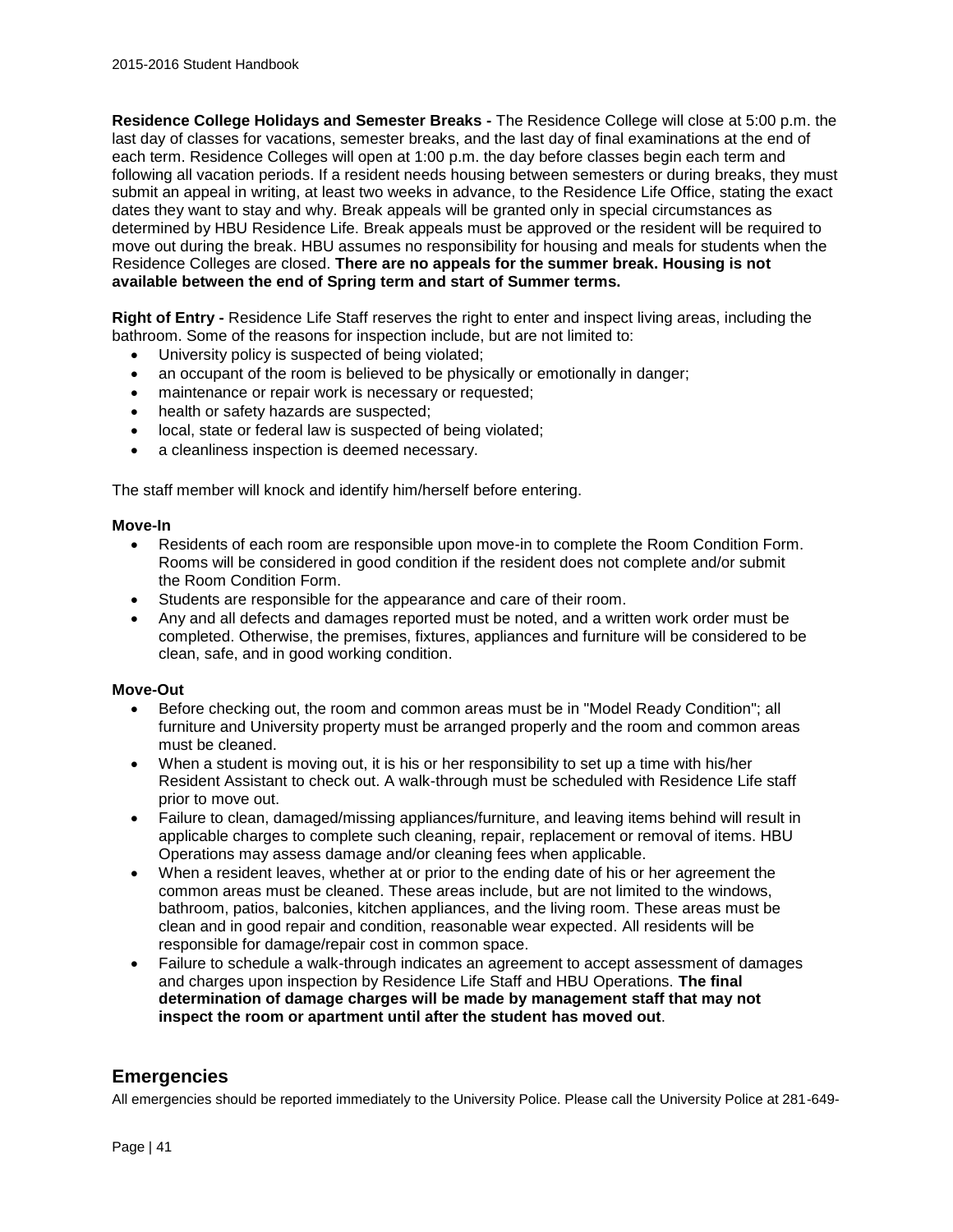**Residence College Holidays and Semester Breaks -** The Residence College will close at 5:00 p.m. the last day of classes for vacations, semester breaks, and the last day of final examinations at the end of each term. Residence Colleges will open at 1:00 p.m. the day before classes begin each term and following all vacation periods. If a resident needs housing between semesters or during breaks, they must submit an appeal in writing, at least two weeks in advance, to the Residence Life Office, stating the exact dates they want to stay and why. Break appeals will be granted only in special circumstances as determined by HBU Residence Life. Break appeals must be approved or the resident will be required to move out during the break. HBU assumes no responsibility for housing and meals for students when the Residence Colleges are closed. **There are no appeals for the summer break. Housing is not available between the end of Spring term and start of Summer terms.**

**Right of Entry -** Residence Life Staff reserves the right to enter and inspect living areas, including the bathroom. Some of the reasons for inspection include, but are not limited to:

- University policy is suspected of being violated;
- an occupant of the room is believed to be physically or emotionally in danger;
- maintenance or repair work is necessary or requested;
- health or safety hazards are suspected;
- local, state or federal law is suspected of being violated;
- a cleanliness inspection is deemed necessary.

The staff member will knock and identify him/herself before entering.

**Move-In**

- Residents of each room are responsible upon move-in to complete the Room Condition Form. Rooms will be considered in good condition if the resident does not complete and/or submit the Room Condition Form.
- Students are responsible for the appearance and care of their room.
- Any and all defects and damages reported must be noted, and a written work order must be completed. Otherwise, the premises, fixtures, appliances and furniture will be considered to be clean, safe, and in good working condition.

**Move-Out**

- Before checking out, the room and common areas must be in "Model Ready Condition"; all furniture and University property must be arranged properly and the room and common areas must be cleaned.
- When a student is moving out, it is his or her responsibility to set up a time with his/her Resident Assistant to check out. A walk-through must be scheduled with Residence Life staff prior to move out.
- Failure to clean, damaged/missing appliances/furniture, and leaving items behind will result in applicable charges to complete such cleaning, repair, replacement or removal of items. HBU Operations may assess damage and/or cleaning fees when applicable.
- When a resident leaves, whether at or prior to the ending date of his or her agreement the common areas must be cleaned. These areas include, but are not limited to the windows, bathroom, patios, balconies, kitchen appliances, and the living room. These areas must be clean and in good repair and condition, reasonable wear expected. All residents will be responsible for damage/repair cost in common space.
- Failure to schedule a walk-through indicates an agreement to accept assessment of damages and charges upon inspection by Residence Life Staff and HBU Operations. **The final determination of damage charges will be made by management staff that may not inspect the room or apartment until after the student has moved out**.

## Emergencies

All emergencies should be reported immediately to the University Police. Please call the University Police at 281-649-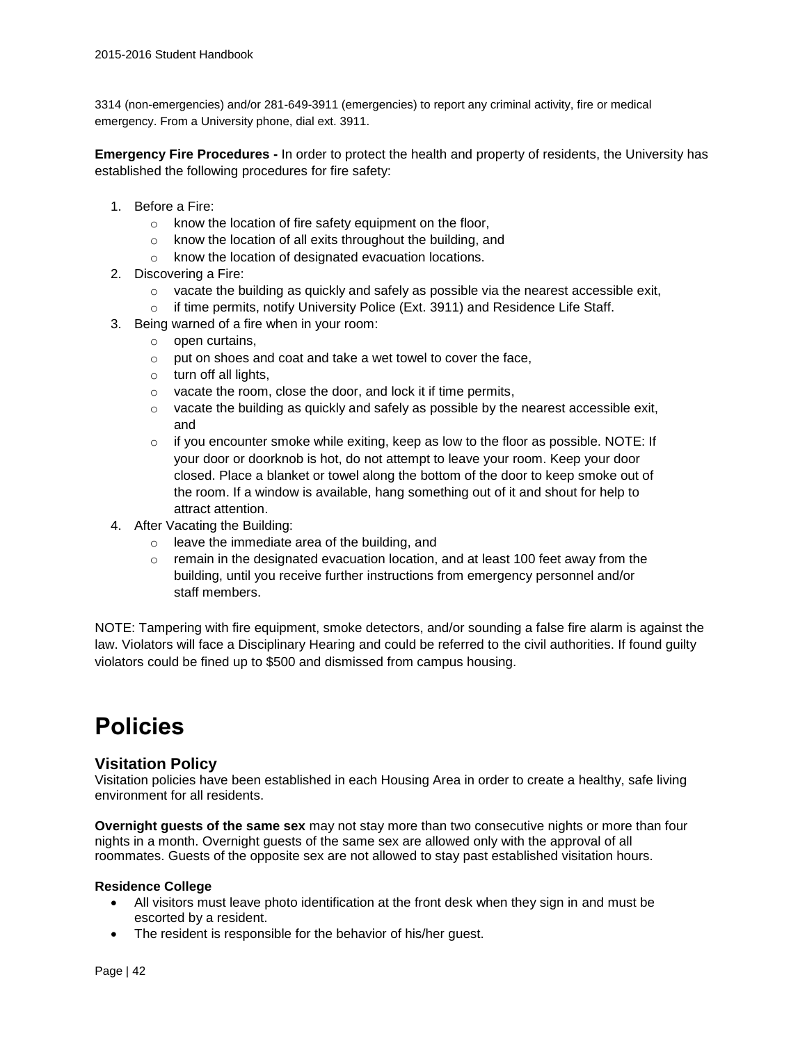3314 (non-emergencies) and/or 281-649-3911 (emergencies) to report any criminal activity, fire or medical emergency. From a University phone, dial ext. 3911.

**Emergency Fire Procedures -** In order to protect the health and property of residents, the University has established the following procedures for fire safety:

1. Before a Fire:
   - know the location of fire safety equipment on the floor,
   - know the location of all exits throughout the building, and
   - know the location of designated evacuation locations.
2. Discovering a Fire:
   - vacate the building as quickly and safely as possible via the nearest accessible exit,
   - if time permits, notify University Police (Ext. 3911) and Residence Life Staff.
3. Being warned of a fire when in your room:
   - open curtains,
   - put on shoes and coat and take a wet towel to cover the face,
   - turn off all lights,
   - vacate the room, close the door, and lock it if time permits,
   - vacate the building as quickly and safely as possible by the nearest accessible exit, and
   - if you encounter smoke while exiting, keep as low to the floor as possible. NOTE: If your door or doorknob is hot, do not attempt to leave your room. Keep your door closed. Place a blanket or towel along the bottom of the door to keep smoke out of the room. If a window is available, hang something out of it and shout for help to attract attention.
4. After Vacating the Building:
   - leave the immediate area of the building, and
   - remain in the designated evacuation location, and at least 100 feet away from the building, until you receive further instructions from emergency personnel and/or staff members.

NOTE: Tampering with fire equipment, smoke detectors, and/or sounding a false fire alarm is against the law. Violators will face a Disciplinary Hearing and could be referred to the civil authorities. If found guilty violators could be fined up to $500 and dismissed from campus housing.

# Policies

## Visitation Policy

Visitation policies have been established in each Housing Area in order to create a healthy, safe living environment for all residents.

**Overnight guests of the same sex** may not stay more than two consecutive nights or more than four nights in a month. Overnight guests of the same sex are allowed only with the approval of all roommates. Guests of the opposite sex are not allowed to stay past established visitation hours.

**Residence College**

- All visitors must leave photo identification at the front desk when they sign in and must be escorted by a resident.
- The resident is responsible for the behavior of his/her guest.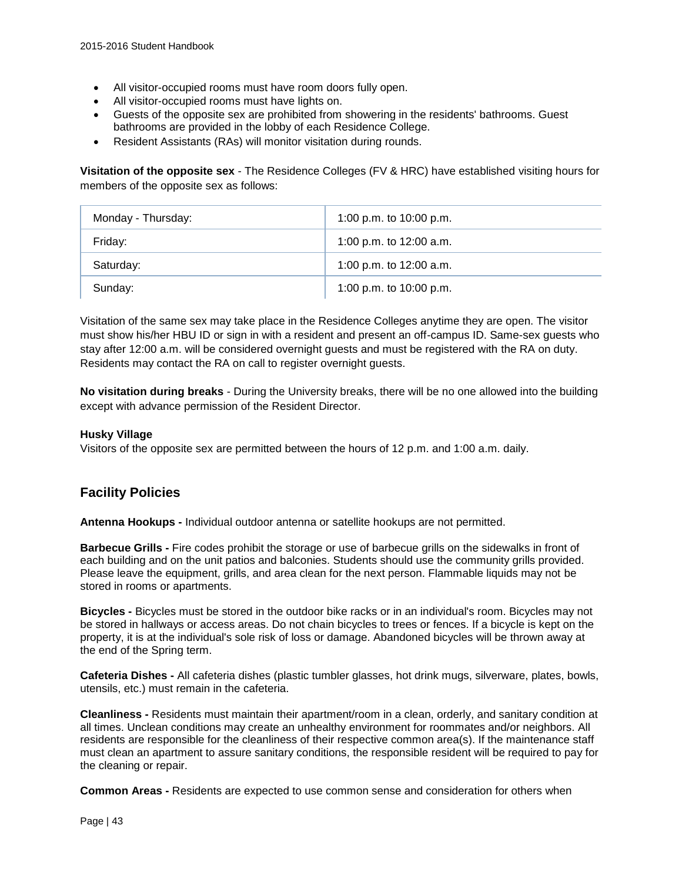- All visitor-occupied rooms must have room doors fully open.
- All visitor-occupied rooms must have lights on.
- Guests of the opposite sex are prohibited from showering in the residents' bathrooms. Guest bathrooms are provided in the lobby of each Residence College.
- Resident Assistants (RAs) will monitor visitation during rounds.

**Visitation of the opposite sex** - The Residence Colleges (FV & HRC) have established visiting hours for members of the opposite sex as follows:

| | |
|---|---|
| Monday - Thursday: | 1:00 p.m. to 10:00 p.m. |
| Friday: | 1:00 p.m. to 12:00 a.m. |
| Saturday: | 1:00 p.m. to 12:00 a.m. |
| Sunday: | 1:00 p.m. to 10:00 p.m. |

Visitation of the same sex may take place in the Residence Colleges anytime they are open. The visitor must show his/her HBU ID or sign in with a resident and present an off-campus ID. Same-sex guests who stay after 12:00 a.m. will be considered overnight guests and must be registered with the RA on duty. Residents may contact the RA on call to register overnight guests.

**No visitation during breaks** - During the University breaks, there will be no one allowed into the building except with advance permission of the Resident Director.

**Husky Village**

Visitors of the opposite sex are permitted between the hours of 12 p.m. and 1:00 a.m. daily.

## Facility Policies

**Antenna Hookups -** Individual outdoor antenna or satellite hookups are not permitted.

**Barbecue Grills -** Fire codes prohibit the storage or use of barbecue grills on the sidewalks in front of each building and on the unit patios and balconies. Students should use the community grills provided. Please leave the equipment, grills, and area clean for the next person. Flammable liquids may not be stored in rooms or apartments.

**Bicycles -** Bicycles must be stored in the outdoor bike racks or in an individual's room. Bicycles may not be stored in hallways or access areas. Do not chain bicycles to trees or fences. If a bicycle is kept on the property, it is at the individual's sole risk of loss or damage. Abandoned bicycles will be thrown away at the end of the Spring term.

**Cafeteria Dishes -** All cafeteria dishes (plastic tumbler glasses, hot drink mugs, silverware, plates, bowls, utensils, etc.) must remain in the cafeteria.

**Cleanliness -** Residents must maintain their apartment/room in a clean, orderly, and sanitary condition at all times. Unclean conditions may create an unhealthy environment for roommates and/or neighbors. All residents are responsible for the cleanliness of their respective common area(s). If the maintenance staff must clean an apartment to assure sanitary conditions, the responsible resident will be required to pay for the cleaning or repair.

**Common Areas -** Residents are expected to use common sense and consideration for others when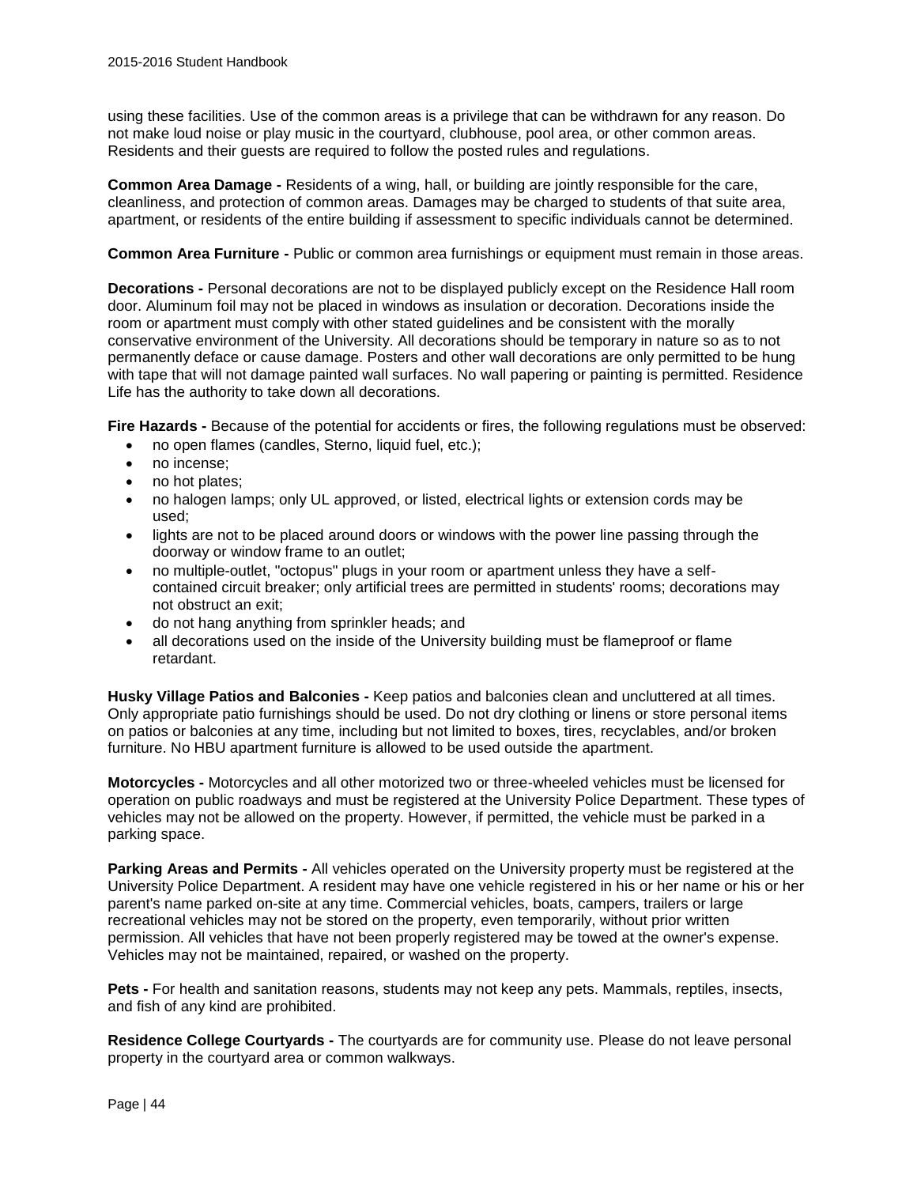using these facilities. Use of the common areas is a privilege that can be withdrawn for any reason. Do not make loud noise or play music in the courtyard, clubhouse, pool area, or other common areas. Residents and their guests are required to follow the posted rules and regulations.

**Common Area Damage -** Residents of a wing, hall, or building are jointly responsible for the care, cleanliness, and protection of common areas. Damages may be charged to students of that suite area, apartment, or residents of the entire building if assessment to specific individuals cannot be determined.

**Common Area Furniture -** Public or common area furnishings or equipment must remain in those areas.

**Decorations -** Personal decorations are not to be displayed publicly except on the Residence Hall room door. Aluminum foil may not be placed in windows as insulation or decoration. Decorations inside the room or apartment must comply with other stated guidelines and be consistent with the morally conservative environment of the University. All decorations should be temporary in nature so as to not permanently deface or cause damage. Posters and other wall decorations are only permitted to be hung with tape that will not damage painted wall surfaces. No wall papering or painting is permitted. Residence Life has the authority to take down all decorations.

**Fire Hazards -** Because of the potential for accidents or fires, the following regulations must be observed:

- no open flames (candles, Sterno, liquid fuel, etc.);
- no incense;
- no hot plates;
- no halogen lamps; only UL approved, or listed, electrical lights or extension cords may be used;
- lights are not to be placed around doors or windows with the power line passing through the doorway or window frame to an outlet;
- no multiple-outlet, "octopus" plugs in your room or apartment unless they have a self-contained circuit breaker; only artificial trees are permitted in students' rooms; decorations may not obstruct an exit;
- do not hang anything from sprinkler heads; and
- all decorations used on the inside of the University building must be flameproof or flame retardant.

**Husky Village Patios and Balconies -** Keep patios and balconies clean and uncluttered at all times. Only appropriate patio furnishings should be used. Do not dry clothing or linens or store personal items on patios or balconies at any time, including but not limited to boxes, tires, recyclables, and/or broken furniture. No HBU apartment furniture is allowed to be used outside the apartment.

**Motorcycles -** Motorcycles and all other motorized two or three-wheeled vehicles must be licensed for operation on public roadways and must be registered at the University Police Department. These types of vehicles may not be allowed on the property. However, if permitted, the vehicle must be parked in a parking space.

**Parking Areas and Permits -** All vehicles operated on the University property must be registered at the University Police Department. A resident may have one vehicle registered in his or her name or his or her parent's name parked on-site at any time. Commercial vehicles, boats, campers, trailers or large recreational vehicles may not be stored on the property, even temporarily, without prior written permission. All vehicles that have not been properly registered may be towed at the owner's expense. Vehicles may not be maintained, repaired, or washed on the property.

**Pets -** For health and sanitation reasons, students may not keep any pets. Mammals, reptiles, insects, and fish of any kind are prohibited.

**Residence College Courtyards -** The courtyards are for community use. Please do not leave personal property in the courtyard area or common walkways.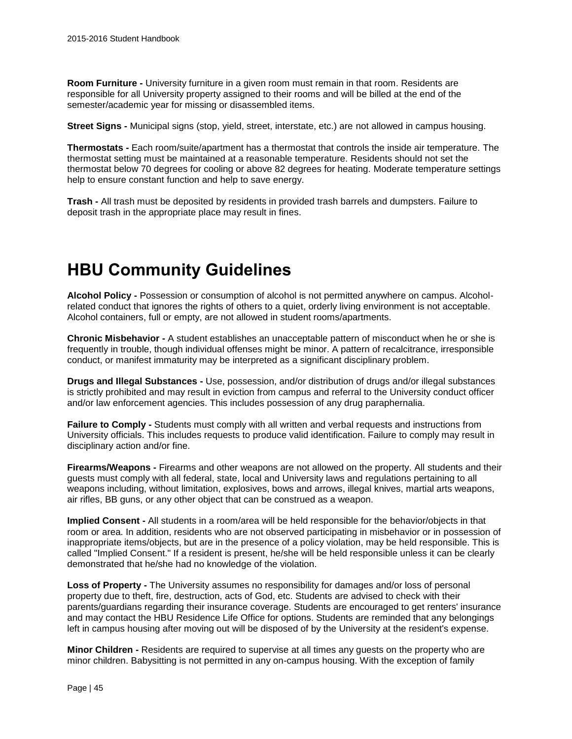**Room Furniture -** University furniture in a given room must remain in that room. Residents are responsible for all University property assigned to their rooms and will be billed at the end of the semester/academic year for missing or disassembled items.

**Street Signs -** Municipal signs (stop, yield, street, interstate, etc.) are not allowed in campus housing.

**Thermostats -** Each room/suite/apartment has a thermostat that controls the inside air temperature. The thermostat setting must be maintained at a reasonable temperature. Residents should not set the thermostat below 70 degrees for cooling or above 82 degrees for heating. Moderate temperature settings help to ensure constant function and help to save energy.

**Trash -** All trash must be deposited by residents in provided trash barrels and dumpsters. Failure to deposit trash in the appropriate place may result in fines.

# HBU Community Guidelines

**Alcohol Policy -** Possession or consumption of alcohol is not permitted anywhere on campus. Alcohol-related conduct that ignores the rights of others to a quiet, orderly living environment is not acceptable. Alcohol containers, full or empty, are not allowed in student rooms/apartments.

**Chronic Misbehavior -** A student establishes an unacceptable pattern of misconduct when he or she is frequently in trouble, though individual offenses might be minor. A pattern of recalcitrance, irresponsible conduct, or manifest immaturity may be interpreted as a significant disciplinary problem.

**Drugs and Illegal Substances -** Use, possession, and/or distribution of drugs and/or illegal substances is strictly prohibited and may result in eviction from campus and referral to the University conduct officer and/or law enforcement agencies. This includes possession of any drug paraphernalia.

**Failure to Comply -** Students must comply with all written and verbal requests and instructions from University officials. This includes requests to produce valid identification. Failure to comply may result in disciplinary action and/or fine.

**Firearms/Weapons -** Firearms and other weapons are not allowed on the property. All students and their guests must comply with all federal, state, local and University laws and regulations pertaining to all weapons including, without limitation, explosives, bows and arrows, illegal knives, martial arts weapons, air rifles, BB guns, or any other object that can be construed as a weapon.

**Implied Consent -** All students in a room/area will be held responsible for the behavior/objects in that room or area. In addition, residents who are not observed participating in misbehavior or in possession of inappropriate items/objects, but are in the presence of a policy violation, may be held responsible. This is called "Implied Consent." If a resident is present, he/she will be held responsible unless it can be clearly demonstrated that he/she had no knowledge of the violation.

**Loss of Property -** The University assumes no responsibility for damages and/or loss of personal property due to theft, fire, destruction, acts of God, etc. Students are advised to check with their parents/guardians regarding their insurance coverage. Students are encouraged to get renters' insurance and may contact the HBU Residence Life Office for options. Students are reminded that any belongings left in campus housing after moving out will be disposed of by the University at the resident's expense.

**Minor Children -** Residents are required to supervise at all times any guests on the property who are minor children. Babysitting is not permitted in any on-campus housing. With the exception of family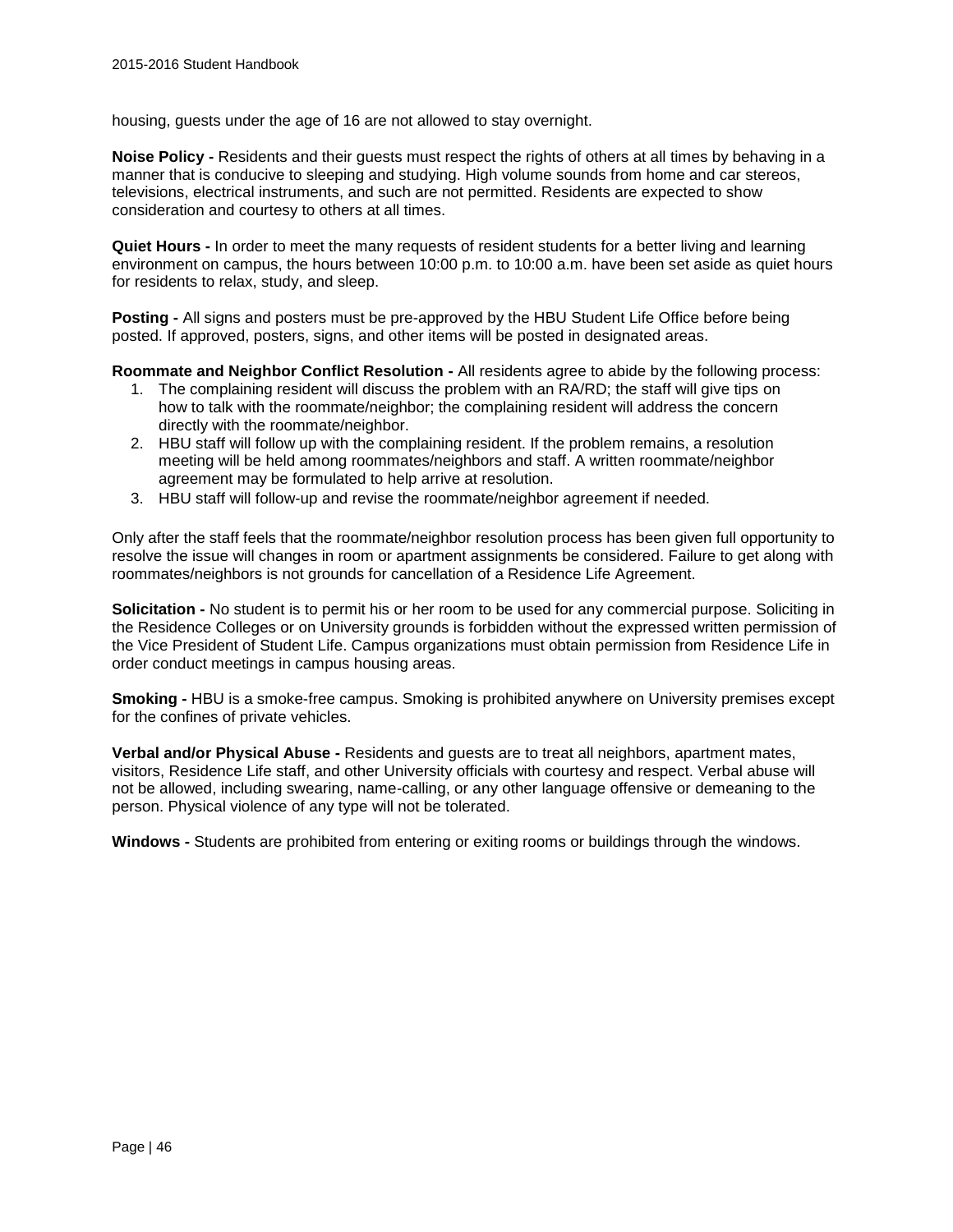housing, guests under the age of 16 are not allowed to stay overnight.

**Noise Policy -** Residents and their guests must respect the rights of others at all times by behaving in a manner that is conducive to sleeping and studying. High volume sounds from home and car stereos, televisions, electrical instruments, and such are not permitted. Residents are expected to show consideration and courtesy to others at all times.

**Quiet Hours -** In order to meet the many requests of resident students for a better living and learning environment on campus, the hours between 10:00 p.m. to 10:00 a.m. have been set aside as quiet hours for residents to relax, study, and sleep.

**Posting -** All signs and posters must be pre-approved by the HBU Student Life Office before being posted. If approved, posters, signs, and other items will be posted in designated areas.

**Roommate and Neighbor Conflict Resolution -** All residents agree to abide by the following process:

1. The complaining resident will discuss the problem with an RA/RD; the staff will give tips on how to talk with the roommate/neighbor; the complaining resident will address the concern directly with the roommate/neighbor.
2. HBU staff will follow up with the complaining resident. If the problem remains, a resolution meeting will be held among roommates/neighbors and staff. A written roommate/neighbor agreement may be formulated to help arrive at resolution.
3. HBU staff will follow-up and revise the roommate/neighbor agreement if needed.

Only after the staff feels that the roommate/neighbor resolution process has been given full opportunity to resolve the issue will changes in room or apartment assignments be considered. Failure to get along with roommates/neighbors is not grounds for cancellation of a Residence Life Agreement.

**Solicitation -** No student is to permit his or her room to be used for any commercial purpose. Soliciting in the Residence Colleges or on University grounds is forbidden without the expressed written permission of the Vice President of Student Life. Campus organizations must obtain permission from Residence Life in order conduct meetings in campus housing areas.

**Smoking -** HBU is a smoke-free campus. Smoking is prohibited anywhere on University premises except for the confines of private vehicles.

**Verbal and/or Physical Abuse -** Residents and guests are to treat all neighbors, apartment mates, visitors, Residence Life staff, and other University officials with courtesy and respect. Verbal abuse will not be allowed, including swearing, name-calling, or any other language offensive or demeaning to the person. Physical violence of any type will not be tolerated.

**Windows -** Students are prohibited from entering or exiting rooms or buildings through the windows.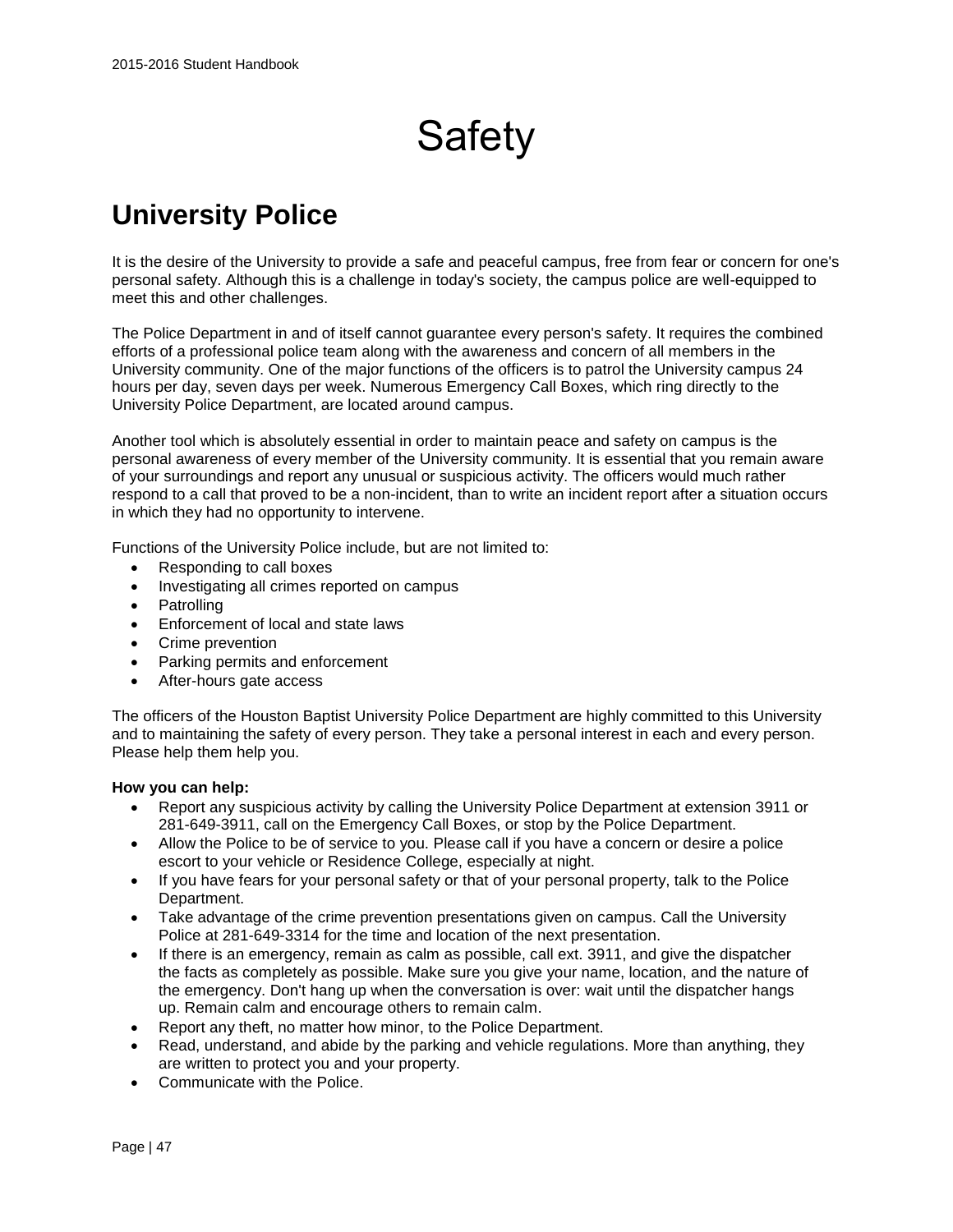# Safety

## University Police

It is the desire of the University to provide a safe and peaceful campus, free from fear or concern for one's personal safety. Although this is a challenge in today's society, the campus police are well-equipped to meet this and other challenges.

The Police Department in and of itself cannot guarantee every person's safety. It requires the combined efforts of a professional police team along with the awareness and concern of all members in the University community. One of the major functions of the officers is to patrol the University campus 24 hours per day, seven days per week. Numerous Emergency Call Boxes, which ring directly to the University Police Department, are located around campus.

Another tool which is absolutely essential in order to maintain peace and safety on campus is the personal awareness of every member of the University community. It is essential that you remain aware of your surroundings and report any unusual or suspicious activity. The officers would much rather respond to a call that proved to be a non-incident, than to write an incident report after a situation occurs in which they had no opportunity to intervene.

Functions of the University Police include, but are not limited to:

- Responding to call boxes
- Investigating all crimes reported on campus
- Patrolling
- Enforcement of local and state laws
- Crime prevention
- Parking permits and enforcement
- After-hours gate access

The officers of the Houston Baptist University Police Department are highly committed to this University and to maintaining the safety of every person. They take a personal interest in each and every person. Please help them help you.

**How you can help:**

- Report any suspicious activity by calling the University Police Department at extension 3911 or 281-649-3911, call on the Emergency Call Boxes, or stop by the Police Department.
- Allow the Police to be of service to you. Please call if you have a concern or desire a police escort to your vehicle or Residence College, especially at night.
- If you have fears for your personal safety or that of your personal property, talk to the Police Department.
- Take advantage of the crime prevention presentations given on campus. Call the University Police at 281-649-3314 for the time and location of the next presentation.
- If there is an emergency, remain as calm as possible, call ext. 3911, and give the dispatcher the facts as completely as possible. Make sure you give your name, location, and the nature of the emergency. Don't hang up when the conversation is over: wait until the dispatcher hangs up. Remain calm and encourage others to remain calm.
- Report any theft, no matter how minor, to the Police Department.
- Read, understand, and abide by the parking and vehicle regulations. More than anything, they are written to protect you and your property.
- Communicate with the Police.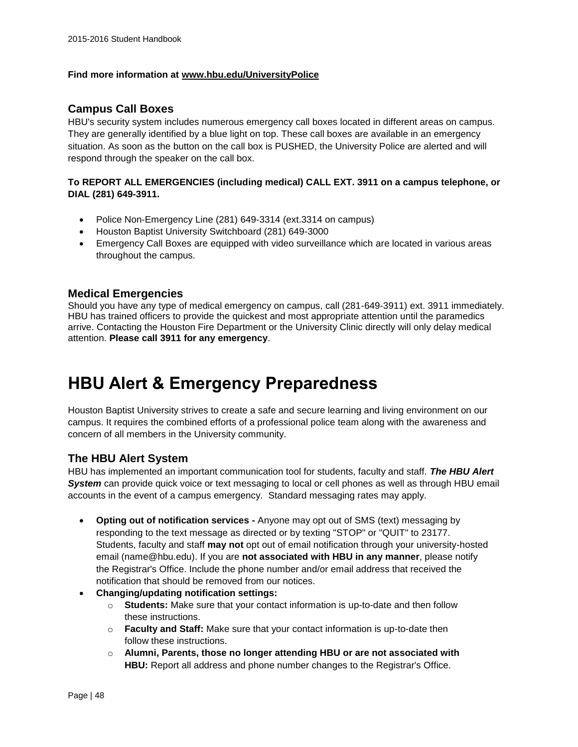**Find more information at www.hbu.edu/UniversityPolice**

## Campus Call Boxes

HBU's security system includes numerous emergency call boxes located in different areas on campus. They are generally identified by a blue light on top. These call boxes are available in an emergency situation. As soon as the button on the call box is PUSHED, the University Police are alerted and will respond through the speaker on the call box.

**To REPORT ALL EMERGENCIES (including medical) CALL EXT. 3911 on a campus telephone, or DIAL (281) 649-3911.**

- Police Non-Emergency Line (281) 649-3314 (ext.3314 on campus)
- Houston Baptist University Switchboard (281) 649-3000
- Emergency Call Boxes are equipped with video surveillance which are located in various areas throughout the campus.

## Medical Emergencies

Should you have any type of medical emergency on campus, call (281-649-3911) ext. 3911 immediately. HBU has trained officers to provide the quickest and most appropriate attention until the paramedics arrive. Contacting the Houston Fire Department or the University Clinic directly will only delay medical attention. **Please call 3911 for any emergency**.

# HBU Alert & Emergency Preparedness

Houston Baptist University strives to create a safe and secure learning and living environment on our campus. It requires the combined efforts of a professional police team along with the awareness and concern of all members in the University community.

## The HBU Alert System

HBU has implemented an important communication tool for students, faculty and staff. ***The HBU Alert System*** can provide quick voice or text messaging to local or cell phones as well as through HBU email accounts in the event of a campus emergency. Standard messaging rates may apply.

- **Opting out of notification services -** Anyone may opt out of SMS (text) messaging by responding to the text message as directed or by texting "STOP" or "QUIT" to 23177. Students, faculty and staff **may not** opt out of email notification through your university-hosted email (name@hbu.edu). If you are **not associated with HBU in any manner**, please notify the Registrar's Office. Include the phone number and/or email address that received the notification that should be removed from our notices.
- **Changing/updating notification settings:**
  - **Students:** Make sure that your contact information is up-to-date and then follow these instructions.
  - **Faculty and Staff:** Make sure that your contact information is up-to-date then follow these instructions.
  - **Alumni, Parents, those no longer attending HBU or are not associated with HBU:** Report all address and phone number changes to the Registrar's Office.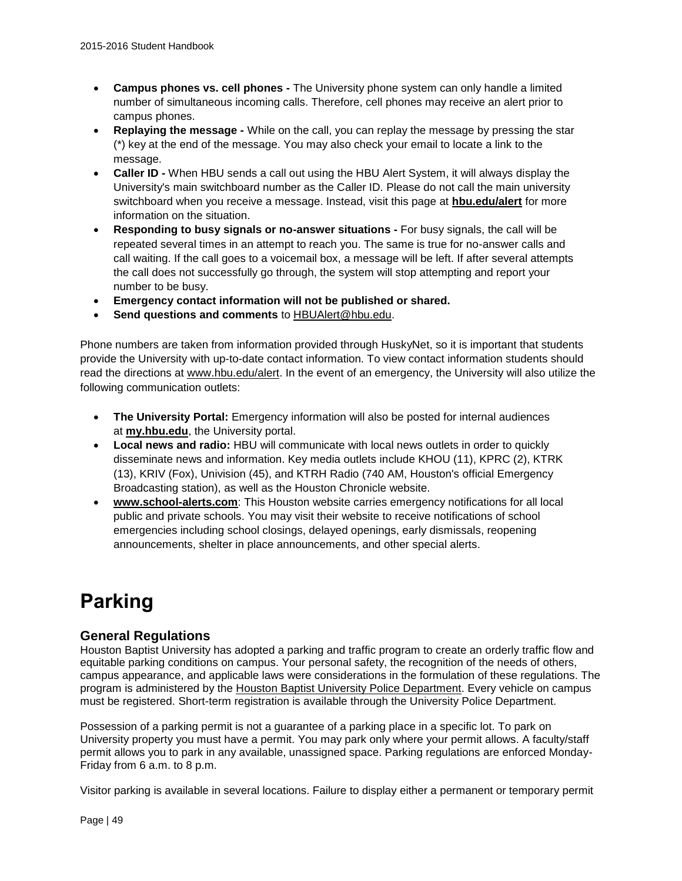- **Campus phones vs. cell phones -** The University phone system can only handle a limited number of simultaneous incoming calls. Therefore, cell phones may receive an alert prior to campus phones.
- **Replaying the message -** While on the call, you can replay the message by pressing the star (*) key at the end of the message. You may also check your email to locate a link to the message.
- **Caller ID -** When HBU sends a call out using the HBU Alert System, it will always display the University's main switchboard number as the Caller ID. Please do not call the main university switchboard when you receive a message. Instead, visit this page at **hbu.edu/alert** for more information on the situation.
- **Responding to busy signals or no-answer situations -** For busy signals, the call will be repeated several times in an attempt to reach you. The same is true for no-answer calls and call waiting. If the call goes to a voicemail box, a message will be left. If after several attempts the call does not successfully go through, the system will stop attempting and report your number to be busy.
- **Emergency contact information will not be published or shared.**
- **Send questions and comments** to HBUAlert@hbu.edu.

Phone numbers are taken from information provided through HuskyNet, so it is important that students provide the University with up-to-date contact information. To view contact information students should read the directions at www.hbu.edu/alert. In the event of an emergency, the University will also utilize the following communication outlets:

- **The University Portal:** Emergency information will also be posted for internal audiences at **my.hbu.edu**, the University portal.
- **Local news and radio:** HBU will communicate with local news outlets in order to quickly disseminate news and information. Key media outlets include KHOU (11), KPRC (2), KTRK (13), KRIV (Fox), Univision (45), and KTRH Radio (740 AM, Houston's official Emergency Broadcasting station), as well as the Houston Chronicle website.
- **www.school-alerts.com**: This Houston website carries emergency notifications for all local public and private schools. You may visit their website to receive notifications of school emergencies including school closings, delayed openings, early dismissals, reopening announcements, shelter in place announcements, and other special alerts.

# Parking

## General Regulations

Houston Baptist University has adopted a parking and traffic program to create an orderly traffic flow and equitable parking conditions on campus. Your personal safety, the recognition of the needs of others, campus appearance, and applicable laws were considerations in the formulation of these regulations. The program is administered by the Houston Baptist University Police Department. Every vehicle on campus must be registered. Short-term registration is available through the University Police Department.

Possession of a parking permit is not a guarantee of a parking place in a specific lot. To park on University property you must have a permit. You may park only where your permit allows. A faculty/staff permit allows you to park in any available, unassigned space. Parking regulations are enforced Monday-Friday from 6 a.m. to 8 p.m.

Visitor parking is available in several locations. Failure to display either a permanent or temporary permit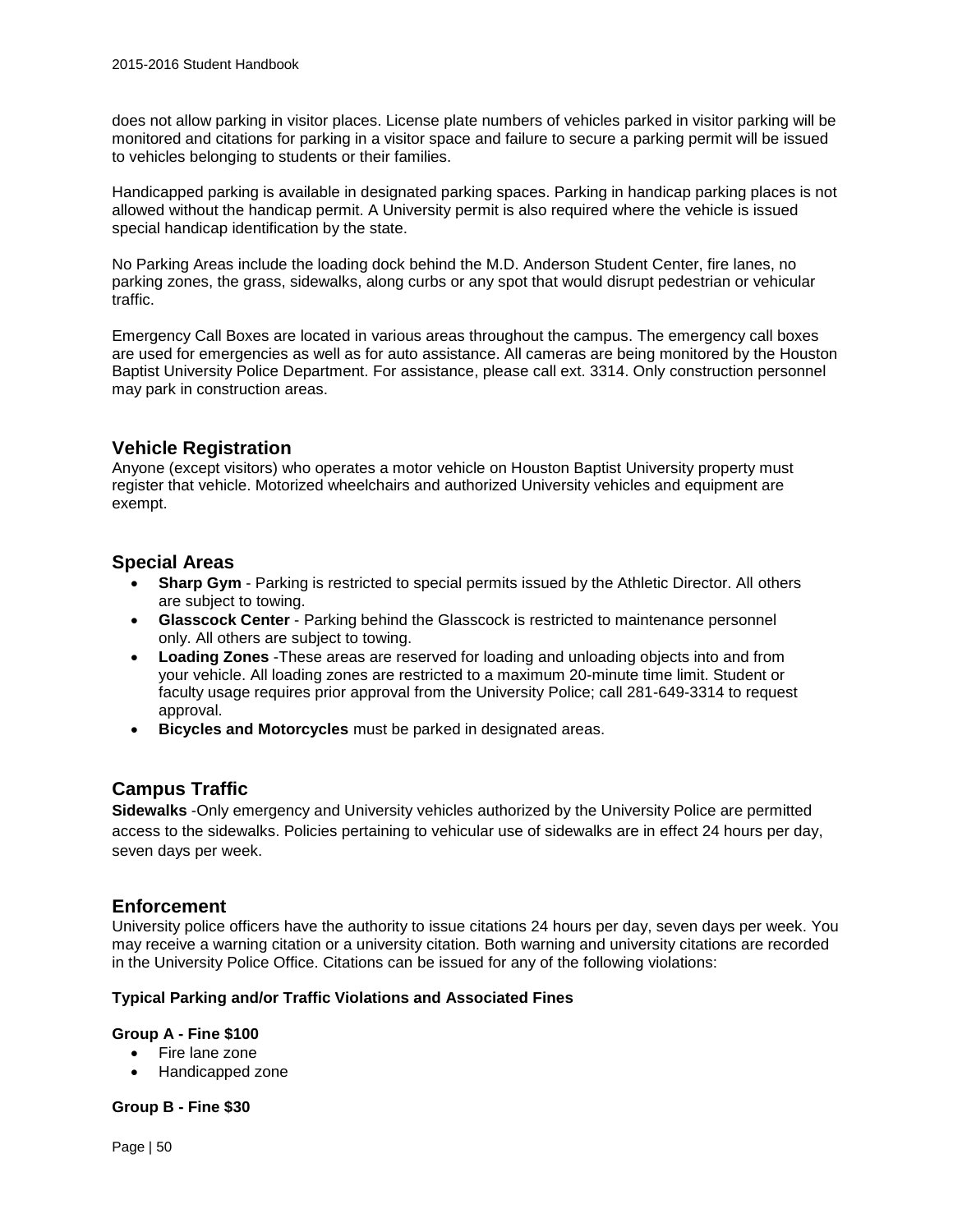does not allow parking in visitor places. License plate numbers of vehicles parked in visitor parking will be monitored and citations for parking in a visitor space and failure to secure a parking permit will be issued to vehicles belonging to students or their families.

Handicapped parking is available in designated parking spaces. Parking in handicap parking places is not allowed without the handicap permit. A University permit is also required where the vehicle is issued special handicap identification by the state.

No Parking Areas include the loading dock behind the M.D. Anderson Student Center, fire lanes, no parking zones, the grass, sidewalks, along curbs or any spot that would disrupt pedestrian or vehicular traffic.

Emergency Call Boxes are located in various areas throughout the campus. The emergency call boxes are used for emergencies as well as for auto assistance. All cameras are being monitored by the Houston Baptist University Police Department. For assistance, please call ext. 3314. Only construction personnel may park in construction areas.

## Vehicle Registration

Anyone (except visitors) who operates a motor vehicle on Houston Baptist University property must register that vehicle. Motorized wheelchairs and authorized University vehicles and equipment are exempt.

## Special Areas

- **Sharp Gym** - Parking is restricted to special permits issued by the Athletic Director. All others are subject to towing.
- **Glasscock Center** - Parking behind the Glasscock is restricted to maintenance personnel only. All others are subject to towing.
- **Loading Zones** -These areas are reserved for loading and unloading objects into and from your vehicle. All loading zones are restricted to a maximum 20-minute time limit. Student or faculty usage requires prior approval from the University Police; call 281-649-3314 to request approval.
- **Bicycles and Motorcycles** must be parked in designated areas.

## Campus Traffic

**Sidewalks** -Only emergency and University vehicles authorized by the University Police are permitted access to the sidewalks. Policies pertaining to vehicular use of sidewalks are in effect 24 hours per day, seven days per week.

## Enforcement

University police officers have the authority to issue citations 24 hours per day, seven days per week. You may receive a warning citation or a university citation. Both warning and university citations are recorded in the University Police Office. Citations can be issued for any of the following violations:

**Typical Parking and/or Traffic Violations and Associated Fines**

**Group A - Fine $100**

- Fire lane zone
- Handicapped zone

**Group B - Fine $30**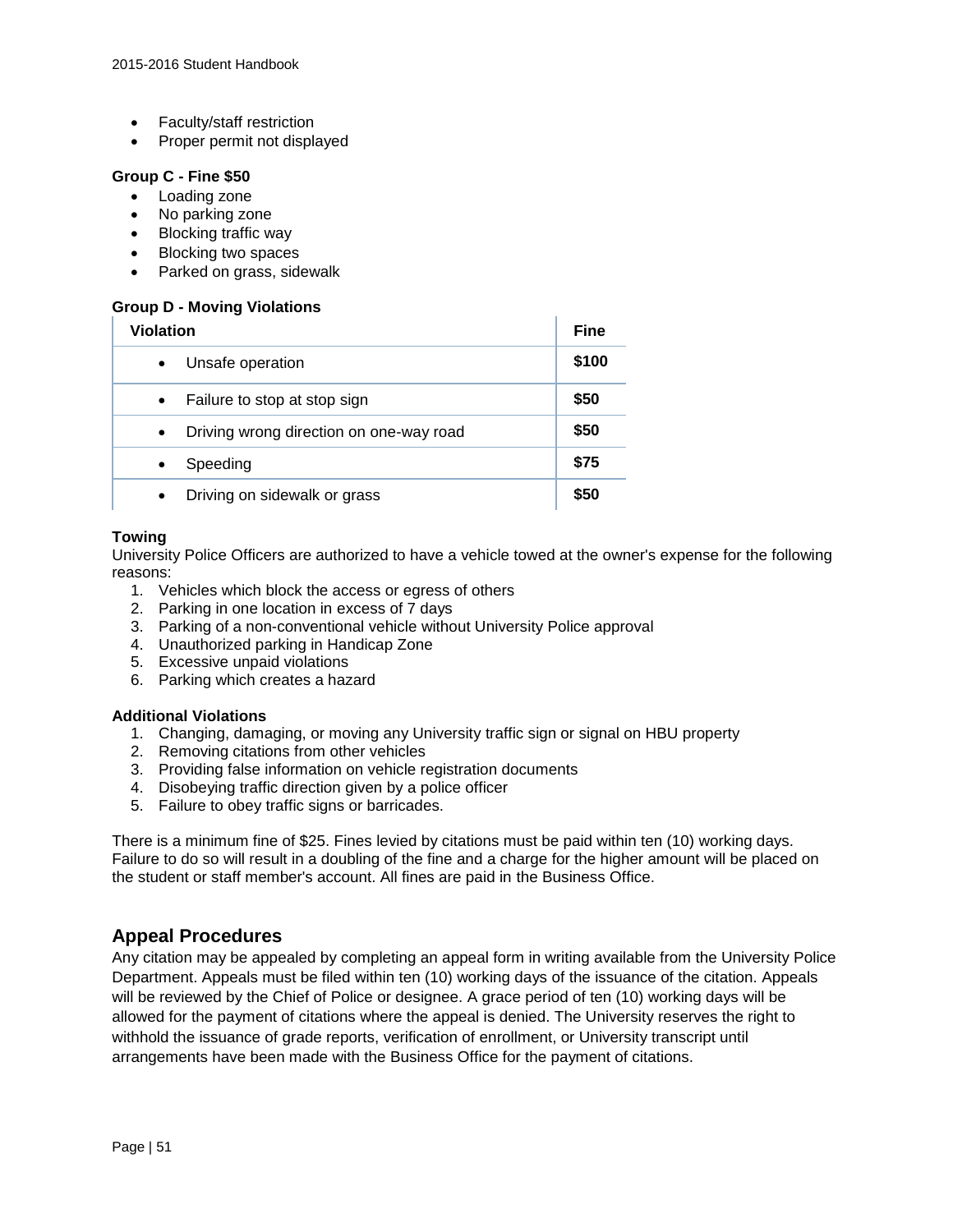- Faculty/staff restriction
- Proper permit not displayed

**Group C - Fine $50**

- Loading zone
- No parking zone
- Blocking traffic way
- Blocking two spaces
- Parked on grass, sidewalk

**Group D - Moving Violations**

| Violation | Fine |
|---|---|
| • Unsafe operation | $100 |
| • Failure to stop at stop sign | $50 |
| • Driving wrong direction on one-way road | $50 |
| • Speeding | $75 |
| • Driving on sidewalk or grass | $50 |

**Towing**

University Police Officers are authorized to have a vehicle towed at the owner's expense for the following reasons:

1. Vehicles which block the access or egress of others
2. Parking in one location in excess of 7 days
3. Parking of a non-conventional vehicle without University Police approval
4. Unauthorized parking in Handicap Zone
5. Excessive unpaid violations
6. Parking which creates a hazard

**Additional Violations**

1. Changing, damaging, or moving any University traffic sign or signal on HBU property
2. Removing citations from other vehicles
3. Providing false information on vehicle registration documents
4. Disobeying traffic direction given by a police officer
5. Failure to obey traffic signs or barricades.

There is a minimum fine of $25. Fines levied by citations must be paid within ten (10) working days. Failure to do so will result in a doubling of the fine and a charge for the higher amount will be placed on the student or staff member's account. All fines are paid in the Business Office.

## Appeal Procedures

Any citation may be appealed by completing an appeal form in writing available from the University Police Department. Appeals must be filed within ten (10) working days of the issuance of the citation. Appeals will be reviewed by the Chief of Police or designee. A grace period of ten (10) working days will be allowed for the payment of citations where the appeal is denied. The University reserves the right to withhold the issuance of grade reports, verification of enrollment, or University transcript until arrangements have been made with the Business Office for the payment of citations.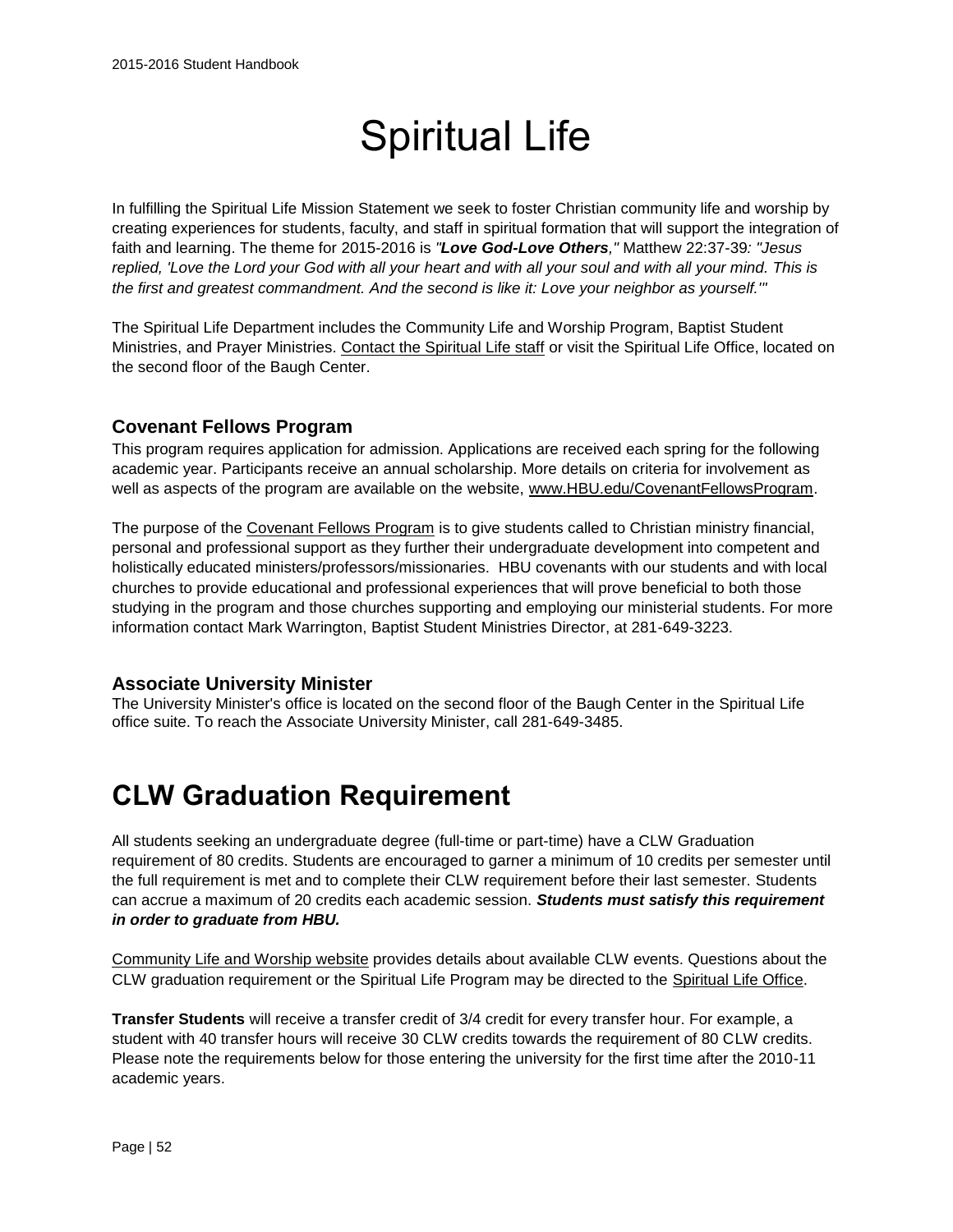# Spiritual Life

In fulfilling the Spiritual Life Mission Statement we seek to foster Christian community life and worship by creating experiences for students, faculty, and staff in spiritual formation that will support the integration of faith and learning. The theme for 2015-2016 is *"**Love God-Love Others**,"* Matthew 22:37-39*: "Jesus replied, 'Love the Lord your God with all your heart and with all your soul and with all your mind. This is the first and greatest commandment. And the second is like it: Love your neighbor as yourself.'"*

The Spiritual Life Department includes the Community Life and Worship Program, Baptist Student Ministries, and Prayer Ministries. Contact the Spiritual Life staff or visit the Spiritual Life Office, located on the second floor of the Baugh Center.

### Covenant Fellows Program

This program requires application for admission. Applications are received each spring for the following academic year. Participants receive an annual scholarship. More details on criteria for involvement as well as aspects of the program are available on the website, www.HBU.edu/CovenantFellowsProgram.

The purpose of the Covenant Fellows Program is to give students called to Christian ministry financial, personal and professional support as they further their undergraduate development into competent and holistically educated ministers/professors/missionaries. HBU covenants with our students and with local churches to provide educational and professional experiences that will prove beneficial to both those studying in the program and those churches supporting and employing our ministerial students. For more information contact Mark Warrington, Baptist Student Ministries Director, at 281-649-3223.

### Associate University Minister

The University Minister's office is located on the second floor of the Baugh Center in the Spiritual Life office suite. To reach the Associate University Minister, call 281-649-3485.

## CLW Graduation Requirement

All students seeking an undergraduate degree (full-time or part-time) have a CLW Graduation requirement of 80 credits. Students are encouraged to garner a minimum of 10 credits per semester until the full requirement is met and to complete their CLW requirement before their last semester. Students can accrue a maximum of 20 credits each academic session. ***Students must satisfy this requirement in order to graduate from HBU.***

Community Life and Worship website provides details about available CLW events. Questions about the CLW graduation requirement or the Spiritual Life Program may be directed to the Spiritual Life Office.

**Transfer Students** will receive a transfer credit of 3/4 credit for every transfer hour. For example, a student with 40 transfer hours will receive 30 CLW credits towards the requirement of 80 CLW credits. Please note the requirements below for those entering the university for the first time after the 2010-11 academic years.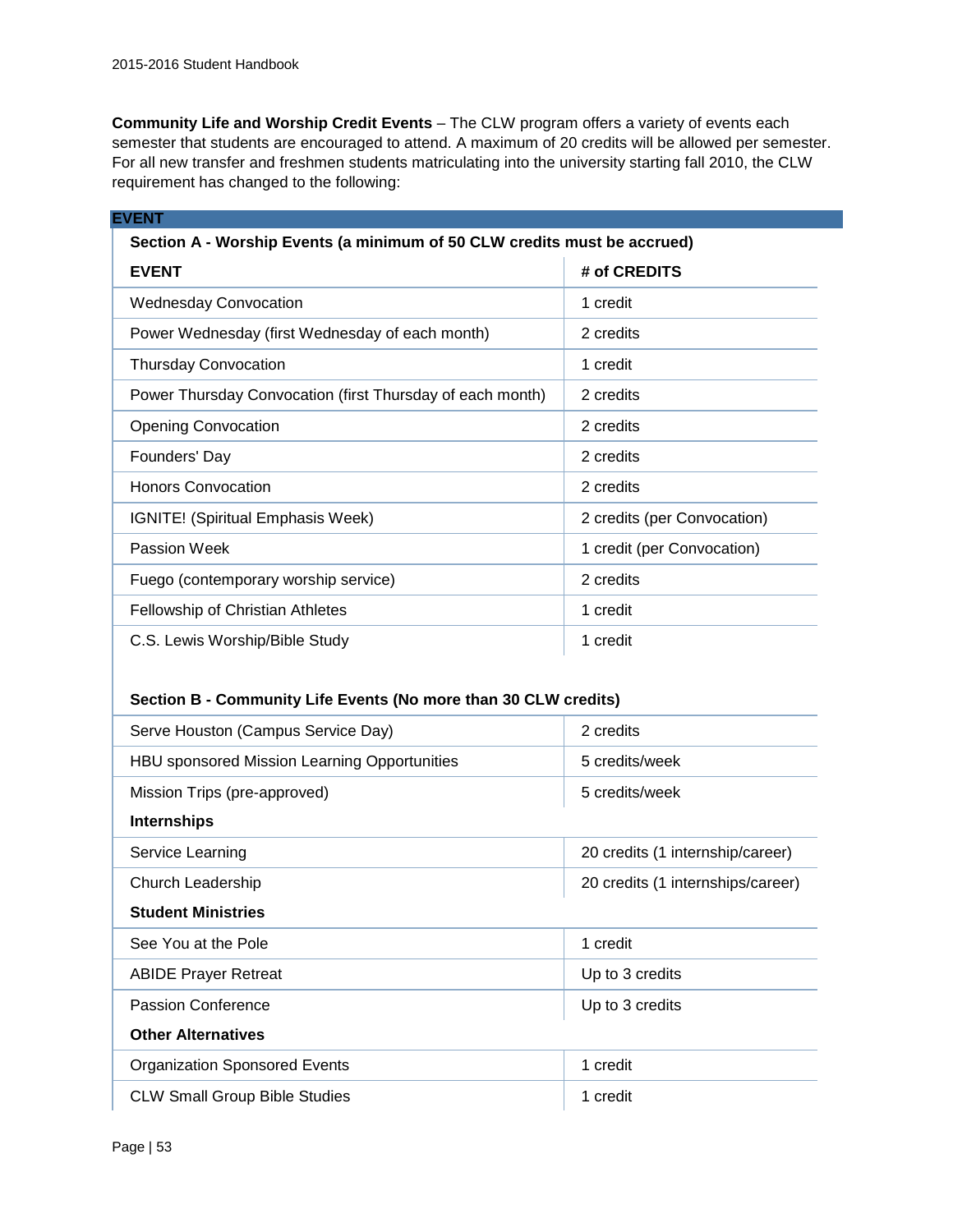**Community Life and Worship Credit Events** – The CLW program offers a variety of events each semester that students are encouraged to attend. A maximum of 20 credits will be allowed per semester. For all new transfer and freshmen students matriculating into the university starting fall 2010, the CLW requirement has changed to the following:

| EVENT | |
|---|---|
| **Section A - Worship Events (a minimum of 50 CLW credits must be accrued)** | |
| **EVENT** | **# of CREDITS** |
| Wednesday Convocation | 1 credit |
| Power Wednesday (first Wednesday of each month) | 2 credits |
| Thursday Convocation | 1 credit |
| Power Thursday Convocation (first Thursday of each month) | 2 credits |
| Opening Convocation | 2 credits |
| Founders' Day | 2 credits |
| Honors Convocation | 2 credits |
| IGNITE! (Spiritual Emphasis Week) | 2 credits (per Convocation) |
| Passion Week | 1 credit (per Convocation) |
| Fuego (contemporary worship service) | 2 credits |
| Fellowship of Christian Athletes | 1 credit |
| C.S. Lewis Worship/Bible Study | 1 credit |
| **Section B - Community Life Events (No more than 30 CLW credits)** | |
| Serve Houston (Campus Service Day) | 2 credits |
| HBU sponsored Mission Learning Opportunities | 5 credits/week |
| Mission Trips (pre-approved) | 5 credits/week |
| **Internships** | |
| Service Learning | 20 credits (1 internship/career) |
| Church Leadership | 20 credits (1 internships/career) |
| **Student Ministries** | |
| See You at the Pole | 1 credit |
| ABIDE Prayer Retreat | Up to 3 credits |
| Passion Conference | Up to 3 credits |
| **Other Alternatives** | |
| Organization Sponsored Events | 1 credit |
| CLW Small Group Bible Studies | 1 credit |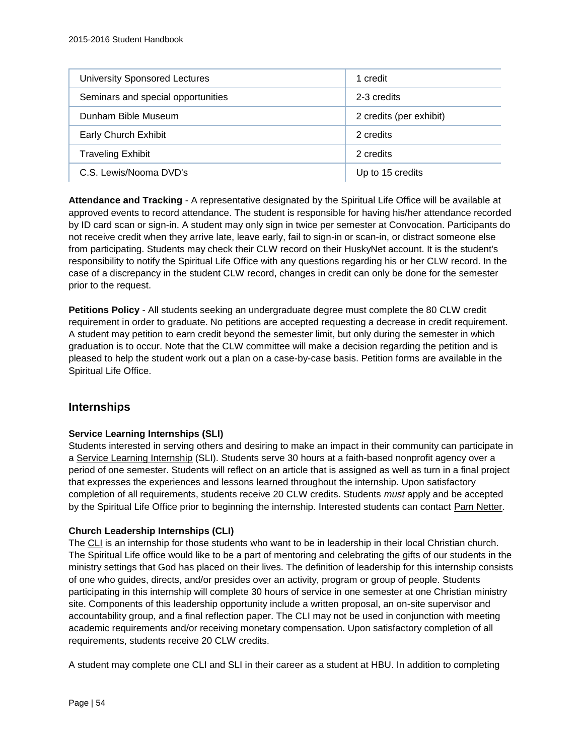| University Sponsored Lectures | 1 credit |
|---|---|
| Seminars and special opportunities | 2-3 credits |
| Dunham Bible Museum | 2 credits (per exhibit) |
| Early Church Exhibit | 2 credits |
| Traveling Exhibit | 2 credits |
| C.S. Lewis/Nooma DVD's | Up to 15 credits |

**Attendance and Tracking** - A representative designated by the Spiritual Life Office will be available at approved events to record attendance. The student is responsible for having his/her attendance recorded by ID card scan or sign-in. A student may only sign in twice per semester at Convocation. Participants do not receive credit when they arrive late, leave early, fail to sign-in or scan-in, or distract someone else from participating. Students may check their CLW record on their HuskyNet account. It is the student's responsibility to notify the Spiritual Life Office with any questions regarding his or her CLW record. In the case of a discrepancy in the student CLW record, changes in credit can only be done for the semester prior to the request.

**Petitions Policy** - All students seeking an undergraduate degree must complete the 80 CLW credit requirement in order to graduate. No petitions are accepted requesting a decrease in credit requirement. A student may petition to earn credit beyond the semester limit, but only during the semester in which graduation is to occur. Note that the CLW committee will make a decision regarding the petition and is pleased to help the student work out a plan on a case-by-case basis. Petition forms are available in the Spiritual Life Office.

## Internships

**Service Learning Internships (SLI)**

Students interested in serving others and desiring to make an impact in their community can participate in a Service Learning Internship (SLI). Students serve 30 hours at a faith-based nonprofit agency over a period of one semester. Students will reflect on an article that is assigned as well as turn in a final project that expresses the experiences and lessons learned throughout the internship. Upon satisfactory completion of all requirements, students receive 20 CLW credits. Students *must* apply and be accepted by the Spiritual Life Office prior to beginning the internship. Interested students can contact Pam Netter.

**Church Leadership Internships (CLI)**

The CLI is an internship for those students who want to be in leadership in their local Christian church. The Spiritual Life office would like to be a part of mentoring and celebrating the gifts of our students in the ministry settings that God has placed on their lives. The definition of leadership for this internship consists of one who guides, directs, and/or presides over an activity, program or group of people. Students participating in this internship will complete 30 hours of service in one semester at one Christian ministry site. Components of this leadership opportunity include a written proposal, an on-site supervisor and accountability group, and a final reflection paper. The CLI may not be used in conjunction with meeting academic requirements and/or receiving monetary compensation. Upon satisfactory completion of all requirements, students receive 20 CLW credits.

A student may complete one CLI and SLI in their career as a student at HBU. In addition to completing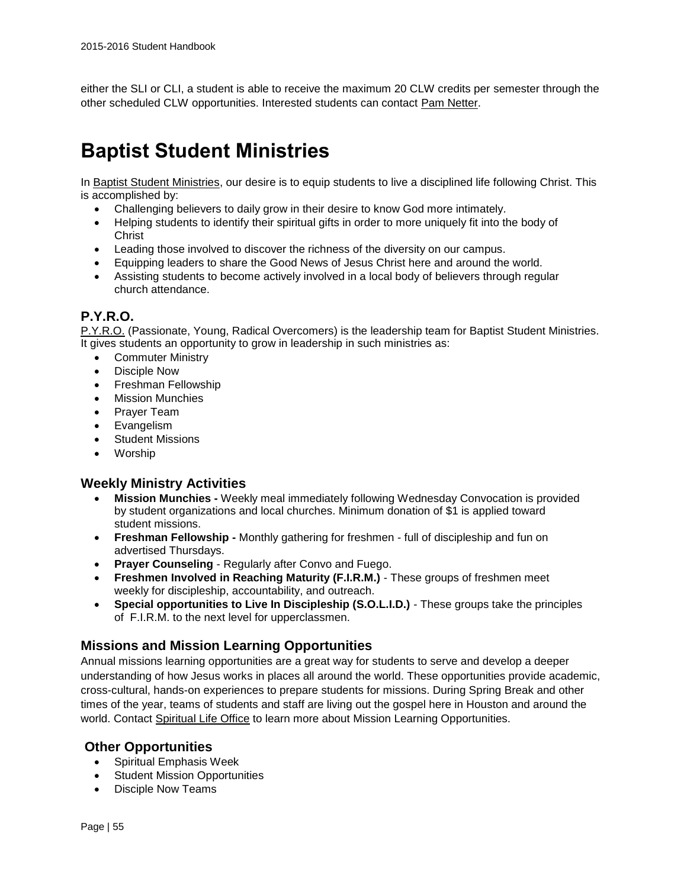either the SLI or CLI, a student is able to receive the maximum 20 CLW credits per semester through the other scheduled CLW opportunities. Interested students can contact Pam Netter.

# Baptist Student Ministries

In Baptist Student Ministries, our desire is to equip students to live a disciplined life following Christ. This is accomplished by:

- Challenging believers to daily grow in their desire to know God more intimately.
- Helping students to identify their spiritual gifts in order to more uniquely fit into the body of Christ
- Leading those involved to discover the richness of the diversity on our campus.
- Equipping leaders to share the Good News of Jesus Christ here and around the world.
- Assisting students to become actively involved in a local body of believers through regular church attendance.

## P.Y.R.O.

P.Y.R.O. (Passionate, Young, Radical Overcomers) is the leadership team for Baptist Student Ministries. It gives students an opportunity to grow in leadership in such ministries as:

- Commuter Ministry
- Disciple Now
- Freshman Fellowship
- Mission Munchies
- Prayer Team
- Evangelism
- Student Missions
- Worship

## Weekly Ministry Activities

- **Mission Munchies -** Weekly meal immediately following Wednesday Convocation is provided by student organizations and local churches. Minimum donation of $1 is applied toward student missions.
- **Freshman Fellowship -** Monthly gathering for freshmen - full of discipleship and fun on advertised Thursdays.
- **Prayer Counseling** - Regularly after Convo and Fuego.
- **Freshmen Involved in Reaching Maturity (F.I.R.M.)** - These groups of freshmen meet weekly for discipleship, accountability, and outreach.
- **Special opportunities to Live In Discipleship (S.O.L.I.D.)** - These groups take the principles of F.I.R.M. to the next level for upperclassmen.

## Missions and Mission Learning Opportunities

Annual missions learning opportunities are a great way for students to serve and develop a deeper understanding of how Jesus works in places all around the world. These opportunities provide academic, cross-cultural, hands-on experiences to prepare students for missions. During Spring Break and other times of the year, teams of students and staff are living out the gospel here in Houston and around the world. Contact Spiritual Life Office to learn more about Mission Learning Opportunities.

## Other Opportunities

- Spiritual Emphasis Week
- Student Mission Opportunities
- Disciple Now Teams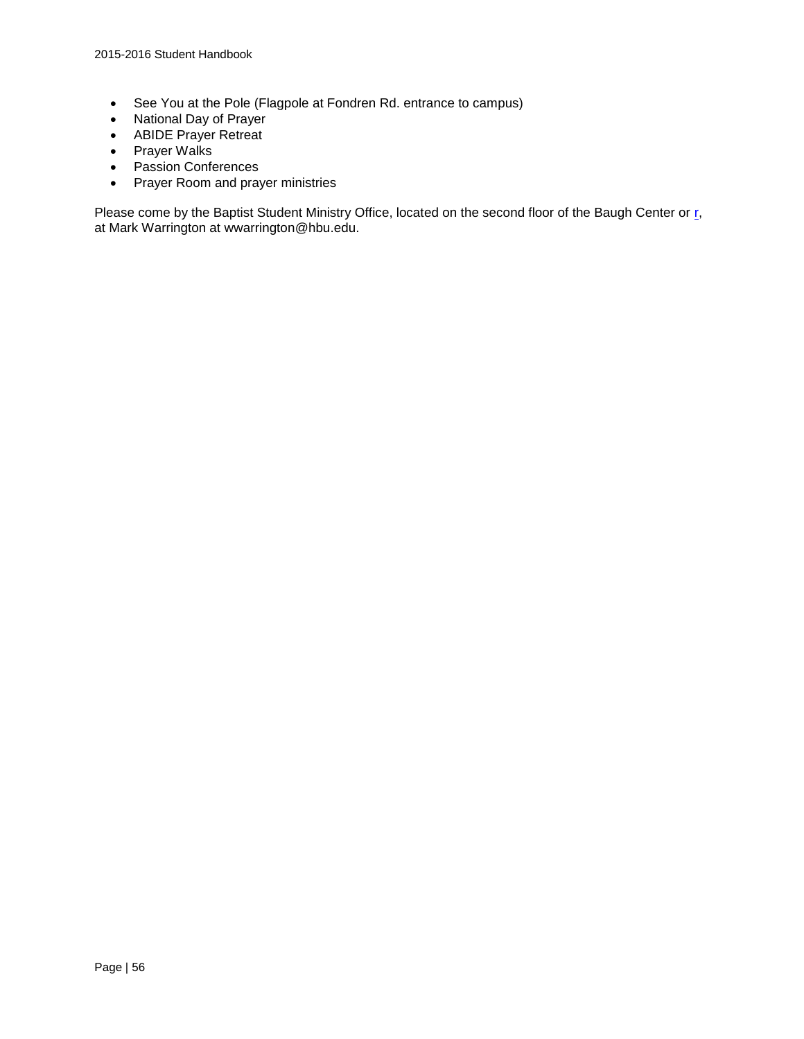- See You at the Pole (Flagpole at Fondren Rd. entrance to campus)
- National Day of Prayer
- ABIDE Prayer Retreat
- Prayer Walks
- Passion Conferences
- Prayer Room and prayer ministries

Please come by the Baptist Student Ministry Office, located on the second floor of the Baugh Center or r, at Mark Warrington at wwarrington@hbu.edu.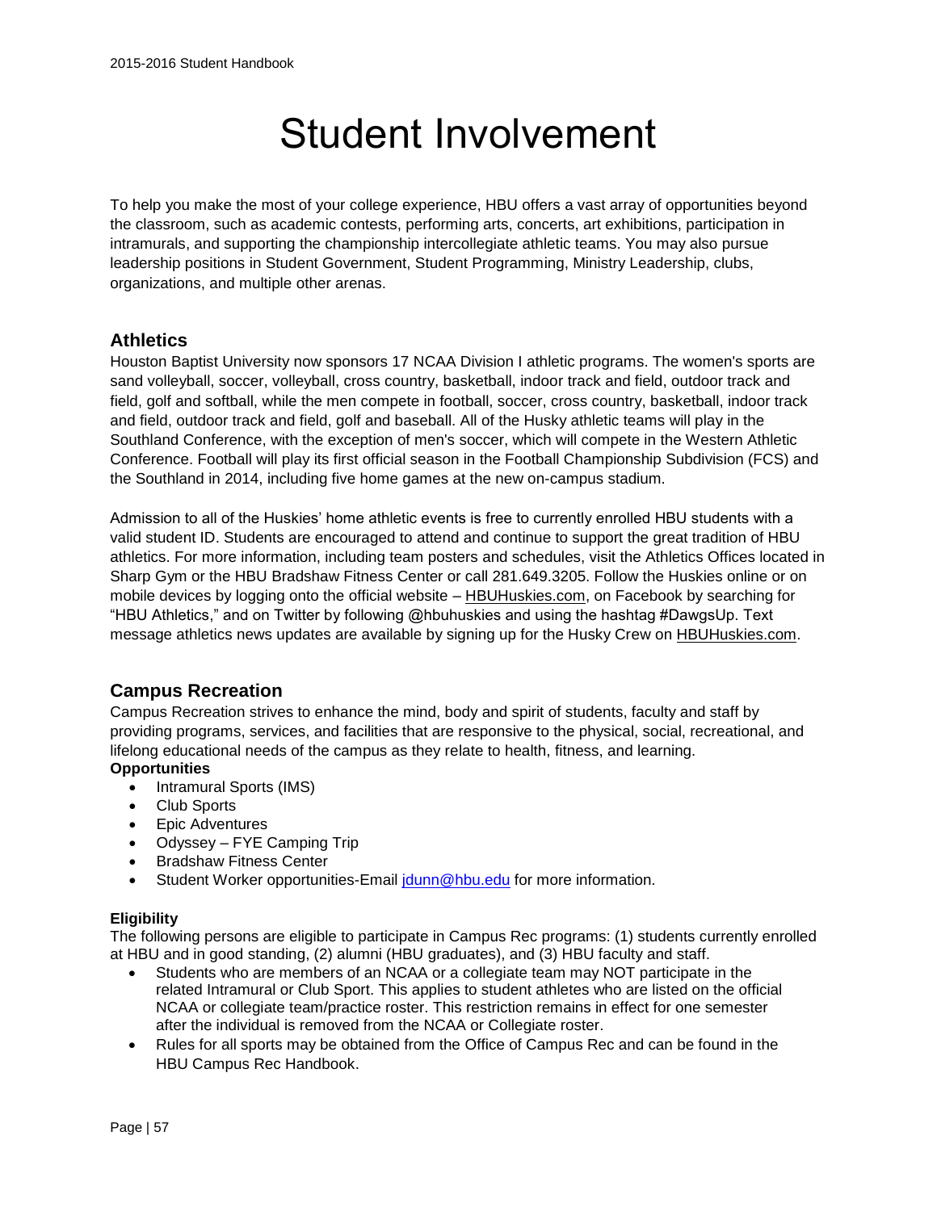# Student Involvement

To help you make the most of your college experience, HBU offers a vast array of opportunities beyond the classroom, such as academic contests, performing arts, concerts, art exhibitions, participation in intramurals, and supporting the championship intercollegiate athletic teams. You may also pursue leadership positions in Student Government, Student Programming, Ministry Leadership, clubs, organizations, and multiple other arenas.

## Athletics

Houston Baptist University now sponsors 17 NCAA Division I athletic programs. The women's sports are sand volleyball, soccer, volleyball, cross country, basketball, indoor track and field, outdoor track and field, golf and softball, while the men compete in football, soccer, cross country, basketball, indoor track and field, outdoor track and field, golf and baseball. All of the Husky athletic teams will play in the Southland Conference, with the exception of men's soccer, which will compete in the Western Athletic Conference. Football will play its first official season in the Football Championship Subdivision (FCS) and the Southland in 2014, including five home games at the new on-campus stadium.

Admission to all of the Huskies' home athletic events is free to currently enrolled HBU students with a valid student ID. Students are encouraged to attend and continue to support the great tradition of HBU athletics. For more information, including team posters and schedules, visit the Athletics Offices located in Sharp Gym or the HBU Bradshaw Fitness Center or call 281.649.3205. Follow the Huskies online or on mobile devices by logging onto the official website – HBUHuskies.com, on Facebook by searching for "HBU Athletics," and on Twitter by following @hbuhuskies and using the hashtag #DawgsUp. Text message athletics news updates are available by signing up for the Husky Crew on HBUHuskies.com.

## Campus Recreation

Campus Recreation strives to enhance the mind, body and spirit of students, faculty and staff by providing programs, services, and facilities that are responsive to the physical, social, recreational, and lifelong educational needs of the campus as they relate to health, fitness, and learning.

**Opportunities**

- Intramural Sports (IMS)
- Club Sports
- Epic Adventures
- Odyssey – FYE Camping Trip
- Bradshaw Fitness Center
- Student Worker opportunities-Email jdunn@hbu.edu for more information.

**Eligibility**

The following persons are eligible to participate in Campus Rec programs: (1) students currently enrolled at HBU and in good standing, (2) alumni (HBU graduates), and (3) HBU faculty and staff.

- Students who are members of an NCAA or a collegiate team may NOT participate in the related Intramural or Club Sport. This applies to student athletes who are listed on the official NCAA or collegiate team/practice roster. This restriction remains in effect for one semester after the individual is removed from the NCAA or Collegiate roster.
- Rules for all sports may be obtained from the Office of Campus Rec and can be found in the HBU Campus Rec Handbook.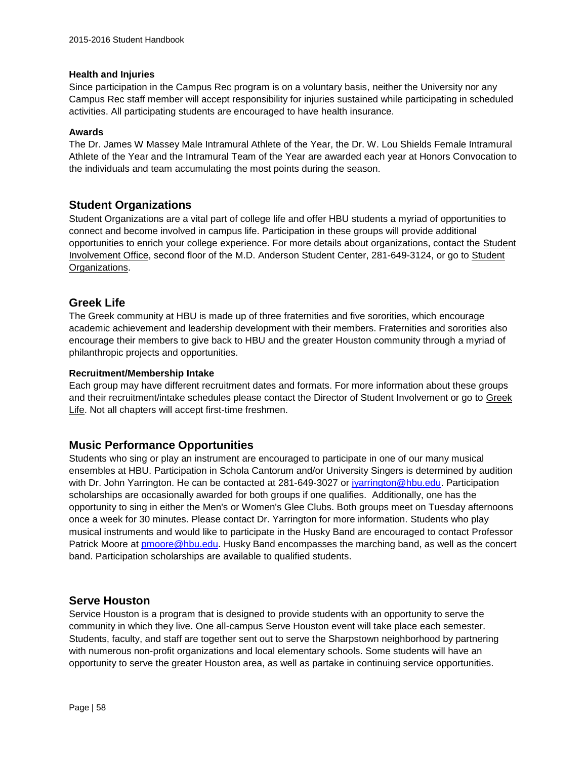### Health and Injuries

Since participation in the Campus Rec program is on a voluntary basis, neither the University nor any Campus Rec staff member will accept responsibility for injuries sustained while participating in scheduled activities. All participating students are encouraged to have health insurance.

### Awards

The Dr. James W Massey Male Intramural Athlete of the Year, the Dr. W. Lou Shields Female Intramural Athlete of the Year and the Intramural Team of the Year are awarded each year at Honors Convocation to the individuals and team accumulating the most points during the season.

## Student Organizations

Student Organizations are a vital part of college life and offer HBU students a myriad of opportunities to connect and become involved in campus life. Participation in these groups will provide additional opportunities to enrich your college experience. For more details about organizations, contact the Student Involvement Office, second floor of the M.D. Anderson Student Center, 281-649-3124, or go to Student Organizations.

## Greek Life

The Greek community at HBU is made up of three fraternities and five sororities, which encourage academic achievement and leadership development with their members. Fraternities and sororities also encourage their members to give back to HBU and the greater Houston community through a myriad of philanthropic projects and opportunities.

### Recruitment/Membership Intake

Each group may have different recruitment dates and formats. For more information about these groups and their recruitment/intake schedules please contact the Director of Student Involvement or go to Greek Life. Not all chapters will accept first-time freshmen.

## Music Performance Opportunities

Students who sing or play an instrument are encouraged to participate in one of our many musical ensembles at HBU. Participation in Schola Cantorum and/or University Singers is determined by audition with Dr. John Yarrington. He can be contacted at 281-649-3027 or jyarrington@hbu.edu. Participation scholarships are occasionally awarded for both groups if one qualifies. Additionally, one has the opportunity to sing in either the Men's or Women's Glee Clubs. Both groups meet on Tuesday afternoons once a week for 30 minutes. Please contact Dr. Yarrington for more information. Students who play musical instruments and would like to participate in the Husky Band are encouraged to contact Professor Patrick Moore at pmoore@hbu.edu. Husky Band encompasses the marching band, as well as the concert band. Participation scholarships are available to qualified students.

## Serve Houston

Service Houston is a program that is designed to provide students with an opportunity to serve the community in which they live. One all-campus Serve Houston event will take place each semester. Students, faculty, and staff are together sent out to serve the Sharpstown neighborhood by partnering with numerous non-profit organizations and local elementary schools. Some students will have an opportunity to serve the greater Houston area, as well as partake in continuing service opportunities.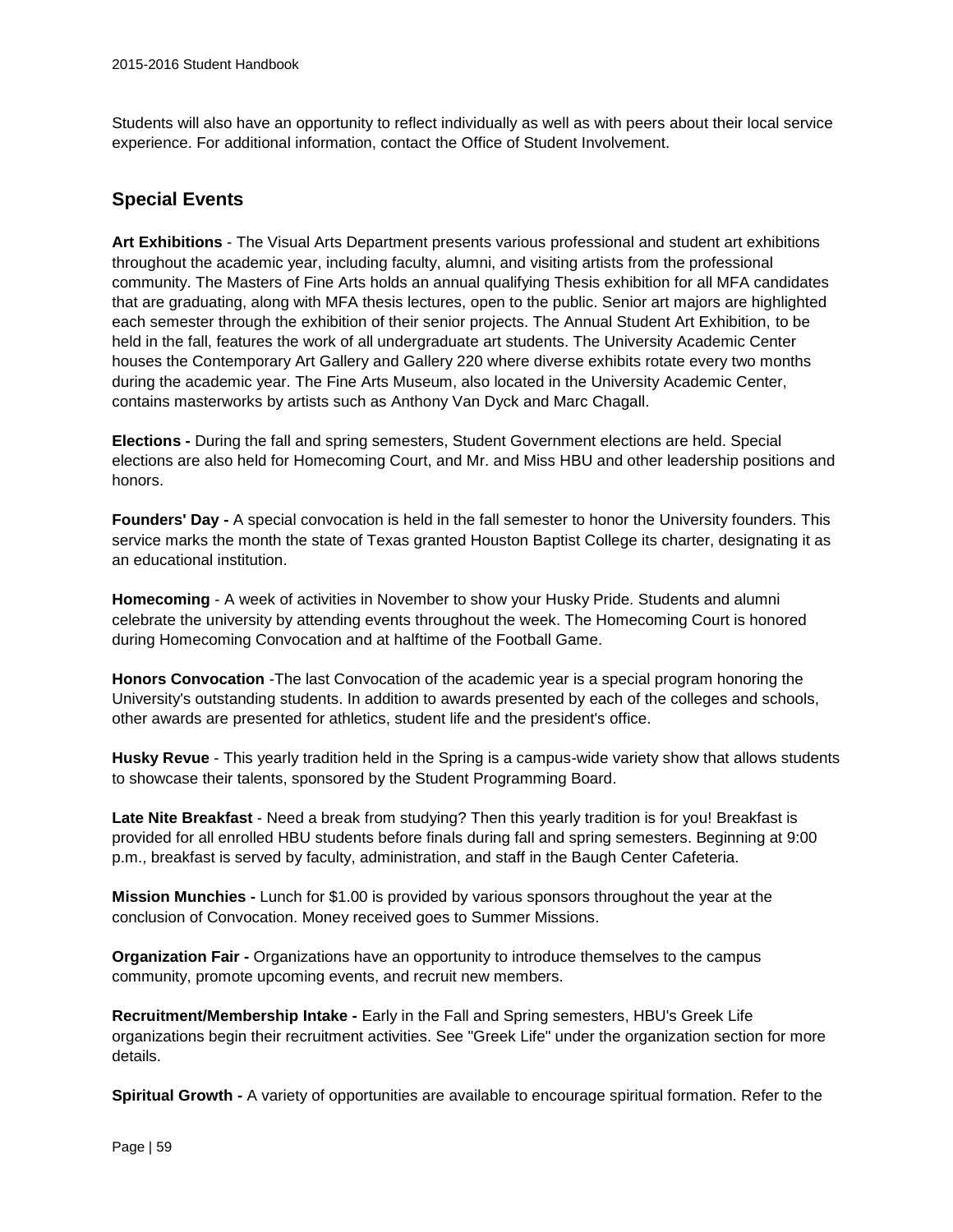Students will also have an opportunity to reflect individually as well as with peers about their local service experience. For additional information, contact the Office of Student Involvement.

## Special Events

**Art Exhibitions** - The Visual Arts Department presents various professional and student art exhibitions throughout the academic year, including faculty, alumni, and visiting artists from the professional community. The Masters of Fine Arts holds an annual qualifying Thesis exhibition for all MFA candidates that are graduating, along with MFA thesis lectures, open to the public. Senior art majors are highlighted each semester through the exhibition of their senior projects. The Annual Student Art Exhibition, to be held in the fall, features the work of all undergraduate art students. The University Academic Center houses the Contemporary Art Gallery and Gallery 220 where diverse exhibits rotate every two months during the academic year. The Fine Arts Museum, also located in the University Academic Center, contains masterworks by artists such as Anthony Van Dyck and Marc Chagall.

**Elections -** During the fall and spring semesters, Student Government elections are held. Special elections are also held for Homecoming Court, and Mr. and Miss HBU and other leadership positions and honors.

**Founders' Day -** A special convocation is held in the fall semester to honor the University founders. This service marks the month the state of Texas granted Houston Baptist College its charter, designating it as an educational institution.

**Homecoming** - A week of activities in November to show your Husky Pride. Students and alumni celebrate the university by attending events throughout the week. The Homecoming Court is honored during Homecoming Convocation and at halftime of the Football Game.

**Honors Convocation** -The last Convocation of the academic year is a special program honoring the University's outstanding students. In addition to awards presented by each of the colleges and schools, other awards are presented for athletics, student life and the president's office.

**Husky Revue** - This yearly tradition held in the Spring is a campus-wide variety show that allows students to showcase their talents, sponsored by the Student Programming Board.

**Late Nite Breakfast** - Need a break from studying? Then this yearly tradition is for you! Breakfast is provided for all enrolled HBU students before finals during fall and spring semesters. Beginning at 9:00 p.m., breakfast is served by faculty, administration, and staff in the Baugh Center Cafeteria.

**Mission Munchies -** Lunch for $1.00 is provided by various sponsors throughout the year at the conclusion of Convocation. Money received goes to Summer Missions.

**Organization Fair -** Organizations have an opportunity to introduce themselves to the campus community, promote upcoming events, and recruit new members.

**Recruitment/Membership Intake -** Early in the Fall and Spring semesters, HBU's Greek Life organizations begin their recruitment activities. See "Greek Life" under the organization section for more details.

**Spiritual Growth -** A variety of opportunities are available to encourage spiritual formation. Refer to the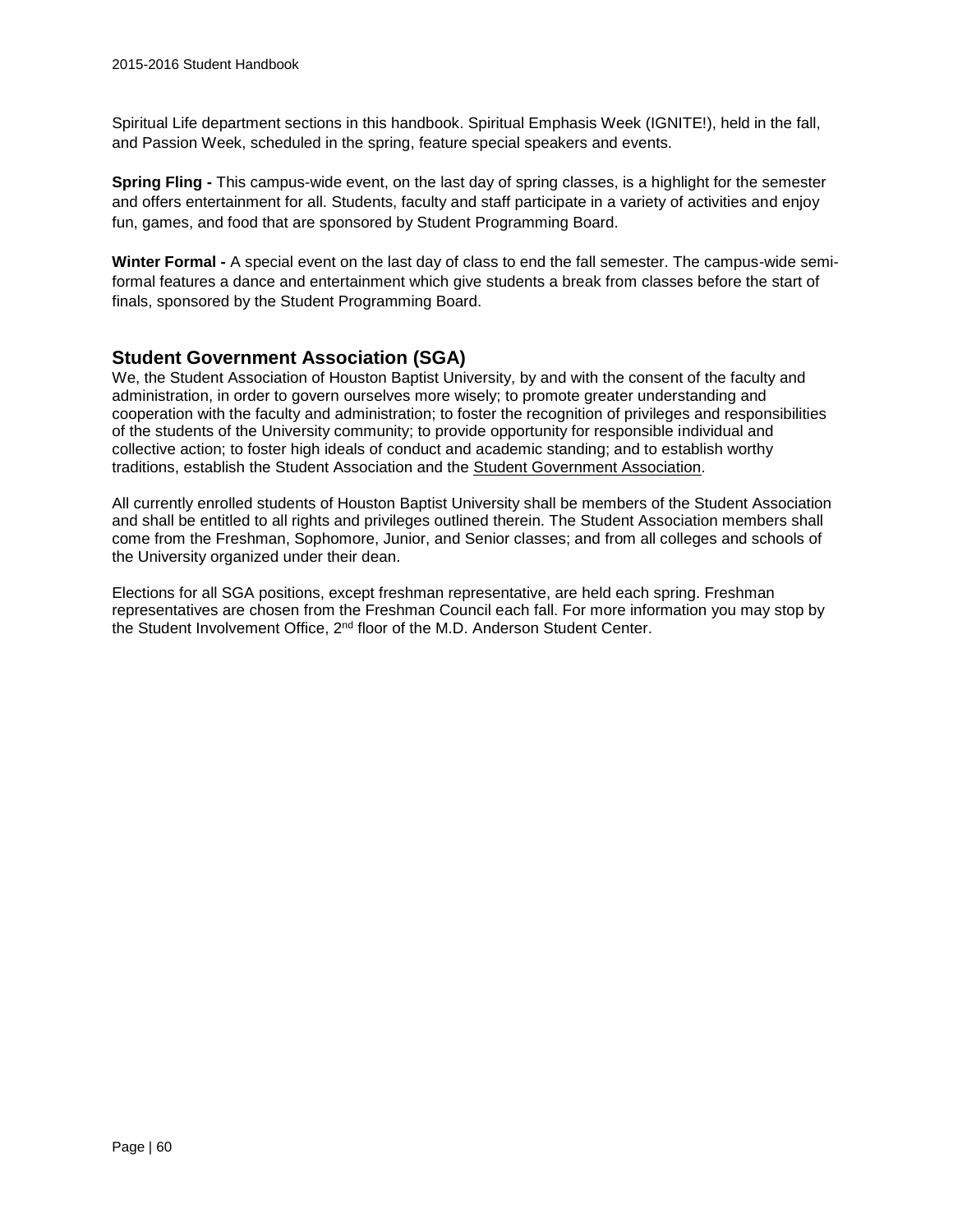Spiritual Life department sections in this handbook. Spiritual Emphasis Week (IGNITE!), held in the fall, and Passion Week, scheduled in the spring, feature special speakers and events.

**Spring Fling -** This campus-wide event, on the last day of spring classes, is a highlight for the semester and offers entertainment for all. Students, faculty and staff participate in a variety of activities and enjoy fun, games, and food that are sponsored by Student Programming Board.

**Winter Formal -** A special event on the last day of class to end the fall semester. The campus-wide semi-formal features a dance and entertainment which give students a break from classes before the start of finals, sponsored by the Student Programming Board.

## Student Government Association (SGA)

We, the Student Association of Houston Baptist University, by and with the consent of the faculty and administration, in order to govern ourselves more wisely; to promote greater understanding and cooperation with the faculty and administration; to foster the recognition of privileges and responsibilities of the students of the University community; to provide opportunity for responsible individual and collective action; to foster high ideals of conduct and academic standing; and to establish worthy traditions, establish the Student Association and the Student Government Association.

All currently enrolled students of Houston Baptist University shall be members of the Student Association and shall be entitled to all rights and privileges outlined therein. The Student Association members shall come from the Freshman, Sophomore, Junior, and Senior classes; and from all colleges and schools of the University organized under their dean.

Elections for all SGA positions, except freshman representative, are held each spring. Freshman representatives are chosen from the Freshman Council each fall. For more information you may stop by the Student Involvement Office, 2nd floor of the M.D. Anderson Student Center.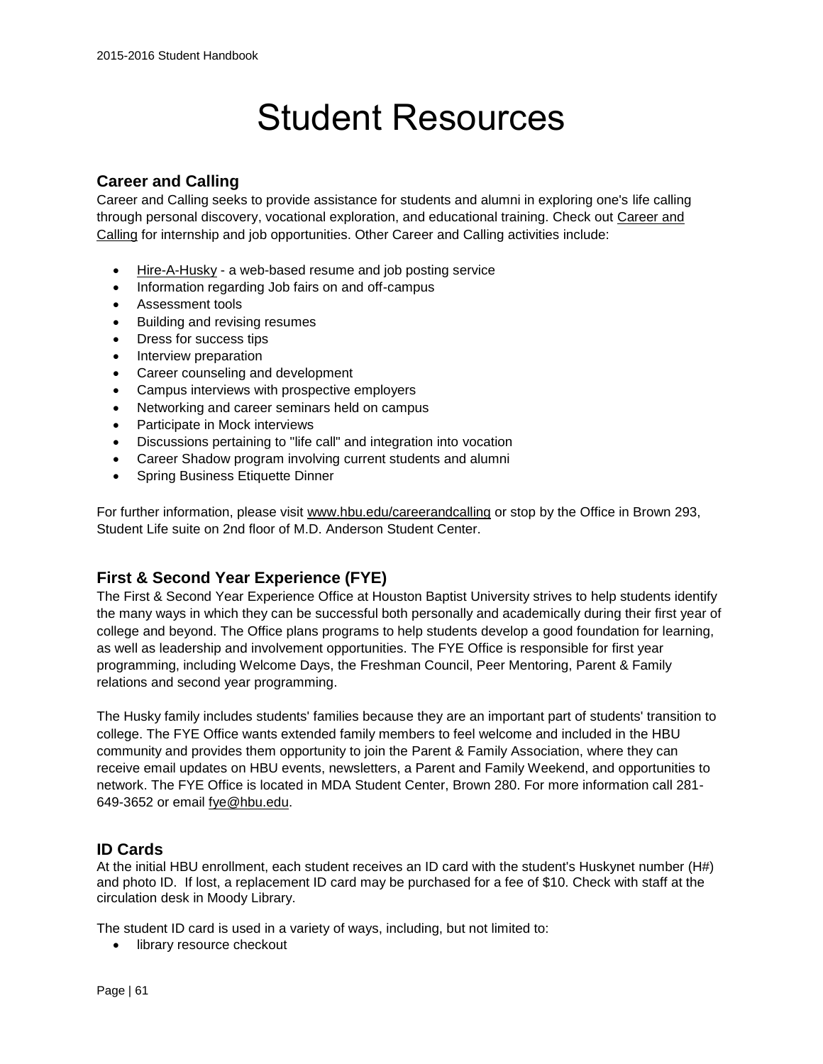# Student Resources

## Career and Calling

Career and Calling seeks to provide assistance for students and alumni in exploring one's life calling through personal discovery, vocational exploration, and educational training. Check out Career and Calling for internship and job opportunities. Other Career and Calling activities include:

- Hire-A-Husky - a web-based resume and job posting service
- Information regarding Job fairs on and off-campus
- Assessment tools
- Building and revising resumes
- Dress for success tips
- Interview preparation
- Career counseling and development
- Campus interviews with prospective employers
- Networking and career seminars held on campus
- Participate in Mock interviews
- Discussions pertaining to "life call" and integration into vocation
- Career Shadow program involving current students and alumni
- Spring Business Etiquette Dinner

For further information, please visit www.hbu.edu/careerandcalling or stop by the Office in Brown 293, Student Life suite on 2nd floor of M.D. Anderson Student Center.

## First & Second Year Experience (FYE)

The First & Second Year Experience Office at Houston Baptist University strives to help students identify the many ways in which they can be successful both personally and academically during their first year of college and beyond. The Office plans programs to help students develop a good foundation for learning, as well as leadership and involvement opportunities. The FYE Office is responsible for first year programming, including Welcome Days, the Freshman Council, Peer Mentoring, Parent & Family relations and second year programming.

The Husky family includes students' families because they are an important part of students' transition to college. The FYE Office wants extended family members to feel welcome and included in the HBU community and provides them opportunity to join the Parent & Family Association, where they can receive email updates on HBU events, newsletters, a Parent and Family Weekend, and opportunities to network. The FYE Office is located in MDA Student Center, Brown 280. For more information call 281-649-3652 or email fye@hbu.edu.

## ID Cards

At the initial HBU enrollment, each student receives an ID card with the student's Huskynet number (H#) and photo ID. If lost, a replacement ID card may be purchased for a fee of $10. Check with staff at the circulation desk in Moody Library.

The student ID card is used in a variety of ways, including, but not limited to:

- library resource checkout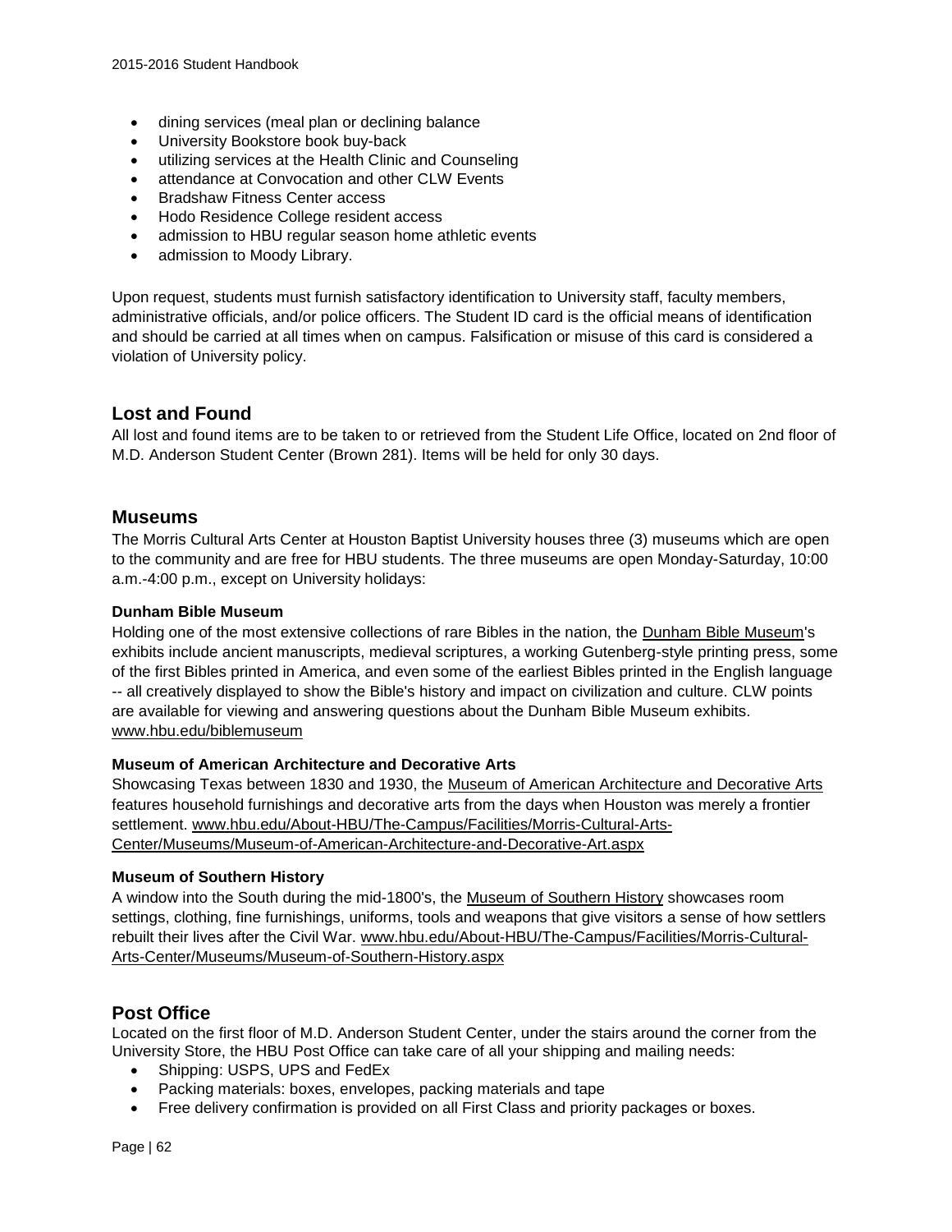- dining services (meal plan or declining balance
- University Bookstore book buy-back
- utilizing services at the Health Clinic and Counseling
- attendance at Convocation and other CLW Events
- Bradshaw Fitness Center access
- Hodo Residence College resident access
- admission to HBU regular season home athletic events
- admission to Moody Library.

Upon request, students must furnish satisfactory identification to University staff, faculty members, administrative officials, and/or police officers. The Student ID card is the official means of identification and should be carried at all times when on campus. Falsification or misuse of this card is considered a violation of University policy.

## Lost and Found

All lost and found items are to be taken to or retrieved from the Student Life Office, located on 2nd floor of M.D. Anderson Student Center (Brown 281). Items will be held for only 30 days.

## Museums

The Morris Cultural Arts Center at Houston Baptist University houses three (3) museums which are open to the community and are free for HBU students. The three museums are open Monday-Saturday, 10:00 a.m.-4:00 p.m., except on University holidays:

#### Dunham Bible Museum

Holding one of the most extensive collections of rare Bibles in the nation, the Dunham Bible Museum's exhibits include ancient manuscripts, medieval scriptures, a working Gutenberg-style printing press, some of the first Bibles printed in America, and even some of the earliest Bibles printed in the English language -- all creatively displayed to show the Bible's history and impact on civilization and culture. CLW points are available for viewing and answering questions about the Dunham Bible Museum exhibits. www.hbu.edu/biblemuseum

#### Museum of American Architecture and Decorative Arts

Showcasing Texas between 1830 and 1930, the Museum of American Architecture and Decorative Arts features household furnishings and decorative arts from the days when Houston was merely a frontier settlement. www.hbu.edu/About-HBU/The-Campus/Facilities/Morris-Cultural-Arts-Center/Museums/Museum-of-American-Architecture-and-Decorative-Art.aspx

#### Museum of Southern History

A window into the South during the mid-1800's, the Museum of Southern History showcases room settings, clothing, fine furnishings, uniforms, tools and weapons that give visitors a sense of how settlers rebuilt their lives after the Civil War. www.hbu.edu/About-HBU/The-Campus/Facilities/Morris-Cultural-Arts-Center/Museums/Museum-of-Southern-History.aspx

## Post Office

Located on the first floor of M.D. Anderson Student Center, under the stairs around the corner from the University Store, the HBU Post Office can take care of all your shipping and mailing needs:

- Shipping: USPS, UPS and FedEx
- Packing materials: boxes, envelopes, packing materials and tape
- Free delivery confirmation is provided on all First Class and priority packages or boxes.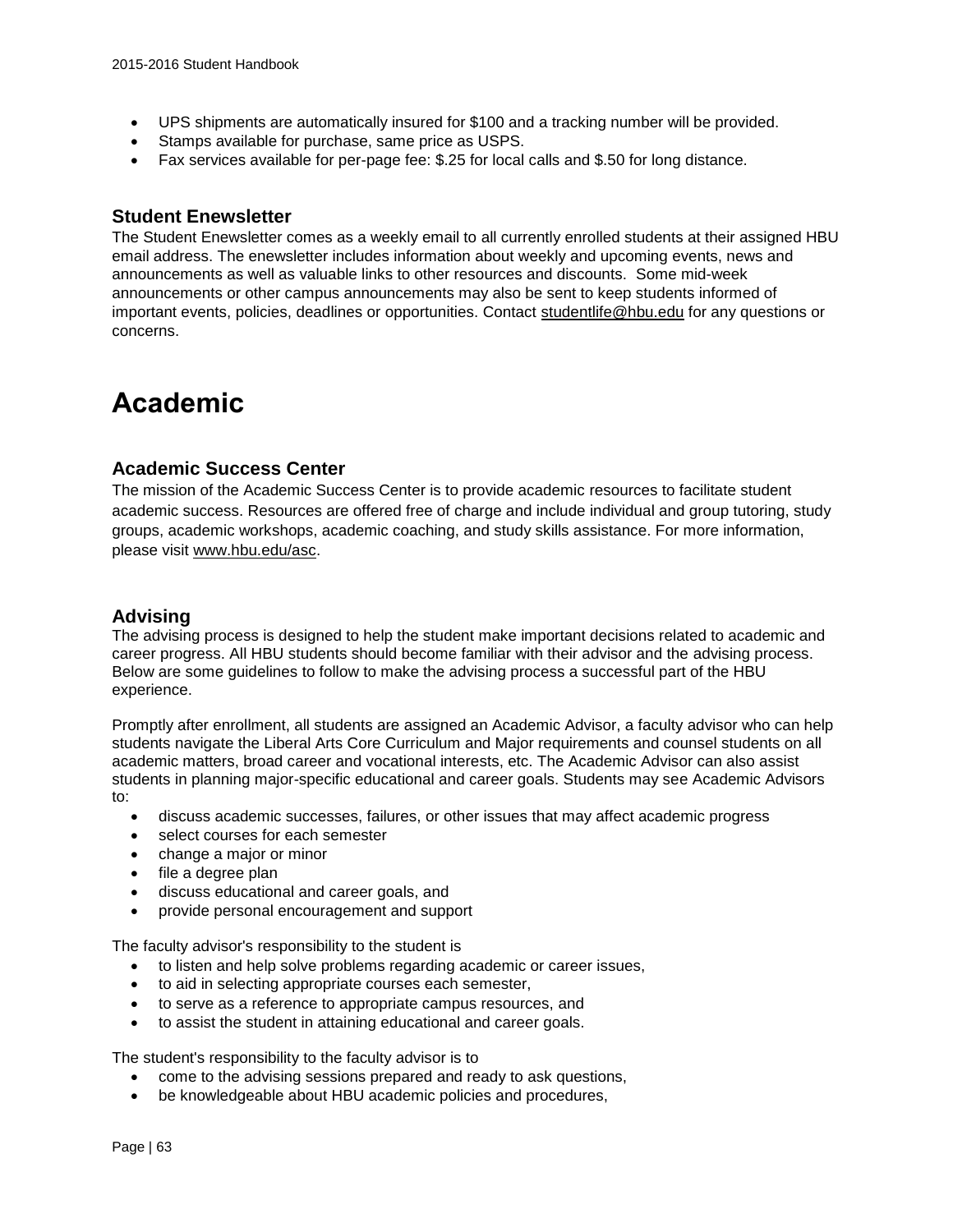- UPS shipments are automatically insured for $100 and a tracking number will be provided.
- Stamps available for purchase, same price as USPS.
- Fax services available for per-page fee: $.25 for local calls and $.50 for long distance.

### Student Enewsletter

The Student Enewsletter comes as a weekly email to all currently enrolled students at their assigned HBU email address. The enewsletter includes information about weekly and upcoming events, news and announcements as well as valuable links to other resources and discounts. Some mid-week announcements or other campus announcements may also be sent to keep students informed of important events, policies, deadlines or opportunities. Contact studentlife@hbu.edu for any questions or concerns.

## Academic

### Academic Success Center

The mission of the Academic Success Center is to provide academic resources to facilitate student academic success. Resources are offered free of charge and include individual and group tutoring, study groups, academic workshops, academic coaching, and study skills assistance. For more information, please visit www.hbu.edu/asc.

### Advising

The advising process is designed to help the student make important decisions related to academic and career progress. All HBU students should become familiar with their advisor and the advising process. Below are some guidelines to follow to make the advising process a successful part of the HBU experience.

Promptly after enrollment, all students are assigned an Academic Advisor, a faculty advisor who can help students navigate the Liberal Arts Core Curriculum and Major requirements and counsel students on all academic matters, broad career and vocational interests, etc. The Academic Advisor can also assist students in planning major-specific educational and career goals. Students may see Academic Advisors to:

- discuss academic successes, failures, or other issues that may affect academic progress
- select courses for each semester
- change a major or minor
- file a degree plan
- discuss educational and career goals, and
- provide personal encouragement and support

The faculty advisor's responsibility to the student is

- to listen and help solve problems regarding academic or career issues,
- to aid in selecting appropriate courses each semester,
- to serve as a reference to appropriate campus resources, and
- to assist the student in attaining educational and career goals.

The student's responsibility to the faculty advisor is to

- come to the advising sessions prepared and ready to ask questions,
- be knowledgeable about HBU academic policies and procedures,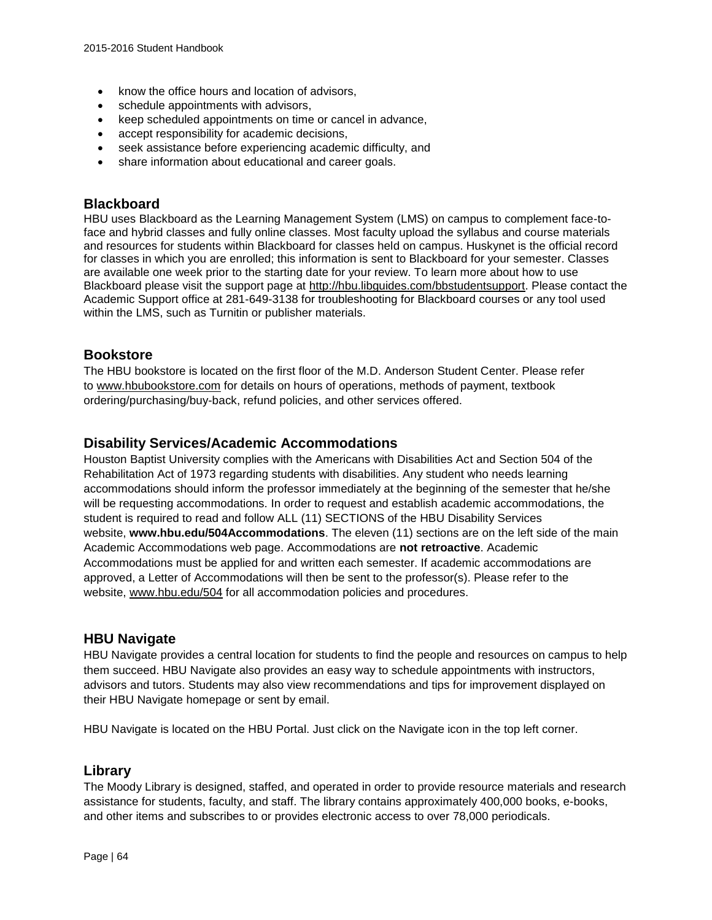- know the office hours and location of advisors,
- schedule appointments with advisors,
- keep scheduled appointments on time or cancel in advance,
- accept responsibility for academic decisions,
- seek assistance before experiencing academic difficulty, and
- share information about educational and career goals.

## Blackboard

HBU uses Blackboard as the Learning Management System (LMS) on campus to complement face-to-face and hybrid classes and fully online classes. Most faculty upload the syllabus and course materials and resources for students within Blackboard for classes held on campus. Huskynet is the official record for classes in which you are enrolled; this information is sent to Blackboard for your semester. Classes are available one week prior to the starting date for your review. To learn more about how to use Blackboard please visit the support page at http://hbu.libguides.com/bbstudentsupport. Please contact the Academic Support office at 281-649-3138 for troubleshooting for Blackboard courses or any tool used within the LMS, such as Turnitin or publisher materials.

## Bookstore

The HBU bookstore is located on the first floor of the M.D. Anderson Student Center. Please refer to www.hbubookstore.com for details on hours of operations, methods of payment, textbook ordering/purchasing/buy-back, refund policies, and other services offered.

## Disability Services/Academic Accommodations

Houston Baptist University complies with the Americans with Disabilities Act and Section 504 of the Rehabilitation Act of 1973 regarding students with disabilities. Any student who needs learning accommodations should inform the professor immediately at the beginning of the semester that he/she will be requesting accommodations. In order to request and establish academic accommodations, the student is required to read and follow ALL (11) SECTIONS of the HBU Disability Services website, **www.hbu.edu/504Accommodations**. The eleven (11) sections are on the left side of the main Academic Accommodations web page. Accommodations are **not retroactive**. Academic Accommodations must be applied for and written each semester. If academic accommodations are approved, a Letter of Accommodations will then be sent to the professor(s). Please refer to the website, www.hbu.edu/504 for all accommodation policies and procedures.

## HBU Navigate

HBU Navigate provides a central location for students to find the people and resources on campus to help them succeed. HBU Navigate also provides an easy way to schedule appointments with instructors, advisors and tutors. Students may also view recommendations and tips for improvement displayed on their HBU Navigate homepage or sent by email.

HBU Navigate is located on the HBU Portal. Just click on the Navigate icon in the top left corner.

## Library

The Moody Library is designed, staffed, and operated in order to provide resource materials and research assistance for students, faculty, and staff. The library contains approximately 400,000 books, e-books, and other items and subscribes to or provides electronic access to over 78,000 periodicals.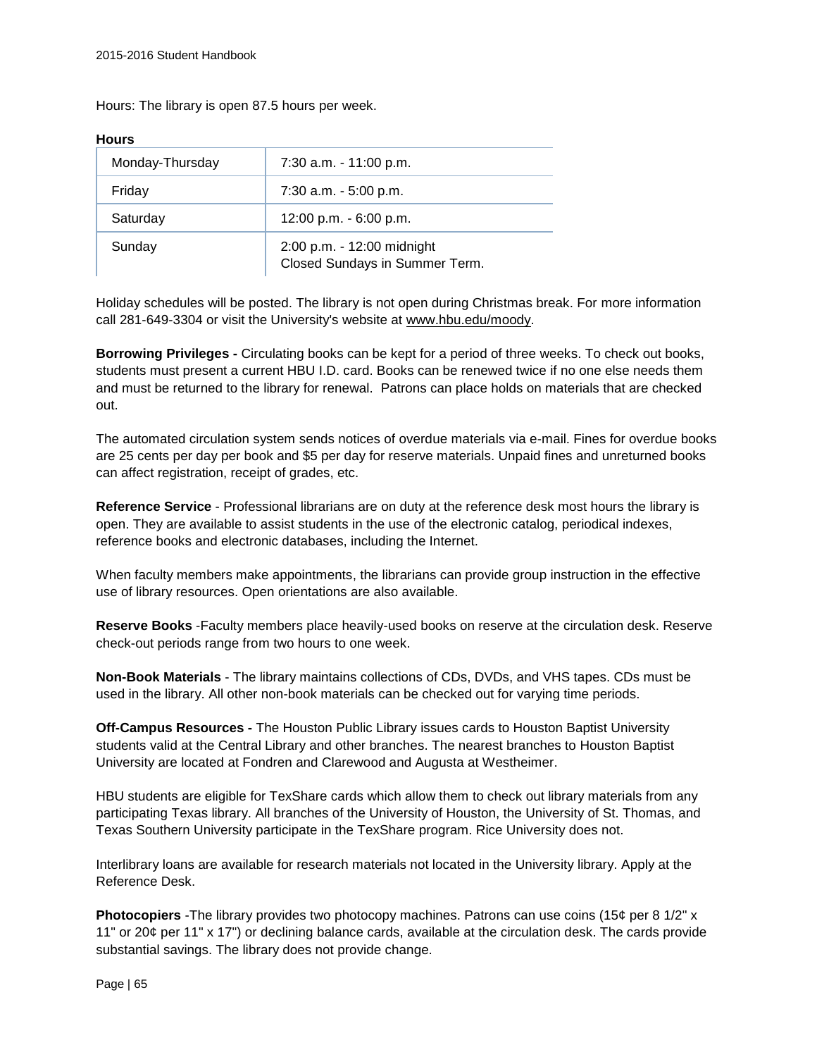Hours: The library is open 87.5 hours per week.

**Hours**

| | |
|---|---|
| Monday-Thursday | 7:30 a.m. - 11:00 p.m. |
| Friday | 7:30 a.m. - 5:00 p.m. |
| Saturday | 12:00 p.m. - 6:00 p.m. |
| Sunday | 2:00 p.m. - 12:00 midnight<br>Closed Sundays in Summer Term. |

Holiday schedules will be posted. The library is not open during Christmas break. For more information call 281-649-3304 or visit the University's website at www.hbu.edu/moody.

**Borrowing Privileges -** Circulating books can be kept for a period of three weeks. To check out books, students must present a current HBU I.D. card. Books can be renewed twice if no one else needs them and must be returned to the library for renewal. Patrons can place holds on materials that are checked out.

The automated circulation system sends notices of overdue materials via e-mail. Fines for overdue books are 25 cents per day per book and $5 per day for reserve materials. Unpaid fines and unreturned books can affect registration, receipt of grades, etc.

**Reference Service** - Professional librarians are on duty at the reference desk most hours the library is open. They are available to assist students in the use of the electronic catalog, periodical indexes, reference books and electronic databases, including the Internet.

When faculty members make appointments, the librarians can provide group instruction in the effective use of library resources. Open orientations are also available.

**Reserve Books** -Faculty members place heavily-used books on reserve at the circulation desk. Reserve check-out periods range from two hours to one week.

**Non-Book Materials** - The library maintains collections of CDs, DVDs, and VHS tapes. CDs must be used in the library. All other non-book materials can be checked out for varying time periods.

**Off-Campus Resources -** The Houston Public Library issues cards to Houston Baptist University students valid at the Central Library and other branches. The nearest branches to Houston Baptist University are located at Fondren and Clarewood and Augusta at Westheimer.

HBU students are eligible for TexShare cards which allow them to check out library materials from any participating Texas library. All branches of the University of Houston, the University of St. Thomas, and Texas Southern University participate in the TexShare program. Rice University does not.

Interlibrary loans are available for research materials not located in the University library. Apply at the Reference Desk.

**Photocopiers** -The library provides two photocopy machines. Patrons can use coins (15¢ per 8 1/2" x 11" or 20¢ per 11" x 17") or declining balance cards, available at the circulation desk. The cards provide substantial savings. The library does not provide change.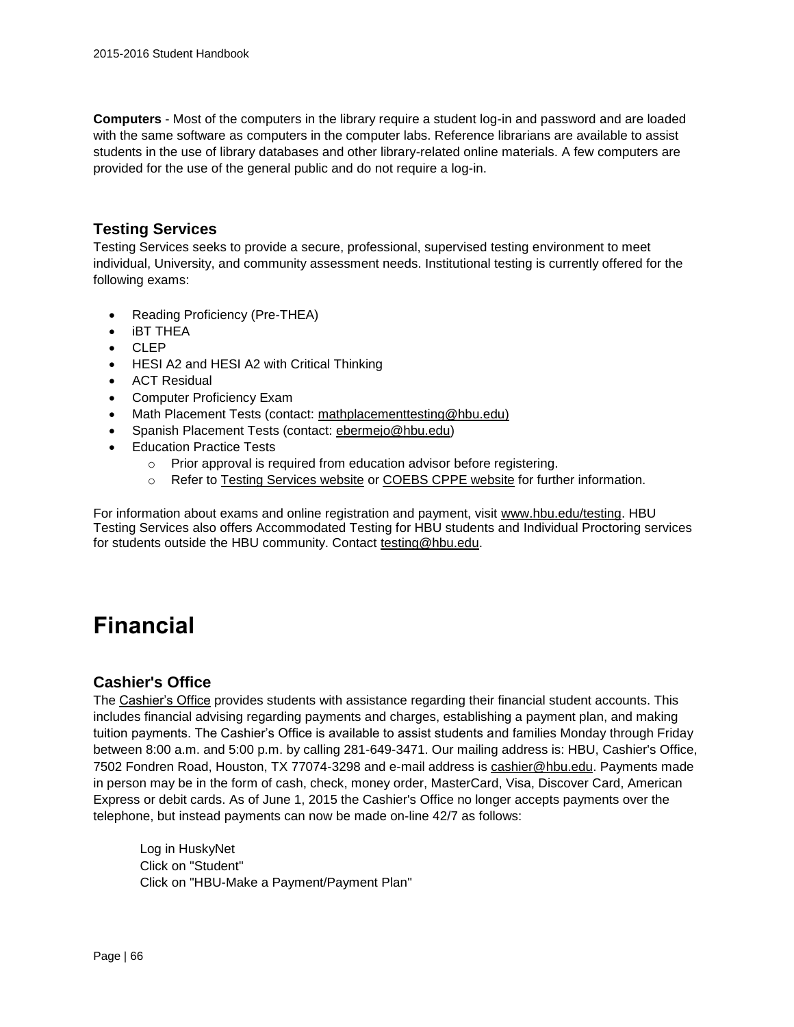**Computers** - Most of the computers in the library require a student log-in and password and are loaded with the same software as computers in the computer labs. Reference librarians are available to assist students in the use of library databases and other library-related online materials. A few computers are provided for the use of the general public and do not require a log-in.

### Testing Services

Testing Services seeks to provide a secure, professional, supervised testing environment to meet individual, University, and community assessment needs. Institutional testing is currently offered for the following exams:

- Reading Proficiency (Pre-THEA)
- iBT THEA
- CLEP
- HESI A2 and HESI A2 with Critical Thinking
- ACT Residual
- Computer Proficiency Exam
- Math Placement Tests (contact: mathplacementtesting@hbu.edu)
- Spanish Placement Tests (contact: ebermejo@hbu.edu)
- Education Practice Tests
  - Prior approval is required from education advisor before registering.
  - Refer to Testing Services website or COEBS CPPE website for further information.

For information about exams and online registration and payment, visit www.hbu.edu/testing. HBU Testing Services also offers Accommodated Testing for HBU students and Individual Proctoring services for students outside the HBU community. Contact testing@hbu.edu.

# Financial

### Cashier's Office

The Cashier's Office provides students with assistance regarding their financial student accounts. This includes financial advising regarding payments and charges, establishing a payment plan, and making tuition payments. The Cashier's Office is available to assist students and families Monday through Friday between 8:00 a.m. and 5:00 p.m. by calling 281-649-3471. Our mailing address is: HBU, Cashier's Office, 7502 Fondren Road, Houston, TX 77074-3298 and e-mail address is cashier@hbu.edu. Payments made in person may be in the form of cash, check, money order, MasterCard, Visa, Discover Card, American Express or debit cards. As of June 1, 2015 the Cashier's Office no longer accepts payments over the telephone, but instead payments can now be made on-line 42/7 as follows:

Log in HuskyNet
Click on "Student"
Click on "HBU-Make a Payment/Payment Plan"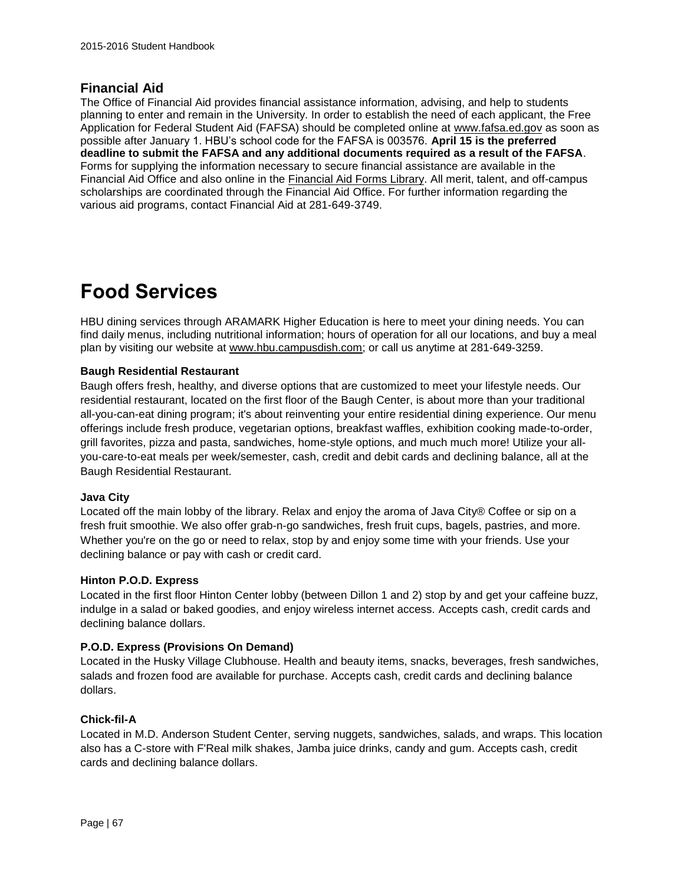## Financial Aid

The Office of Financial Aid provides financial assistance information, advising, and help to students planning to enter and remain in the University. In order to establish the need of each applicant, the Free Application for Federal Student Aid (FAFSA) should be completed online at www.fafsa.ed.gov as soon as possible after January 1. HBU's school code for the FAFSA is 003576. **April 15 is the preferred deadline to submit the FAFSA and any additional documents required as a result of the FAFSA**. Forms for supplying the information necessary to secure financial assistance are available in the Financial Aid Office and also online in the Financial Aid Forms Library. All merit, talent, and off-campus scholarships are coordinated through the Financial Aid Office. For further information regarding the various aid programs, contact Financial Aid at 281-649-3749.

# Food Services

HBU dining services through ARAMARK Higher Education is here to meet your dining needs. You can find daily menus, including nutritional information; hours of operation for all our locations, and buy a meal plan by visiting our website at www.hbu.campusdish.com; or call us anytime at 281-649-3259.

#### Baugh Residential Restaurant

Baugh offers fresh, healthy, and diverse options that are customized to meet your lifestyle needs. Our residential restaurant, located on the first floor of the Baugh Center, is about more than your traditional all-you-can-eat dining program; it's about reinventing your entire residential dining experience. Our menu offerings include fresh produce, vegetarian options, breakfast waffles, exhibition cooking made-to-order, grill favorites, pizza and pasta, sandwiches, home-style options, and much much more! Utilize your all-you-care-to-eat meals per week/semester, cash, credit and debit cards and declining balance, all at the Baugh Residential Restaurant.

#### Java City

Located off the main lobby of the library. Relax and enjoy the aroma of Java City® Coffee or sip on a fresh fruit smoothie. We also offer grab-n-go sandwiches, fresh fruit cups, bagels, pastries, and more. Whether you're on the go or need to relax, stop by and enjoy some time with your friends. Use your declining balance or pay with cash or credit card.

#### Hinton P.O.D. Express

Located in the first floor Hinton Center lobby (between Dillon 1 and 2) stop by and get your caffeine buzz, indulge in a salad or baked goodies, and enjoy wireless internet access. Accepts cash, credit cards and declining balance dollars.

#### P.O.D. Express (Provisions On Demand)

Located in the Husky Village Clubhouse. Health and beauty items, snacks, beverages, fresh sandwiches, salads and frozen food are available for purchase. Accepts cash, credit cards and declining balance dollars.

#### Chick-fil-A

Located in M.D. Anderson Student Center, serving nuggets, sandwiches, salads, and wraps. This location also has a C-store with F'Real milk shakes, Jamba juice drinks, candy and gum. Accepts cash, credit cards and declining balance dollars.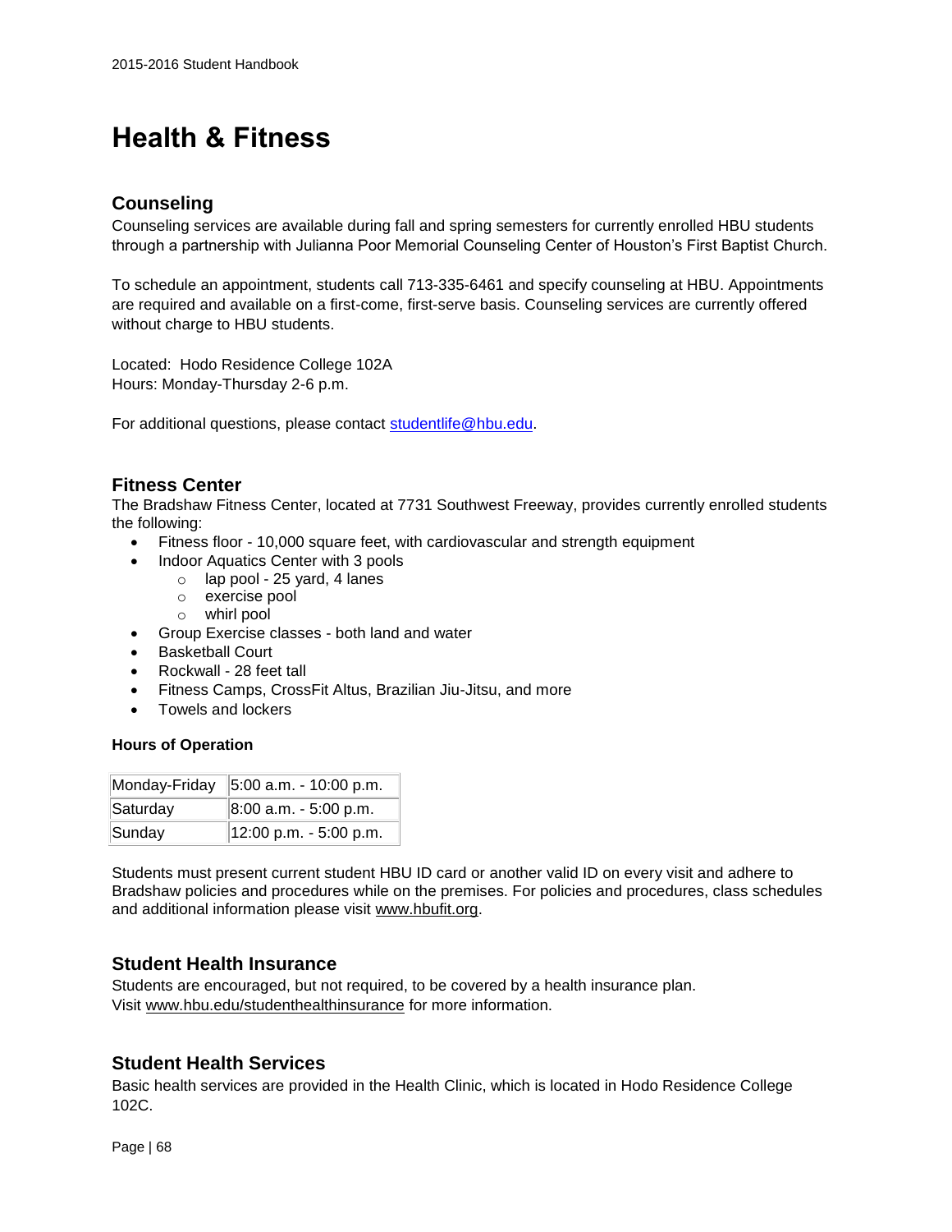# Health & Fitness

## Counseling

Counseling services are available during fall and spring semesters for currently enrolled HBU students through a partnership with Julianna Poor Memorial Counseling Center of Houston's First Baptist Church.

To schedule an appointment, students call 713-335-6461 and specify counseling at HBU. Appointments are required and available on a first-come, first-serve basis. Counseling services are currently offered without charge to HBU students.

Located: Hodo Residence College 102A
Hours: Monday-Thursday 2-6 p.m.

For additional questions, please contact studentlife@hbu.edu.

## Fitness Center

The Bradshaw Fitness Center, located at 7731 Southwest Freeway, provides currently enrolled students the following:

- Fitness floor - 10,000 square feet, with cardiovascular and strength equipment
- Indoor Aquatics Center with 3 pools
  - lap pool - 25 yard, 4 lanes
  - exercise pool
  - whirl pool
- Group Exercise classes - both land and water
- Basketball Court
- Rockwall - 28 feet tall
- Fitness Camps, CrossFit Altus, Brazilian Jiu-Jitsu, and more
- Towels and lockers

**Hours of Operation**

| Monday-Friday | 5:00 a.m. - 10:00 p.m. |
|---|---|
| Saturday | 8:00 a.m. - 5:00 p.m. |
| Sunday | 12:00 p.m. - 5:00 p.m. |

Students must present current student HBU ID card or another valid ID on every visit and adhere to Bradshaw policies and procedures while on the premises. For policies and procedures, class schedules and additional information please visit www.hbufit.org.

## Student Health Insurance

Students are encouraged, but not required, to be covered by a health insurance plan. Visit www.hbu.edu/studenthealthinsurance for more information.

## Student Health Services

Basic health services are provided in the Health Clinic, which is located in Hodo Residence College 102C.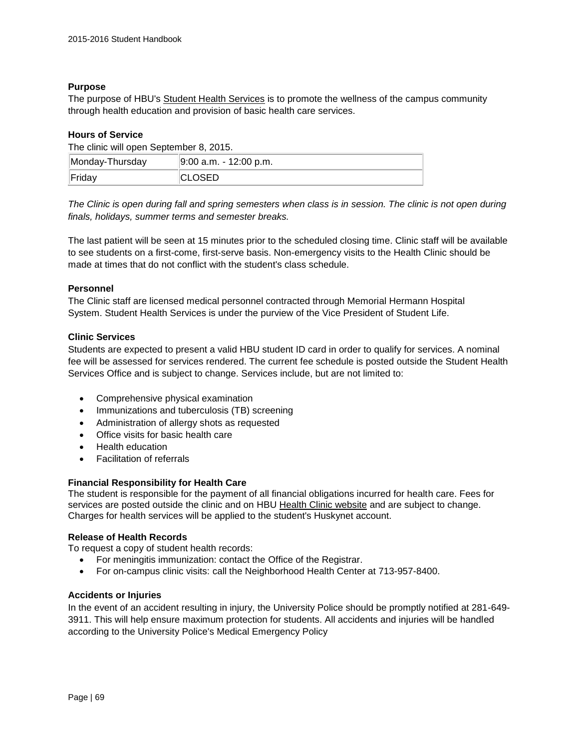**Purpose**

The purpose of HBU's Student Health Services is to promote the wellness of the campus community through health education and provision of basic health care services.

**Hours of Service**

The clinic will open September 8, 2015.

| Monday-Thursday | 9:00 a.m. - 12:00 p.m. |
|---|---|
| Friday | CLOSED |

*The Clinic is open during fall and spring semesters when class is in session. The clinic is not open during finals, holidays, summer terms and semester breaks.*

The last patient will be seen at 15 minutes prior to the scheduled closing time. Clinic staff will be available to see students on a first-come, first-serve basis. Non-emergency visits to the Health Clinic should be made at times that do not conflict with the student's class schedule.

**Personnel**

The Clinic staff are licensed medical personnel contracted through Memorial Hermann Hospital System. Student Health Services is under the purview of the Vice President of Student Life.

**Clinic Services**

Students are expected to present a valid HBU student ID card in order to qualify for services. A nominal fee will be assessed for services rendered. The current fee schedule is posted outside the Student Health Services Office and is subject to change. Services include, but are not limited to:

- Comprehensive physical examination
- Immunizations and tuberculosis (TB) screening
- Administration of allergy shots as requested
- Office visits for basic health care
- Health education
- Facilitation of referrals

**Financial Responsibility for Health Care**

The student is responsible for the payment of all financial obligations incurred for health care. Fees for services are posted outside the clinic and on HBU Health Clinic website and are subject to change. Charges for health services will be applied to the student's Huskynet account.

**Release of Health Records**

To request a copy of student health records:

- For meningitis immunization: contact the Office of the Registrar.
- For on-campus clinic visits: call the Neighborhood Health Center at 713-957-8400.

**Accidents or Injuries**

In the event of an accident resulting in injury, the University Police should be promptly notified at 281-649-3911. This will help ensure maximum protection for students. All accidents and injuries will be handled according to the University Police's Medical Emergency Policy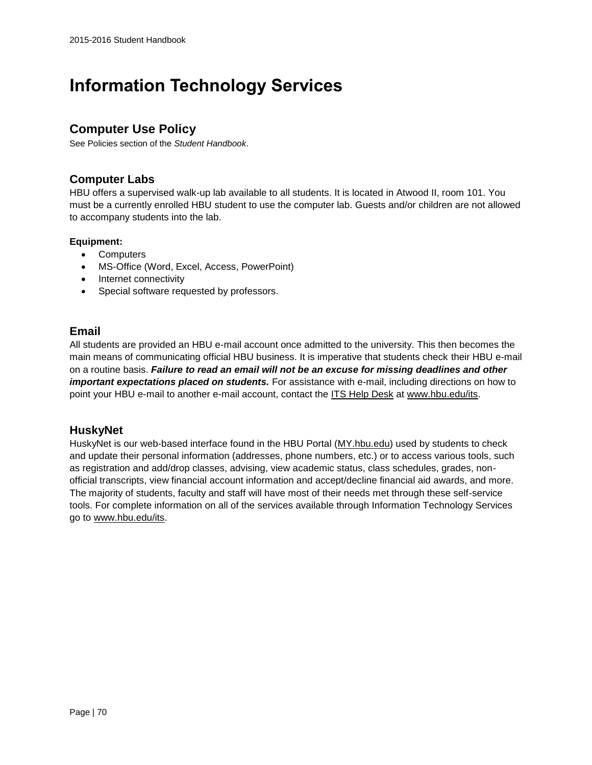# Information Technology Services

## Computer Use Policy

See Policies section of the *Student Handbook*.

## Computer Labs

HBU offers a supervised walk-up lab available to all students. It is located in Atwood II, room 101. You must be a currently enrolled HBU student to use the computer lab. Guests and/or children are not allowed to accompany students into the lab.

**Equipment:**

- Computers
- MS-Office (Word, Excel, Access, PowerPoint)
- Internet connectivity
- Special software requested by professors.

## Email

All students are provided an HBU e-mail account once admitted to the university. This then becomes the main means of communicating official HBU business. It is imperative that students check their HBU e-mail on a routine basis. ***Failure to read an email will not be an excuse for missing deadlines and other important expectations placed on students.*** For assistance with e-mail, including directions on how to point your HBU e-mail to another e-mail account, contact the ITS Help Desk at www.hbu.edu/its.

## HuskyNet

HuskyNet is our web-based interface found in the HBU Portal (MY.hbu.edu) used by students to check and update their personal information (addresses, phone numbers, etc.) or to access various tools, such as registration and add/drop classes, advising, view academic status, class schedules, grades, non-official transcripts, view financial account information and accept/decline financial aid awards, and more. The majority of students, faculty and staff will have most of their needs met through these self-service tools. For complete information on all of the services available through Information Technology Services go to www.hbu.edu/its.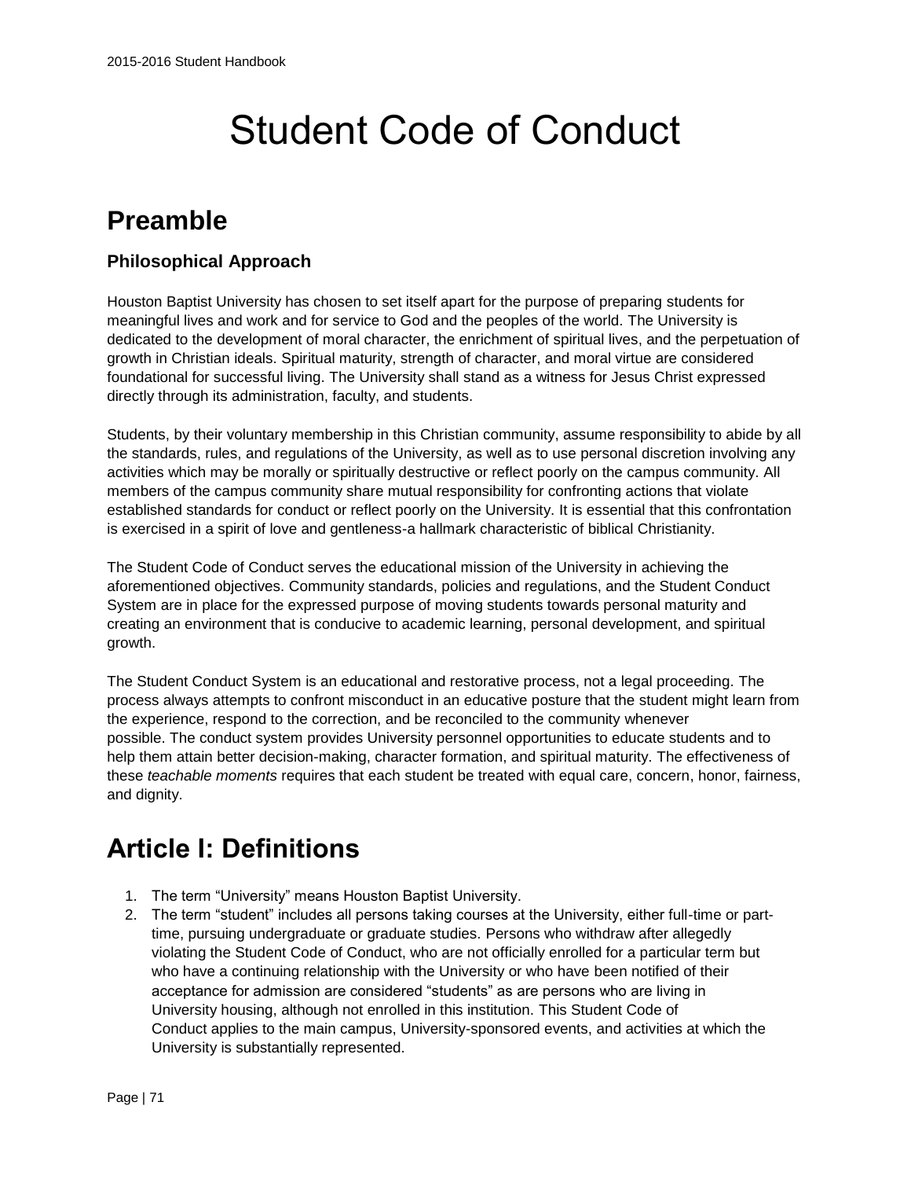# Student Code of Conduct

## Preamble

### Philosophical Approach

Houston Baptist University has chosen to set itself apart for the purpose of preparing students for meaningful lives and work and for service to God and the peoples of the world. The University is dedicated to the development of moral character, the enrichment of spiritual lives, and the perpetuation of growth in Christian ideals. Spiritual maturity, strength of character, and moral virtue are considered foundational for successful living. The University shall stand as a witness for Jesus Christ expressed directly through its administration, faculty, and students.

Students, by their voluntary membership in this Christian community, assume responsibility to abide by all the standards, rules, and regulations of the University, as well as to use personal discretion involving any activities which may be morally or spiritually destructive or reflect poorly on the campus community. All members of the campus community share mutual responsibility for confronting actions that violate established standards for conduct or reflect poorly on the University. It is essential that this confrontation is exercised in a spirit of love and gentleness-a hallmark characteristic of biblical Christianity.

The Student Code of Conduct serves the educational mission of the University in achieving the aforementioned objectives. Community standards, policies and regulations, and the Student Conduct System are in place for the expressed purpose of moving students towards personal maturity and creating an environment that is conducive to academic learning, personal development, and spiritual growth.

The Student Conduct System is an educational and restorative process, not a legal proceeding. The process always attempts to confront misconduct in an educative posture that the student might learn from the experience, respond to the correction, and be reconciled to the community whenever possible. The conduct system provides University personnel opportunities to educate students and to help them attain better decision-making, character formation, and spiritual maturity. The effectiveness of these *teachable moments* requires that each student be treated with equal care, concern, honor, fairness, and dignity.

## Article I: Definitions

1. The term "University" means Houston Baptist University.
2. The term "student" includes all persons taking courses at the University, either full-time or part-time, pursuing undergraduate or graduate studies. Persons who withdraw after allegedly violating the Student Code of Conduct, who are not officially enrolled for a particular term but who have a continuing relationship with the University or who have been notified of their acceptance for admission are considered "students" as are persons who are living in University housing, although not enrolled in this institution. This Student Code of Conduct applies to the main campus, University-sponsored events, and activities at which the University is substantially represented.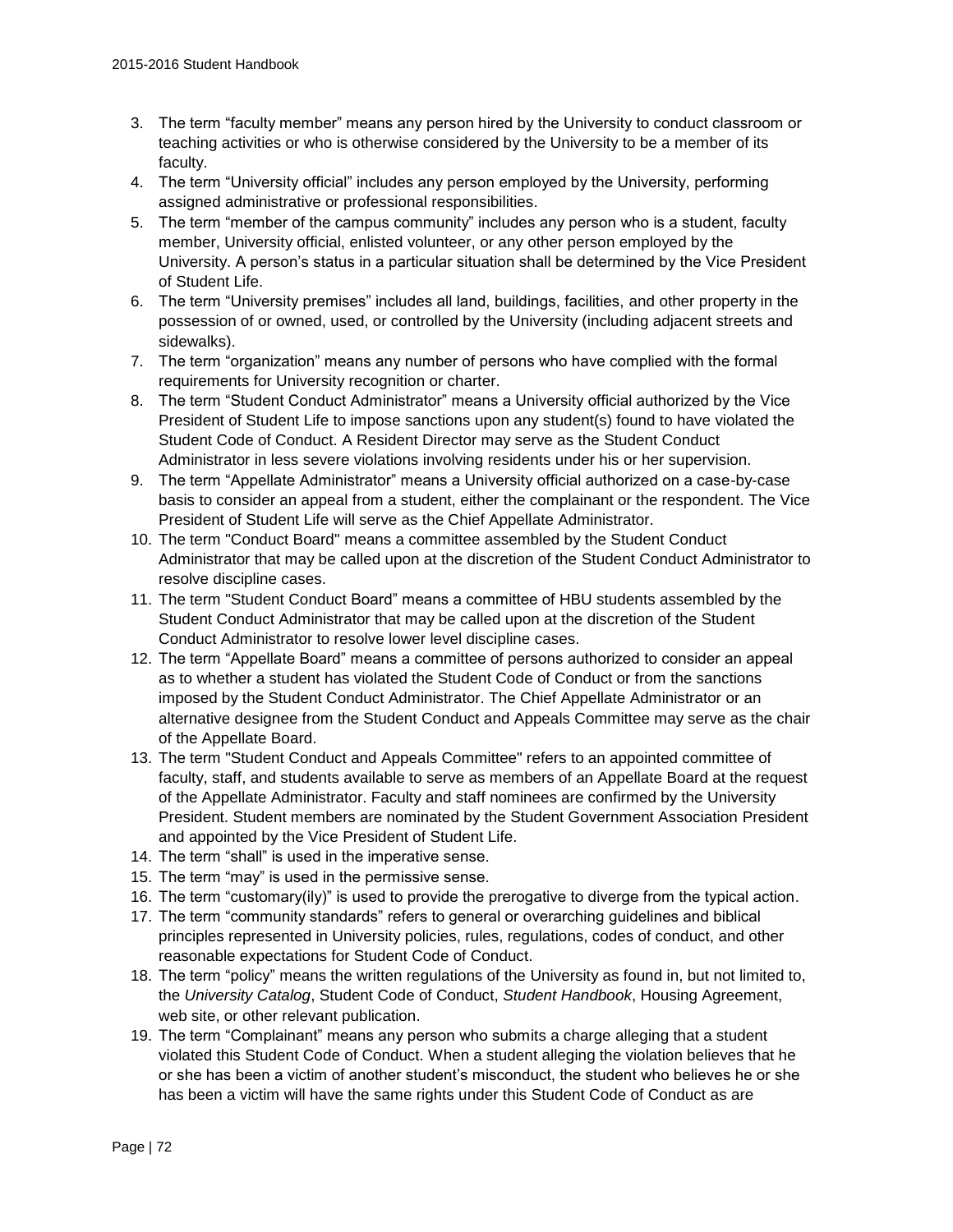3. The term "faculty member" means any person hired by the University to conduct classroom or teaching activities or who is otherwise considered by the University to be a member of its faculty.
4. The term "University official" includes any person employed by the University, performing assigned administrative or professional responsibilities.
5. The term "member of the campus community" includes any person who is a student, faculty member, University official, enlisted volunteer, or any other person employed by the University. A person's status in a particular situation shall be determined by the Vice President of Student Life.
6. The term "University premises" includes all land, buildings, facilities, and other property in the possession of or owned, used, or controlled by the University (including adjacent streets and sidewalks).
7. The term "organization" means any number of persons who have complied with the formal requirements for University recognition or charter.
8. The term "Student Conduct Administrator" means a University official authorized by the Vice President of Student Life to impose sanctions upon any student(s) found to have violated the Student Code of Conduct. A Resident Director may serve as the Student Conduct Administrator in less severe violations involving residents under his or her supervision.
9. The term "Appellate Administrator" means a University official authorized on a case-by-case basis to consider an appeal from a student, either the complainant or the respondent. The Vice President of Student Life will serve as the Chief Appellate Administrator.
10. The term "Conduct Board" means a committee assembled by the Student Conduct Administrator that may be called upon at the discretion of the Student Conduct Administrator to resolve discipline cases.
11. The term "Student Conduct Board" means a committee of HBU students assembled by the Student Conduct Administrator that may be called upon at the discretion of the Student Conduct Administrator to resolve lower level discipline cases.
12. The term "Appellate Board" means a committee of persons authorized to consider an appeal as to whether a student has violated the Student Code of Conduct or from the sanctions imposed by the Student Conduct Administrator. The Chief Appellate Administrator or an alternative designee from the Student Conduct and Appeals Committee may serve as the chair of the Appellate Board.
13. The term "Student Conduct and Appeals Committee" refers to an appointed committee of faculty, staff, and students available to serve as members of an Appellate Board at the request of the Appellate Administrator. Faculty and staff nominees are confirmed by the University President. Student members are nominated by the Student Government Association President and appointed by the Vice President of Student Life.
14. The term "shall" is used in the imperative sense.
15. The term "may" is used in the permissive sense.
16. The term "customary(ily)" is used to provide the prerogative to diverge from the typical action.
17. The term "community standards" refers to general or overarching guidelines and biblical principles represented in University policies, rules, regulations, codes of conduct, and other reasonable expectations for Student Code of Conduct.
18. The term "policy" means the written regulations of the University as found in, but not limited to, the *University Catalog*, Student Code of Conduct, *Student Handbook*, Housing Agreement, web site, or other relevant publication.
19. The term "Complainant" means any person who submits a charge alleging that a student violated this Student Code of Conduct. When a student alleging the violation believes that he or she has been a victim of another student's misconduct, the student who believes he or she has been a victim will have the same rights under this Student Code of Conduct as are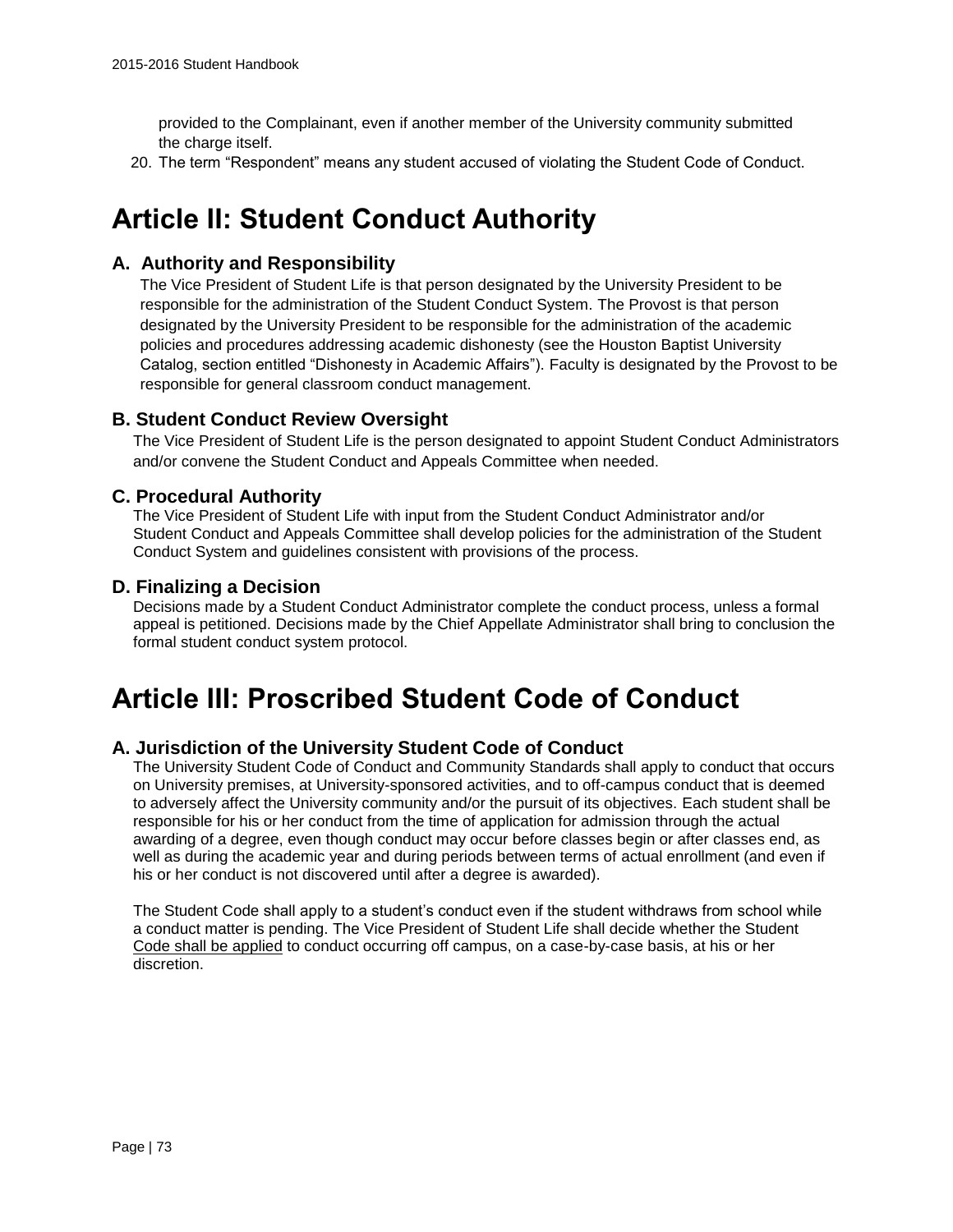provided to the Complainant, even if another member of the University community submitted the charge itself.

20. The term "Respondent" means any student accused of violating the Student Code of Conduct.

# Article II: Student Conduct Authority

## A. Authority and Responsibility

The Vice President of Student Life is that person designated by the University President to be responsible for the administration of the Student Conduct System. The Provost is that person designated by the University President to be responsible for the administration of the academic policies and procedures addressing academic dishonesty (see the Houston Baptist University Catalog, section entitled "Dishonesty in Academic Affairs"). Faculty is designated by the Provost to be responsible for general classroom conduct management.

## B. Student Conduct Review Oversight

The Vice President of Student Life is the person designated to appoint Student Conduct Administrators and/or convene the Student Conduct and Appeals Committee when needed.

## C. Procedural Authority

The Vice President of Student Life with input from the Student Conduct Administrator and/or Student Conduct and Appeals Committee shall develop policies for the administration of the Student Conduct System and guidelines consistent with provisions of the process.

## D. Finalizing a Decision

Decisions made by a Student Conduct Administrator complete the conduct process, unless a formal appeal is petitioned. Decisions made by the Chief Appellate Administrator shall bring to conclusion the formal student conduct system protocol.

# Article III: Proscribed Student Code of Conduct

## A. Jurisdiction of the University Student Code of Conduct

The University Student Code of Conduct and Community Standards shall apply to conduct that occurs on University premises, at University-sponsored activities, and to off-campus conduct that is deemed to adversely affect the University community and/or the pursuit of its objectives. Each student shall be responsible for his or her conduct from the time of application for admission through the actual awarding of a degree, even though conduct may occur before classes begin or after classes end, as well as during the academic year and during periods between terms of actual enrollment (and even if his or her conduct is not discovered until after a degree is awarded).

The Student Code shall apply to a student's conduct even if the student withdraws from school while a conduct matter is pending. The Vice President of Student Life shall decide whether the Student Code shall be applied to conduct occurring off campus, on a case-by-case basis, at his or her discretion.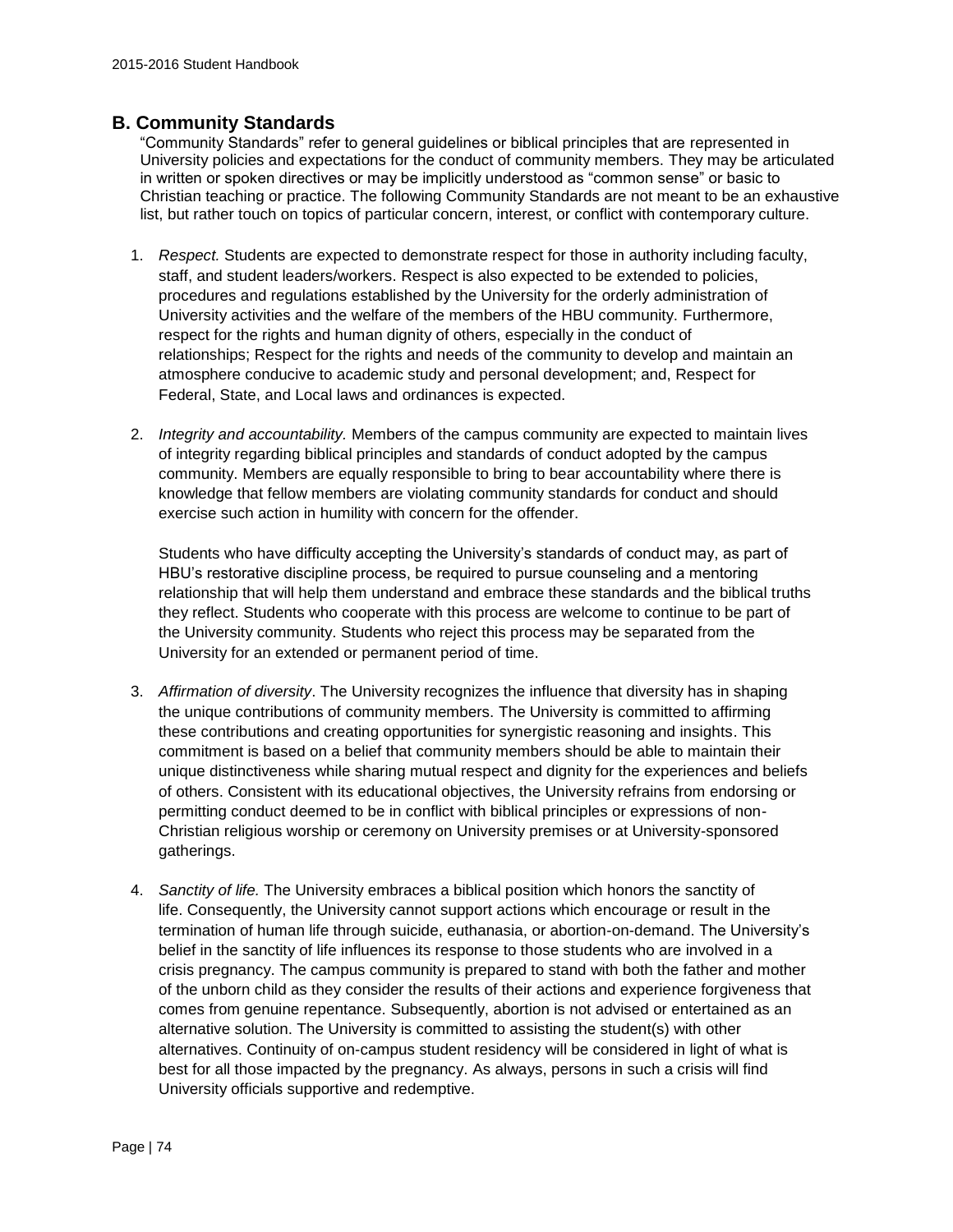## B. Community Standards

"Community Standards" refer to general guidelines or biblical principles that are represented in University policies and expectations for the conduct of community members. They may be articulated in written or spoken directives or may be implicitly understood as "common sense" or basic to Christian teaching or practice. The following Community Standards are not meant to be an exhaustive list, but rather touch on topics of particular concern, interest, or conflict with contemporary culture.

1. *Respect.* Students are expected to demonstrate respect for those in authority including faculty, staff, and student leaders/workers. Respect is also expected to be extended to policies, procedures and regulations established by the University for the orderly administration of University activities and the welfare of the members of the HBU community. Furthermore, respect for the rights and human dignity of others, especially in the conduct of relationships; Respect for the rights and needs of the community to develop and maintain an atmosphere conducive to academic study and personal development; and, Respect for Federal, State, and Local laws and ordinances is expected.

2. *Integrity and accountability.* Members of the campus community are expected to maintain lives of integrity regarding biblical principles and standards of conduct adopted by the campus community. Members are equally responsible to bring to bear accountability where there is knowledge that fellow members are violating community standards for conduct and should exercise such action in humility with concern for the offender.

   Students who have difficulty accepting the University's standards of conduct may, as part of HBU's restorative discipline process, be required to pursue counseling and a mentoring relationship that will help them understand and embrace these standards and the biblical truths they reflect. Students who cooperate with this process are welcome to continue to be part of the University community. Students who reject this process may be separated from the University for an extended or permanent period of time.

3. *Affirmation of diversity*. The University recognizes the influence that diversity has in shaping the unique contributions of community members. The University is committed to affirming these contributions and creating opportunities for synergistic reasoning and insights. This commitment is based on a belief that community members should be able to maintain their unique distinctiveness while sharing mutual respect and dignity for the experiences and beliefs of others. Consistent with its educational objectives, the University refrains from endorsing or permitting conduct deemed to be in conflict with biblical principles or expressions of non-Christian religious worship or ceremony on University premises or at University-sponsored gatherings.

4. *Sanctity of life.* The University embraces a biblical position which honors the sanctity of life. Consequently, the University cannot support actions which encourage or result in the termination of human life through suicide, euthanasia, or abortion-on-demand. The University's belief in the sanctity of life influences its response to those students who are involved in a crisis pregnancy. The campus community is prepared to stand with both the father and mother of the unborn child as they consider the results of their actions and experience forgiveness that comes from genuine repentance. Subsequently, abortion is not advised or entertained as an alternative solution. The University is committed to assisting the student(s) with other alternatives. Continuity of on-campus student residency will be considered in light of what is best for all those impacted by the pregnancy. As always, persons in such a crisis will find University officials supportive and redemptive.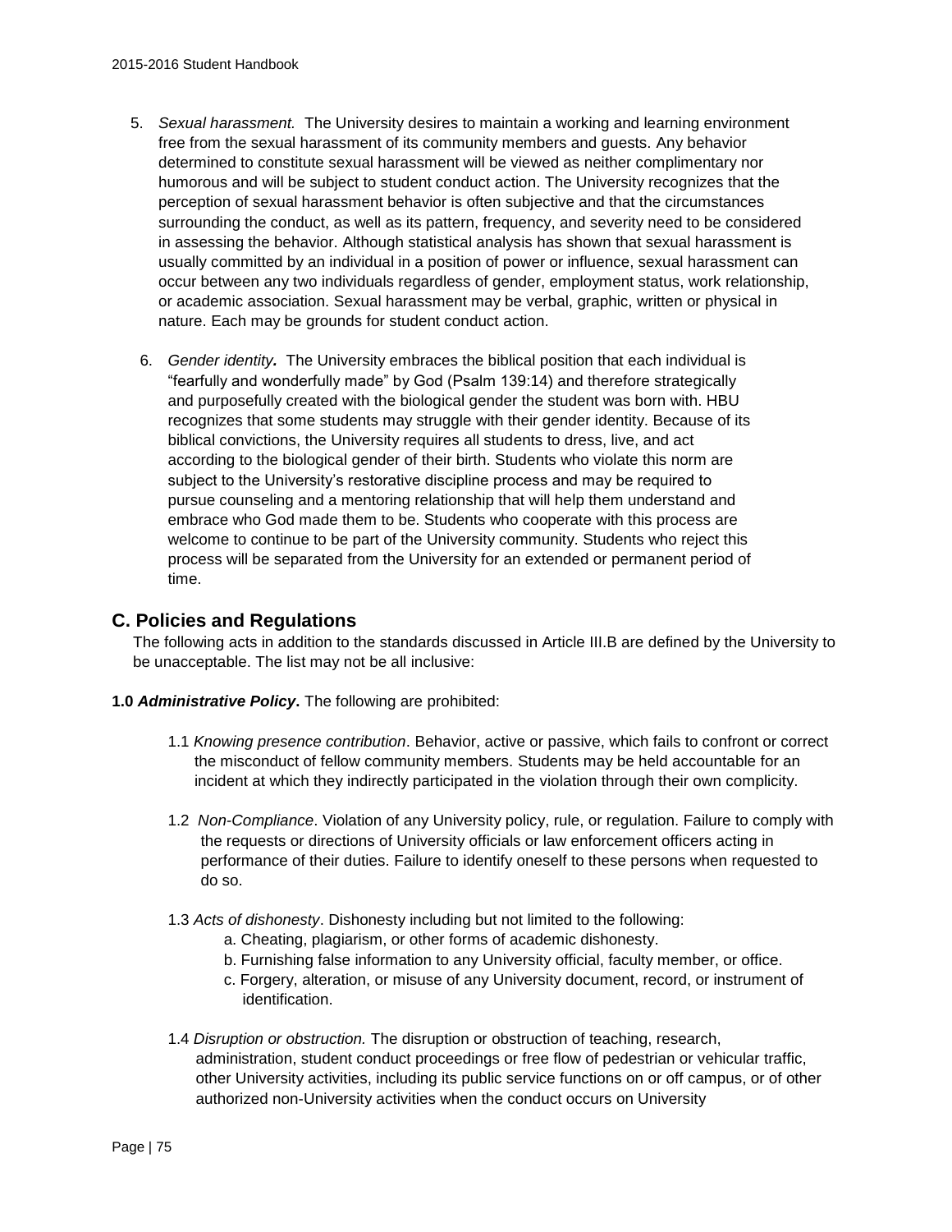5. *Sexual harassment.* The University desires to maintain a working and learning environment free from the sexual harassment of its community members and guests. Any behavior determined to constitute sexual harassment will be viewed as neither complimentary nor humorous and will be subject to student conduct action. The University recognizes that the perception of sexual harassment behavior is often subjective and that the circumstances surrounding the conduct, as well as its pattern, frequency, and severity need to be considered in assessing the behavior. Although statistical analysis has shown that sexual harassment is usually committed by an individual in a position of power or influence, sexual harassment can occur between any two individuals regardless of gender, employment status, work relationship, or academic association. Sexual harassment may be verbal, graphic, written or physical in nature. Each may be grounds for student conduct action.

6. *Gender identity.* The University embraces the biblical position that each individual is "fearfully and wonderfully made" by God (Psalm 139:14) and therefore strategically and purposefully created with the biological gender the student was born with. HBU recognizes that some students may struggle with their gender identity. Because of its biblical convictions, the University requires all students to dress, live, and act according to the biological gender of their birth. Students who violate this norm are subject to the University's restorative discipline process and may be required to pursue counseling and a mentoring relationship that will help them understand and embrace who God made them to be. Students who cooperate with this process are welcome to continue to be part of the University community. Students who reject this process will be separated from the University for an extended or permanent period of time.

## C. Policies and Regulations

The following acts in addition to the standards discussed in Article III.B are defined by the University to be unacceptable. The list may not be all inclusive:

**1.0 *Administrative Policy*.** The following are prohibited:

1.1 *Knowing presence contribution*. Behavior, active or passive, which fails to confront or correct the misconduct of fellow community members. Students may be held accountable for an incident at which they indirectly participated in the violation through their own complicity.

1.2 *Non-Compliance*. Violation of any University policy, rule, or regulation. Failure to comply with the requests or directions of University officials or law enforcement officers acting in performance of their duties. Failure to identify oneself to these persons when requested to do so.

1.3 *Acts of dishonesty*. Dishonesty including but not limited to the following:

- a. Cheating, plagiarism, or other forms of academic dishonesty.
- b. Furnishing false information to any University official, faculty member, or office.
- c. Forgery, alteration, or misuse of any University document, record, or instrument of identification.

1.4 *Disruption or obstruction.* The disruption or obstruction of teaching, research, administration, student conduct proceedings or free flow of pedestrian or vehicular traffic, other University activities, including its public service functions on or off campus, or of other authorized non-University activities when the conduct occurs on University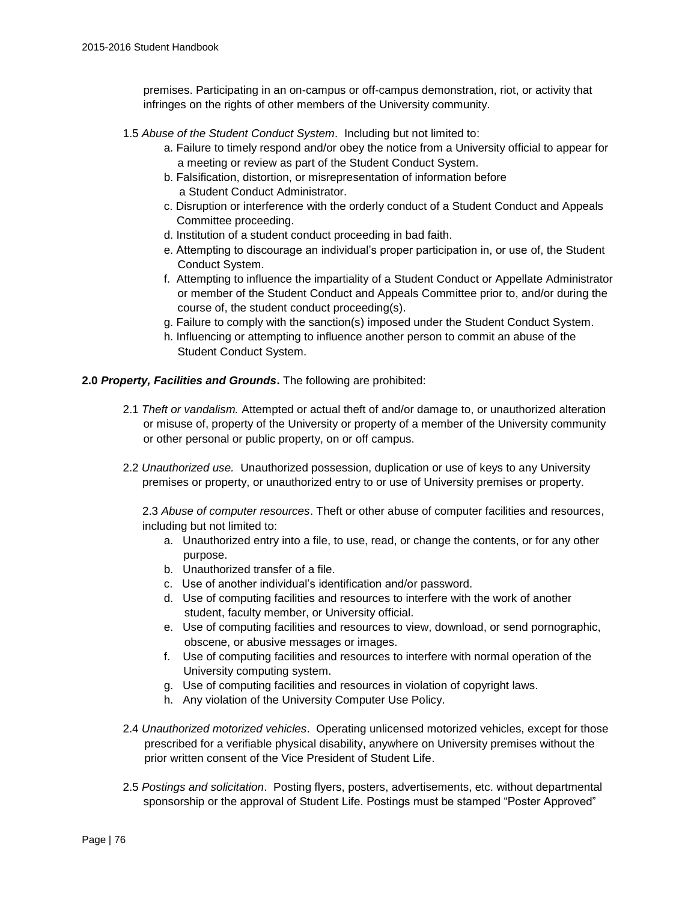premises. Participating in an on-campus or off-campus demonstration, riot, or activity that infringes on the rights of other members of the University community.

1.5 *Abuse of the Student Conduct System*. Including but not limited to:

a. Failure to timely respond and/or obey the notice from a University official to appear for a meeting or review as part of the Student Conduct System.
b. Falsification, distortion, or misrepresentation of information before a Student Conduct Administrator.
c. Disruption or interference with the orderly conduct of a Student Conduct and Appeals Committee proceeding.
d. Institution of a student conduct proceeding in bad faith.
e. Attempting to discourage an individual's proper participation in, or use of, the Student Conduct System.
f. Attempting to influence the impartiality of a Student Conduct or Appellate Administrator or member of the Student Conduct and Appeals Committee prior to, and/or during the course of, the student conduct proceeding(s).
g. Failure to comply with the sanction(s) imposed under the Student Conduct System.
h. Influencing or attempting to influence another person to commit an abuse of the Student Conduct System.

**2.0 *Property, Facilities and Grounds*.** The following are prohibited:

2.1 *Theft or vandalism.* Attempted or actual theft of and/or damage to, or unauthorized alteration or misuse of, property of the University or property of a member of the University community or other personal or public property, on or off campus.

2.2 *Unauthorized use.* Unauthorized possession, duplication or use of keys to any University premises or property, or unauthorized entry to or use of University premises or property.

2.3 *Abuse of computer resources*. Theft or other abuse of computer facilities and resources, including but not limited to:

a. Unauthorized entry into a file, to use, read, or change the contents, or for any other purpose.
b. Unauthorized transfer of a file.
c. Use of another individual's identification and/or password.
d. Use of computing facilities and resources to interfere with the work of another student, faculty member, or University official.
e. Use of computing facilities and resources to view, download, or send pornographic, obscene, or abusive messages or images.
f. Use of computing facilities and resources to interfere with normal operation of the University computing system.
g. Use of computing facilities and resources in violation of copyright laws.
h. Any violation of the University Computer Use Policy.

2.4 *Unauthorized motorized vehicles*. Operating unlicensed motorized vehicles, except for those prescribed for a verifiable physical disability, anywhere on University premises without the prior written consent of the Vice President of Student Life.

2.5 *Postings and solicitation*. Posting flyers, posters, advertisements, etc. without departmental sponsorship or the approval of Student Life. Postings must be stamped "Poster Approved"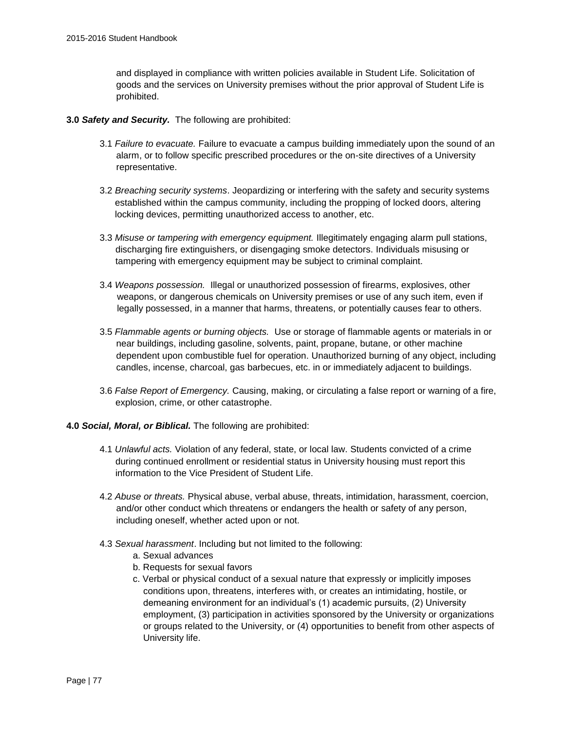and displayed in compliance with written policies available in Student Life. Solicitation of goods and the services on University premises without the prior approval of Student Life is prohibited.

**3.0 *Safety and Security.*** The following are prohibited:

3.1 *Failure to evacuate.* Failure to evacuate a campus building immediately upon the sound of an alarm, or to follow specific prescribed procedures or the on-site directives of a University representative.

3.2 *Breaching security systems*. Jeopardizing or interfering with the safety and security systems established within the campus community, including the propping of locked doors, altering locking devices, permitting unauthorized access to another, etc.

3.3 *Misuse or tampering with emergency equipment.* Illegitimately engaging alarm pull stations, discharging fire extinguishers, or disengaging smoke detectors. Individuals misusing or tampering with emergency equipment may be subject to criminal complaint.

3.4 *Weapons possession.* Illegal or unauthorized possession of firearms, explosives, other weapons, or dangerous chemicals on University premises or use of any such item, even if legally possessed, in a manner that harms, threatens, or potentially causes fear to others.

3.5 *Flammable agents or burning objects.* Use or storage of flammable agents or materials in or near buildings, including gasoline, solvents, paint, propane, butane, or other machine dependent upon combustible fuel for operation. Unauthorized burning of any object, including candles, incense, charcoal, gas barbecues, etc. in or immediately adjacent to buildings.

3.6 *False Report of Emergency.* Causing, making, or circulating a false report or warning of a fire, explosion, crime, or other catastrophe.

**4.0 *Social, Moral, or Biblical.*** The following are prohibited:

4.1 *Unlawful acts.* Violation of any federal, state, or local law. Students convicted of a crime during continued enrollment or residential status in University housing must report this information to the Vice President of Student Life.

4.2 *Abuse or threats.* Physical abuse, verbal abuse, threats, intimidation, harassment, coercion, and/or other conduct which threatens or endangers the health or safety of any person, including oneself, whether acted upon or not.

4.3 *Sexual harassment*. Including but not limited to the following:

a. Sexual advances
b. Requests for sexual favors
c. Verbal or physical conduct of a sexual nature that expressly or implicitly imposes conditions upon, threatens, interferes with, or creates an intimidating, hostile, or demeaning environment for an individual's (1) academic pursuits, (2) University employment, (3) participation in activities sponsored by the University or organizations or groups related to the University, or (4) opportunities to benefit from other aspects of University life.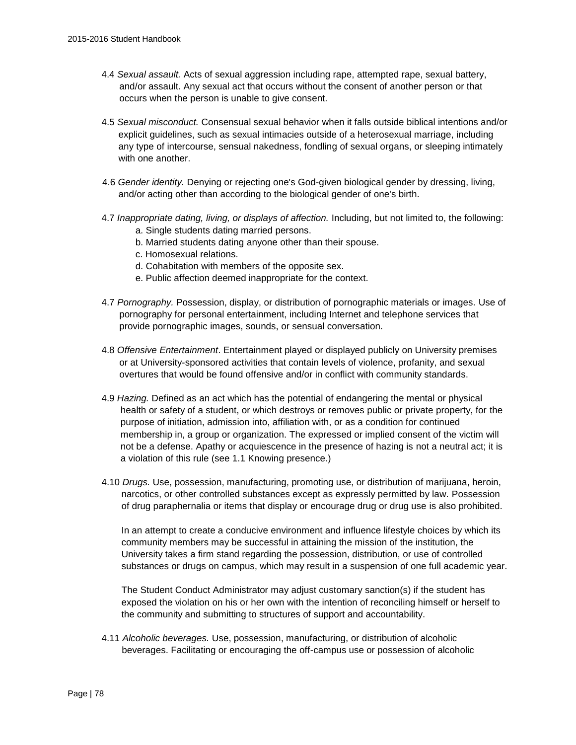4.4 *Sexual assault.* Acts of sexual aggression including rape, attempted rape, sexual battery, and/or assault. Any sexual act that occurs without the consent of another person or that occurs when the person is unable to give consent.

4.5 *Sexual misconduct.* Consensual sexual behavior when it falls outside biblical intentions and/or explicit guidelines, such as sexual intimacies outside of a heterosexual marriage, including any type of intercourse, sensual nakedness, fondling of sexual organs, or sleeping intimately with one another.

4.6 *Gender identity.* Denying or rejecting one's God-given biological gender by dressing, living, and/or acting other than according to the biological gender of one's birth.

4.7 *Inappropriate dating, living, or displays of affection.* Including, but not limited to, the following:

a. Single students dating married persons.
b. Married students dating anyone other than their spouse.
c. Homosexual relations.
d. Cohabitation with members of the opposite sex.
e. Public affection deemed inappropriate for the context.

4.7 *Pornography.* Possession, display, or distribution of pornographic materials or images. Use of pornography for personal entertainment, including Internet and telephone services that provide pornographic images, sounds, or sensual conversation.

4.8 *Offensive Entertainment*. Entertainment played or displayed publicly on University premises or at University-sponsored activities that contain levels of violence, profanity, and sexual overtures that would be found offensive and/or in conflict with community standards.

4.9 *Hazing.* Defined as an act which has the potential of endangering the mental or physical health or safety of a student, or which destroys or removes public or private property, for the purpose of initiation, admission into, affiliation with, or as a condition for continued membership in, a group or organization. The expressed or implied consent of the victim will not be a defense. Apathy or acquiescence in the presence of hazing is not a neutral act; it is a violation of this rule (see 1.1 Knowing presence.)

4.10 *Drugs.* Use, possession, manufacturing, promoting use, or distribution of marijuana, heroin, narcotics, or other controlled substances except as expressly permitted by law. Possession of drug paraphernalia or items that display or encourage drug or drug use is also prohibited.

In an attempt to create a conducive environment and influence lifestyle choices by which its community members may be successful in attaining the mission of the institution, the University takes a firm stand regarding the possession, distribution, or use of controlled substances or drugs on campus, which may result in a suspension of one full academic year.

The Student Conduct Administrator may adjust customary sanction(s) if the student has exposed the violation on his or her own with the intention of reconciling himself or herself to the community and submitting to structures of support and accountability.

4.11 *Alcoholic beverages.* Use, possession, manufacturing, or distribution of alcoholic beverages. Facilitating or encouraging the off-campus use or possession of alcoholic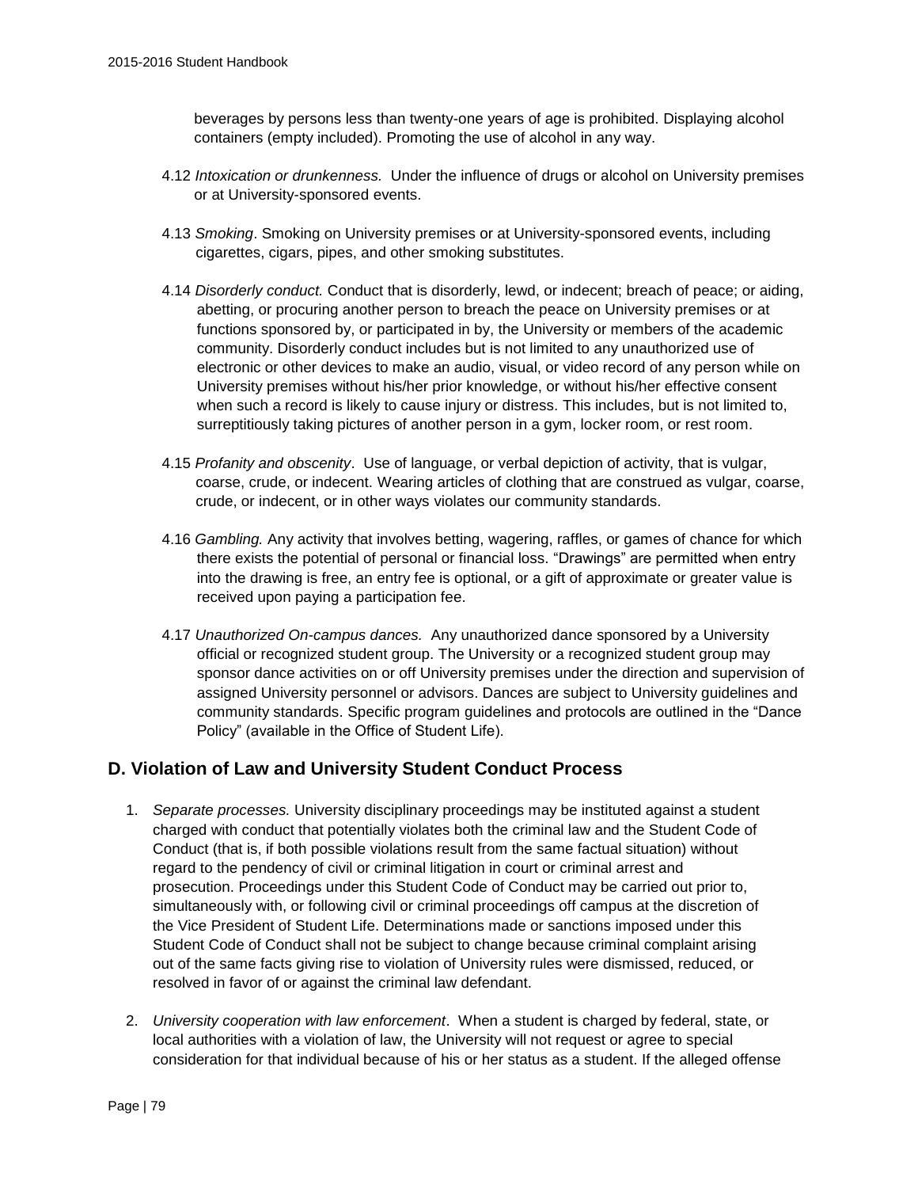beverages by persons less than twenty-one years of age is prohibited. Displaying alcohol containers (empty included). Promoting the use of alcohol in any way.

4.12 *Intoxication or drunkenness.* Under the influence of drugs or alcohol on University premises or at University-sponsored events.

4.13 *Smoking*. Smoking on University premises or at University-sponsored events, including cigarettes, cigars, pipes, and other smoking substitutes.

4.14 *Disorderly conduct.* Conduct that is disorderly, lewd, or indecent; breach of peace; or aiding, abetting, or procuring another person to breach the peace on University premises or at functions sponsored by, or participated in by, the University or members of the academic community. Disorderly conduct includes but is not limited to any unauthorized use of electronic or other devices to make an audio, visual, or video record of any person while on University premises without his/her prior knowledge, or without his/her effective consent when such a record is likely to cause injury or distress. This includes, but is not limited to, surreptitiously taking pictures of another person in a gym, locker room, or rest room.

4.15 *Profanity and obscenity*. Use of language, or verbal depiction of activity, that is vulgar, coarse, crude, or indecent. Wearing articles of clothing that are construed as vulgar, coarse, crude, or indecent, or in other ways violates our community standards.

4.16 *Gambling.* Any activity that involves betting, wagering, raffles, or games of chance for which there exists the potential of personal or financial loss. "Drawings" are permitted when entry into the drawing is free, an entry fee is optional, or a gift of approximate or greater value is received upon paying a participation fee.

4.17 *Unauthorized On-campus dances.* Any unauthorized dance sponsored by a University official or recognized student group. The University or a recognized student group may sponsor dance activities on or off University premises under the direction and supervision of assigned University personnel or advisors. Dances are subject to University guidelines and community standards. Specific program guidelines and protocols are outlined in the "Dance Policy" (available in the Office of Student Life).

## D. Violation of Law and University Student Conduct Process

1. *Separate processes.* University disciplinary proceedings may be instituted against a student charged with conduct that potentially violates both the criminal law and the Student Code of Conduct (that is, if both possible violations result from the same factual situation) without regard to the pendency of civil or criminal litigation in court or criminal arrest and prosecution. Proceedings under this Student Code of Conduct may be carried out prior to, simultaneously with, or following civil or criminal proceedings off campus at the discretion of the Vice President of Student Life. Determinations made or sanctions imposed under this Student Code of Conduct shall not be subject to change because criminal complaint arising out of the same facts giving rise to violation of University rules were dismissed, reduced, or resolved in favor of or against the criminal law defendant.

2. *University cooperation with law enforcement*. When a student is charged by federal, state, or local authorities with a violation of law, the University will not request or agree to special consideration for that individual because of his or her status as a student. If the alleged offense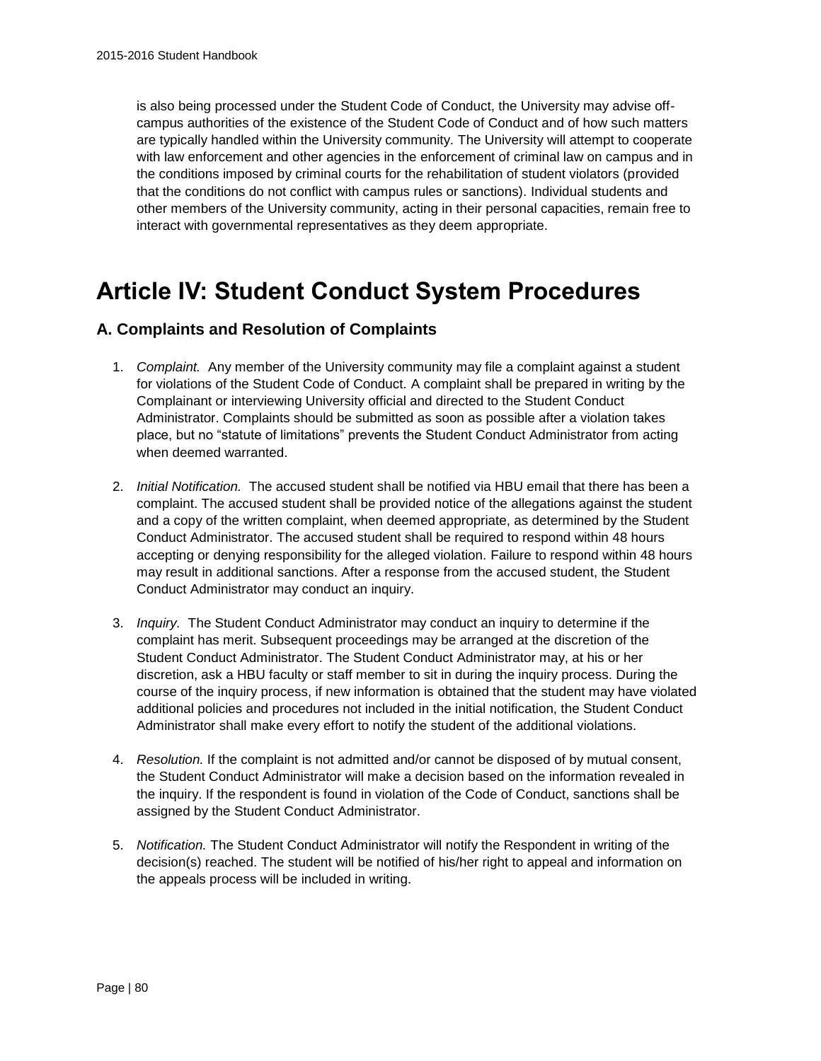is also being processed under the Student Code of Conduct, the University may advise off-campus authorities of the existence of the Student Code of Conduct and of how such matters are typically handled within the University community. The University will attempt to cooperate with law enforcement and other agencies in the enforcement of criminal law on campus and in the conditions imposed by criminal courts for the rehabilitation of student violators (provided that the conditions do not conflict with campus rules or sanctions). Individual students and other members of the University community, acting in their personal capacities, remain free to interact with governmental representatives as they deem appropriate.

# Article IV: Student Conduct System Procedures

## A. Complaints and Resolution of Complaints

1. *Complaint.* Any member of the University community may file a complaint against a student for violations of the Student Code of Conduct. A complaint shall be prepared in writing by the Complainant or interviewing University official and directed to the Student Conduct Administrator. Complaints should be submitted as soon as possible after a violation takes place, but no "statute of limitations" prevents the Student Conduct Administrator from acting when deemed warranted.

2. *Initial Notification.* The accused student shall be notified via HBU email that there has been a complaint. The accused student shall be provided notice of the allegations against the student and a copy of the written complaint, when deemed appropriate, as determined by the Student Conduct Administrator. The accused student shall be required to respond within 48 hours accepting or denying responsibility for the alleged violation. Failure to respond within 48 hours may result in additional sanctions. After a response from the accused student, the Student Conduct Administrator may conduct an inquiry.

3. *Inquiry.* The Student Conduct Administrator may conduct an inquiry to determine if the complaint has merit. Subsequent proceedings may be arranged at the discretion of the Student Conduct Administrator. The Student Conduct Administrator may, at his or her discretion, ask a HBU faculty or staff member to sit in during the inquiry process. During the course of the inquiry process, if new information is obtained that the student may have violated additional policies and procedures not included in the initial notification, the Student Conduct Administrator shall make every effort to notify the student of the additional violations.

4. *Resolution.* If the complaint is not admitted and/or cannot be disposed of by mutual consent, the Student Conduct Administrator will make a decision based on the information revealed in the inquiry. If the respondent is found in violation of the Code of Conduct, sanctions shall be assigned by the Student Conduct Administrator.

5. *Notification.* The Student Conduct Administrator will notify the Respondent in writing of the decision(s) reached. The student will be notified of his/her right to appeal and information on the appeals process will be included in writing.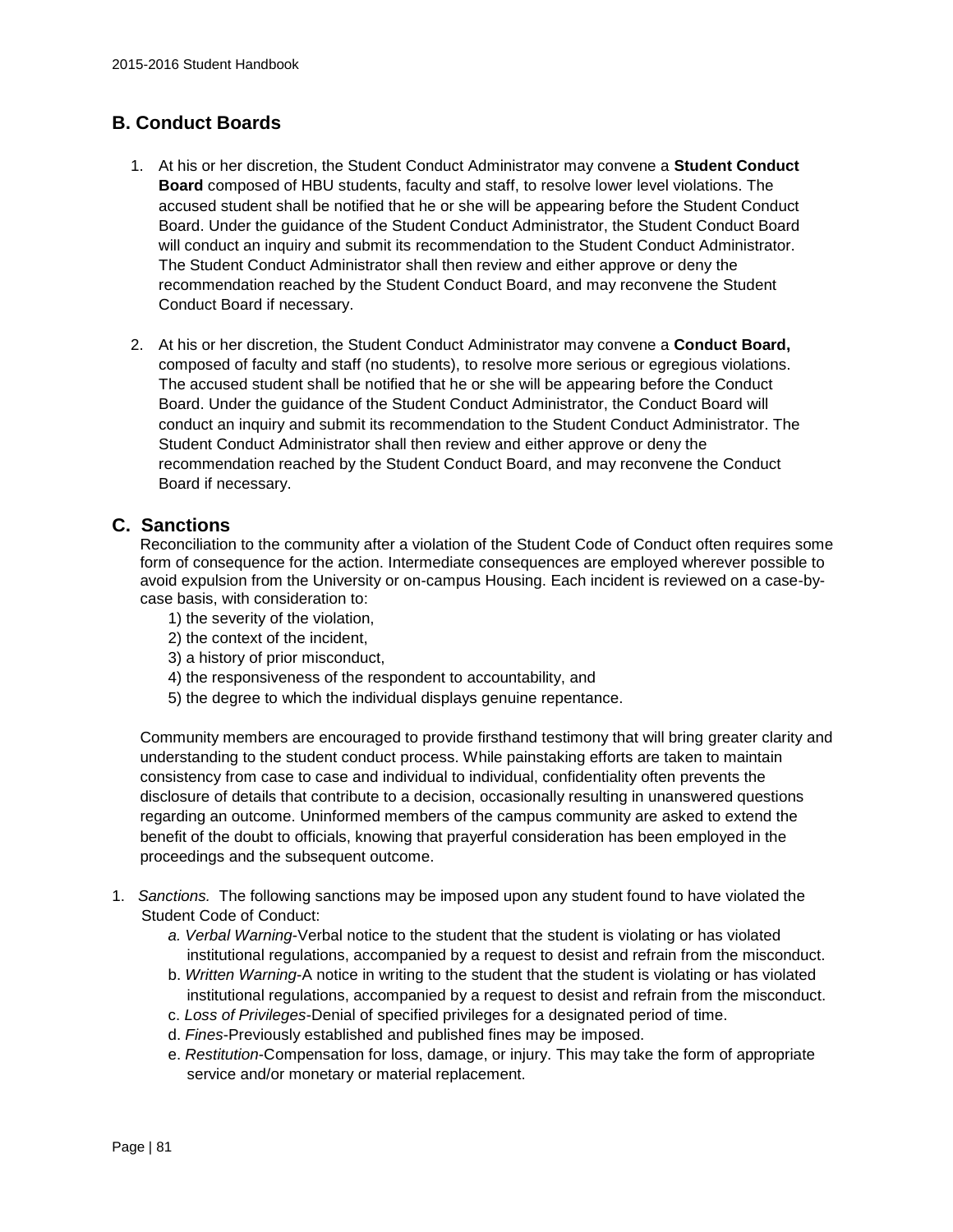## B. Conduct Boards

1. At his or her discretion, the Student Conduct Administrator may convene a **Student Conduct Board** composed of HBU students, faculty and staff, to resolve lower level violations. The accused student shall be notified that he or she will be appearing before the Student Conduct Board. Under the guidance of the Student Conduct Administrator, the Student Conduct Board will conduct an inquiry and submit its recommendation to the Student Conduct Administrator. The Student Conduct Administrator shall then review and either approve or deny the recommendation reached by the Student Conduct Board, and may reconvene the Student Conduct Board if necessary.

2. At his or her discretion, the Student Conduct Administrator may convene a **Conduct Board,** composed of faculty and staff (no students), to resolve more serious or egregious violations. The accused student shall be notified that he or she will be appearing before the Conduct Board. Under the guidance of the Student Conduct Administrator, the Conduct Board will conduct an inquiry and submit its recommendation to the Student Conduct Administrator. The Student Conduct Administrator shall then review and either approve or deny the recommendation reached by the Student Conduct Board, and may reconvene the Conduct Board if necessary.

## C. Sanctions

Reconciliation to the community after a violation of the Student Code of Conduct often requires some form of consequence for the action. Intermediate consequences are employed wherever possible to avoid expulsion from the University or on-campus Housing. Each incident is reviewed on a case-by-case basis, with consideration to:

1) the severity of the violation,
2) the context of the incident,
3) a history of prior misconduct,
4) the responsiveness of the respondent to accountability, and
5) the degree to which the individual displays genuine repentance.

Community members are encouraged to provide firsthand testimony that will bring greater clarity and understanding to the student conduct process. While painstaking efforts are taken to maintain consistency from case to case and individual to individual, confidentiality often prevents the disclosure of details that contribute to a decision, occasionally resulting in unanswered questions regarding an outcome. Uninformed members of the campus community are asked to extend the benefit of the doubt to officials, knowing that prayerful consideration has been employed in the proceedings and the subsequent outcome.

1. *Sanctions.* The following sanctions may be imposed upon any student found to have violated the Student Code of Conduct:
    - a. *Verbal Warning*-Verbal notice to the student that the student is violating or has violated institutional regulations, accompanied by a request to desist and refrain from the misconduct.
    - b. *Written Warning*-A notice in writing to the student that the student is violating or has violated institutional regulations, accompanied by a request to desist and refrain from the misconduct.
    - c. *Loss of Privileges*-Denial of specified privileges for a designated period of time.
    - d. *Fines*-Previously established and published fines may be imposed.
    - e. *Restitution*-Compensation for loss, damage, or injury. This may take the form of appropriate service and/or monetary or material replacement.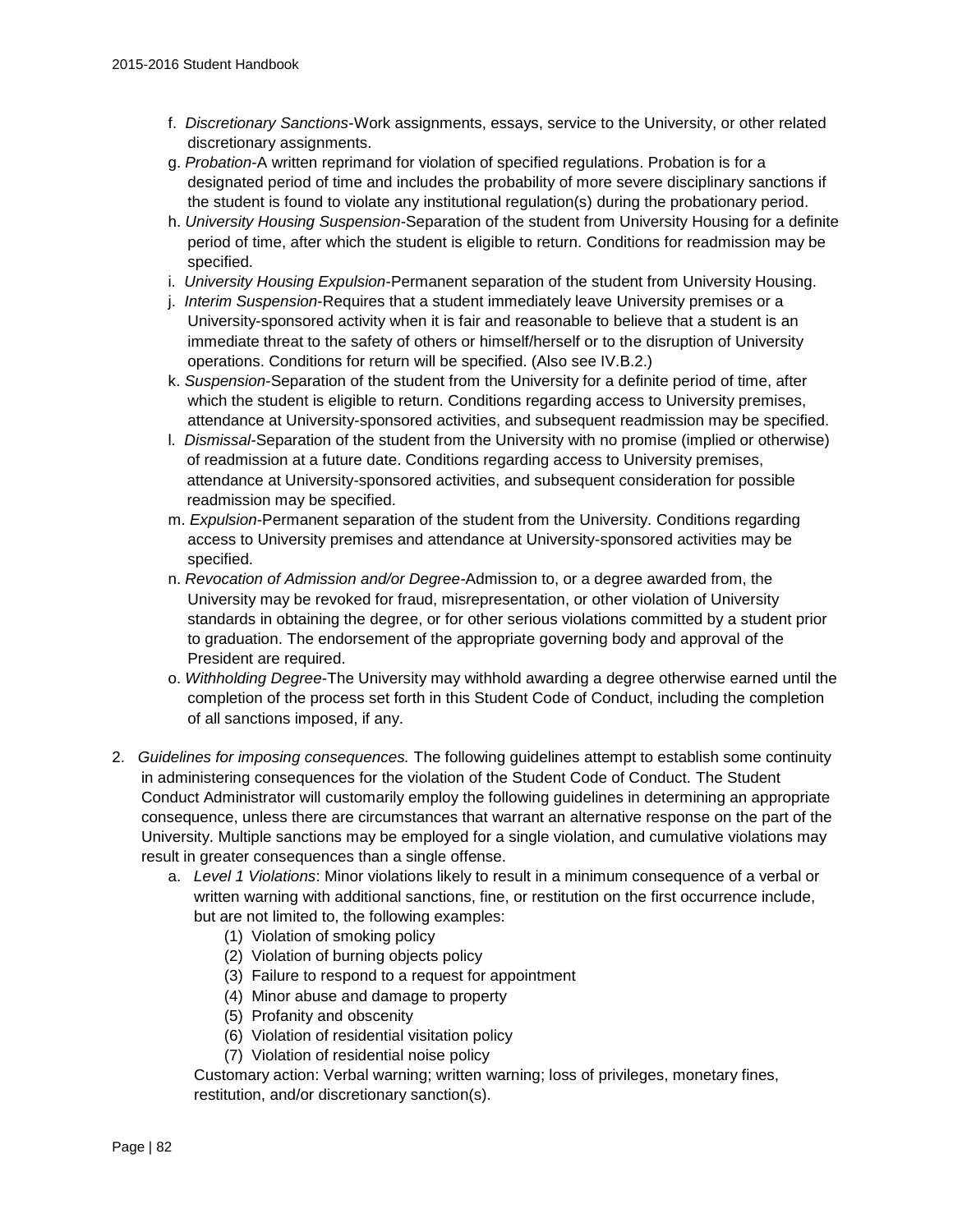f. *Discretionary Sanctions*-Work assignments, essays, service to the University, or other related discretionary assignments.

g. *Probation*-A written reprimand for violation of specified regulations. Probation is for a designated period of time and includes the probability of more severe disciplinary sanctions if the student is found to violate any institutional regulation(s) during the probationary period.

h. *University Housing Suspension*-Separation of the student from University Housing for a definite period of time, after which the student is eligible to return. Conditions for readmission may be specified.

i. *University Housing Expulsion*-Permanent separation of the student from University Housing.

j. *Interim Suspension*-Requires that a student immediately leave University premises or a University-sponsored activity when it is fair and reasonable to believe that a student is an immediate threat to the safety of others or himself/herself or to the disruption of University operations. Conditions for return will be specified. (Also see IV.B.2.)

k. *Suspension*-Separation of the student from the University for a definite period of time, after which the student is eligible to return. Conditions regarding access to University premises, attendance at University-sponsored activities, and subsequent readmission may be specified.

l. *Dismissal*-Separation of the student from the University with no promise (implied or otherwise) of readmission at a future date. Conditions regarding access to University premises, attendance at University-sponsored activities, and subsequent consideration for possible readmission may be specified.

m. *Expulsion*-Permanent separation of the student from the University. Conditions regarding access to University premises and attendance at University-sponsored activities may be specified.

n. *Revocation of Admission and/or Degree*-Admission to, or a degree awarded from, the University may be revoked for fraud, misrepresentation, or other violation of University standards in obtaining the degree, or for other serious violations committed by a student prior to graduation. The endorsement of the appropriate governing body and approval of the President are required.

o. *Withholding Degree*-The University may withhold awarding a degree otherwise earned until the completion of the process set forth in this Student Code of Conduct, including the completion of all sanctions imposed, if any.

2. *Guidelines for imposing consequences.* The following guidelines attempt to establish some continuity in administering consequences for the violation of the Student Code of Conduct. The Student Conduct Administrator will customarily employ the following guidelines in determining an appropriate consequence, unless there are circumstances that warrant an alternative response on the part of the University. Multiple sanctions may be employed for a single violation, and cumulative violations may result in greater consequences than a single offense.

   a. *Level 1 Violations*: Minor violations likely to result in a minimum consequence of a verbal or written warning with additional sanctions, fine, or restitution on the first occurrence include, but are not limited to, the following examples:

      (1) Violation of smoking policy
      (2) Violation of burning objects policy
      (3) Failure to respond to a request for appointment
      (4) Minor abuse and damage to property
      (5) Profanity and obscenity
      (6) Violation of residential visitation policy
      (7) Violation of residential noise policy

   Customary action: Verbal warning; written warning; loss of privileges, monetary fines, restitution, and/or discretionary sanction(s).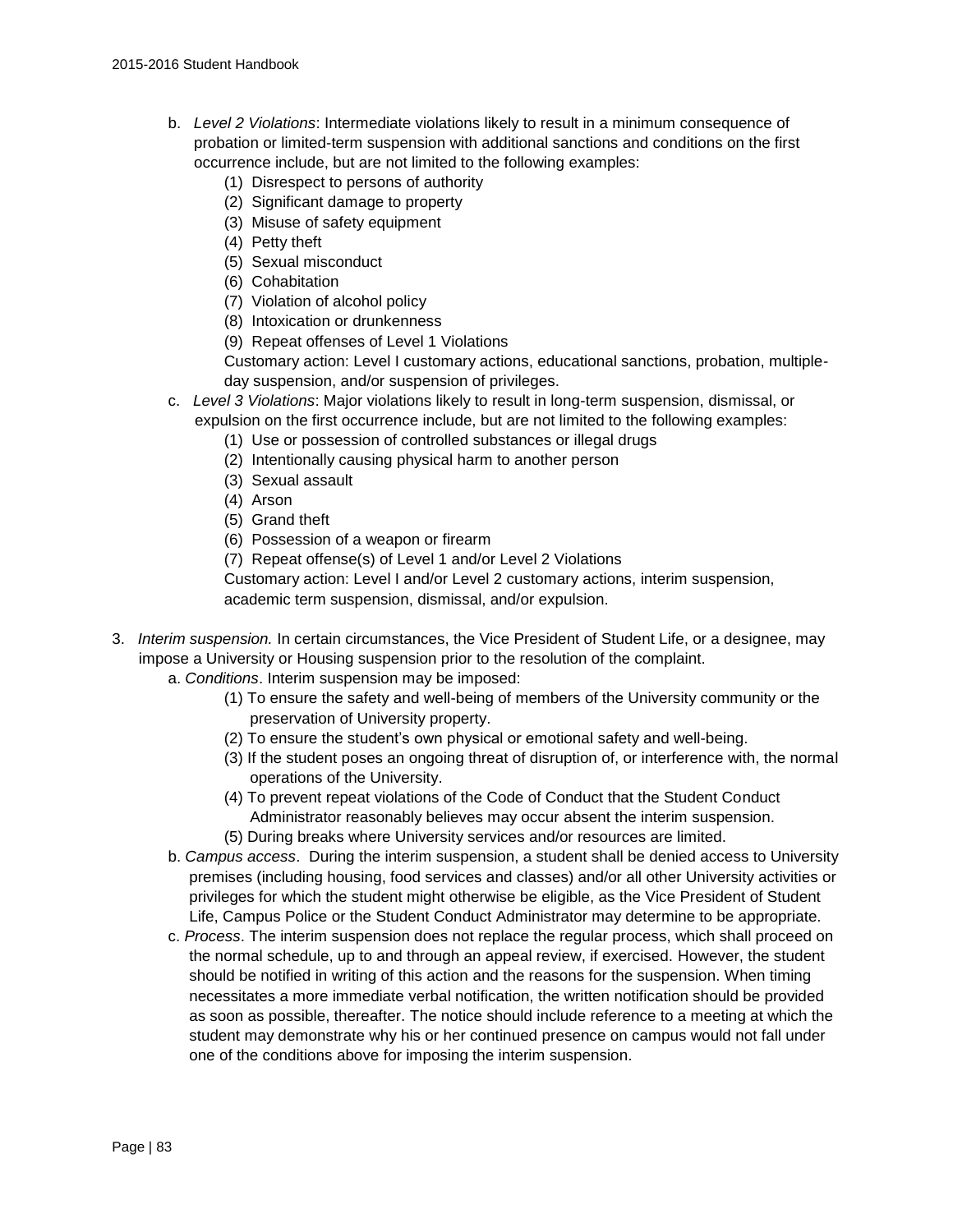b. *Level 2 Violations*: Intermediate violations likely to result in a minimum consequence of probation or limited-term suspension with additional sanctions and conditions on the first occurrence include, but are not limited to the following examples:
   (1) Disrespect to persons of authority
   (2) Significant damage to property
   (3) Misuse of safety equipment
   (4) Petty theft
   (5) Sexual misconduct
   (6) Cohabitation
   (7) Violation of alcohol policy
   (8) Intoxication or drunkenness
   (9) Repeat offenses of Level 1 Violations

   Customary action: Level I customary actions, educational sanctions, probation, multiple-day suspension, and/or suspension of privileges.

c. *Level 3 Violations*: Major violations likely to result in long-term suspension, dismissal, or expulsion on the first occurrence include, but are not limited to the following examples:
   (1) Use or possession of controlled substances or illegal drugs
   (2) Intentionally causing physical harm to another person
   (3) Sexual assault
   (4) Arson
   (5) Grand theft
   (6) Possession of a weapon or firearm
   (7) Repeat offense(s) of Level 1 and/or Level 2 Violations

   Customary action: Level I and/or Level 2 customary actions, interim suspension, academic term suspension, dismissal, and/or expulsion.

3. *Interim suspension.* In certain circumstances, the Vice President of Student Life, or a designee, may impose a University or Housing suspension prior to the resolution of the complaint.
   a. *Conditions*. Interim suspension may be imposed:
      (1) To ensure the safety and well-being of members of the University community or the preservation of University property.
      (2) To ensure the student's own physical or emotional safety and well-being.
      (3) If the student poses an ongoing threat of disruption of, or interference with, the normal operations of the University.
      (4) To prevent repeat violations of the Code of Conduct that the Student Conduct Administrator reasonably believes may occur absent the interim suspension.
      (5) During breaks where University services and/or resources are limited.
   b. *Campus access*. During the interim suspension, a student shall be denied access to University premises (including housing, food services and classes) and/or all other University activities or privileges for which the student might otherwise be eligible, as the Vice President of Student Life, Campus Police or the Student Conduct Administrator may determine to be appropriate.
   c. *Process*. The interim suspension does not replace the regular process, which shall proceed on the normal schedule, up to and through an appeal review, if exercised. However, the student should be notified in writing of this action and the reasons for the suspension. When timing necessitates a more immediate verbal notification, the written notification should be provided as soon as possible, thereafter. The notice should include reference to a meeting at which the student may demonstrate why his or her continued presence on campus would not fall under one of the conditions above for imposing the interim suspension.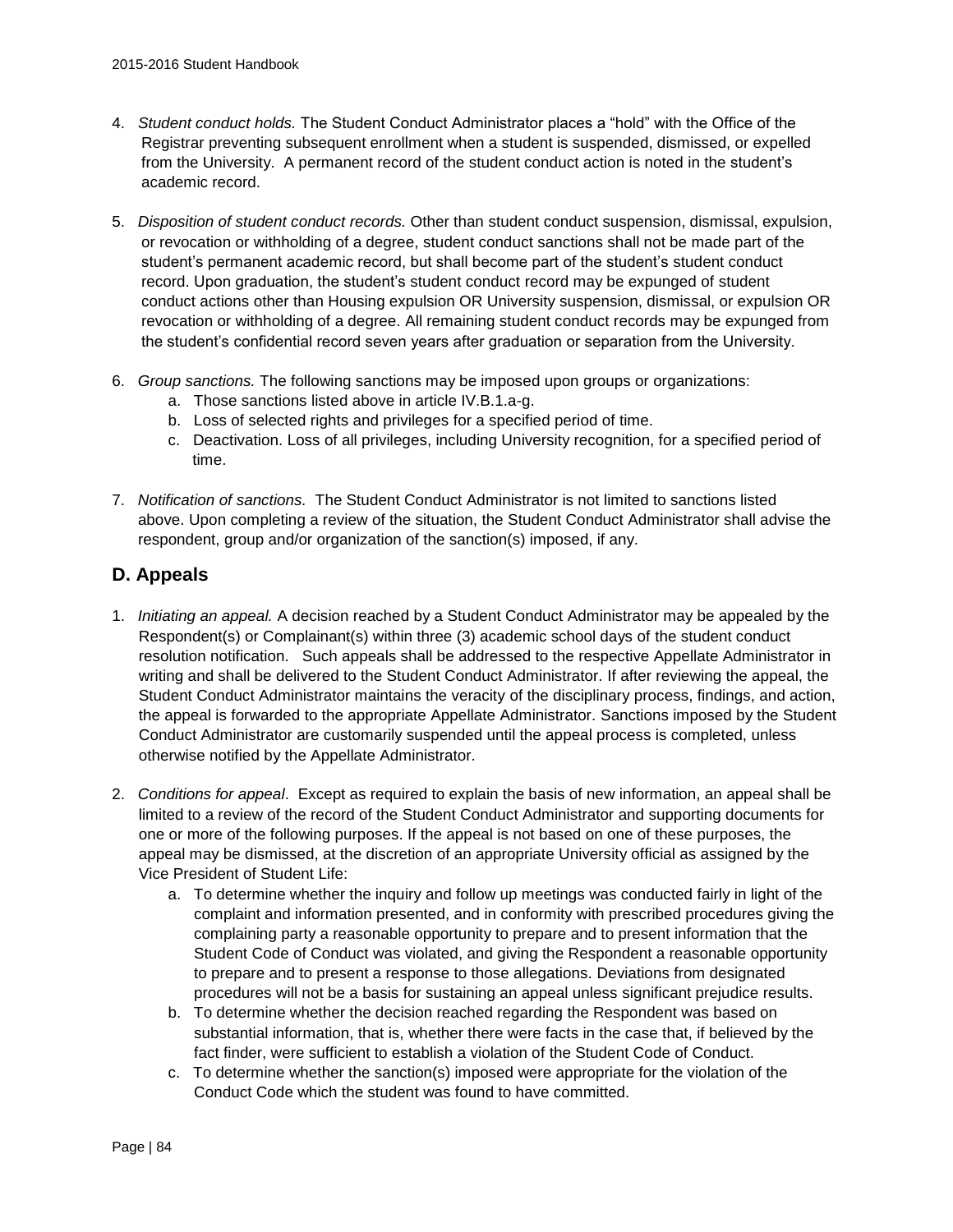4. *Student conduct holds.* The Student Conduct Administrator places a "hold" with the Office of the Registrar preventing subsequent enrollment when a student is suspended, dismissed, or expelled from the University. A permanent record of the student conduct action is noted in the student's academic record.

5. *Disposition of student conduct records.* Other than student conduct suspension, dismissal, expulsion, or revocation or withholding of a degree, student conduct sanctions shall not be made part of the student's permanent academic record, but shall become part of the student's student conduct record. Upon graduation, the student's student conduct record may be expunged of student conduct actions other than Housing expulsion OR University suspension, dismissal, or expulsion OR revocation or withholding of a degree. All remaining student conduct records may be expunged from the student's confidential record seven years after graduation or separation from the University.

6. *Group sanctions.* The following sanctions may be imposed upon groups or organizations:
   a. Those sanctions listed above in article IV.B.1.a-g.
   b. Loss of selected rights and privileges for a specified period of time.
   c. Deactivation. Loss of all privileges, including University recognition, for a specified period of time.

7. *Notification of sanctions.* The Student Conduct Administrator is not limited to sanctions listed above. Upon completing a review of the situation, the Student Conduct Administrator shall advise the respondent, group and/or organization of the sanction(s) imposed, if any.

## D. Appeals

1. *Initiating an appeal.* A decision reached by a Student Conduct Administrator may be appealed by the Respondent(s) or Complainant(s) within three (3) academic school days of the student conduct resolution notification. Such appeals shall be addressed to the respective Appellate Administrator in writing and shall be delivered to the Student Conduct Administrator. If after reviewing the appeal, the Student Conduct Administrator maintains the veracity of the disciplinary process, findings, and action, the appeal is forwarded to the appropriate Appellate Administrator. Sanctions imposed by the Student Conduct Administrator are customarily suspended until the appeal process is completed, unless otherwise notified by the Appellate Administrator.

2. *Conditions for appeal*. Except as required to explain the basis of new information, an appeal shall be limited to a review of the record of the Student Conduct Administrator and supporting documents for one or more of the following purposes. If the appeal is not based on one of these purposes, the appeal may be dismissed, at the discretion of an appropriate University official as assigned by the Vice President of Student Life:
   a. To determine whether the inquiry and follow up meetings was conducted fairly in light of the complaint and information presented, and in conformity with prescribed procedures giving the complaining party a reasonable opportunity to prepare and to present information that the Student Code of Conduct was violated, and giving the Respondent a reasonable opportunity to prepare and to present a response to those allegations. Deviations from designated procedures will not be a basis for sustaining an appeal unless significant prejudice results.
   b. To determine whether the decision reached regarding the Respondent was based on substantial information, that is, whether there were facts in the case that, if believed by the fact finder, were sufficient to establish a violation of the Student Code of Conduct.
   c. To determine whether the sanction(s) imposed were appropriate for the violation of the Conduct Code which the student was found to have committed.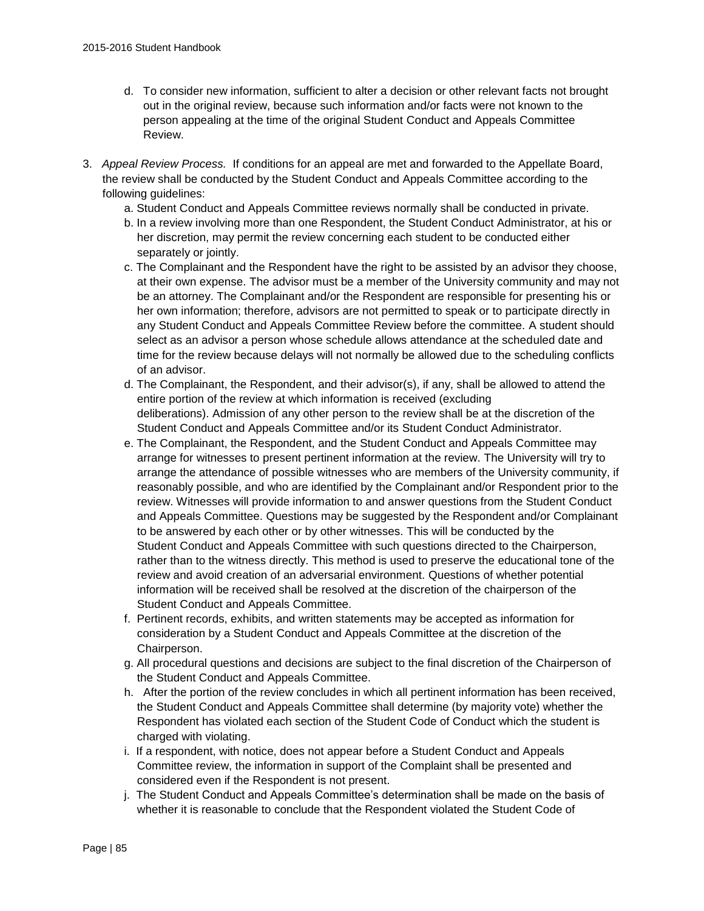d. To consider new information, sufficient to alter a decision or other relevant facts not brought out in the original review, because such information and/or facts were not known to the person appealing at the time of the original Student Conduct and Appeals Committee Review.

3. *Appeal Review Process.* If conditions for an appeal are met and forwarded to the Appellate Board, the review shall be conducted by the Student Conduct and Appeals Committee according to the following guidelines:
   a. Student Conduct and Appeals Committee reviews normally shall be conducted in private.
   b. In a review involving more than one Respondent, the Student Conduct Administrator, at his or her discretion, may permit the review concerning each student to be conducted either separately or jointly.
   c. The Complainant and the Respondent have the right to be assisted by an advisor they choose, at their own expense. The advisor must be a member of the University community and may not be an attorney. The Complainant and/or the Respondent are responsible for presenting his or her own information; therefore, advisors are not permitted to speak or to participate directly in any Student Conduct and Appeals Committee Review before the committee. A student should select as an advisor a person whose schedule allows attendance at the scheduled date and time for the review because delays will not normally be allowed due to the scheduling conflicts of an advisor.
   d. The Complainant, the Respondent, and their advisor(s), if any, shall be allowed to attend the entire portion of the review at which information is received (excluding deliberations). Admission of any other person to the review shall be at the discretion of the Student Conduct and Appeals Committee and/or its Student Conduct Administrator.
   e. The Complainant, the Respondent, and the Student Conduct and Appeals Committee may arrange for witnesses to present pertinent information at the review. The University will try to arrange the attendance of possible witnesses who are members of the University community, if reasonably possible, and who are identified by the Complainant and/or Respondent prior to the review. Witnesses will provide information to and answer questions from the Student Conduct and Appeals Committee. Questions may be suggested by the Respondent and/or Complainant to be answered by each other or by other witnesses. This will be conducted by the Student Conduct and Appeals Committee with such questions directed to the Chairperson, rather than to the witness directly. This method is used to preserve the educational tone of the review and avoid creation of an adversarial environment. Questions of whether potential information will be received shall be resolved at the discretion of the chairperson of the Student Conduct and Appeals Committee.
   f. Pertinent records, exhibits, and written statements may be accepted as information for consideration by a Student Conduct and Appeals Committee at the discretion of the Chairperson.
   g. All procedural questions and decisions are subject to the final discretion of the Chairperson of the Student Conduct and Appeals Committee.
   h. After the portion of the review concludes in which all pertinent information has been received, the Student Conduct and Appeals Committee shall determine (by majority vote) whether the Respondent has violated each section of the Student Code of Conduct which the student is charged with violating.
   i. If a respondent, with notice, does not appear before a Student Conduct and Appeals Committee review, the information in support of the Complaint shall be presented and considered even if the Respondent is not present.
   j. The Student Conduct and Appeals Committee's determination shall be made on the basis of whether it is reasonable to conclude that the Respondent violated the Student Code of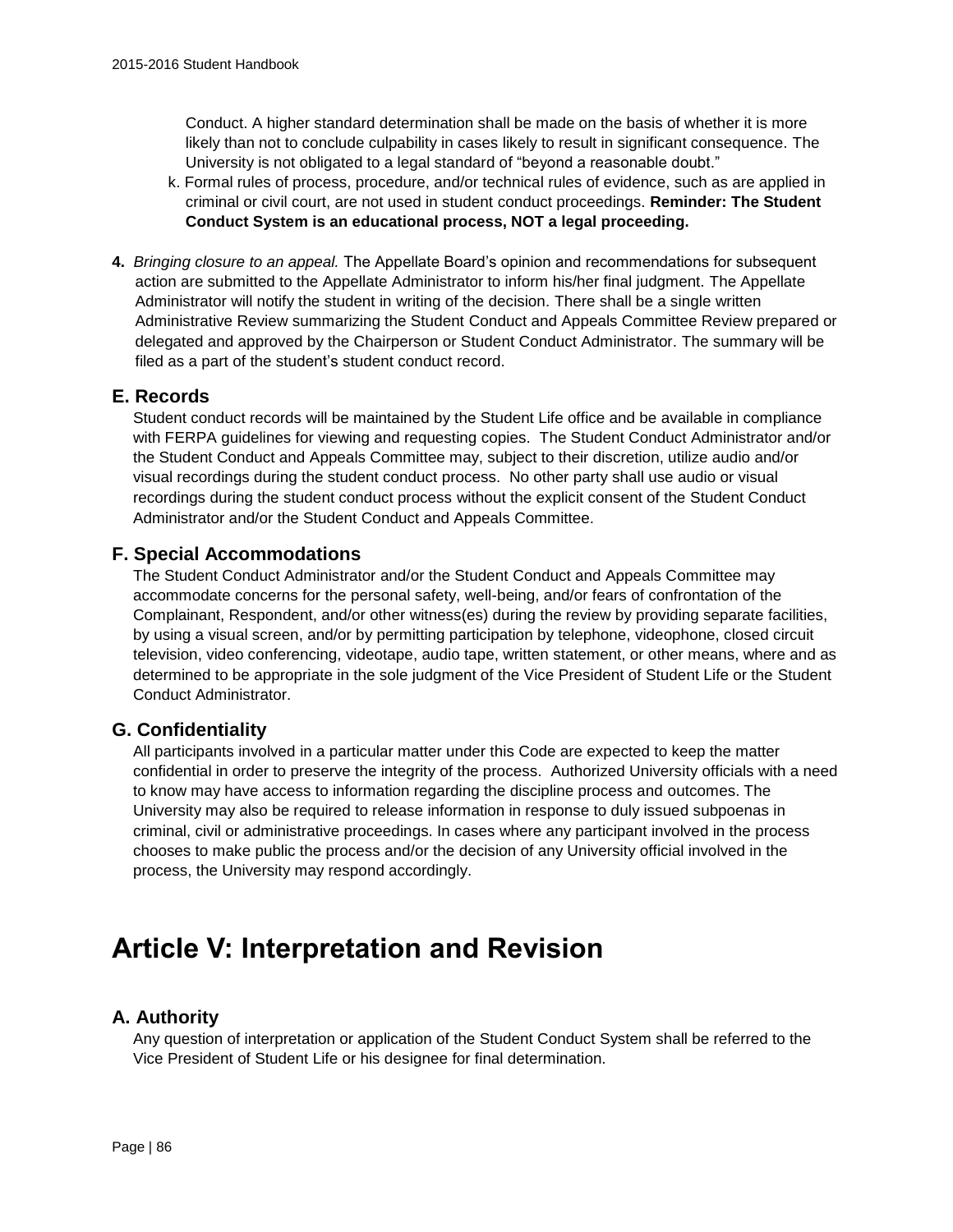Conduct. A higher standard determination shall be made on the basis of whether it is more likely than not to conclude culpability in cases likely to result in significant consequence. The University is not obligated to a legal standard of "beyond a reasonable doubt."

k. Formal rules of process, procedure, and/or technical rules of evidence, such as are applied in criminal or civil court, are not used in student conduct proceedings. **Reminder: The Student Conduct System is an educational process, NOT a legal proceeding.**

**4.** *Bringing closure to an appeal.* The Appellate Board's opinion and recommendations for subsequent action are submitted to the Appellate Administrator to inform his/her final judgment. The Appellate Administrator will notify the student in writing of the decision. There shall be a single written Administrative Review summarizing the Student Conduct and Appeals Committee Review prepared or delegated and approved by the Chairperson or Student Conduct Administrator. The summary will be filed as a part of the student's student conduct record.

### E. Records

Student conduct records will be maintained by the Student Life office and be available in compliance with FERPA guidelines for viewing and requesting copies. The Student Conduct Administrator and/or the Student Conduct and Appeals Committee may, subject to their discretion, utilize audio and/or visual recordings during the student conduct process. No other party shall use audio or visual recordings during the student conduct process without the explicit consent of the Student Conduct Administrator and/or the Student Conduct and Appeals Committee.

### F. Special Accommodations

The Student Conduct Administrator and/or the Student Conduct and Appeals Committee may accommodate concerns for the personal safety, well-being, and/or fears of confrontation of the Complainant, Respondent, and/or other witness(es) during the review by providing separate facilities, by using a visual screen, and/or by permitting participation by telephone, videophone, closed circuit television, video conferencing, videotape, audio tape, written statement, or other means, where and as determined to be appropriate in the sole judgment of the Vice President of Student Life or the Student Conduct Administrator.

### G. Confidentiality

All participants involved in a particular matter under this Code are expected to keep the matter confidential in order to preserve the integrity of the process. Authorized University officials with a need to know may have access to information regarding the discipline process and outcomes. The University may also be required to release information in response to duly issued subpoenas in criminal, civil or administrative proceedings. In cases where any participant involved in the process chooses to make public the process and/or the decision of any University official involved in the process, the University may respond accordingly.

# Article V: Interpretation and Revision

### A. Authority

Any question of interpretation or application of the Student Conduct System shall be referred to the Vice President of Student Life or his designee for final determination.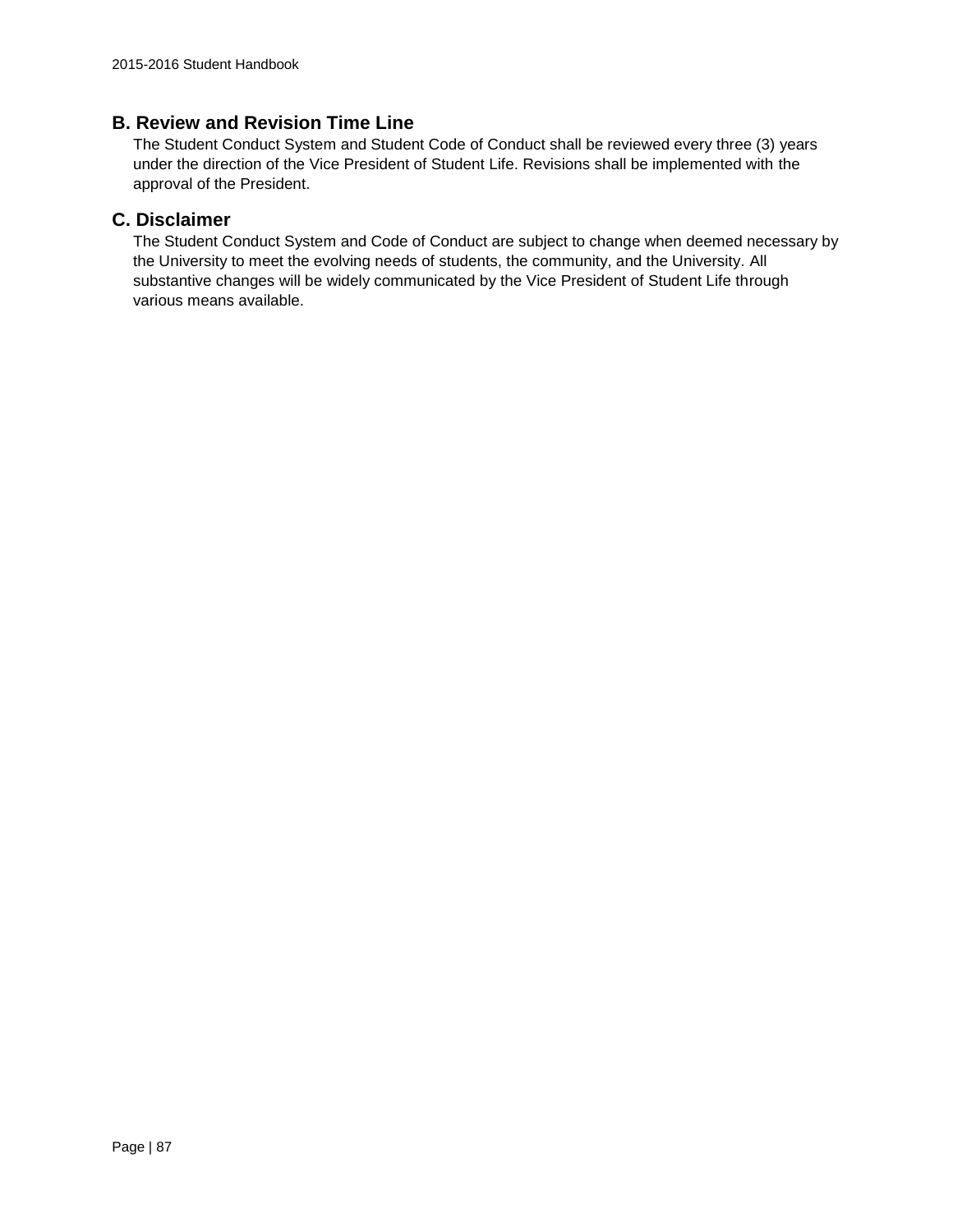## B. Review and Revision Time Line

The Student Conduct System and Student Code of Conduct shall be reviewed every three (3) years under the direction of the Vice President of Student Life. Revisions shall be implemented with the approval of the President.

## C. Disclaimer

The Student Conduct System and Code of Conduct are subject to change when deemed necessary by the University to meet the evolving needs of students, the community, and the University. All substantive changes will be widely communicated by the Vice President of Student Life through various means available.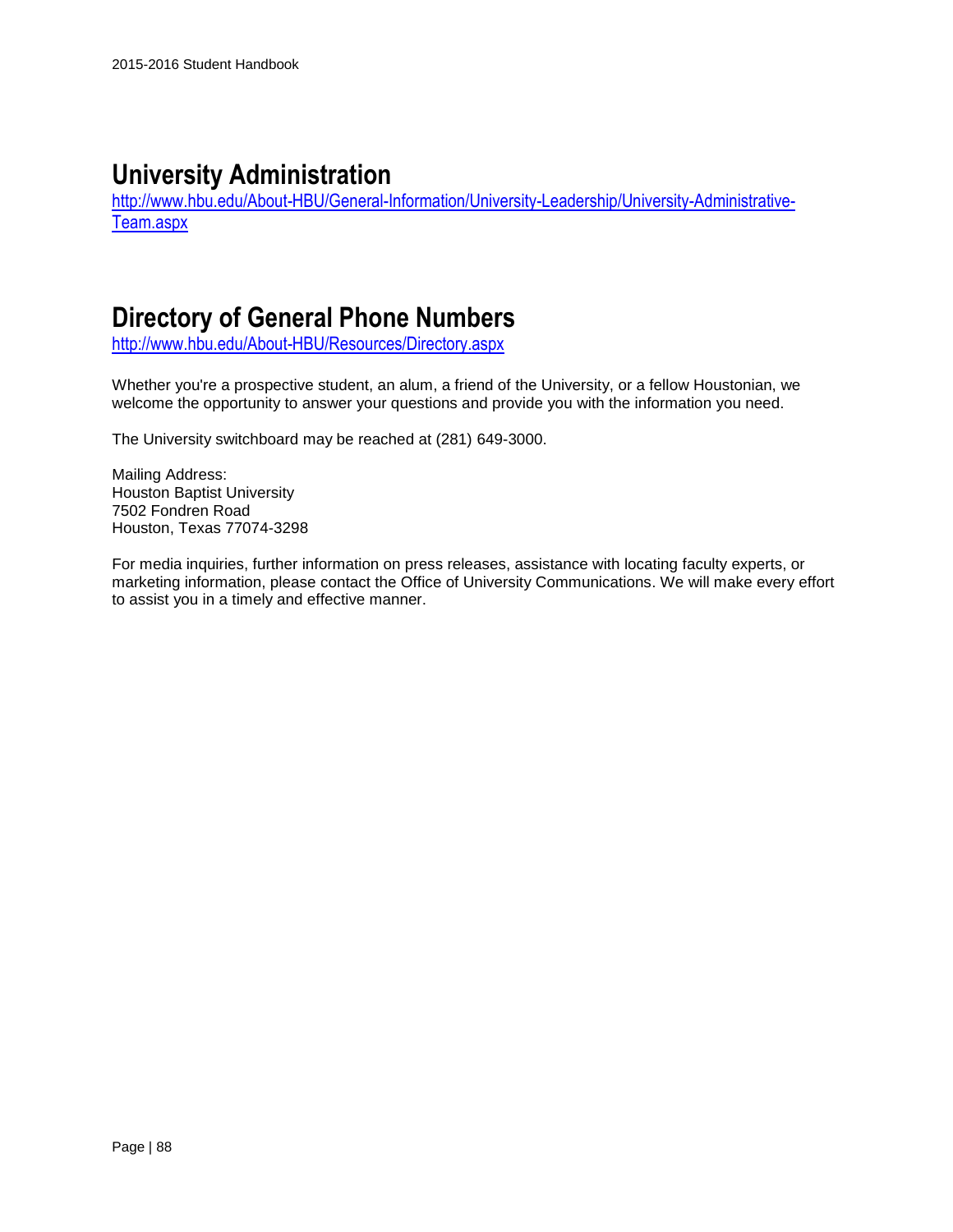# University Administration

[http://www.hbu.edu/About-HBU/General-Information/University-Leadership/University-Administrative-Team.aspx](http://www.hbu.edu/About-HBU/General-Information/University-Leadership/University-Administrative-Team.aspx)

# Directory of General Phone Numbers

[http://www.hbu.edu/About-HBU/Resources/Directory.aspx](http://www.hbu.edu/About-HBU/Resources/Directory.aspx)

Whether you're a prospective student, an alum, a friend of the University, or a fellow Houstonian, we welcome the opportunity to answer your questions and provide you with the information you need.

The University switchboard may be reached at (281) 649-3000.

Mailing Address:  
Houston Baptist University  
7502 Fondren Road  
Houston, Texas 77074-3298

For media inquiries, further information on press releases, assistance with locating faculty experts, or marketing information, please contact the Office of University Communications. We will make every effort to assist you in a timely and effective manner.